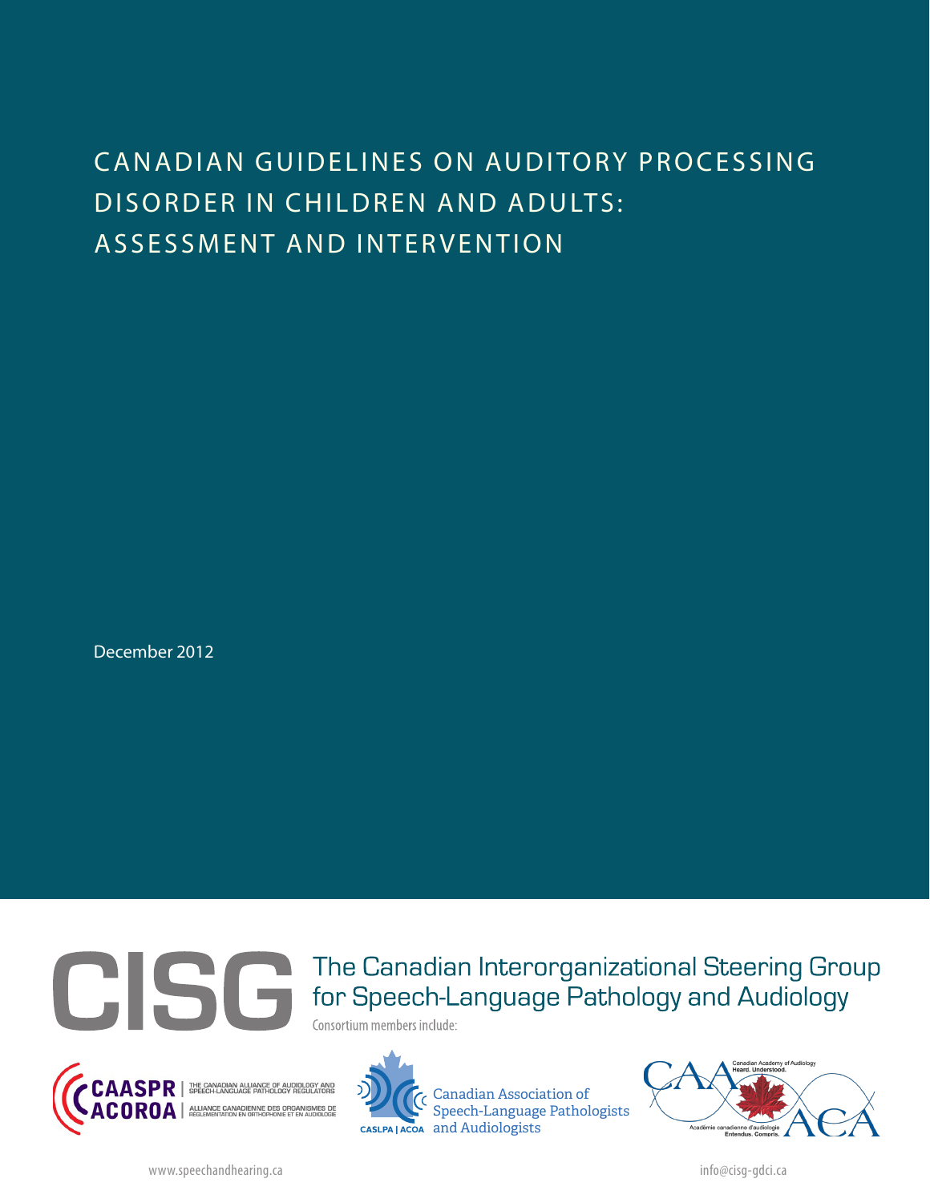# CANADIAN GUIDELINES ON AUDITORY PROCESSING DISORDER IN CHILDREN AND ADULTS: ASSESSMENT AND INTERVENTION

December 2012

**CISG** The Canadian Interorganizational Steering Group for Speech-Language Pathology and Audiology

Consortium members include:

CAASPR | THE CANADIAN ALLIANCE OF AUDIOLOGY AND SPEECH-LANGUAGE PATHOLOGY REGULATORS
ACOROA | ALLIANCE CANADIENNE DES ORGANISMES DE RÉGLEMENTATION EN ORTHOPHONIE ET EN AUDIOLOGIE

CASLPA | ACOA Canadian Association of Speech-Language Pathologists and Audiologists

CAA Canadian Academy of Audiology Heard. Understood.
ACA Académie canadienne d'audiologie Entendus. Compris.

www.speechandhearing.ca

info@cisg-gdci.ca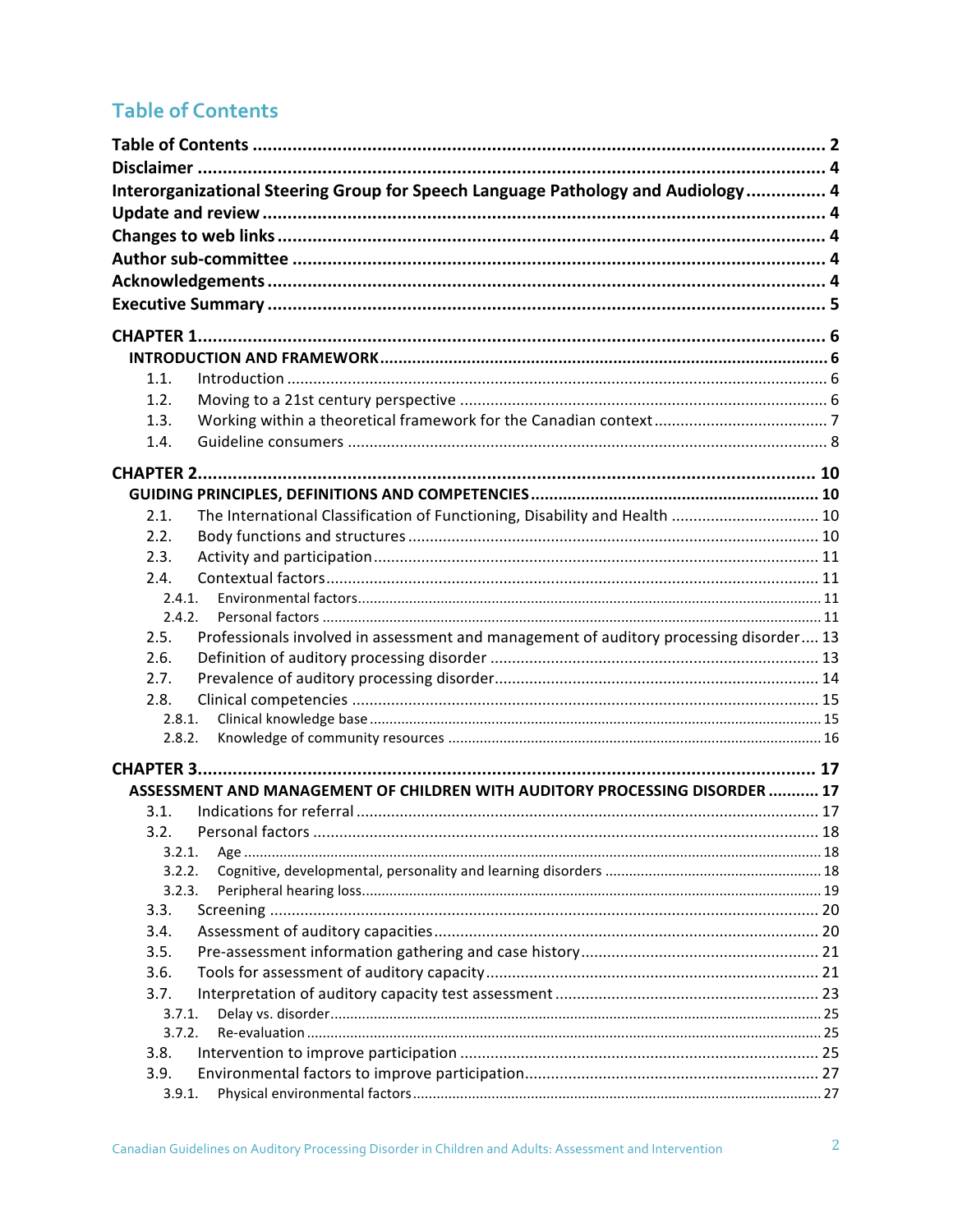# Table of Contents

**Table of Contents** ........ 2
**Disclaimer** ........ 4
**Interorganizational Steering Group for Speech Language Pathology and Audiology** ........ 4
**Update and review** ........ 4
**Changes to web links** ........ 4
**Author sub-committee** ........ 4
**Acknowledgements** ........ 4
**Executive Summary** ........ 5

**CHAPTER 1** ........ 6
**INTRODUCTION AND FRAMEWORK** ........ 6
- 1.1. Introduction ........ 6
- 1.2. Moving to a 21st century perspective ........ 6
- 1.3. Working within a theoretical framework for the Canadian context ........ 7
- 1.4. Guideline consumers ........ 8

**CHAPTER 2** ........ 10
**GUIDING PRINCIPLES, DEFINITIONS AND COMPETENCIES** ........ 10
- 2.1. The International Classification of Functioning, Disability and Health ........ 10
- 2.2. Body functions and structures ........ 10
- 2.3. Activity and participation ........ 11
- 2.4. Contextual factors ........ 11
  - 2.4.1. Environmental factors ........ 11
  - 2.4.2. Personal factors ........ 11
- 2.5. Professionals involved in assessment and management of auditory processing disorder ........ 13
- 2.6. Definition of auditory processing disorder ........ 13
- 2.7. Prevalence of auditory processing disorder ........ 14
- 2.8. Clinical competencies ........ 15
  - 2.8.1. Clinical knowledge base ........ 15
  - 2.8.2. Knowledge of community resources ........ 16

**CHAPTER 3** ........ 17
**ASSESSMENT AND MANAGEMENT OF CHILDREN WITH AUDITORY PROCESSING DISORDER** ........ 17
- 3.1. Indications for referral ........ 17
- 3.2. Personal factors ........ 18
  - 3.2.1. Age ........ 18
  - 3.2.2. Cognitive, developmental, personality and learning disorders ........ 18
  - 3.2.3. Peripheral hearing loss ........ 19
- 3.3. Screening ........ 20
- 3.4. Assessment of auditory capacities ........ 20
- 3.5. Pre-assessment information gathering and case history ........ 21
- 3.6. Tools for assessment of auditory capacity ........ 21
- 3.7. Interpretation of auditory capacity test assessment ........ 23
  - 3.7.1. Delay vs. disorder ........ 25
  - 3.7.2. Re-evaluation ........ 25
- 3.8. Intervention to improve participation ........ 25
- 3.9. Environmental factors to improve participation ........ 27
  - 3.9.1. Physical environmental factors ........ 27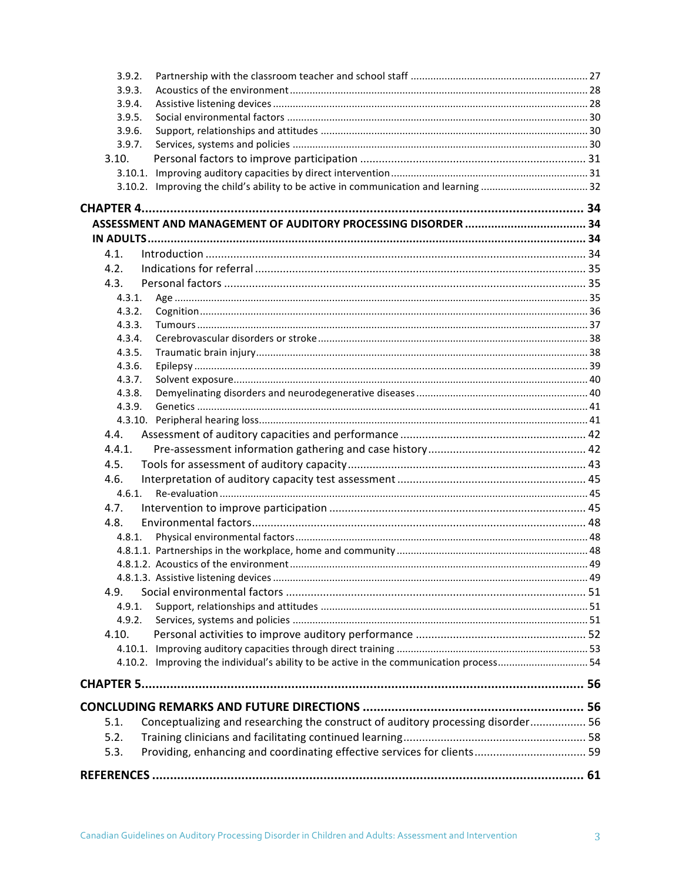- 3.9.2. Partnership with the classroom teacher and school staff ... 27
- 3.9.3. Acoustics of the environment ... 28
- 3.9.4. Assistive listening devices ... 28
- 3.9.5. Social environmental factors ... 30
- 3.9.6. Support, relationships and attitudes ... 30
- 3.9.7. Services, systems and policies ... 30
- 3.10. Personal factors to improve participation ... 31
- 3.10.1. Improving auditory capacities by direct intervention ... 31
- 3.10.2. Improving the child's ability to be active in communication and learning ... 32

**CHAPTER 4 ... 34**

**ASSESSMENT AND MANAGEMENT OF AUDITORY PROCESSING DISORDER ... 34**

**IN ADULTS ... 34**

- 4.1. Introduction ... 34
- 4.2. Indications for referral ... 35
- 4.3. Personal factors ... 35
- 4.3.1. Age ... 35
- 4.3.2. Cognition ... 36
- 4.3.3. Tumours ... 37
- 4.3.4. Cerebrovascular disorders or stroke ... 38
- 4.3.5. Traumatic brain injury ... 38
- 4.3.6. Epilepsy ... 39
- 4.3.7. Solvent exposure ... 40
- 4.3.8. Demyelinating disorders and neurodegenerative diseases ... 40
- 4.3.9. Genetics ... 41
- 4.3.10. Peripheral hearing loss ... 41
- 4.4. Assessment of auditory capacities and performance ... 42
- 4.4.1. Pre-assessment information gathering and case history ... 42
- 4.5. Tools for assessment of auditory capacity ... 43
- 4.6. Interpretation of auditory capacity test assessment ... 45
- 4.6.1. Re-evaluation ... 45
- 4.7. Intervention to improve participation ... 45
- 4.8. Environmental factors ... 48
- 4.8.1. Physical environmental factors ... 48
- 4.8.1.1. Partnerships in the workplace, home and community ... 48
- 4.8.1.2. Acoustics of the environment ... 49
- 4.8.1.3. Assistive listening devices ... 49
- 4.9. Social environmental factors ... 51
- 4.9.1. Support, relationships and attitudes ... 51
- 4.9.2. Services, systems and policies ... 51
- 4.10. Personal activities to improve auditory performance ... 52
- 4.10.1. Improving auditory capacities through direct training ... 53
- 4.10.2. Improving the individual's ability to be active in the communication process ... 54

**CHAPTER 5 ... 56**

**CONCLUDING REMARKS AND FUTURE DIRECTIONS ... 56**

- 5.1. Conceptualizing and researching the construct of auditory processing disorder ... 56
- 5.2. Training clinicians and facilitating continued learning ... 58
- 5.3. Providing, enhancing and coordinating effective services for clients ... 59

**REFERENCES ... 61**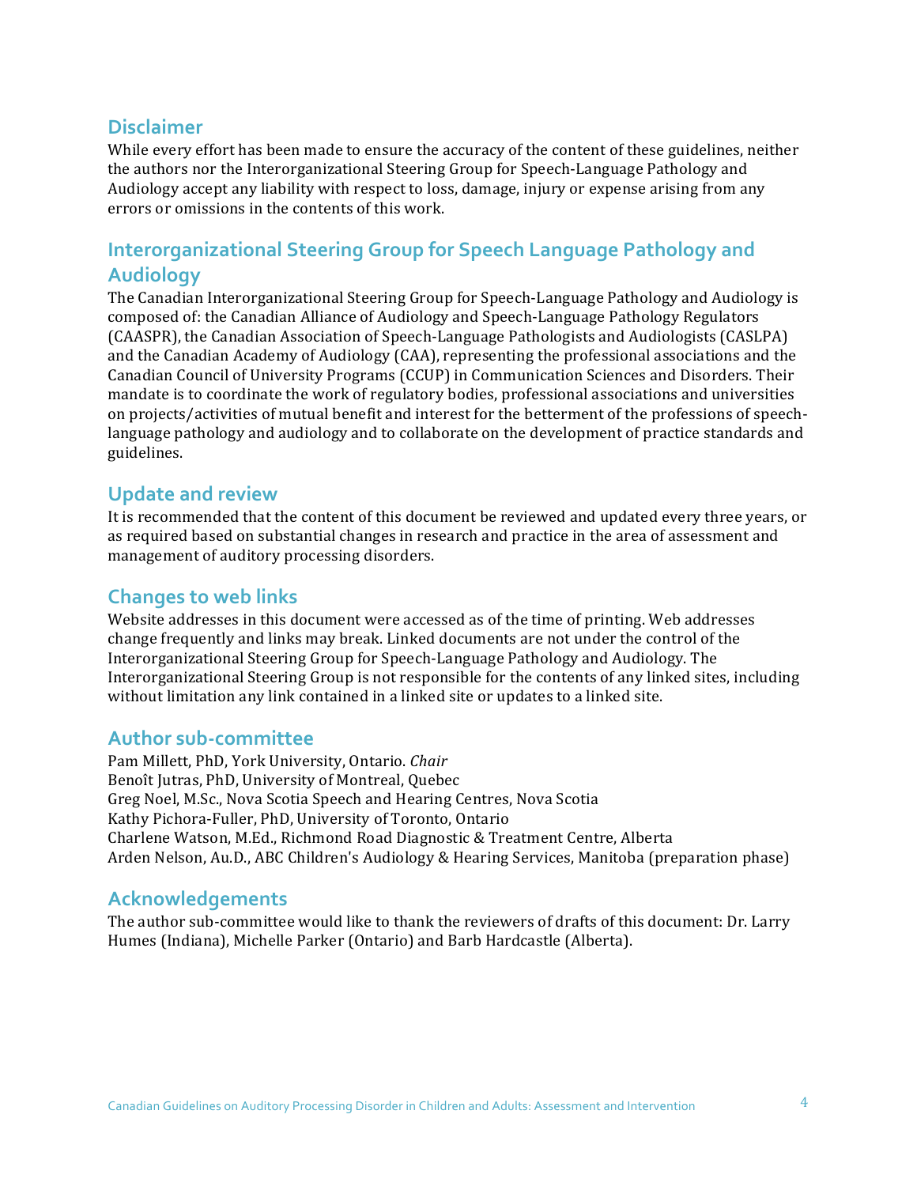## Disclaimer

While every effort has been made to ensure the accuracy of the content of these guidelines, neither the authors nor the Interorganizational Steering Group for Speech-Language Pathology and Audiology accept any liability with respect to loss, damage, injury or expense arising from any errors or omissions in the contents of this work.

## Interorganizational Steering Group for Speech Language Pathology and Audiology

The Canadian Interorganizational Steering Group for Speech-Language Pathology and Audiology is composed of: the Canadian Alliance of Audiology and Speech-Language Pathology Regulators (CAASPR), the Canadian Association of Speech-Language Pathologists and Audiologists (CASLPA) and the Canadian Academy of Audiology (CAA), representing the professional associations and the Canadian Council of University Programs (CCUP) in Communication Sciences and Disorders. Their mandate is to coordinate the work of regulatory bodies, professional associations and universities on projects/activities of mutual benefit and interest for the betterment of the professions of speech-language pathology and audiology and to collaborate on the development of practice standards and guidelines.

## Update and review

It is recommended that the content of this document be reviewed and updated every three years, or as required based on substantial changes in research and practice in the area of assessment and management of auditory processing disorders.

## Changes to web links

Website addresses in this document were accessed as of the time of printing. Web addresses change frequently and links may break. Linked documents are not under the control of the Interorganizational Steering Group for Speech-Language Pathology and Audiology. The Interorganizational Steering Group is not responsible for the contents of any linked sites, including without limitation any link contained in a linked site or updates to a linked site.

## Author sub-committee

Pam Millett, PhD, York University, Ontario. *Chair*
Benoît Jutras, PhD, University of Montreal, Quebec
Greg Noel, M.Sc., Nova Scotia Speech and Hearing Centres, Nova Scotia
Kathy Pichora-Fuller, PhD, University of Toronto, Ontario
Charlene Watson, M.Ed., Richmond Road Diagnostic & Treatment Centre, Alberta
Arden Nelson, Au.D., ABC Children's Audiology & Hearing Services, Manitoba (preparation phase)

## Acknowledgements

The author sub-committee would like to thank the reviewers of drafts of this document: Dr. Larry Humes (Indiana), Michelle Parker (Ontario) and Barb Hardcastle (Alberta).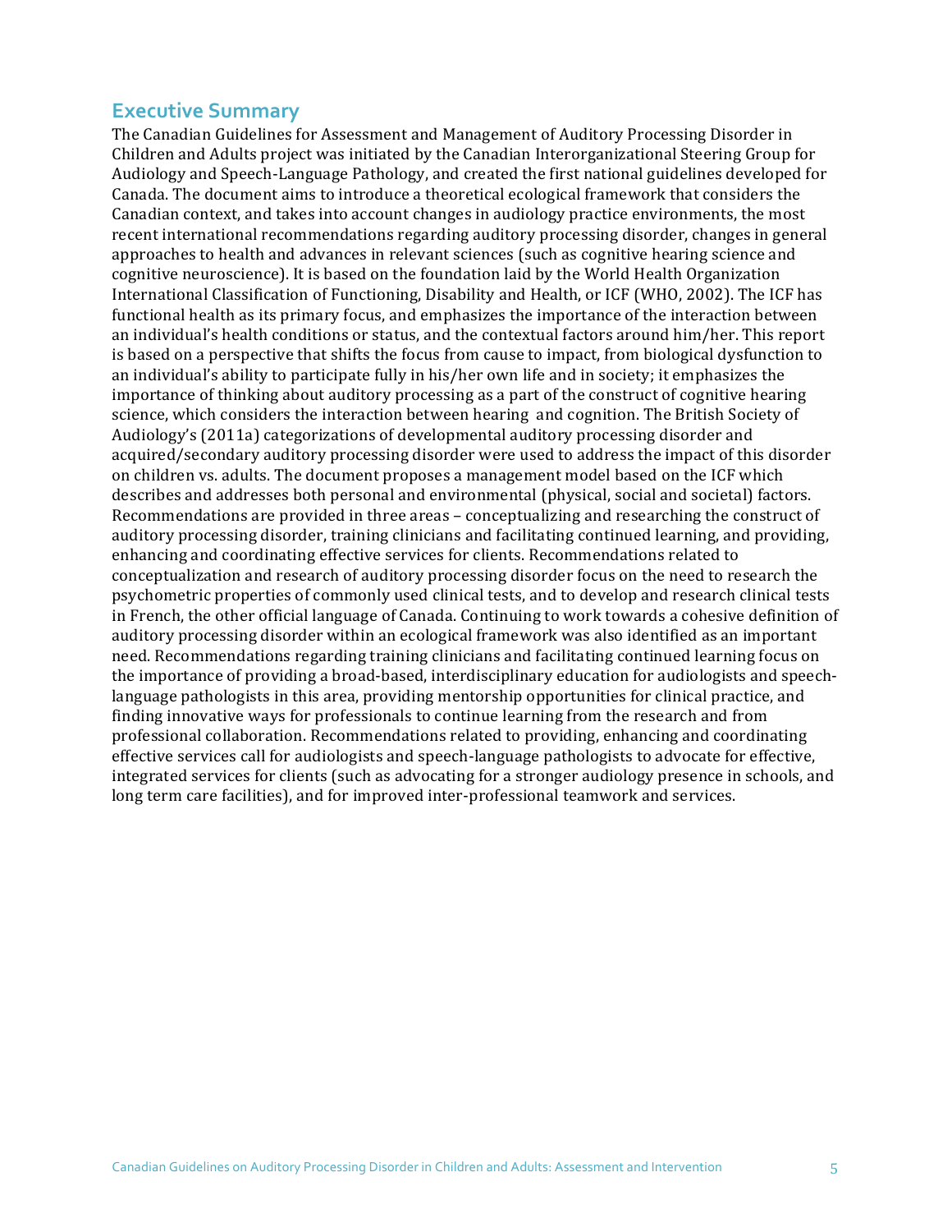## Executive Summary

The Canadian Guidelines for Assessment and Management of Auditory Processing Disorder in Children and Adults project was initiated by the Canadian Interorganizational Steering Group for Audiology and Speech-Language Pathology, and created the first national guidelines developed for Canada. The document aims to introduce a theoretical ecological framework that considers the Canadian context, and takes into account changes in audiology practice environments, the most recent international recommendations regarding auditory processing disorder, changes in general approaches to health and advances in relevant sciences (such as cognitive hearing science and cognitive neuroscience). It is based on the foundation laid by the World Health Organization International Classification of Functioning, Disability and Health, or ICF (WHO, 2002). The ICF has functional health as its primary focus, and emphasizes the importance of the interaction between an individual's health conditions or status, and the contextual factors around him/her. This report is based on a perspective that shifts the focus from cause to impact, from biological dysfunction to an individual's ability to participate fully in his/her own life and in society; it emphasizes the importance of thinking about auditory processing as a part of the construct of cognitive hearing science, which considers the interaction between hearing and cognition. The British Society of Audiology's (2011a) categorizations of developmental auditory processing disorder and acquired/secondary auditory processing disorder were used to address the impact of this disorder on children vs. adults. The document proposes a management model based on the ICF which describes and addresses both personal and environmental (physical, social and societal) factors. Recommendations are provided in three areas – conceptualizing and researching the construct of auditory processing disorder, training clinicians and facilitating continued learning, and providing, enhancing and coordinating effective services for clients. Recommendations related to conceptualization and research of auditory processing disorder focus on the need to research the psychometric properties of commonly used clinical tests, and to develop and research clinical tests in French, the other official language of Canada. Continuing to work towards a cohesive definition of auditory processing disorder within an ecological framework was also identified as an important need. Recommendations regarding training clinicians and facilitating continued learning focus on the importance of providing a broad-based, interdisciplinary education for audiologists and speech-language pathologists in this area, providing mentorship opportunities for clinical practice, and finding innovative ways for professionals to continue learning from the research and from professional collaboration. Recommendations related to providing, enhancing and coordinating effective services call for audiologists and speech-language pathologists to advocate for effective, integrated services for clients (such as advocating for a stronger audiology presence in schools, and long term care facilities), and for improved inter-professional teamwork and services.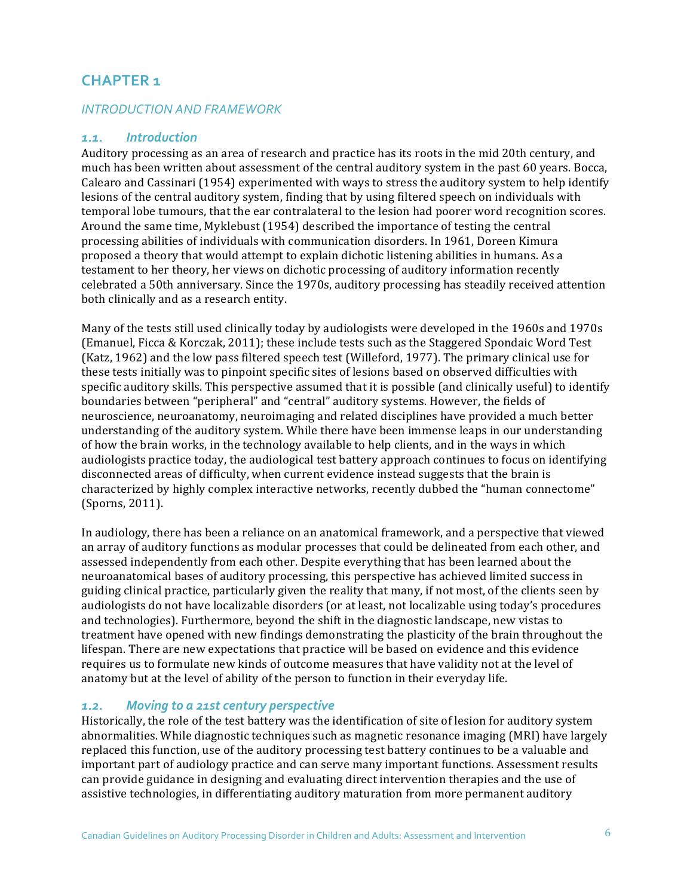# CHAPTER 1

## *INTRODUCTION AND FRAMEWORK*

### *1.1. Introduction*

Auditory processing as an area of research and practice has its roots in the mid 20th century, and much has been written about assessment of the central auditory system in the past 60 years. Bocca, Calearo and Cassinari (1954) experimented with ways to stress the auditory system to help identify lesions of the central auditory system, finding that by using filtered speech on individuals with temporal lobe tumours, that the ear contralateral to the lesion had poorer word recognition scores. Around the same time, Myklebust (1954) described the importance of testing the central processing abilities of individuals with communication disorders. In 1961, Doreen Kimura proposed a theory that would attempt to explain dichotic listening abilities in humans. As a testament to her theory, her views on dichotic processing of auditory information recently celebrated a 50th anniversary. Since the 1970s, auditory processing has steadily received attention both clinically and as a research entity.

Many of the tests still used clinically today by audiologists were developed in the 1960s and 1970s (Emanuel, Ficca & Korczak, 2011); these include tests such as the Staggered Spondaic Word Test (Katz, 1962) and the low pass filtered speech test (Willeford, 1977). The primary clinical use for these tests initially was to pinpoint specific sites of lesions based on observed difficulties with specific auditory skills. This perspective assumed that it is possible (and clinically useful) to identify boundaries between "peripheral" and "central" auditory systems. However, the fields of neuroscience, neuroanatomy, neuroimaging and related disciplines have provided a much better understanding of the auditory system. While there have been immense leaps in our understanding of how the brain works, in the technology available to help clients, and in the ways in which audiologists practice today, the audiological test battery approach continues to focus on identifying disconnected areas of difficulty, when current evidence instead suggests that the brain is characterized by highly complex interactive networks, recently dubbed the "human connectome" (Sporns, 2011).

In audiology, there has been a reliance on an anatomical framework, and a perspective that viewed an array of auditory functions as modular processes that could be delineated from each other, and assessed independently from each other. Despite everything that has been learned about the neuroanatomical bases of auditory processing, this perspective has achieved limited success in guiding clinical practice, particularly given the reality that many, if not most, of the clients seen by audiologists do not have localizable disorders (or at least, not localizable using today's procedures and technologies). Furthermore, beyond the shift in the diagnostic landscape, new vistas to treatment have opened with new findings demonstrating the plasticity of the brain throughout the lifespan. There are new expectations that practice will be based on evidence and this evidence requires us to formulate new kinds of outcome measures that have validity not at the level of anatomy but at the level of ability of the person to function in their everyday life.

### *1.2. Moving to a 21st century perspective*

Historically, the role of the test battery was the identification of site of lesion for auditory system abnormalities. While diagnostic techniques such as magnetic resonance imaging (MRI) have largely replaced this function, use of the auditory processing test battery continues to be a valuable and important part of audiology practice and can serve many important functions. Assessment results can provide guidance in designing and evaluating direct intervention therapies and the use of assistive technologies, in differentiating auditory maturation from more permanent auditory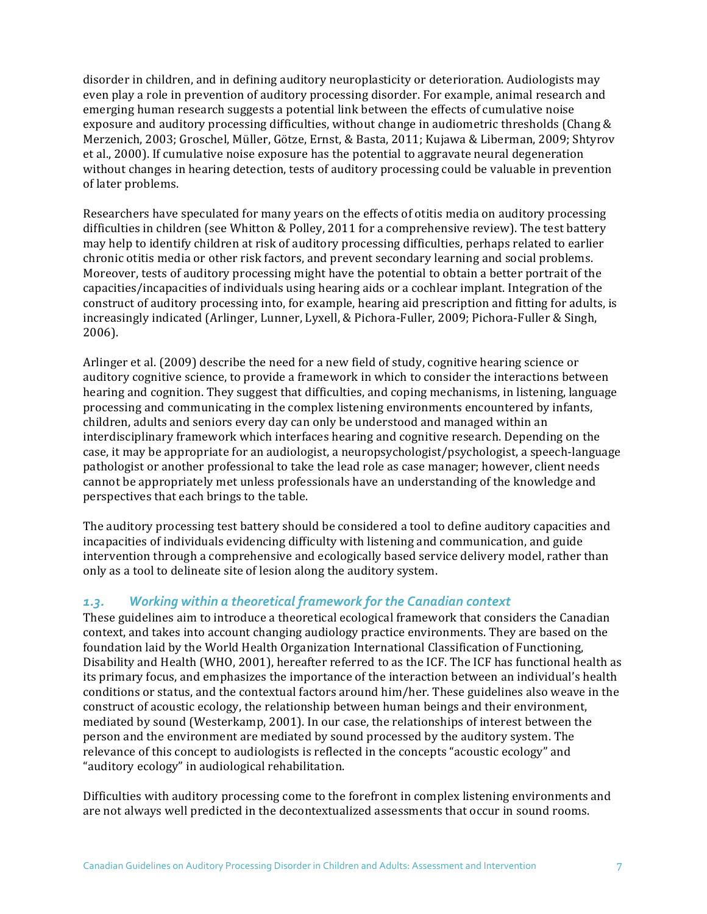disorder in children, and in defining auditory neuroplasticity or deterioration. Audiologists may even play a role in prevention of auditory processing disorder. For example, animal research and emerging human research suggests a potential link between the effects of cumulative noise exposure and auditory processing difficulties, without change in audiometric thresholds (Chang & Merzenich, 2003; Groschel, Müller, Götze, Ernst, & Basta, 2011; Kujawa & Liberman, 2009; Shtyrov et al., 2000). If cumulative noise exposure has the potential to aggravate neural degeneration without changes in hearing detection, tests of auditory processing could be valuable in prevention of later problems.

Researchers have speculated for many years on the effects of otitis media on auditory processing difficulties in children (see Whitton & Polley, 2011 for a comprehensive review). The test battery may help to identify children at risk of auditory processing difficulties, perhaps related to earlier chronic otitis media or other risk factors, and prevent secondary learning and social problems. Moreover, tests of auditory processing might have the potential to obtain a better portrait of the capacities/incapacities of individuals using hearing aids or a cochlear implant. Integration of the construct of auditory processing into, for example, hearing aid prescription and fitting for adults, is increasingly indicated (Arlinger, Lunner, Lyxell, & Pichora-Fuller, 2009; Pichora-Fuller & Singh, 2006).

Arlinger et al. (2009) describe the need for a new field of study, cognitive hearing science or auditory cognitive science, to provide a framework in which to consider the interactions between hearing and cognition. They suggest that difficulties, and coping mechanisms, in listening, language processing and communicating in the complex listening environments encountered by infants, children, adults and seniors every day can only be understood and managed within an interdisciplinary framework which interfaces hearing and cognitive research. Depending on the case, it may be appropriate for an audiologist, a neuropsychologist/psychologist, a speech-language pathologist or another professional to take the lead role as case manager; however, client needs cannot be appropriately met unless professionals have an understanding of the knowledge and perspectives that each brings to the table.

The auditory processing test battery should be considered a tool to define auditory capacities and incapacities of individuals evidencing difficulty with listening and communication, and guide intervention through a comprehensive and ecologically based service delivery model, rather than only as a tool to delineate site of lesion along the auditory system.

### *1.3. Working within a theoretical framework for the Canadian context*

These guidelines aim to introduce a theoretical ecological framework that considers the Canadian context, and takes into account changing audiology practice environments. They are based on the foundation laid by the World Health Organization International Classification of Functioning, Disability and Health (WHO, 2001), hereafter referred to as the ICF. The ICF has functional health as its primary focus, and emphasizes the importance of the interaction between an individual's health conditions or status, and the contextual factors around him/her. These guidelines also weave in the construct of acoustic ecology, the relationship between human beings and their environment, mediated by sound (Westerkamp, 2001). In our case, the relationships of interest between the person and the environment are mediated by sound processed by the auditory system. The relevance of this concept to audiologists is reflected in the concepts "acoustic ecology" and "auditory ecology" in audiological rehabilitation.

Difficulties with auditory processing come to the forefront in complex listening environments and are not always well predicted in the decontextualized assessments that occur in sound rooms.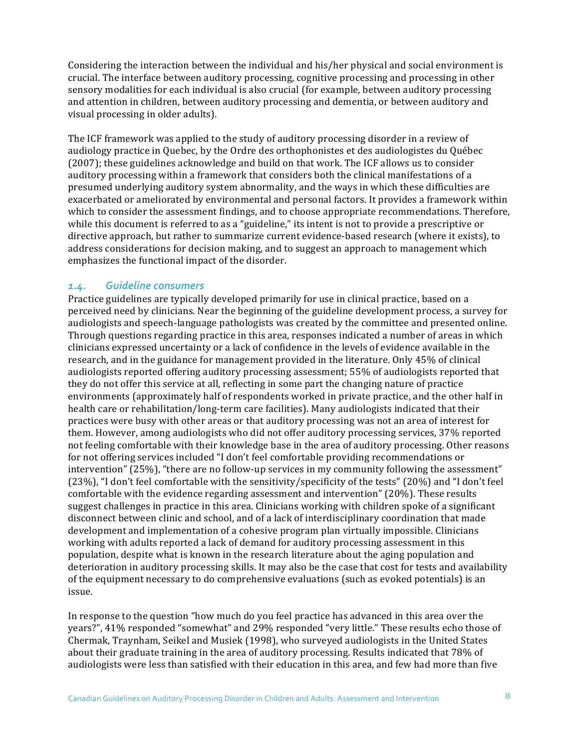Considering the interaction between the individual and his/her physical and social environment is crucial. The interface between auditory processing, cognitive processing and processing in other sensory modalities for each individual is also crucial (for example, between auditory processing and attention in children, between auditory processing and dementia, or between auditory and visual processing in older adults).

The ICF framework was applied to the study of auditory processing disorder in a review of audiology practice in Quebec, by the Ordre des orthophonistes et des audiologistes du Québec (2007); these guidelines acknowledge and build on that work. The ICF allows us to consider auditory processing within a framework that considers both the clinical manifestations of a presumed underlying auditory system abnormality, and the ways in which these difficulties are exacerbated or ameliorated by environmental and personal factors. It provides a framework within which to consider the assessment findings, and to choose appropriate recommendations. Therefore, while this document is referred to as a "guideline," its intent is not to provide a prescriptive or directive approach, but rather to summarize current evidence-based research (where it exists), to address considerations for decision making, and to suggest an approach to management which emphasizes the functional impact of the disorder.

### *1.4. Guideline consumers*

Practice guidelines are typically developed primarily for use in clinical practice, based on a perceived need by clinicians. Near the beginning of the guideline development process, a survey for audiologists and speech-language pathologists was created by the committee and presented online. Through questions regarding practice in this area, responses indicated a number of areas in which clinicians expressed uncertainty or a lack of confidence in the levels of evidence available in the research, and in the guidance for management provided in the literature. Only 45% of clinical audiologists reported offering auditory processing assessment; 55% of audiologists reported that they do not offer this service at all, reflecting in some part the changing nature of practice environments (approximately half of respondents worked in private practice, and the other half in health care or rehabilitation/long-term care facilities). Many audiologists indicated that their practices were busy with other areas or that auditory processing was not an area of interest for them. However, among audiologists who did not offer auditory processing services, 37% reported not feeling comfortable with their knowledge base in the area of auditory processing. Other reasons for not offering services included "I don't feel comfortable providing recommendations or intervention" (25%), "there are no follow-up services in my community following the assessment" (23%), "I don't feel comfortable with the sensitivity/specificity of the tests" (20%) and "I don't feel comfortable with the evidence regarding assessment and intervention" (20%). These results suggest challenges in practice in this area. Clinicians working with children spoke of a significant disconnect between clinic and school, and of a lack of interdisciplinary coordination that made development and implementation of a cohesive program plan virtually impossible. Clinicians working with adults reported a lack of demand for auditory processing assessment in this population, despite what is known in the research literature about the aging population and deterioration in auditory processing skills. It may also be the case that cost for tests and availability of the equipment necessary to do comprehensive evaluations (such as evoked potentials) is an issue.

In response to the question "how much do you feel practice has advanced in this area over the years?", 41% responded "somewhat" and 29% responded "very little." These results echo those of Chermak, Traynham, Seikel and Musiek (1998), who surveyed audiologists in the United States about their graduate training in the area of auditory processing. Results indicated that 78% of audiologists were less than satisfied with their education in this area, and few had more than five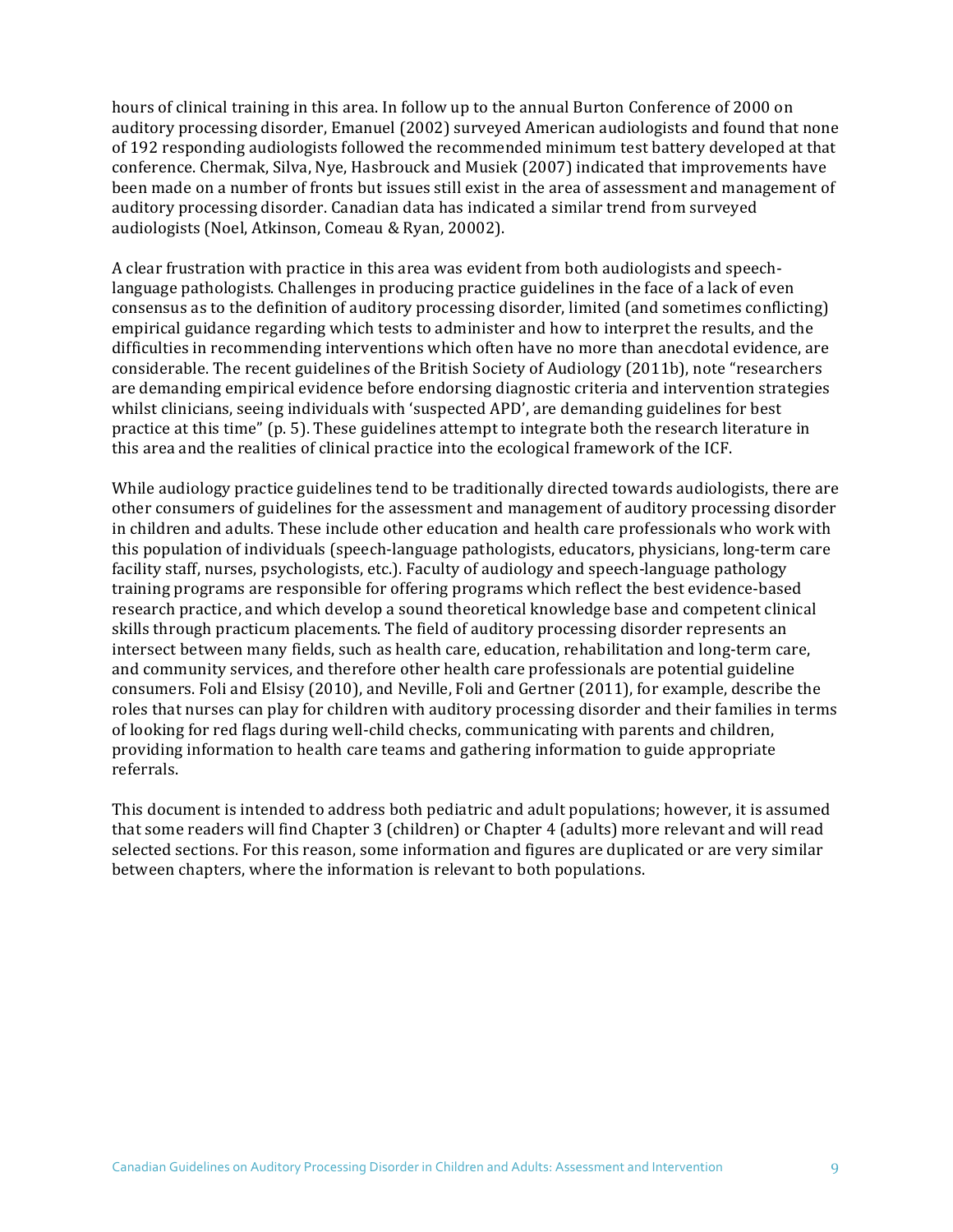hours of clinical training in this area. In follow up to the annual Burton Conference of 2000 on auditory processing disorder, Emanuel (2002) surveyed American audiologists and found that none of 192 responding audiologists followed the recommended minimum test battery developed at that conference. Chermak, Silva, Nye, Hasbrouck and Musiek (2007) indicated that improvements have been made on a number of fronts but issues still exist in the area of assessment and management of auditory processing disorder. Canadian data has indicated a similar trend from surveyed audiologists (Noel, Atkinson, Comeau & Ryan, 20002).

A clear frustration with practice in this area was evident from both audiologists and speech-language pathologists. Challenges in producing practice guidelines in the face of a lack of even consensus as to the definition of auditory processing disorder, limited (and sometimes conflicting) empirical guidance regarding which tests to administer and how to interpret the results, and the difficulties in recommending interventions which often have no more than anecdotal evidence, are considerable. The recent guidelines of the British Society of Audiology (2011b), note "researchers are demanding empirical evidence before endorsing diagnostic criteria and intervention strategies whilst clinicians, seeing individuals with 'suspected APD', are demanding guidelines for best practice at this time" (p. 5). These guidelines attempt to integrate both the research literature in this area and the realities of clinical practice into the ecological framework of the ICF.

While audiology practice guidelines tend to be traditionally directed towards audiologists, there are other consumers of guidelines for the assessment and management of auditory processing disorder in children and adults. These include other education and health care professionals who work with this population of individuals (speech-language pathologists, educators, physicians, long-term care facility staff, nurses, psychologists, etc.). Faculty of audiology and speech-language pathology training programs are responsible for offering programs which reflect the best evidence-based research practice, and which develop a sound theoretical knowledge base and competent clinical skills through practicum placements. The field of auditory processing disorder represents an intersect between many fields, such as health care, education, rehabilitation and long-term care, and community services, and therefore other health care professionals are potential guideline consumers. Foli and Elsisy (2010), and Neville, Foli and Gertner (2011), for example, describe the roles that nurses can play for children with auditory processing disorder and their families in terms of looking for red flags during well-child checks, communicating with parents and children, providing information to health care teams and gathering information to guide appropriate referrals.

This document is intended to address both pediatric and adult populations; however, it is assumed that some readers will find Chapter 3 (children) or Chapter 4 (adults) more relevant and will read selected sections. For this reason, some information and figures are duplicated or are very similar between chapters, where the information is relevant to both populations.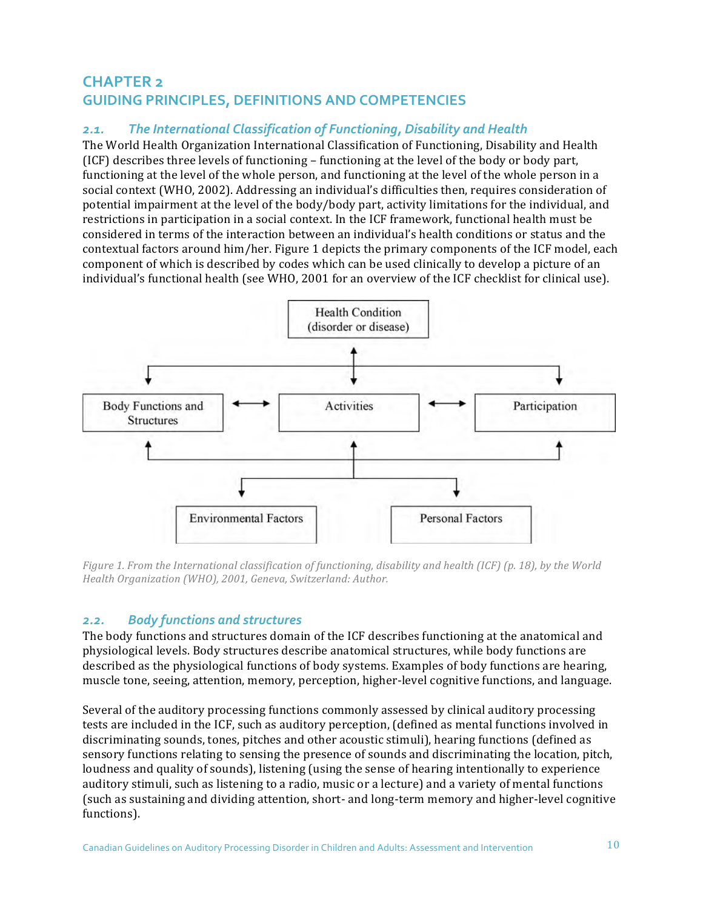# CHAPTER 2
# GUIDING PRINCIPLES, DEFINITIONS AND COMPETENCIES

## 2.1. *The International Classification of Functioning, Disability and Health*

The World Health Organization International Classification of Functioning, Disability and Health (ICF) describes three levels of functioning – functioning at the level of the body or body part, functioning at the level of the whole person, and functioning at the level of the whole person in a social context (WHO, 2002). Addressing an individual's difficulties then, requires consideration of potential impairment at the level of the body/body part, activity limitations for the individual, and restrictions in participation in a social context. In the ICF framework, functional health must be considered in terms of the interaction between an individual's health conditions or status and the contextual factors around him/her. Figure 1 depicts the primary components of the ICF model, each component of which is described by codes which can be used clinically to develop a picture of an individual's functional health (see WHO, 2001 for an overview of the ICF checklist for clinical use).

Health Condition (disorder or disease)

Body Functions and Structures ↔ Activities ↔ Participation

Environmental Factors — Personal Factors

*Figure 1. From the International classification of functioning, disability and health (ICF) (p. 18), by the World Health Organization (WHO), 2001, Geneva, Switzerland: Author.*

## 2.2. *Body functions and structures*

The body functions and structures domain of the ICF describes functioning at the anatomical and physiological levels. Body structures describe anatomical structures, while body functions are described as the physiological functions of body systems. Examples of body functions are hearing, muscle tone, seeing, attention, memory, perception, higher-level cognitive functions, and language.

Several of the auditory processing functions commonly assessed by clinical auditory processing tests are included in the ICF, such as auditory perception, (defined as mental functions involved in discriminating sounds, tones, pitches and other acoustic stimuli), hearing functions (defined as sensory functions relating to sensing the presence of sounds and discriminating the location, pitch, loudness and quality of sounds), listening (using the sense of hearing intentionally to experience auditory stimuli, such as listening to a radio, music or a lecture) and a variety of mental functions (such as sustaining and dividing attention, short- and long-term memory and higher-level cognitive functions).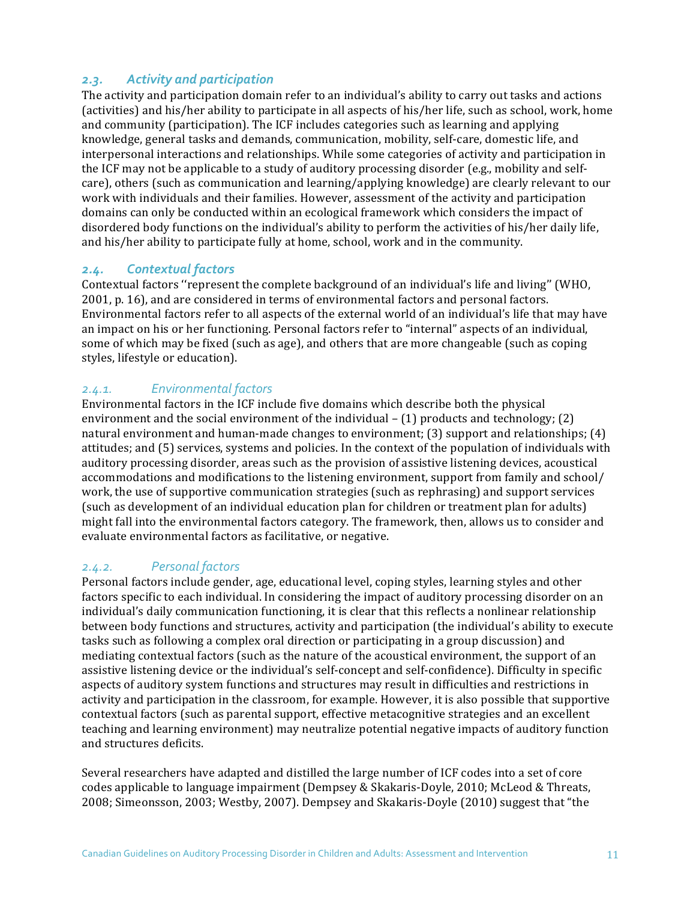## *2.3. Activity and participation*

The activity and participation domain refer to an individual's ability to carry out tasks and actions (activities) and his/her ability to participate in all aspects of his/her life, such as school, work, home and community (participation). The ICF includes categories such as learning and applying knowledge, general tasks and demands, communication, mobility, self-care, domestic life, and interpersonal interactions and relationships. While some categories of activity and participation in the ICF may not be applicable to a study of auditory processing disorder (e.g., mobility and self-care), others (such as communication and learning/applying knowledge) are clearly relevant to our work with individuals and their families. However, assessment of the activity and participation domains can only be conducted within an ecological framework which considers the impact of disordered body functions on the individual's ability to perform the activities of his/her daily life, and his/her ability to participate fully at home, school, work and in the community.

## *2.4. Contextual factors*

Contextual factors ''represent the complete background of an individual's life and living" (WHO, 2001, p. 16), and are considered in terms of environmental factors and personal factors. Environmental factors refer to all aspects of the external world of an individual's life that may have an impact on his or her functioning. Personal factors refer to "internal" aspects of an individual, some of which may be fixed (such as age), and others that are more changeable (such as coping styles, lifestyle or education).

### *2.4.1. Environmental factors*

Environmental factors in the ICF include five domains which describe both the physical environment and the social environment of the individual – (1) products and technology; (2) natural environment and human-made changes to environment; (3) support and relationships; (4) attitudes; and (5) services, systems and policies. In the context of the population of individuals with auditory processing disorder, areas such as the provision of assistive listening devices, acoustical accommodations and modifications to the listening environment, support from family and school/ work, the use of supportive communication strategies (such as rephrasing) and support services (such as development of an individual education plan for children or treatment plan for adults) might fall into the environmental factors category. The framework, then, allows us to consider and evaluate environmental factors as facilitative, or negative.

### *2.4.2. Personal factors*

Personal factors include gender, age, educational level, coping styles, learning styles and other factors specific to each individual. In considering the impact of auditory processing disorder on an individual's daily communication functioning, it is clear that this reflects a nonlinear relationship between body functions and structures, activity and participation (the individual's ability to execute tasks such as following a complex oral direction or participating in a group discussion) and mediating contextual factors (such as the nature of the acoustical environment, the support of an assistive listening device or the individual's self-concept and self-confidence). Difficulty in specific aspects of auditory system functions and structures may result in difficulties and restrictions in activity and participation in the classroom, for example. However, it is also possible that supportive contextual factors (such as parental support, effective metacognitive strategies and an excellent teaching and learning environment) may neutralize potential negative impacts of auditory function and structures deficits.

Several researchers have adapted and distilled the large number of ICF codes into a set of core codes applicable to language impairment (Dempsey & Skakaris-Doyle, 2010; McLeod & Threats, 2008; Simeonsson, 2003; Westby, 2007). Dempsey and Skakaris-Doyle (2010) suggest that "the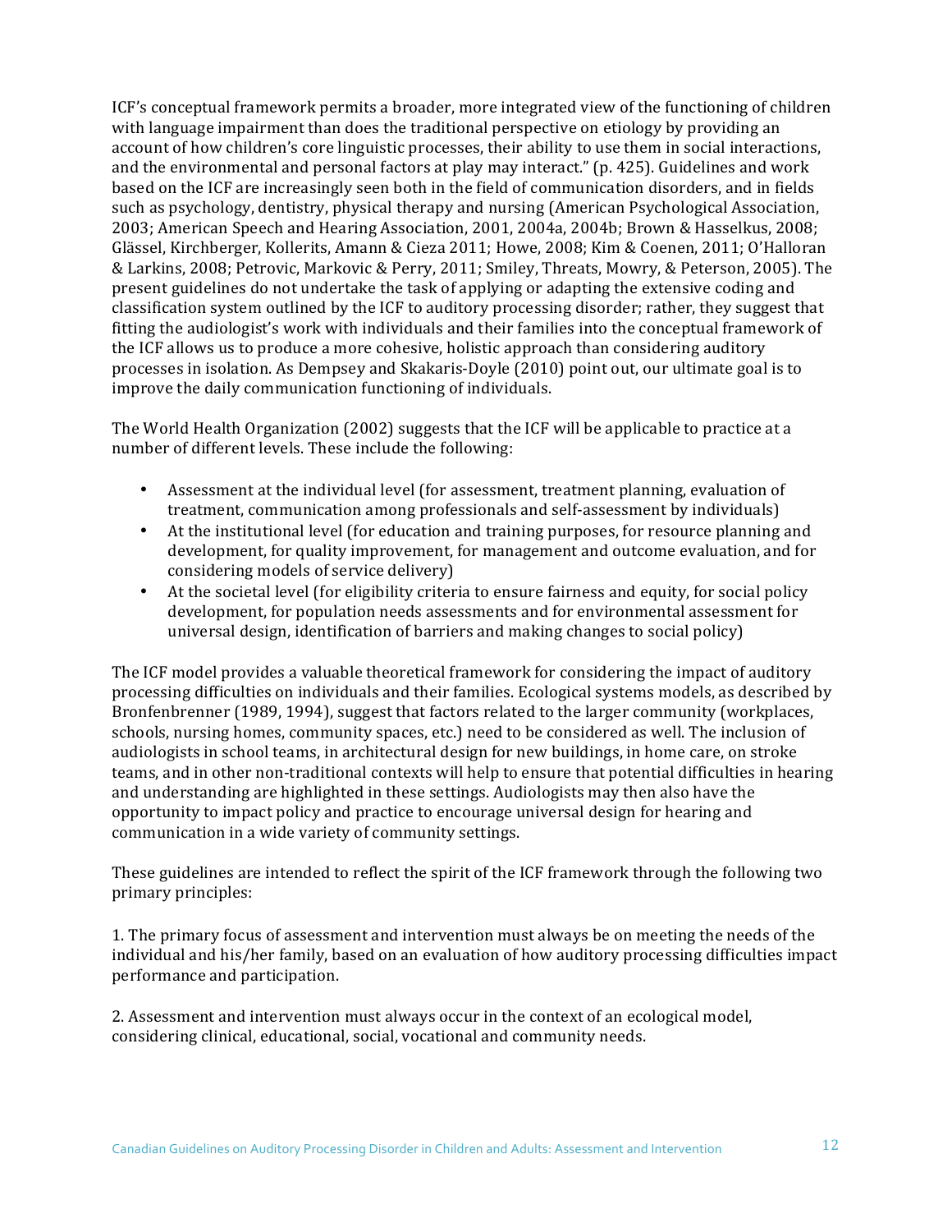ICF's conceptual framework permits a broader, more integrated view of the functioning of children with language impairment than does the traditional perspective on etiology by providing an account of how children's core linguistic processes, their ability to use them in social interactions, and the environmental and personal factors at play may interact." (p. 425). Guidelines and work based on the ICF are increasingly seen both in the field of communication disorders, and in fields such as psychology, dentistry, physical therapy and nursing (American Psychological Association, 2003; American Speech and Hearing Association, 2001, 2004a, 2004b; Brown & Hasselkus, 2008; Glässel, Kirchberger, Kollerits, Amann & Cieza 2011; Howe, 2008; Kim & Coenen, 2011; O'Halloran & Larkins, 2008; Petrovic, Markovic & Perry, 2011; Smiley, Threats, Mowry, & Peterson, 2005). The present guidelines do not undertake the task of applying or adapting the extensive coding and classification system outlined by the ICF to auditory processing disorder; rather, they suggest that fitting the audiologist's work with individuals and their families into the conceptual framework of the ICF allows us to produce a more cohesive, holistic approach than considering auditory processes in isolation. As Dempsey and Skakaris-Doyle (2010) point out, our ultimate goal is to improve the daily communication functioning of individuals.

The World Health Organization (2002) suggests that the ICF will be applicable to practice at a number of different levels. These include the following:

- Assessment at the individual level (for assessment, treatment planning, evaluation of treatment, communication among professionals and self-assessment by individuals)
- At the institutional level (for education and training purposes, for resource planning and development, for quality improvement, for management and outcome evaluation, and for considering models of service delivery)
- At the societal level (for eligibility criteria to ensure fairness and equity, for social policy development, for population needs assessments and for environmental assessment for universal design, identification of barriers and making changes to social policy)

The ICF model provides a valuable theoretical framework for considering the impact of auditory processing difficulties on individuals and their families. Ecological systems models, as described by Bronfenbrenner (1989, 1994), suggest that factors related to the larger community (workplaces, schools, nursing homes, community spaces, etc.) need to be considered as well. The inclusion of audiologists in school teams, in architectural design for new buildings, in home care, on stroke teams, and in other non-traditional contexts will help to ensure that potential difficulties in hearing and understanding are highlighted in these settings. Audiologists may then also have the opportunity to impact policy and practice to encourage universal design for hearing and communication in a wide variety of community settings.

These guidelines are intended to reflect the spirit of the ICF framework through the following two primary principles:

1. The primary focus of assessment and intervention must always be on meeting the needs of the individual and his/her family, based on an evaluation of how auditory processing difficulties impact performance and participation.

2. Assessment and intervention must always occur in the context of an ecological model, considering clinical, educational, social, vocational and community needs.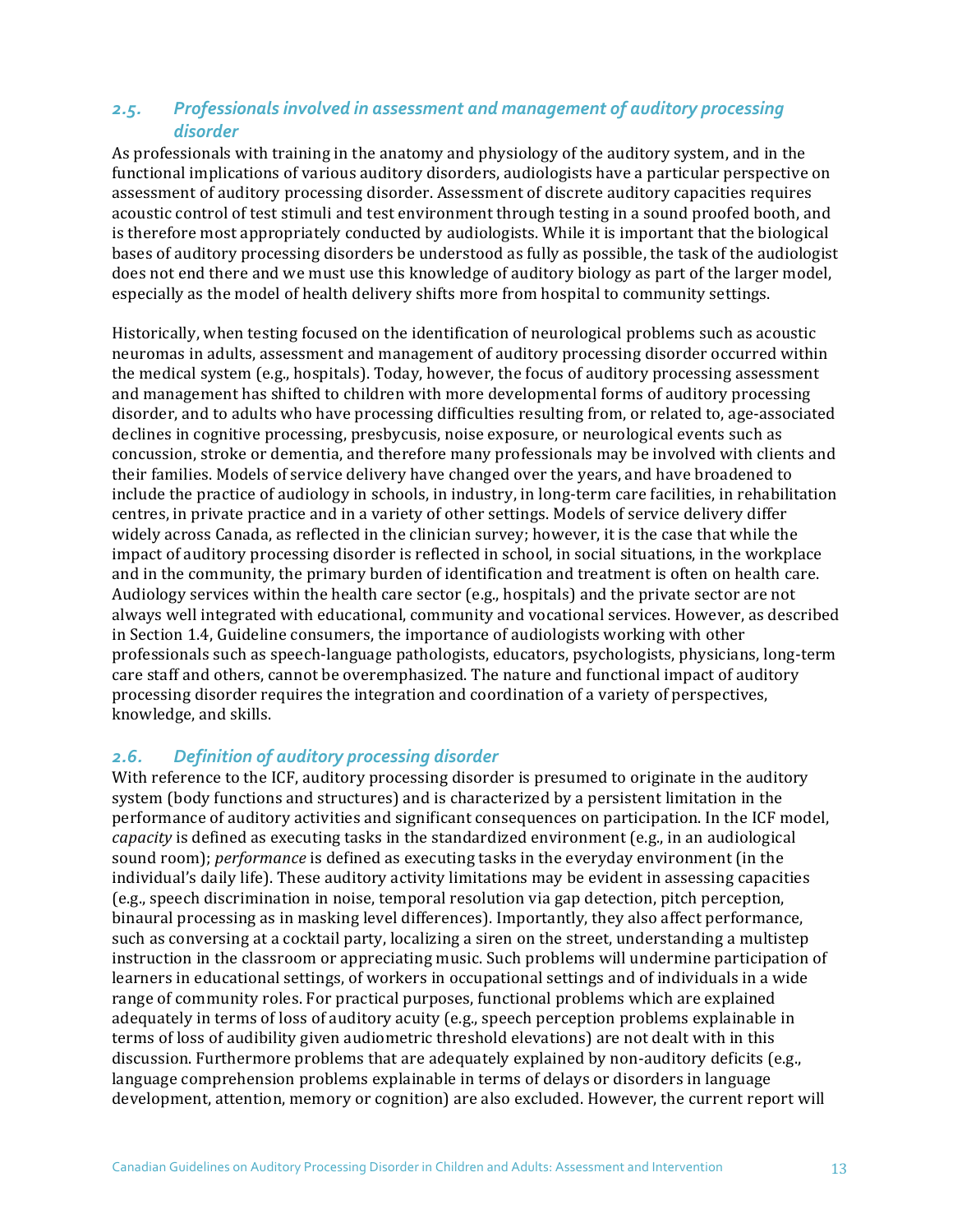## *2.5. Professionals involved in assessment and management of auditory processing disorder*

As professionals with training in the anatomy and physiology of the auditory system, and in the functional implications of various auditory disorders, audiologists have a particular perspective on assessment of auditory processing disorder. Assessment of discrete auditory capacities requires acoustic control of test stimuli and test environment through testing in a sound proofed booth, and is therefore most appropriately conducted by audiologists. While it is important that the biological bases of auditory processing disorders be understood as fully as possible, the task of the audiologist does not end there and we must use this knowledge of auditory biology as part of the larger model, especially as the model of health delivery shifts more from hospital to community settings.

Historically, when testing focused on the identification of neurological problems such as acoustic neuromas in adults, assessment and management of auditory processing disorder occurred within the medical system (e.g., hospitals). Today, however, the focus of auditory processing assessment and management has shifted to children with more developmental forms of auditory processing disorder, and to adults who have processing difficulties resulting from, or related to, age-associated declines in cognitive processing, presbycusis, noise exposure, or neurological events such as concussion, stroke or dementia, and therefore many professionals may be involved with clients and their families. Models of service delivery have changed over the years, and have broadened to include the practice of audiology in schools, in industry, in long-term care facilities, in rehabilitation centres, in private practice and in a variety of other settings. Models of service delivery differ widely across Canada, as reflected in the clinician survey; however, it is the case that while the impact of auditory processing disorder is reflected in school, in social situations, in the workplace and in the community, the primary burden of identification and treatment is often on health care. Audiology services within the health care sector (e.g., hospitals) and the private sector are not always well integrated with educational, community and vocational services. However, as described in Section 1.4, Guideline consumers, the importance of audiologists working with other professionals such as speech-language pathologists, educators, psychologists, physicians, long-term care staff and others, cannot be overemphasized. The nature and functional impact of auditory processing disorder requires the integration and coordination of a variety of perspectives, knowledge, and skills.

## *2.6. Definition of auditory processing disorder*

With reference to the ICF, auditory processing disorder is presumed to originate in the auditory system (body functions and structures) and is characterized by a persistent limitation in the performance of auditory activities and significant consequences on participation. In the ICF model, *capacity* is defined as executing tasks in the standardized environment (e.g., in an audiological sound room); *performance* is defined as executing tasks in the everyday environment (in the individual's daily life). These auditory activity limitations may be evident in assessing capacities (e.g., speech discrimination in noise, temporal resolution via gap detection, pitch perception, binaural processing as in masking level differences). Importantly, they also affect performance, such as conversing at a cocktail party, localizing a siren on the street, understanding a multistep instruction in the classroom or appreciating music. Such problems will undermine participation of learners in educational settings, of workers in occupational settings and of individuals in a wide range of community roles. For practical purposes, functional problems which are explained adequately in terms of loss of auditory acuity (e.g., speech perception problems explainable in terms of loss of audibility given audiometric threshold elevations) are not dealt with in this discussion. Furthermore problems that are adequately explained by non-auditory deficits (e.g., language comprehension problems explainable in terms of delays or disorders in language development, attention, memory or cognition) are also excluded. However, the current report will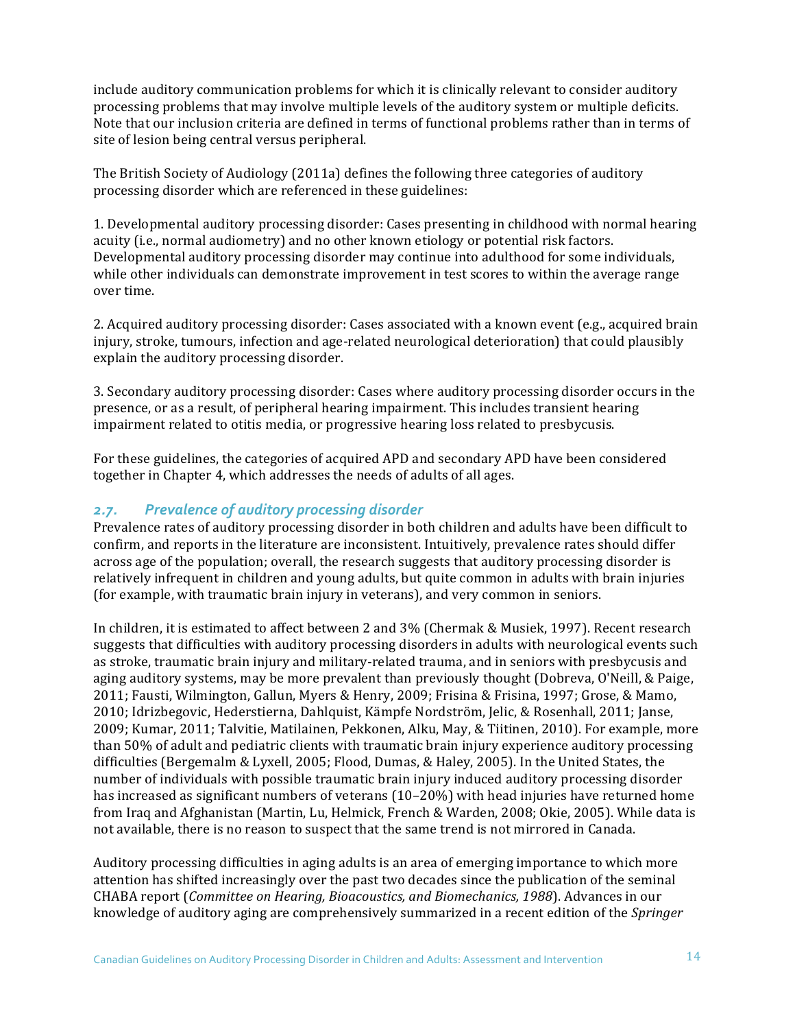include auditory communication problems for which it is clinically relevant to consider auditory processing problems that may involve multiple levels of the auditory system or multiple deficits. Note that our inclusion criteria are defined in terms of functional problems rather than in terms of site of lesion being central versus peripheral.

The British Society of Audiology (2011a) defines the following three categories of auditory processing disorder which are referenced in these guidelines:

1. Developmental auditory processing disorder: Cases presenting in childhood with normal hearing acuity (i.e., normal audiometry) and no other known etiology or potential risk factors. Developmental auditory processing disorder may continue into adulthood for some individuals, while other individuals can demonstrate improvement in test scores to within the average range over time.

2. Acquired auditory processing disorder: Cases associated with a known event (e.g., acquired brain injury, stroke, tumours, infection and age-related neurological deterioration) that could plausibly explain the auditory processing disorder.

3. Secondary auditory processing disorder: Cases where auditory processing disorder occurs in the presence, or as a result, of peripheral hearing impairment. This includes transient hearing impairment related to otitis media, or progressive hearing loss related to presbycusis.

For these guidelines, the categories of acquired APD and secondary APD have been considered together in Chapter 4, which addresses the needs of adults of all ages.

## *2.7. Prevalence of auditory processing disorder*

Prevalence rates of auditory processing disorder in both children and adults have been difficult to confirm, and reports in the literature are inconsistent. Intuitively, prevalence rates should differ across age of the population; overall, the research suggests that auditory processing disorder is relatively infrequent in children and young adults, but quite common in adults with brain injuries (for example, with traumatic brain injury in veterans), and very common in seniors.

In children, it is estimated to affect between 2 and 3% (Chermak & Musiek, 1997). Recent research suggests that difficulties with auditory processing disorders in adults with neurological events such as stroke, traumatic brain injury and military-related trauma, and in seniors with presbycusis and aging auditory systems, may be more prevalent than previously thought (Dobreva, O'Neill, & Paige, 2011; Fausti, Wilmington, Gallun, Myers & Henry, 2009; Frisina & Frisina, 1997; Grose, & Mamo, 2010; Idrizbegovic, Hederstierna, Dahlquist, Kämpfe Nordström, Jelic, & Rosenhall, 2011; Janse, 2009; Kumar, 2011; Talvitie, Matilainen, Pekkonen, Alku, May, & Tiitinen, 2010). For example, more than 50% of adult and pediatric clients with traumatic brain injury experience auditory processing difficulties (Bergemalm & Lyxell, 2005; Flood, Dumas, & Haley, 2005). In the United States, the number of individuals with possible traumatic brain injury induced auditory processing disorder has increased as significant numbers of veterans (10–20%) with head injuries have returned home from Iraq and Afghanistan (Martin, Lu, Helmick, French & Warden, 2008; Okie, 2005). While data is not available, there is no reason to suspect that the same trend is not mirrored in Canada.

Auditory processing difficulties in aging adults is an area of emerging importance to which more attention has shifted increasingly over the past two decades since the publication of the seminal CHABA report (*Committee on Hearing, Bioacoustics, and Biomechanics, 1988*). Advances in our knowledge of auditory aging are comprehensively summarized in a recent edition of the *Springer*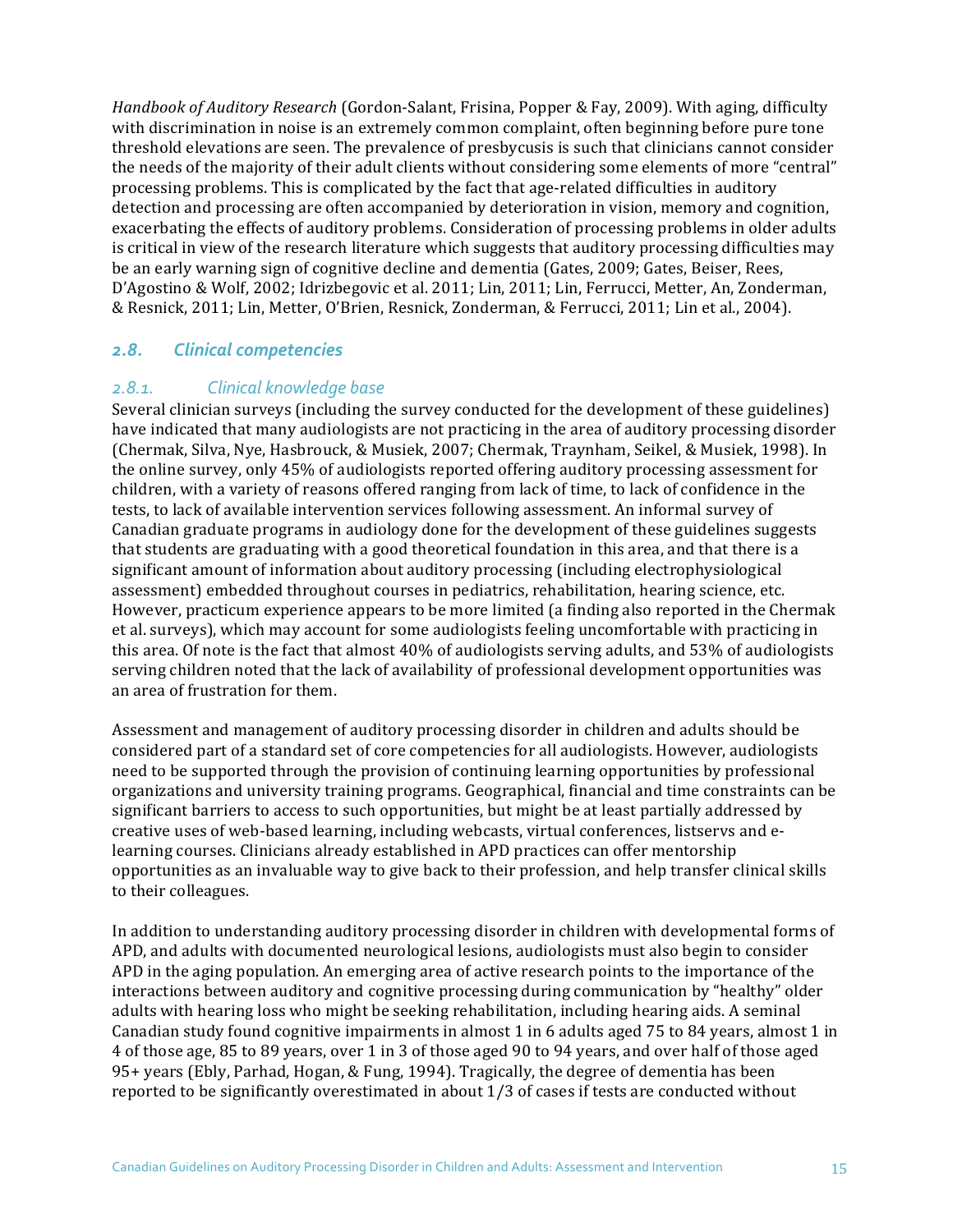*Handbook of Auditory Research* (Gordon-Salant, Frisina, Popper & Fay, 2009). With aging, difficulty with discrimination in noise is an extremely common complaint, often beginning before pure tone threshold elevations are seen. The prevalence of presbycusis is such that clinicians cannot consider the needs of the majority of their adult clients without considering some elements of more "central" processing problems. This is complicated by the fact that age-related difficulties in auditory detection and processing are often accompanied by deterioration in vision, memory and cognition, exacerbating the effects of auditory problems. Consideration of processing problems in older adults is critical in view of the research literature which suggests that auditory processing difficulties may be an early warning sign of cognitive decline and dementia (Gates, 2009; Gates, Beiser, Rees, D'Agostino & Wolf, 2002; Idrizbegovic et al. 2011; Lin, 2011; Lin, Ferrucci, Metter, An, Zonderman, & Resnick, 2011; Lin, Metter, O'Brien, Resnick, Zonderman, & Ferrucci, 2011; Lin et al., 2004).

## *2.8. Clinical competencies*

### *2.8.1. Clinical knowledge base*

Several clinician surveys (including the survey conducted for the development of these guidelines) have indicated that many audiologists are not practicing in the area of auditory processing disorder (Chermak, Silva, Nye, Hasbrouck, & Musiek, 2007; Chermak, Traynham, Seikel, & Musiek, 1998). In the online survey, only 45% of audiologists reported offering auditory processing assessment for children, with a variety of reasons offered ranging from lack of time, to lack of confidence in the tests, to lack of available intervention services following assessment. An informal survey of Canadian graduate programs in audiology done for the development of these guidelines suggests that students are graduating with a good theoretical foundation in this area, and that there is a significant amount of information about auditory processing (including electrophysiological assessment) embedded throughout courses in pediatrics, rehabilitation, hearing science, etc. However, practicum experience appears to be more limited (a finding also reported in the Chermak et al. surveys), which may account for some audiologists feeling uncomfortable with practicing in this area. Of note is the fact that almost 40% of audiologists serving adults, and 53% of audiologists serving children noted that the lack of availability of professional development opportunities was an area of frustration for them.

Assessment and management of auditory processing disorder in children and adults should be considered part of a standard set of core competencies for all audiologists. However, audiologists need to be supported through the provision of continuing learning opportunities by professional organizations and university training programs. Geographical, financial and time constraints can be significant barriers to access to such opportunities, but might be at least partially addressed by creative uses of web-based learning, including webcasts, virtual conferences, listservs and e-learning courses. Clinicians already established in APD practices can offer mentorship opportunities as an invaluable way to give back to their profession, and help transfer clinical skills to their colleagues.

In addition to understanding auditory processing disorder in children with developmental forms of APD, and adults with documented neurological lesions, audiologists must also begin to consider APD in the aging population. An emerging area of active research points to the importance of the interactions between auditory and cognitive processing during communication by "healthy" older adults with hearing loss who might be seeking rehabilitation, including hearing aids. A seminal Canadian study found cognitive impairments in almost 1 in 6 adults aged 75 to 84 years, almost 1 in 4 of those age, 85 to 89 years, over 1 in 3 of those aged 90 to 94 years, and over half of those aged 95+ years (Ebly, Parhad, Hogan, & Fung, 1994). Tragically, the degree of dementia has been reported to be significantly overestimated in about 1/3 of cases if tests are conducted without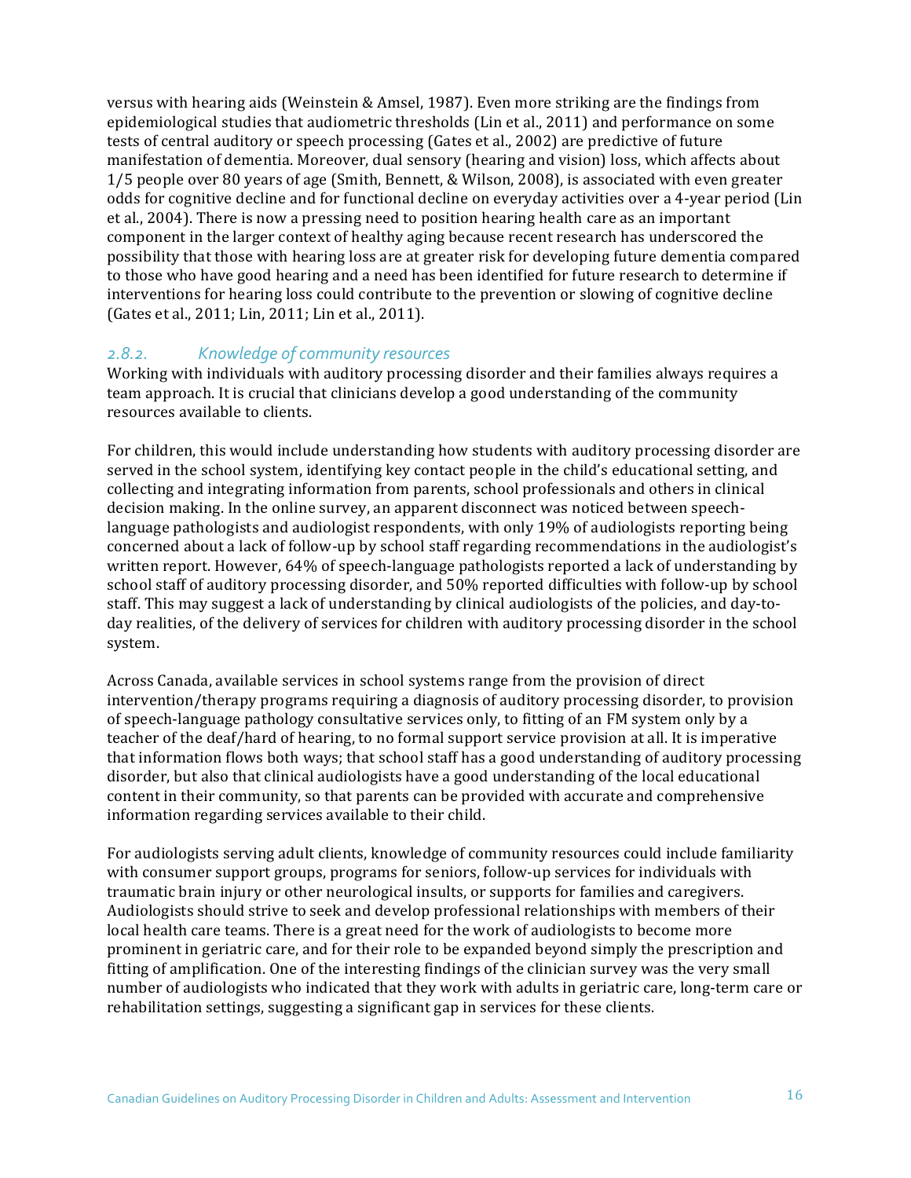versus with hearing aids (Weinstein & Amsel, 1987). Even more striking are the findings from epidemiological studies that audiometric thresholds (Lin et al., 2011) and performance on some tests of central auditory or speech processing (Gates et al., 2002) are predictive of future manifestation of dementia. Moreover, dual sensory (hearing and vision) loss, which affects about 1/5 people over 80 years of age (Smith, Bennett, & Wilson, 2008), is associated with even greater odds for cognitive decline and for functional decline on everyday activities over a 4-year period (Lin et al., 2004). There is now a pressing need to position hearing health care as an important component in the larger context of healthy aging because recent research has underscored the possibility that those with hearing loss are at greater risk for developing future dementia compared to those who have good hearing and a need has been identified for future research to determine if interventions for hearing loss could contribute to the prevention or slowing of cognitive decline (Gates et al., 2011; Lin, 2011; Lin et al., 2011).

### *2.8.2. Knowledge of community resources*

Working with individuals with auditory processing disorder and their families always requires a team approach. It is crucial that clinicians develop a good understanding of the community resources available to clients.

For children, this would include understanding how students with auditory processing disorder are served in the school system, identifying key contact people in the child's educational setting, and collecting and integrating information from parents, school professionals and others in clinical decision making. In the online survey, an apparent disconnect was noticed between speech-language pathologists and audiologist respondents, with only 19% of audiologists reporting being concerned about a lack of follow-up by school staff regarding recommendations in the audiologist's written report. However, 64% of speech-language pathologists reported a lack of understanding by school staff of auditory processing disorder, and 50% reported difficulties with follow-up by school staff. This may suggest a lack of understanding by clinical audiologists of the policies, and day-to-day realities, of the delivery of services for children with auditory processing disorder in the school system.

Across Canada, available services in school systems range from the provision of direct intervention/therapy programs requiring a diagnosis of auditory processing disorder, to provision of speech-language pathology consultative services only, to fitting of an FM system only by a teacher of the deaf/hard of hearing, to no formal support service provision at all. It is imperative that information flows both ways; that school staff has a good understanding of auditory processing disorder, but also that clinical audiologists have a good understanding of the local educational content in their community, so that parents can be provided with accurate and comprehensive information regarding services available to their child.

For audiologists serving adult clients, knowledge of community resources could include familiarity with consumer support groups, programs for seniors, follow-up services for individuals with traumatic brain injury or other neurological insults, or supports for families and caregivers. Audiologists should strive to seek and develop professional relationships with members of their local health care teams. There is a great need for the work of audiologists to become more prominent in geriatric care, and for their role to be expanded beyond simply the prescription and fitting of amplification. One of the interesting findings of the clinician survey was the very small number of audiologists who indicated that they work with adults in geriatric care, long-term care or rehabilitation settings, suggesting a significant gap in services for these clients.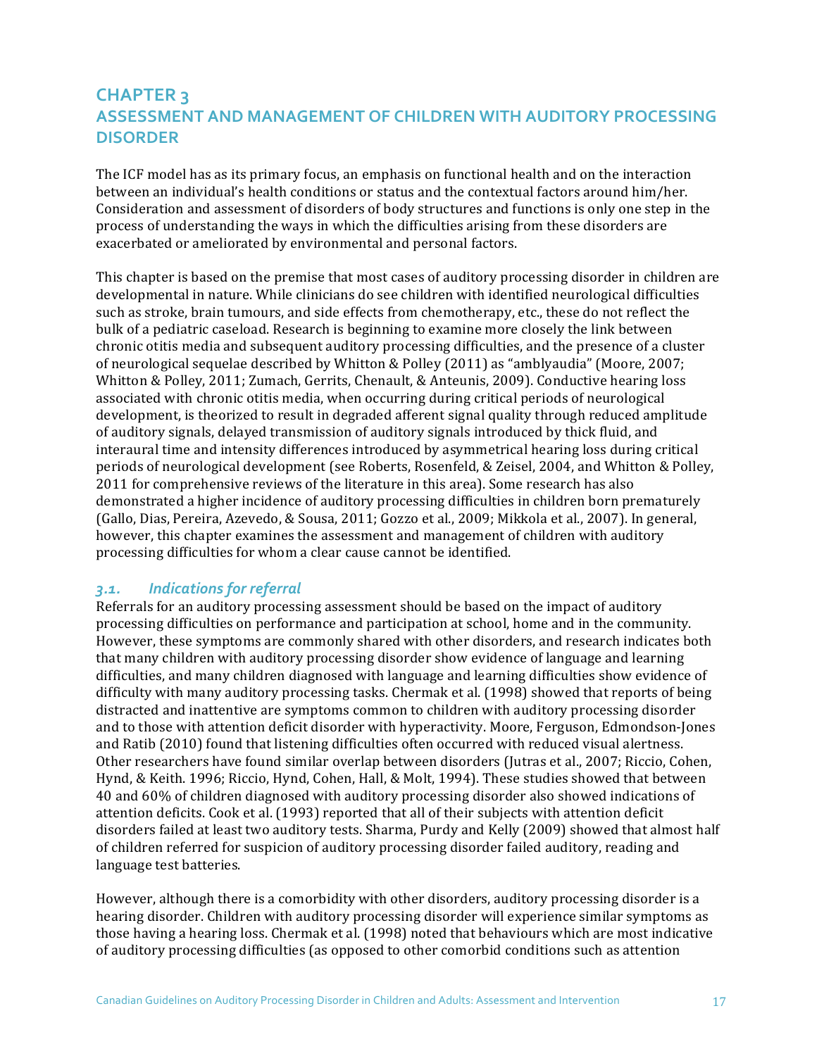# CHAPTER 3
# ASSESSMENT AND MANAGEMENT OF CHILDREN WITH AUDITORY PROCESSING DISORDER

The ICF model has as its primary focus, an emphasis on functional health and on the interaction between an individual's health conditions or status and the contextual factors around him/her. Consideration and assessment of disorders of body structures and functions is only one step in the process of understanding the ways in which the difficulties arising from these disorders are exacerbated or ameliorated by environmental and personal factors.

This chapter is based on the premise that most cases of auditory processing disorder in children are developmental in nature. While clinicians do see children with identified neurological difficulties such as stroke, brain tumours, and side effects from chemotherapy, etc., these do not reflect the bulk of a pediatric caseload. Research is beginning to examine more closely the link between chronic otitis media and subsequent auditory processing difficulties, and the presence of a cluster of neurological sequelae described by Whitton & Polley (2011) as "amblyaudia" (Moore, 2007; Whitton & Polley, 2011; Zumach, Gerrits, Chenault, & Anteunis, 2009). Conductive hearing loss associated with chronic otitis media, when occurring during critical periods of neurological development, is theorized to result in degraded afferent signal quality through reduced amplitude of auditory signals, delayed transmission of auditory signals introduced by thick fluid, and interaural time and intensity differences introduced by asymmetrical hearing loss during critical periods of neurological development (see Roberts, Rosenfeld, & Zeisel, 2004, and Whitton & Polley, 2011 for comprehensive reviews of the literature in this area). Some research has also demonstrated a higher incidence of auditory processing difficulties in children born prematurely (Gallo, Dias, Pereira, Azevedo, & Sousa, 2011; Gozzo et al., 2009; Mikkola et al., 2007). In general, however, this chapter examines the assessment and management of children with auditory processing difficulties for whom a clear cause cannot be identified.

## *3.1. Indications for referral*

Referrals for an auditory processing assessment should be based on the impact of auditory processing difficulties on performance and participation at school, home and in the community. However, these symptoms are commonly shared with other disorders, and research indicates both that many children with auditory processing disorder show evidence of language and learning difficulties, and many children diagnosed with language and learning difficulties show evidence of difficulty with many auditory processing tasks. Chermak et al. (1998) showed that reports of being distracted and inattentive are symptoms common to children with auditory processing disorder and to those with attention deficit disorder with hyperactivity. Moore, Ferguson, Edmondson-Jones and Ratib (2010) found that listening difficulties often occurred with reduced visual alertness. Other researchers have found similar overlap between disorders (Jutras et al., 2007; Riccio, Cohen, Hynd, & Keith. 1996; Riccio, Hynd, Cohen, Hall, & Molt, 1994). These studies showed that between 40 and 60% of children diagnosed with auditory processing disorder also showed indications of attention deficits. Cook et al. (1993) reported that all of their subjects with attention deficit disorders failed at least two auditory tests. Sharma, Purdy and Kelly (2009) showed that almost half of children referred for suspicion of auditory processing disorder failed auditory, reading and language test batteries.

However, although there is a comorbidity with other disorders, auditory processing disorder is a hearing disorder. Children with auditory processing disorder will experience similar symptoms as those having a hearing loss. Chermak et al. (1998) noted that behaviours which are most indicative of auditory processing difficulties (as opposed to other comorbid conditions such as attention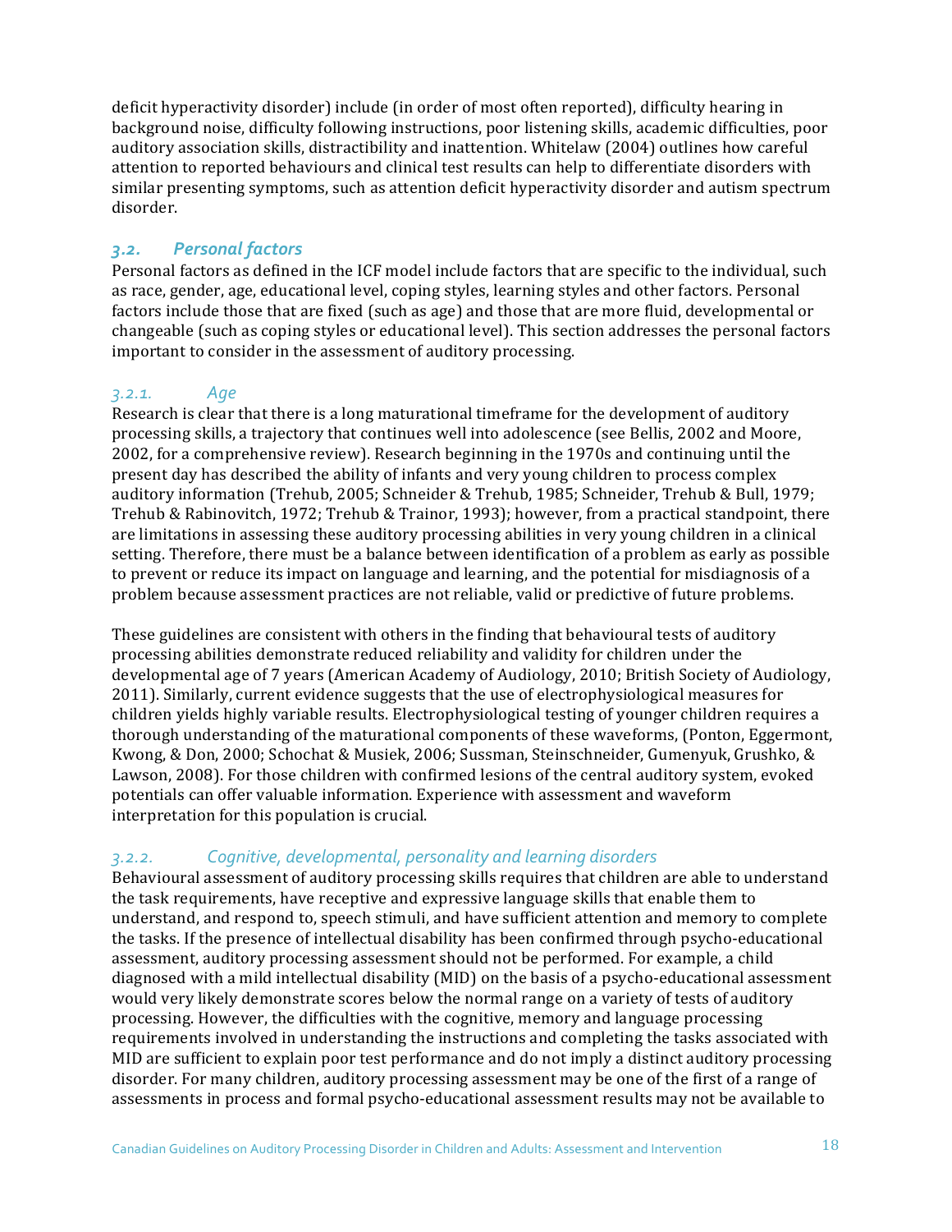deficit hyperactivity disorder) include (in order of most often reported), difficulty hearing in background noise, difficulty following instructions, poor listening skills, academic difficulties, poor auditory association skills, distractibility and inattention. Whitelaw (2004) outlines how careful attention to reported behaviours and clinical test results can help to differentiate disorders with similar presenting symptoms, such as attention deficit hyperactivity disorder and autism spectrum disorder.

## *3.2. Personal factors*

Personal factors as defined in the ICF model include factors that are specific to the individual, such as race, gender, age, educational level, coping styles, learning styles and other factors. Personal factors include those that are fixed (such as age) and those that are more fluid, developmental or changeable (such as coping styles or educational level). This section addresses the personal factors important to consider in the assessment of auditory processing.

### *3.2.1. Age*

Research is clear that there is a long maturational timeframe for the development of auditory processing skills, a trajectory that continues well into adolescence (see Bellis, 2002 and Moore, 2002, for a comprehensive review). Research beginning in the 1970s and continuing until the present day has described the ability of infants and very young children to process complex auditory information (Trehub, 2005; Schneider & Trehub, 1985; Schneider, Trehub & Bull, 1979; Trehub & Rabinovitch, 1972; Trehub & Trainor, 1993); however, from a practical standpoint, there are limitations in assessing these auditory processing abilities in very young children in a clinical setting. Therefore, there must be a balance between identification of a problem as early as possible to prevent or reduce its impact on language and learning, and the potential for misdiagnosis of a problem because assessment practices are not reliable, valid or predictive of future problems.

These guidelines are consistent with others in the finding that behavioural tests of auditory processing abilities demonstrate reduced reliability and validity for children under the developmental age of 7 years (American Academy of Audiology, 2010; British Society of Audiology, 2011). Similarly, current evidence suggests that the use of electrophysiological measures for children yields highly variable results. Electrophysiological testing of younger children requires a thorough understanding of the maturational components of these waveforms, (Ponton, Eggermont, Kwong, & Don, 2000; Schochat & Musiek, 2006; Sussman, Steinschneider, Gumenyuk, Grushko, & Lawson, 2008). For those children with confirmed lesions of the central auditory system, evoked potentials can offer valuable information. Experience with assessment and waveform interpretation for this population is crucial.

### *3.2.2. Cognitive, developmental, personality and learning disorders*

Behavioural assessment of auditory processing skills requires that children are able to understand the task requirements, have receptive and expressive language skills that enable them to understand, and respond to, speech stimuli, and have sufficient attention and memory to complete the tasks. If the presence of intellectual disability has been confirmed through psycho-educational assessment, auditory processing assessment should not be performed. For example, a child diagnosed with a mild intellectual disability (MID) on the basis of a psycho-educational assessment would very likely demonstrate scores below the normal range on a variety of tests of auditory processing. However, the difficulties with the cognitive, memory and language processing requirements involved in understanding the instructions and completing the tasks associated with MID are sufficient to explain poor test performance and do not imply a distinct auditory processing disorder. For many children, auditory processing assessment may be one of the first of a range of assessments in process and formal psycho-educational assessment results may not be available to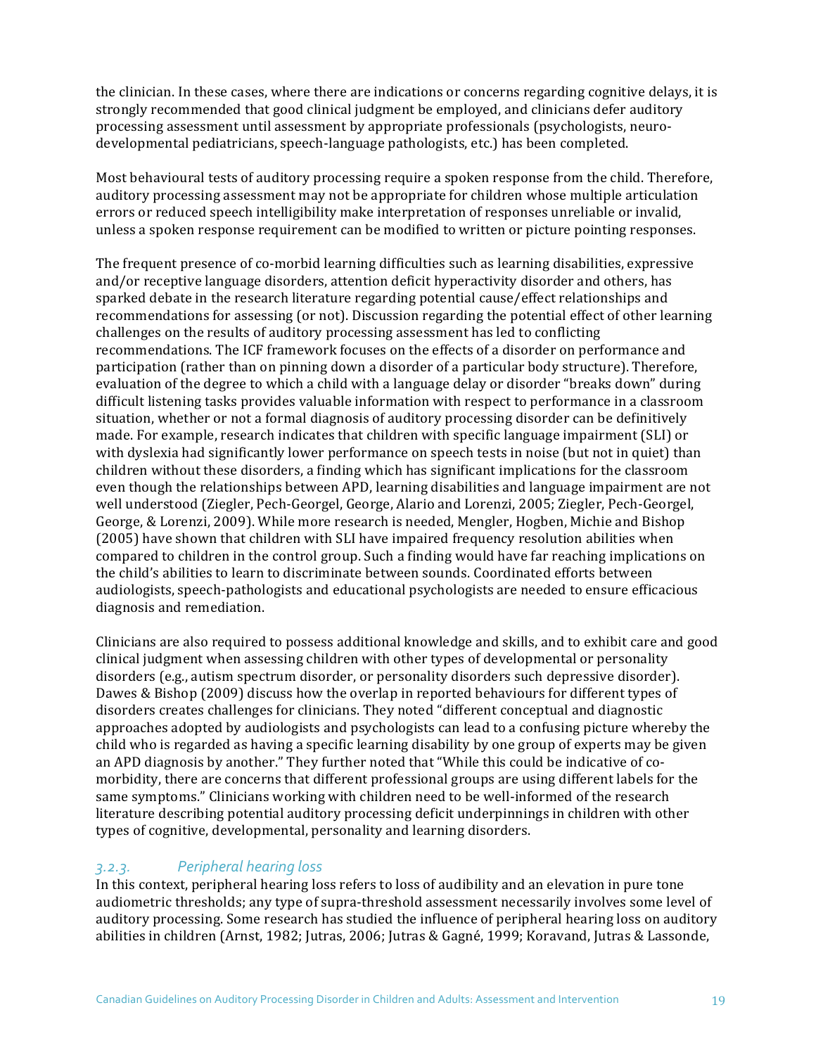the clinician. In these cases, where there are indications or concerns regarding cognitive delays, it is strongly recommended that good clinical judgment be employed, and clinicians defer auditory processing assessment until assessment by appropriate professionals (psychologists, neuro-developmental pediatricians, speech-language pathologists, etc.) has been completed.

Most behavioural tests of auditory processing require a spoken response from the child. Therefore, auditory processing assessment may not be appropriate for children whose multiple articulation errors or reduced speech intelligibility make interpretation of responses unreliable or invalid, unless a spoken response requirement can be modified to written or picture pointing responses.

The frequent presence of co-morbid learning difficulties such as learning disabilities, expressive and/or receptive language disorders, attention deficit hyperactivity disorder and others, has sparked debate in the research literature regarding potential cause/effect relationships and recommendations for assessing (or not). Discussion regarding the potential effect of other learning challenges on the results of auditory processing assessment has led to conflicting recommendations. The ICF framework focuses on the effects of a disorder on performance and participation (rather than on pinning down a disorder of a particular body structure). Therefore, evaluation of the degree to which a child with a language delay or disorder "breaks down" during difficult listening tasks provides valuable information with respect to performance in a classroom situation, whether or not a formal diagnosis of auditory processing disorder can be definitively made. For example, research indicates that children with specific language impairment (SLI) or with dyslexia had significantly lower performance on speech tests in noise (but not in quiet) than children without these disorders, a finding which has significant implications for the classroom even though the relationships between APD, learning disabilities and language impairment are not well understood (Ziegler, Pech-Georgel, George, Alario and Lorenzi, 2005; Ziegler, Pech-Georgel, George, & Lorenzi, 2009). While more research is needed, Mengler, Hogben, Michie and Bishop (2005) have shown that children with SLI have impaired frequency resolution abilities when compared to children in the control group. Such a finding would have far reaching implications on the child's abilities to learn to discriminate between sounds. Coordinated efforts between audiologists, speech-pathologists and educational psychologists are needed to ensure efficacious diagnosis and remediation.

Clinicians are also required to possess additional knowledge and skills, and to exhibit care and good clinical judgment when assessing children with other types of developmental or personality disorders (e.g., autism spectrum disorder, or personality disorders such depressive disorder). Dawes & Bishop (2009) discuss how the overlap in reported behaviours for different types of disorders creates challenges for clinicians. They noted "different conceptual and diagnostic approaches adopted by audiologists and psychologists can lead to a confusing picture whereby the child who is regarded as having a specific learning disability by one group of experts may be given an APD diagnosis by another." They further noted that "While this could be indicative of co-morbidity, there are concerns that different professional groups are using different labels for the same symptoms." Clinicians working with children need to be well-informed of the research literature describing potential auditory processing deficit underpinnings in children with other types of cognitive, developmental, personality and learning disorders.

### *3.2.3. Peripheral hearing loss*

In this context, peripheral hearing loss refers to loss of audibility and an elevation in pure tone audiometric thresholds; any type of supra-threshold assessment necessarily involves some level of auditory processing. Some research has studied the influence of peripheral hearing loss on auditory abilities in children (Arnst, 1982; Jutras, 2006; Jutras & Gagné, 1999; Koravand, Jutras & Lassonde,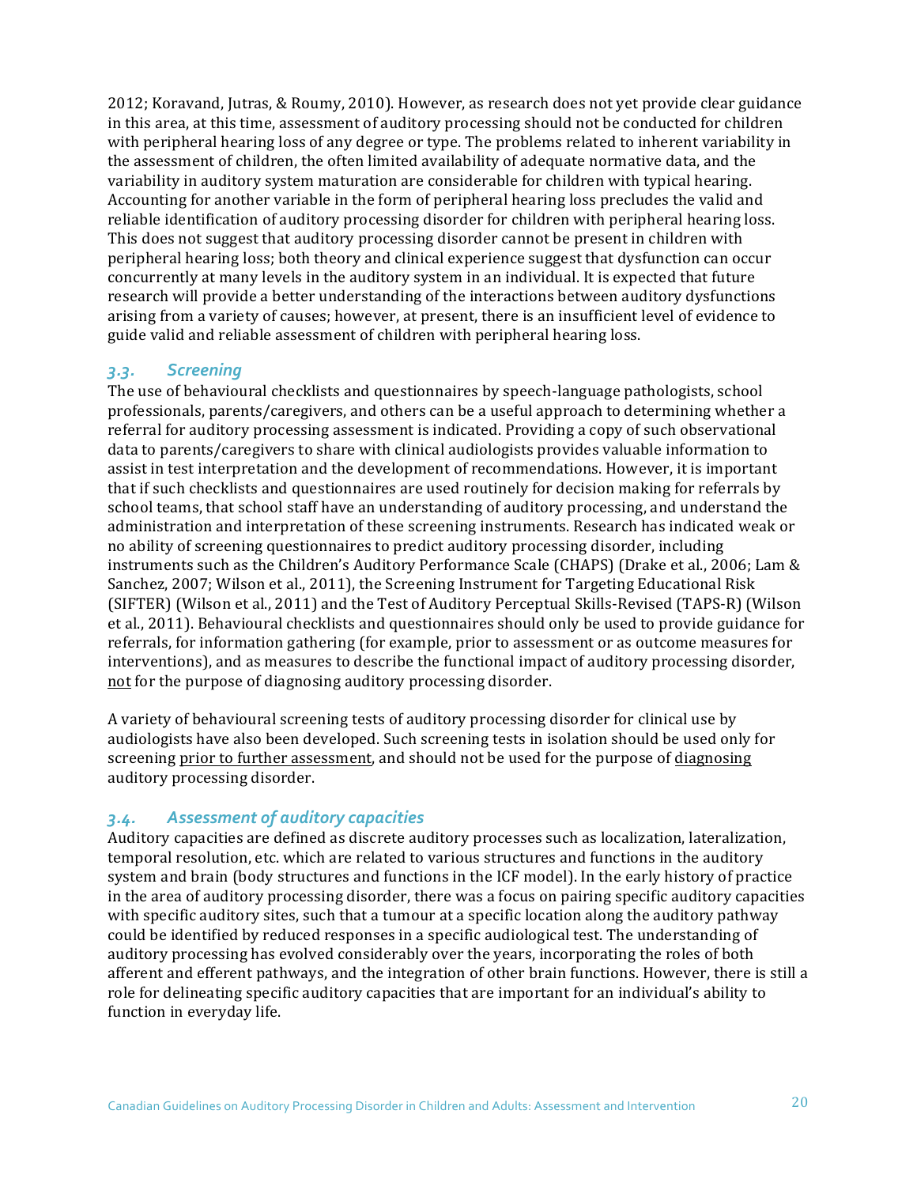2012; Koravand, Jutras, & Roumy, 2010). However, as research does not yet provide clear guidance in this area, at this time, assessment of auditory processing should not be conducted for children with peripheral hearing loss of any degree or type. The problems related to inherent variability in the assessment of children, the often limited availability of adequate normative data, and the variability in auditory system maturation are considerable for children with typical hearing. Accounting for another variable in the form of peripheral hearing loss precludes the valid and reliable identification of auditory processing disorder for children with peripheral hearing loss. This does not suggest that auditory processing disorder cannot be present in children with peripheral hearing loss; both theory and clinical experience suggest that dysfunction can occur concurrently at many levels in the auditory system in an individual. It is expected that future research will provide a better understanding of the interactions between auditory dysfunctions arising from a variety of causes; however, at present, there is an insufficient level of evidence to guide valid and reliable assessment of children with peripheral hearing loss.

### *3.3. Screening*

The use of behavioural checklists and questionnaires by speech-language pathologists, school professionals, parents/caregivers, and others can be a useful approach to determining whether a referral for auditory processing assessment is indicated. Providing a copy of such observational data to parents/caregivers to share with clinical audiologists provides valuable information to assist in test interpretation and the development of recommendations. However, it is important that if such checklists and questionnaires are used routinely for decision making for referrals by school teams, that school staff have an understanding of auditory processing, and understand the administration and interpretation of these screening instruments. Research has indicated weak or no ability of screening questionnaires to predict auditory processing disorder, including instruments such as the Children's Auditory Performance Scale (CHAPS) (Drake et al., 2006; Lam & Sanchez, 2007; Wilson et al., 2011), the Screening Instrument for Targeting Educational Risk (SIFTER) (Wilson et al., 2011) and the Test of Auditory Perceptual Skills-Revised (TAPS-R) (Wilson et al., 2011). Behavioural checklists and questionnaires should only be used to provide guidance for referrals, for information gathering (for example, prior to assessment or as outcome measures for interventions), and as measures to describe the functional impact of auditory processing disorder, <u>not</u> for the purpose of diagnosing auditory processing disorder.

A variety of behavioural screening tests of auditory processing disorder for clinical use by audiologists have also been developed. Such screening tests in isolation should be used only for screening <u>prior to further assessment</u>, and should not be used for the purpose of <u>diagnosing</u> auditory processing disorder.

### *3.4. Assessment of auditory capacities*

Auditory capacities are defined as discrete auditory processes such as localization, lateralization, temporal resolution, etc. which are related to various structures and functions in the auditory system and brain (body structures and functions in the ICF model). In the early history of practice in the area of auditory processing disorder, there was a focus on pairing specific auditory capacities with specific auditory sites, such that a tumour at a specific location along the auditory pathway could be identified by reduced responses in a specific audiological test. The understanding of auditory processing has evolved considerably over the years, incorporating the roles of both afferent and efferent pathways, and the integration of other brain functions. However, there is still a role for delineating specific auditory capacities that are important for an individual's ability to function in everyday life.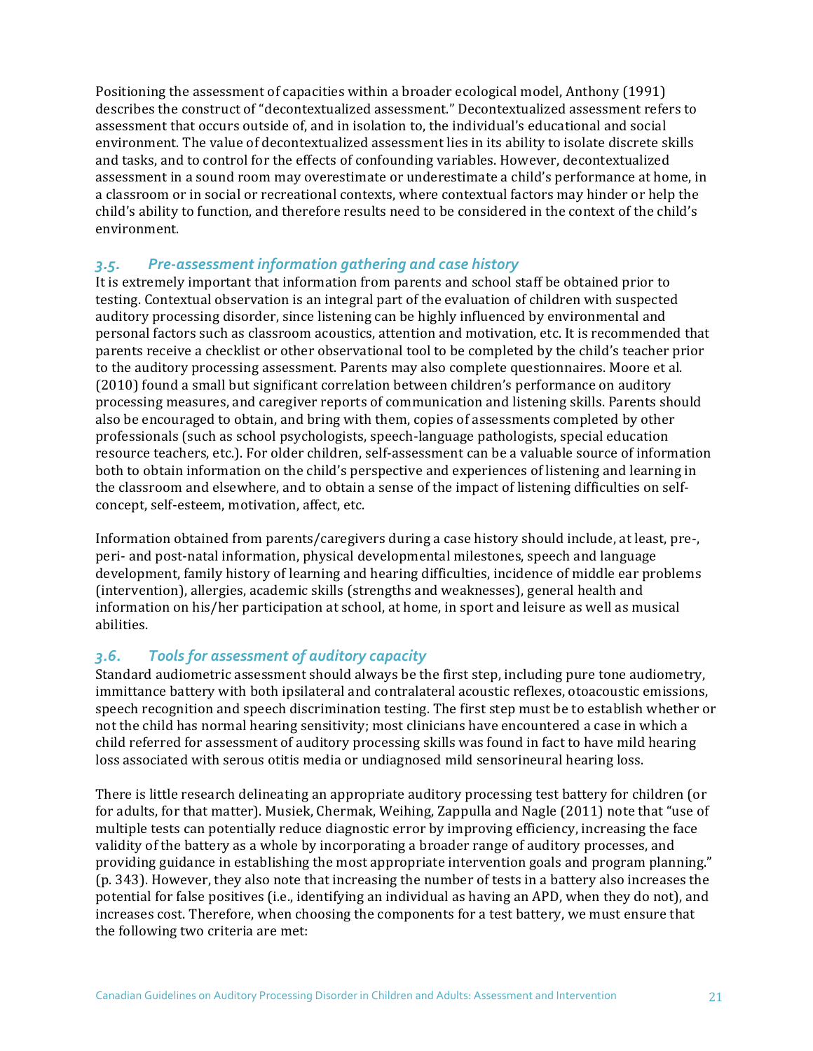Positioning the assessment of capacities within a broader ecological model, Anthony (1991) describes the construct of "decontextualized assessment." Decontextualized assessment refers to assessment that occurs outside of, and in isolation to, the individual's educational and social environment. The value of decontextualized assessment lies in its ability to isolate discrete skills and tasks, and to control for the effects of confounding variables. However, decontextualized assessment in a sound room may overestimate or underestimate a child's performance at home, in a classroom or in social or recreational contexts, where contextual factors may hinder or help the child's ability to function, and therefore results need to be considered in the context of the child's environment.

### *3.5. Pre-assessment information gathering and case history*

It is extremely important that information from parents and school staff be obtained prior to testing. Contextual observation is an integral part of the evaluation of children with suspected auditory processing disorder, since listening can be highly influenced by environmental and personal factors such as classroom acoustics, attention and motivation, etc. It is recommended that parents receive a checklist or other observational tool to be completed by the child's teacher prior to the auditory processing assessment. Parents may also complete questionnaires. Moore et al. (2010) found a small but significant correlation between children's performance on auditory processing measures, and caregiver reports of communication and listening skills. Parents should also be encouraged to obtain, and bring with them, copies of assessments completed by other professionals (such as school psychologists, speech-language pathologists, special education resource teachers, etc.). For older children, self-assessment can be a valuable source of information both to obtain information on the child's perspective and experiences of listening and learning in the classroom and elsewhere, and to obtain a sense of the impact of listening difficulties on self-concept, self-esteem, motivation, affect, etc.

Information obtained from parents/caregivers during a case history should include, at least, pre-, peri- and post-natal information, physical developmental milestones, speech and language development, family history of learning and hearing difficulties, incidence of middle ear problems (intervention), allergies, academic skills (strengths and weaknesses), general health and information on his/her participation at school, at home, in sport and leisure as well as musical abilities.

### *3.6. Tools for assessment of auditory capacity*

Standard audiometric assessment should always be the first step, including pure tone audiometry, immittance battery with both ipsilateral and contralateral acoustic reflexes, otoacoustic emissions, speech recognition and speech discrimination testing. The first step must be to establish whether or not the child has normal hearing sensitivity; most clinicians have encountered a case in which a child referred for assessment of auditory processing skills was found in fact to have mild hearing loss associated with serous otitis media or undiagnosed mild sensorineural hearing loss.

There is little research delineating an appropriate auditory processing test battery for children (or for adults, for that matter). Musiek, Chermak, Weihing, Zappulla and Nagle (2011) note that "use of multiple tests can potentially reduce diagnostic error by improving efficiency, increasing the face validity of the battery as a whole by incorporating a broader range of auditory processes, and providing guidance in establishing the most appropriate intervention goals and program planning." (p. 343). However, they also note that increasing the number of tests in a battery also increases the potential for false positives (i.e., identifying an individual as having an APD, when they do not), and increases cost. Therefore, when choosing the components for a test battery, we must ensure that the following two criteria are met: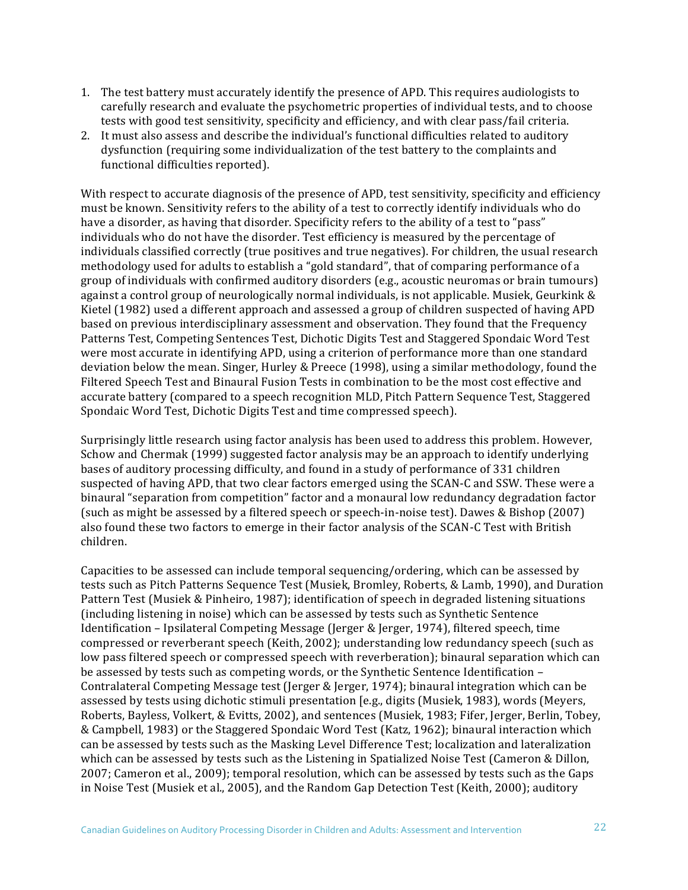1. The test battery must accurately identify the presence of APD. This requires audiologists to carefully research and evaluate the psychometric properties of individual tests, and to choose tests with good test sensitivity, specificity and efficiency, and with clear pass/fail criteria.
2. It must also assess and describe the individual's functional difficulties related to auditory dysfunction (requiring some individualization of the test battery to the complaints and functional difficulties reported).

With respect to accurate diagnosis of the presence of APD, test sensitivity, specificity and efficiency must be known. Sensitivity refers to the ability of a test to correctly identify individuals who do have a disorder, as having that disorder. Specificity refers to the ability of a test to "pass" individuals who do not have the disorder. Test efficiency is measured by the percentage of individuals classified correctly (true positives and true negatives). For children, the usual research methodology used for adults to establish a "gold standard", that of comparing performance of a group of individuals with confirmed auditory disorders (e.g., acoustic neuromas or brain tumours) against a control group of neurologically normal individuals, is not applicable. Musiek, Geurkink & Kietel (1982) used a different approach and assessed a group of children suspected of having APD based on previous interdisciplinary assessment and observation. They found that the Frequency Patterns Test, Competing Sentences Test, Dichotic Digits Test and Staggered Spondaic Word Test were most accurate in identifying APD, using a criterion of performance more than one standard deviation below the mean. Singer, Hurley & Preece (1998), using a similar methodology, found the Filtered Speech Test and Binaural Fusion Tests in combination to be the most cost effective and accurate battery (compared to a speech recognition MLD, Pitch Pattern Sequence Test, Staggered Spondaic Word Test, Dichotic Digits Test and time compressed speech).

Surprisingly little research using factor analysis has been used to address this problem. However, Schow and Chermak (1999) suggested factor analysis may be an approach to identify underlying bases of auditory processing difficulty, and found in a study of performance of 331 children suspected of having APD, that two clear factors emerged using the SCAN-C and SSW. These were a binaural "separation from competition" factor and a monaural low redundancy degradation factor (such as might be assessed by a filtered speech or speech-in-noise test). Dawes & Bishop (2007) also found these two factors to emerge in their factor analysis of the SCAN-C Test with British children.

Capacities to be assessed can include temporal sequencing/ordering, which can be assessed by tests such as Pitch Patterns Sequence Test (Musiek, Bromley, Roberts, & Lamb, 1990), and Duration Pattern Test (Musiek & Pinheiro, 1987); identification of speech in degraded listening situations (including listening in noise) which can be assessed by tests such as Synthetic Sentence Identification – Ipsilateral Competing Message (Jerger & Jerger, 1974), filtered speech, time compressed or reverberant speech (Keith, 2002); understanding low redundancy speech (such as low pass filtered speech or compressed speech with reverberation); binaural separation which can be assessed by tests such as competing words, or the Synthetic Sentence Identification – Contralateral Competing Message test (Jerger & Jerger, 1974); binaural integration which can be assessed by tests using dichotic stimuli presentation [e.g., digits (Musiek, 1983), words (Meyers, Roberts, Bayless, Volkert, & Evitts, 2002), and sentences (Musiek, 1983; Fifer, Jerger, Berlin, Tobey, & Campbell, 1983) or the Staggered Spondaic Word Test (Katz, 1962); binaural interaction which can be assessed by tests such as the Masking Level Difference Test; localization and lateralization which can be assessed by tests such as the Listening in Spatialized Noise Test (Cameron & Dillon, 2007; Cameron et al., 2009); temporal resolution, which can be assessed by tests such as the Gaps in Noise Test (Musiek et al., 2005), and the Random Gap Detection Test (Keith, 2000); auditory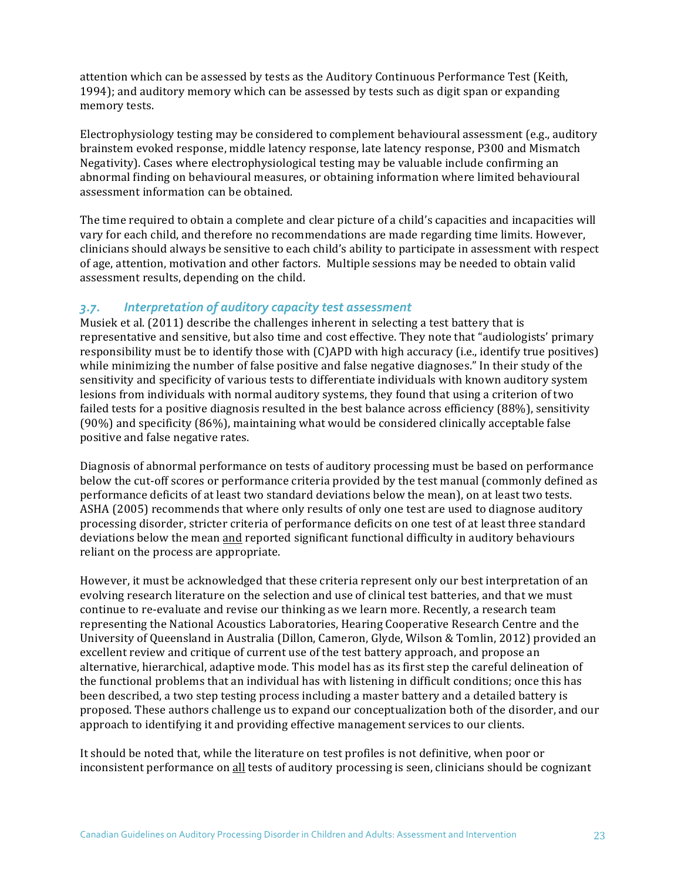attention which can be assessed by tests as the Auditory Continuous Performance Test (Keith, 1994); and auditory memory which can be assessed by tests such as digit span or expanding memory tests.

Electrophysiology testing may be considered to complement behavioural assessment (e.g., auditory brainstem evoked response, middle latency response, late latency response, P300 and Mismatch Negativity). Cases where electrophysiological testing may be valuable include confirming an abnormal finding on behavioural measures, or obtaining information where limited behavioural assessment information can be obtained.

The time required to obtain a complete and clear picture of a child's capacities and incapacities will vary for each child, and therefore no recommendations are made regarding time limits. However, clinicians should always be sensitive to each child's ability to participate in assessment with respect of age, attention, motivation and other factors. Multiple sessions may be needed to obtain valid assessment results, depending on the child.

### *3.7. Interpretation of auditory capacity test assessment*

Musiek et al. (2011) describe the challenges inherent in selecting a test battery that is representative and sensitive, but also time and cost effective. They note that "audiologists' primary responsibility must be to identify those with (C)APD with high accuracy (i.e., identify true positives) while minimizing the number of false positive and false negative diagnoses." In their study of the sensitivity and specificity of various tests to differentiate individuals with known auditory system lesions from individuals with normal auditory systems, they found that using a criterion of two failed tests for a positive diagnosis resulted in the best balance across efficiency (88%), sensitivity (90%) and specificity (86%), maintaining what would be considered clinically acceptable false positive and false negative rates.

Diagnosis of abnormal performance on tests of auditory processing must be based on performance below the cut-off scores or performance criteria provided by the test manual (commonly defined as performance deficits of at least two standard deviations below the mean), on at least two tests. ASHA (2005) recommends that where only results of only one test are used to diagnose auditory processing disorder, stricter criteria of performance deficits on one test of at least three standard deviations below the mean <u>and</u> reported significant functional difficulty in auditory behaviours reliant on the process are appropriate.

However, it must be acknowledged that these criteria represent only our best interpretation of an evolving research literature on the selection and use of clinical test batteries, and that we must continue to re-evaluate and revise our thinking as we learn more. Recently, a research team representing the National Acoustics Laboratories, Hearing Cooperative Research Centre and the University of Queensland in Australia (Dillon, Cameron, Glyde, Wilson & Tomlin, 2012) provided an excellent review and critique of current use of the test battery approach, and propose an alternative, hierarchical, adaptive mode. This model has as its first step the careful delineation of the functional problems that an individual has with listening in difficult conditions; once this has been described, a two step testing process including a master battery and a detailed battery is proposed. These authors challenge us to expand our conceptualization both of the disorder, and our approach to identifying it and providing effective management services to our clients.

It should be noted that, while the literature on test profiles is not definitive, when poor or inconsistent performance on <u>all</u> tests of auditory processing is seen, clinicians should be cognizant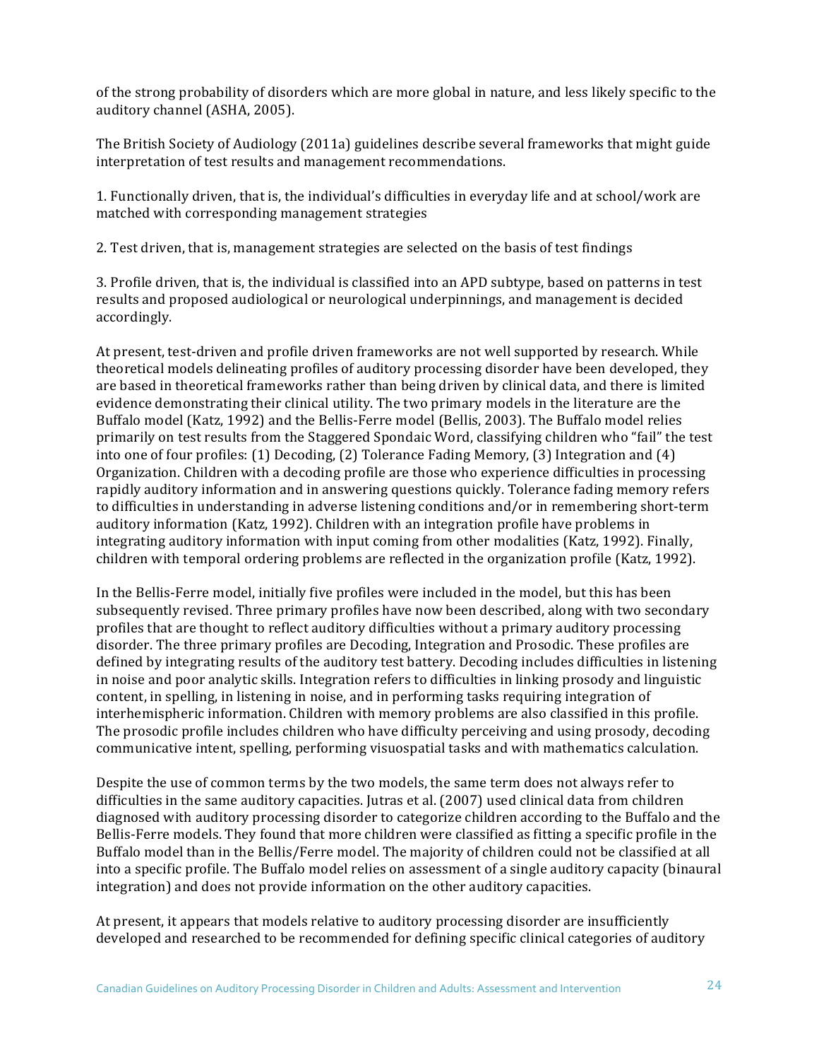of the strong probability of disorders which are more global in nature, and less likely specific to the auditory channel (ASHA, 2005).

The British Society of Audiology (2011a) guidelines describe several frameworks that might guide interpretation of test results and management recommendations.

1. Functionally driven, that is, the individual's difficulties in everyday life and at school/work are matched with corresponding management strategies

2. Test driven, that is, management strategies are selected on the basis of test findings

3. Profile driven, that is, the individual is classified into an APD subtype, based on patterns in test results and proposed audiological or neurological underpinnings, and management is decided accordingly.

At present, test-driven and profile driven frameworks are not well supported by research. While theoretical models delineating profiles of auditory processing disorder have been developed, they are based in theoretical frameworks rather than being driven by clinical data, and there is limited evidence demonstrating their clinical utility. The two primary models in the literature are the Buffalo model (Katz, 1992) and the Bellis-Ferre model (Bellis, 2003). The Buffalo model relies primarily on test results from the Staggered Spondaic Word, classifying children who "fail" the test into one of four profiles: (1) Decoding, (2) Tolerance Fading Memory, (3) Integration and (4) Organization. Children with a decoding profile are those who experience difficulties in processing rapidly auditory information and in answering questions quickly. Tolerance fading memory refers to difficulties in understanding in adverse listening conditions and/or in remembering short-term auditory information (Katz, 1992). Children with an integration profile have problems in integrating auditory information with input coming from other modalities (Katz, 1992). Finally, children with temporal ordering problems are reflected in the organization profile (Katz, 1992).

In the Bellis-Ferre model, initially five profiles were included in the model, but this has been subsequently revised. Three primary profiles have now been described, along with two secondary profiles that are thought to reflect auditory difficulties without a primary auditory processing disorder. The three primary profiles are Decoding, Integration and Prosodic. These profiles are defined by integrating results of the auditory test battery. Decoding includes difficulties in listening in noise and poor analytic skills. Integration refers to difficulties in linking prosody and linguistic content, in spelling, in listening in noise, and in performing tasks requiring integration of interhemispheric information. Children with memory problems are also classified in this profile. The prosodic profile includes children who have difficulty perceiving and using prosody, decoding communicative intent, spelling, performing visuospatial tasks and with mathematics calculation.

Despite the use of common terms by the two models, the same term does not always refer to difficulties in the same auditory capacities. Jutras et al. (2007) used clinical data from children diagnosed with auditory processing disorder to categorize children according to the Buffalo and the Bellis-Ferre models. They found that more children were classified as fitting a specific profile in the Buffalo model than in the Bellis/Ferre model. The majority of children could not be classified at all into a specific profile. The Buffalo model relies on assessment of a single auditory capacity (binaural integration) and does not provide information on the other auditory capacities.

At present, it appears that models relative to auditory processing disorder are insufficiently developed and researched to be recommended for defining specific clinical categories of auditory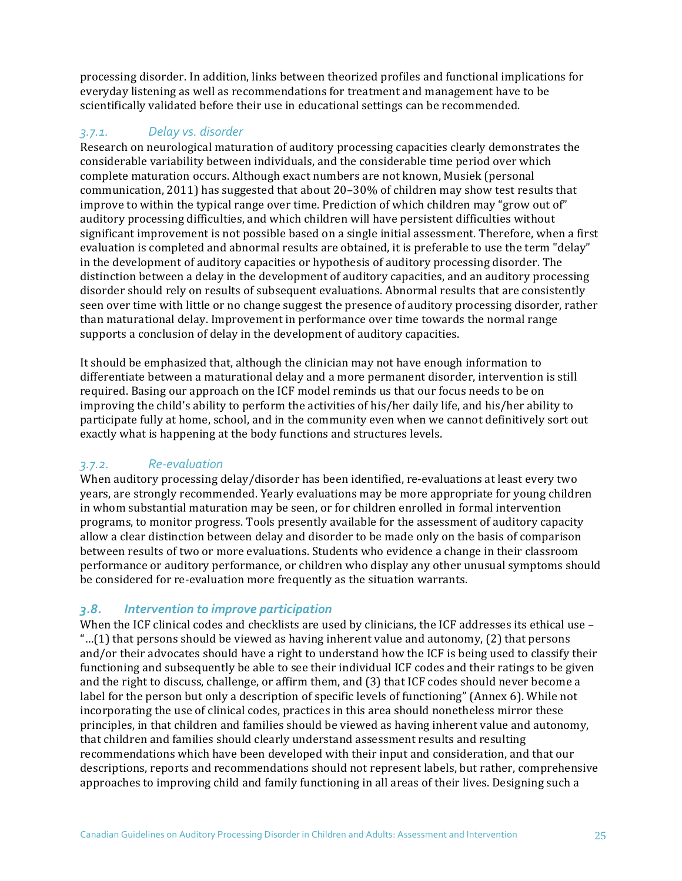processing disorder. In addition, links between theorized profiles and functional implications for everyday listening as well as recommendations for treatment and management have to be scientifically validated before their use in educational settings can be recommended.

### *3.7.1. Delay vs. disorder*

Research on neurological maturation of auditory processing capacities clearly demonstrates the considerable variability between individuals, and the considerable time period over which complete maturation occurs. Although exact numbers are not known, Musiek (personal communication, 2011) has suggested that about 20–30% of children may show test results that improve to within the typical range over time. Prediction of which children may "grow out of" auditory processing difficulties, and which children will have persistent difficulties without significant improvement is not possible based on a single initial assessment. Therefore, when a first evaluation is completed and abnormal results are obtained, it is preferable to use the term "delay" in the development of auditory capacities or hypothesis of auditory processing disorder. The distinction between a delay in the development of auditory capacities, and an auditory processing disorder should rely on results of subsequent evaluations. Abnormal results that are consistently seen over time with little or no change suggest the presence of auditory processing disorder, rather than maturational delay. Improvement in performance over time towards the normal range supports a conclusion of delay in the development of auditory capacities.

It should be emphasized that, although the clinician may not have enough information to differentiate between a maturational delay and a more permanent disorder, intervention is still required. Basing our approach on the ICF model reminds us that our focus needs to be on improving the child's ability to perform the activities of his/her daily life, and his/her ability to participate fully at home, school, and in the community even when we cannot definitively sort out exactly what is happening at the body functions and structures levels.

### *3.7.2. Re-evaluation*

When auditory processing delay/disorder has been identified, re-evaluations at least every two years, are strongly recommended. Yearly evaluations may be more appropriate for young children in whom substantial maturation may be seen, or for children enrolled in formal intervention programs, to monitor progress. Tools presently available for the assessment of auditory capacity allow a clear distinction between delay and disorder to be made only on the basis of comparison between results of two or more evaluations. Students who evidence a change in their classroom performance or auditory performance, or children who display any other unusual symptoms should be considered for re-evaluation more frequently as the situation warrants.

## *3.8. Intervention to improve participation*

When the ICF clinical codes and checklists are used by clinicians, the ICF addresses its ethical use – "...(1) that persons should be viewed as having inherent value and autonomy, (2) that persons and/or their advocates should have a right to understand how the ICF is being used to classify their functioning and subsequently be able to see their individual ICF codes and their ratings to be given and the right to discuss, challenge, or affirm them, and (3) that ICF codes should never become a label for the person but only a description of specific levels of functioning" (Annex 6). While not incorporating the use of clinical codes, practices in this area should nonetheless mirror these principles, in that children and families should be viewed as having inherent value and autonomy, that children and families should clearly understand assessment results and resulting recommendations which have been developed with their input and consideration, and that our descriptions, reports and recommendations should not represent labels, but rather, comprehensive approaches to improving child and family functioning in all areas of their lives. Designing such a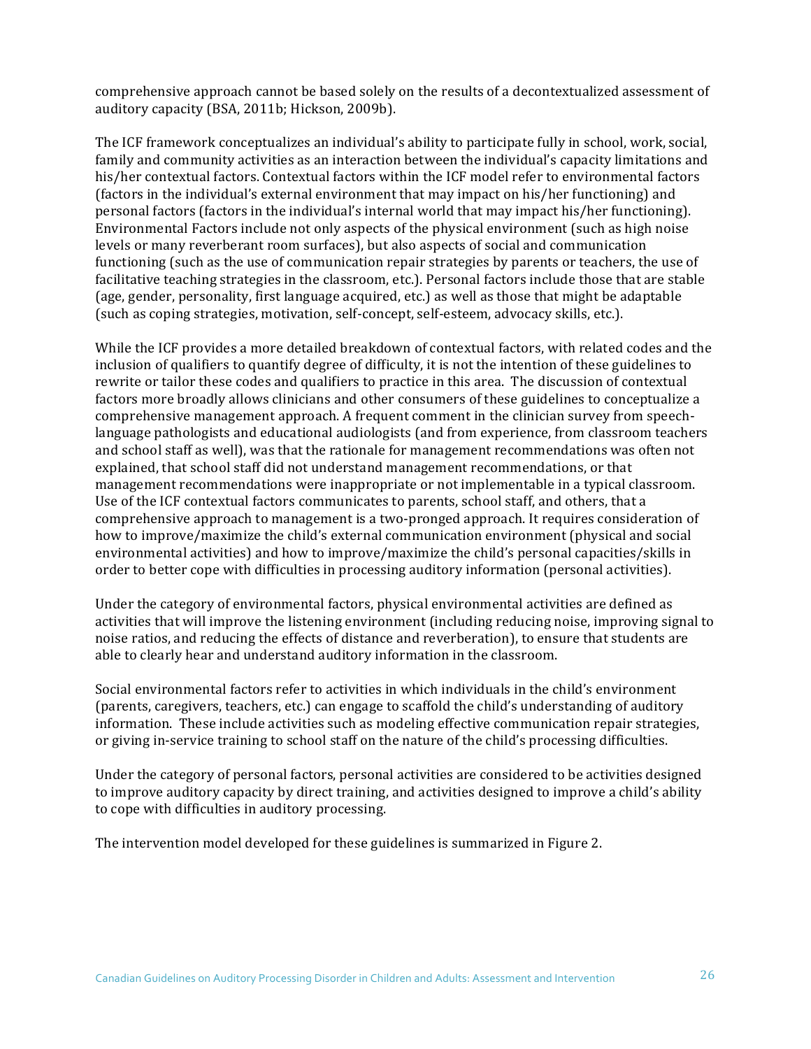comprehensive approach cannot be based solely on the results of a decontextualized assessment of auditory capacity (BSA, 2011b; Hickson, 2009b).

The ICF framework conceptualizes an individual's ability to participate fully in school, work, social, family and community activities as an interaction between the individual's capacity limitations and his/her contextual factors. Contextual factors within the ICF model refer to environmental factors (factors in the individual's external environment that may impact on his/her functioning) and personal factors (factors in the individual's internal world that may impact his/her functioning). Environmental Factors include not only aspects of the physical environment (such as high noise levels or many reverberant room surfaces), but also aspects of social and communication functioning (such as the use of communication repair strategies by parents or teachers, the use of facilitative teaching strategies in the classroom, etc.). Personal factors include those that are stable (age, gender, personality, first language acquired, etc.) as well as those that might be adaptable (such as coping strategies, motivation, self-concept, self-esteem, advocacy skills, etc.).

While the ICF provides a more detailed breakdown of contextual factors, with related codes and the inclusion of qualifiers to quantify degree of difficulty, it is not the intention of these guidelines to rewrite or tailor these codes and qualifiers to practice in this area. The discussion of contextual factors more broadly allows clinicians and other consumers of these guidelines to conceptualize a comprehensive management approach. A frequent comment in the clinician survey from speech-language pathologists and educational audiologists (and from experience, from classroom teachers and school staff as well), was that the rationale for management recommendations was often not explained, that school staff did not understand management recommendations, or that management recommendations were inappropriate or not implementable in a typical classroom. Use of the ICF contextual factors communicates to parents, school staff, and others, that a comprehensive approach to management is a two-pronged approach. It requires consideration of how to improve/maximize the child's external communication environment (physical and social environmental activities) and how to improve/maximize the child's personal capacities/skills in order to better cope with difficulties in processing auditory information (personal activities).

Under the category of environmental factors, physical environmental activities are defined as activities that will improve the listening environment (including reducing noise, improving signal to noise ratios, and reducing the effects of distance and reverberation), to ensure that students are able to clearly hear and understand auditory information in the classroom.

Social environmental factors refer to activities in which individuals in the child's environment (parents, caregivers, teachers, etc.) can engage to scaffold the child's understanding of auditory information. These include activities such as modeling effective communication repair strategies, or giving in-service training to school staff on the nature of the child's processing difficulties.

Under the category of personal factors, personal activities are considered to be activities designed to improve auditory capacity by direct training, and activities designed to improve a child's ability to cope with difficulties in auditory processing.

The intervention model developed for these guidelines is summarized in Figure 2.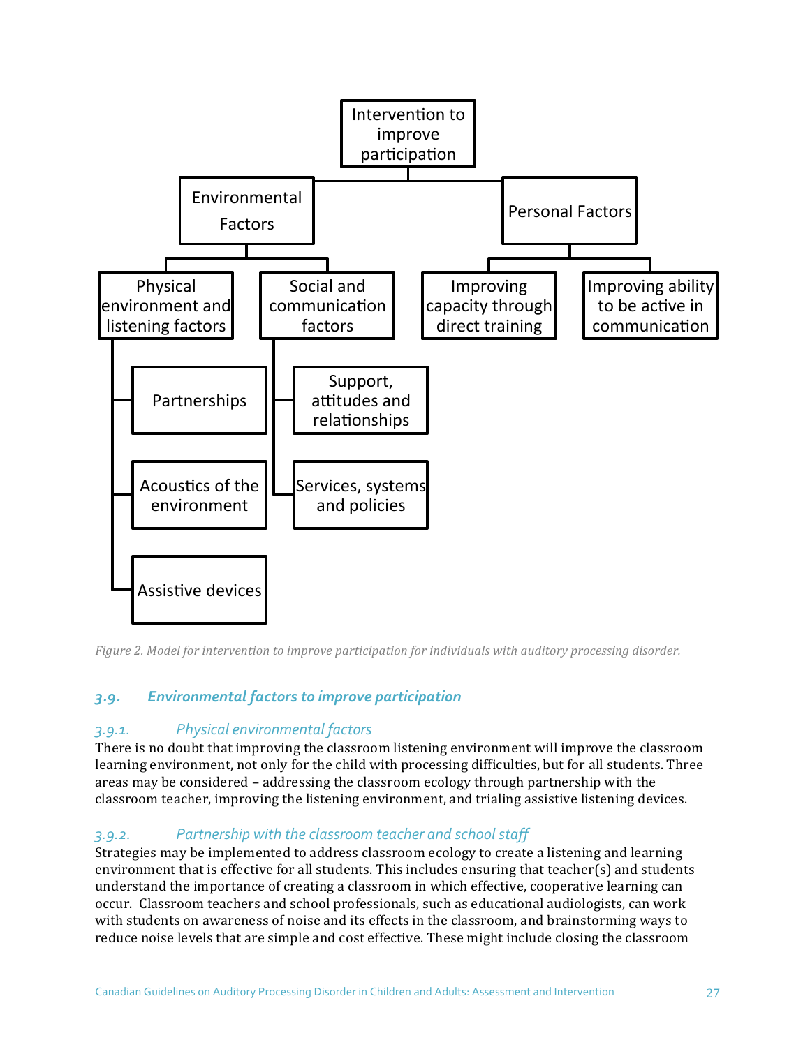- Intervention to improve participation
  - Environmental Factors
    - Physical environment and listening factors
      - Partnerships
      - Acoustics of the environment
      - Assistive devices
    - Social and communication factors
      - Support, attitudes and relationships
      - Services, systems and policies
  - Personal Factors
    - Improving capacity through direct training
    - Improving ability to be active in communication

*Figure 2. Model for intervention to improve participation for individuals with auditory processing disorder.*

## 3.9. Environmental factors to improve participation

### 3.9.1. Physical environmental factors

There is no doubt that improving the classroom listening environment will improve the classroom learning environment, not only for the child with processing difficulties, but for all students. Three areas may be considered – addressing the classroom ecology through partnership with the classroom teacher, improving the listening environment, and trialing assistive listening devices.

### 3.9.2. Partnership with the classroom teacher and school staff

Strategies may be implemented to address classroom ecology to create a listening and learning environment that is effective for all students. This includes ensuring that teacher(s) and students understand the importance of creating a classroom in which effective, cooperative learning can occur. Classroom teachers and school professionals, such as educational audiologists, can work with students on awareness of noise and its effects in the classroom, and brainstorming ways to reduce noise levels that are simple and cost effective. These might include closing the classroom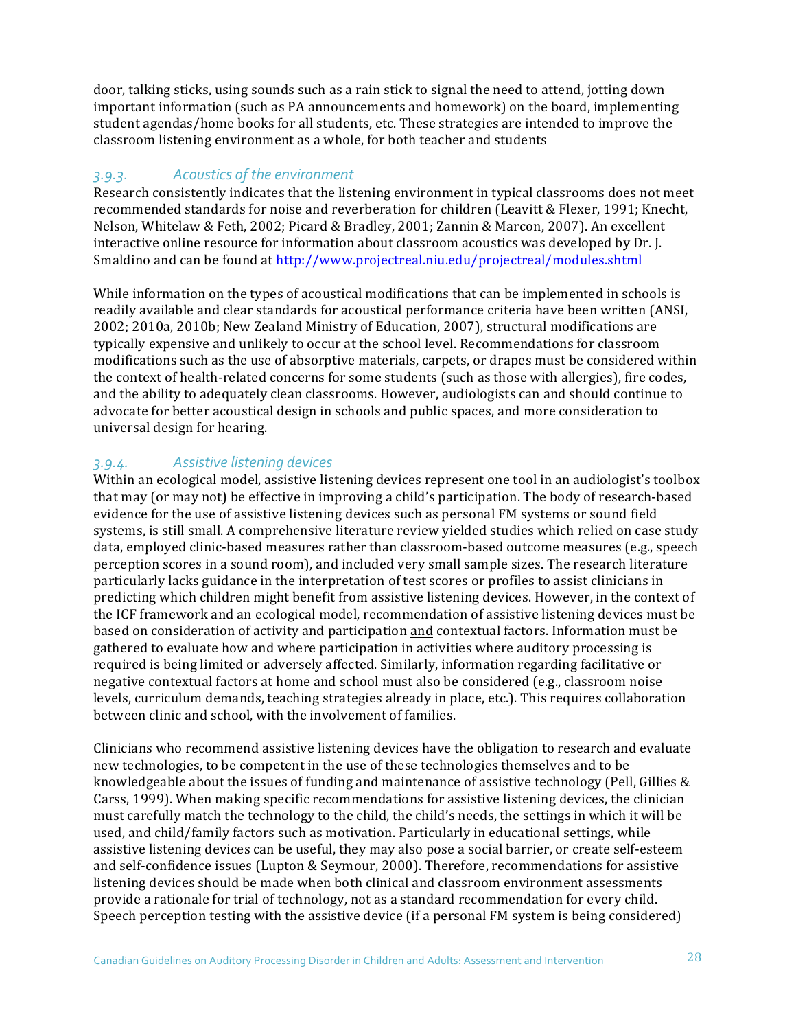door, talking sticks, using sounds such as a rain stick to signal the need to attend, jotting down important information (such as PA announcements and homework) on the board, implementing student agendas/home books for all students, etc. These strategies are intended to improve the classroom listening environment as a whole, for both teacher and students

### *3.9.3. Acoustics of the environment*

Research consistently indicates that the listening environment in typical classrooms does not meet recommended standards for noise and reverberation for children (Leavitt & Flexer, 1991; Knecht, Nelson, Whitelaw & Feth, 2002; Picard & Bradley, 2001; Zannin & Marcon, 2007). An excellent interactive online resource for information about classroom acoustics was developed by Dr. J. Smaldino and can be found at http://www.projectreal.niu.edu/projectreal/modules.shtml

While information on the types of acoustical modifications that can be implemented in schools is readily available and clear standards for acoustical performance criteria have been written (ANSI, 2002; 2010a, 2010b; New Zealand Ministry of Education, 2007), structural modifications are typically expensive and unlikely to occur at the school level. Recommendations for classroom modifications such as the use of absorptive materials, carpets, or drapes must be considered within the context of health-related concerns for some students (such as those with allergies), fire codes, and the ability to adequately clean classrooms. However, audiologists can and should continue to advocate for better acoustical design in schools and public spaces, and more consideration to universal design for hearing.

### *3.9.4. Assistive listening devices*

Within an ecological model, assistive listening devices represent one tool in an audiologist's toolbox that may (or may not) be effective in improving a child's participation. The body of research-based evidence for the use of assistive listening devices such as personal FM systems or sound field systems, is still small. A comprehensive literature review yielded studies which relied on case study data, employed clinic-based measures rather than classroom-based outcome measures (e.g., speech perception scores in a sound room), and included very small sample sizes. The research literature particularly lacks guidance in the interpretation of test scores or profiles to assist clinicians in predicting which children might benefit from assistive listening devices. However, in the context of the ICF framework and an ecological model, recommendation of assistive listening devices must be based on consideration of activity and participation <u>and</u> contextual factors. Information must be gathered to evaluate how and where participation in activities where auditory processing is required is being limited or adversely affected. Similarly, information regarding facilitative or negative contextual factors at home and school must also be considered (e.g., classroom noise levels, curriculum demands, teaching strategies already in place, etc.). This <u>requires</u> collaboration between clinic and school, with the involvement of families.

Clinicians who recommend assistive listening devices have the obligation to research and evaluate new technologies, to be competent in the use of these technologies themselves and to be knowledgeable about the issues of funding and maintenance of assistive technology (Pell, Gillies & Carss, 1999). When making specific recommendations for assistive listening devices, the clinician must carefully match the technology to the child, the child's needs, the settings in which it will be used, and child/family factors such as motivation. Particularly in educational settings, while assistive listening devices can be useful, they may also pose a social barrier, or create self-esteem and self-confidence issues (Lupton & Seymour, 2000). Therefore, recommendations for assistive listening devices should be made when both clinical and classroom environment assessments provide a rationale for trial of technology, not as a standard recommendation for every child. Speech perception testing with the assistive device (if a personal FM system is being considered)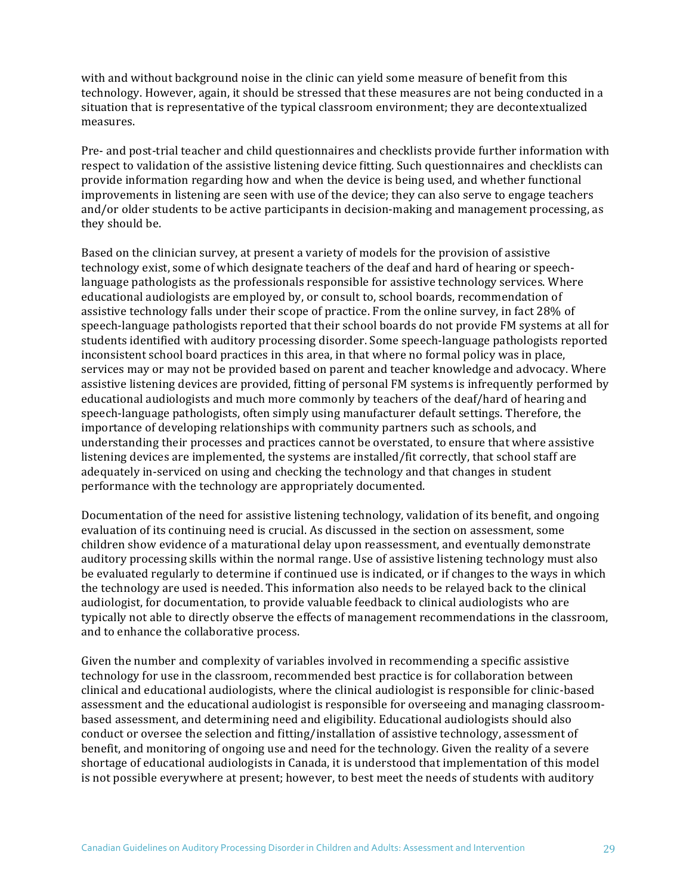with and without background noise in the clinic can yield some measure of benefit from this technology. However, again, it should be stressed that these measures are not being conducted in a situation that is representative of the typical classroom environment; they are decontextualized measures.

Pre- and post-trial teacher and child questionnaires and checklists provide further information with respect to validation of the assistive listening device fitting. Such questionnaires and checklists can provide information regarding how and when the device is being used, and whether functional improvements in listening are seen with use of the device; they can also serve to engage teachers and/or older students to be active participants in decision-making and management processing, as they should be.

Based on the clinician survey, at present a variety of models for the provision of assistive technology exist, some of which designate teachers of the deaf and hard of hearing or speech-language pathologists as the professionals responsible for assistive technology services. Where educational audiologists are employed by, or consult to, school boards, recommendation of assistive technology falls under their scope of practice. From the online survey, in fact 28% of speech-language pathologists reported that their school boards do not provide FM systems at all for students identified with auditory processing disorder. Some speech-language pathologists reported inconsistent school board practices in this area, in that where no formal policy was in place, services may or may not be provided based on parent and teacher knowledge and advocacy. Where assistive listening devices are provided, fitting of personal FM systems is infrequently performed by educational audiologists and much more commonly by teachers of the deaf/hard of hearing and speech-language pathologists, often simply using manufacturer default settings. Therefore, the importance of developing relationships with community partners such as schools, and understanding their processes and practices cannot be overstated, to ensure that where assistive listening devices are implemented, the systems are installed/fit correctly, that school staff are adequately in-serviced on using and checking the technology and that changes in student performance with the technology are appropriately documented.

Documentation of the need for assistive listening technology, validation of its benefit, and ongoing evaluation of its continuing need is crucial. As discussed in the section on assessment, some children show evidence of a maturational delay upon reassessment, and eventually demonstrate auditory processing skills within the normal range. Use of assistive listening technology must also be evaluated regularly to determine if continued use is indicated, or if changes to the ways in which the technology are used is needed. This information also needs to be relayed back to the clinical audiologist, for documentation, to provide valuable feedback to clinical audiologists who are typically not able to directly observe the effects of management recommendations in the classroom, and to enhance the collaborative process.

Given the number and complexity of variables involved in recommending a specific assistive technology for use in the classroom, recommended best practice is for collaboration between clinical and educational audiologists, where the clinical audiologist is responsible for clinic-based assessment and the educational audiologist is responsible for overseeing and managing classroom-based assessment, and determining need and eligibility. Educational audiologists should also conduct or oversee the selection and fitting/installation of assistive technology, assessment of benefit, and monitoring of ongoing use and need for the technology. Given the reality of a severe shortage of educational audiologists in Canada, it is understood that implementation of this model is not possible everywhere at present; however, to best meet the needs of students with auditory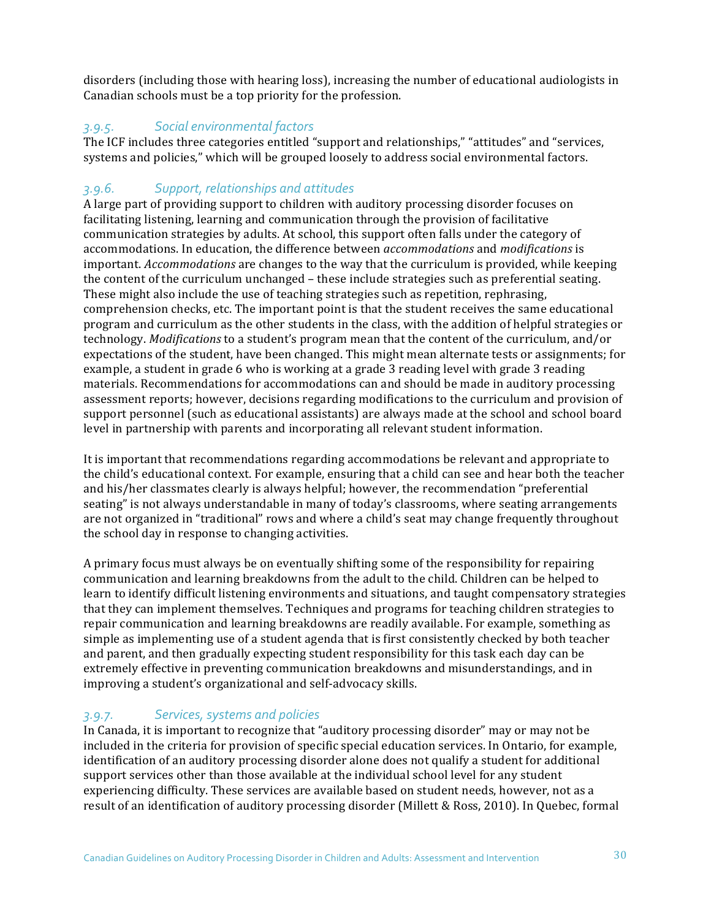disorders (including those with hearing loss), increasing the number of educational audiologists in Canadian schools must be a top priority for the profession.

### *3.9.5. Social environmental factors*

The ICF includes three categories entitled “support and relationships,” “attitudes” and “services, systems and policies,” which will be grouped loosely to address social environmental factors.

### *3.9.6. Support, relationships and attitudes*

A large part of providing support to children with auditory processing disorder focuses on facilitating listening, learning and communication through the provision of facilitative communication strategies by adults. At school, this support often falls under the category of accommodations. In education, the difference between *accommodations* and *modifications* is important. *Accommodations* are changes to the way that the curriculum is provided, while keeping the content of the curriculum unchanged – these include strategies such as preferential seating. These might also include the use of teaching strategies such as repetition, rephrasing, comprehension checks, etc. The important point is that the student receives the same educational program and curriculum as the other students in the class, with the addition of helpful strategies or technology. *Modifications* to a student’s program mean that the content of the curriculum, and/or expectations of the student, have been changed. This might mean alternate tests or assignments; for example, a student in grade 6 who is working at a grade 3 reading level with grade 3 reading materials. Recommendations for accommodations can and should be made in auditory processing assessment reports; however, decisions regarding modifications to the curriculum and provision of support personnel (such as educational assistants) are always made at the school and school board level in partnership with parents and incorporating all relevant student information.

It is important that recommendations regarding accommodations be relevant and appropriate to the child’s educational context. For example, ensuring that a child can see and hear both the teacher and his/her classmates clearly is always helpful; however, the recommendation “preferential seating” is not always understandable in many of today’s classrooms, where seating arrangements are not organized in “traditional” rows and where a child’s seat may change frequently throughout the school day in response to changing activities.

A primary focus must always be on eventually shifting some of the responsibility for repairing communication and learning breakdowns from the adult to the child. Children can be helped to learn to identify difficult listening environments and situations, and taught compensatory strategies that they can implement themselves. Techniques and programs for teaching children strategies to repair communication and learning breakdowns are readily available. For example, something as simple as implementing use of a student agenda that is first consistently checked by both teacher and parent, and then gradually expecting student responsibility for this task each day can be extremely effective in preventing communication breakdowns and misunderstandings, and in improving a student’s organizational and self-advocacy skills.

### *3.9.7. Services, systems and policies*

In Canada, it is important to recognize that “auditory processing disorder” may or may not be included in the criteria for provision of specific special education services. In Ontario, for example, identification of an auditory processing disorder alone does not qualify a student for additional support services other than those available at the individual school level for any student experiencing difficulty. These services are available based on student needs, however, not as a result of an identification of auditory processing disorder (Millett & Ross, 2010). In Quebec, formal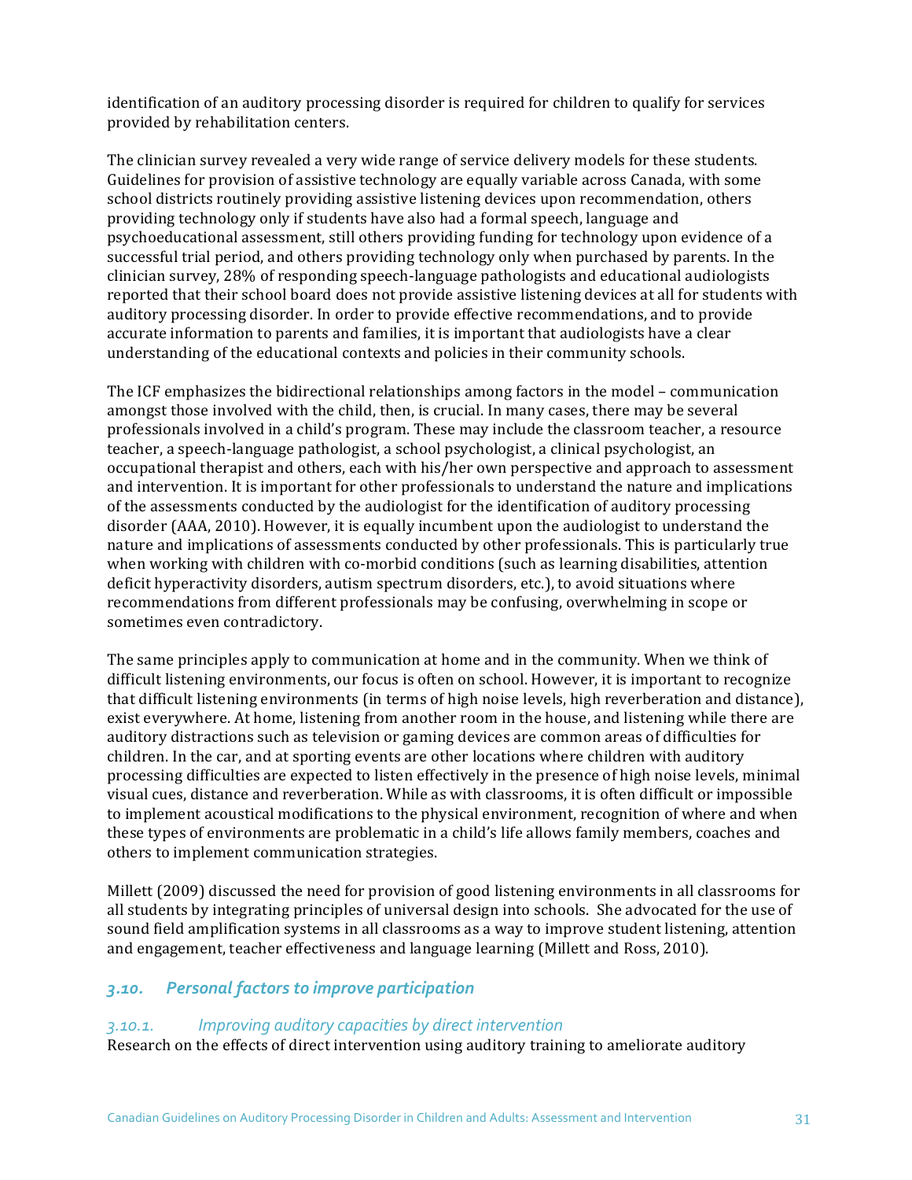identification of an auditory processing disorder is required for children to qualify for services provided by rehabilitation centers.

The clinician survey revealed a very wide range of service delivery models for these students. Guidelines for provision of assistive technology are equally variable across Canada, with some school districts routinely providing assistive listening devices upon recommendation, others providing technology only if students have also had a formal speech, language and psychoeducational assessment, still others providing funding for technology upon evidence of a successful trial period, and others providing technology only when purchased by parents. In the clinician survey, 28% of responding speech-language pathologists and educational audiologists reported that their school board does not provide assistive listening devices at all for students with auditory processing disorder. In order to provide effective recommendations, and to provide accurate information to parents and families, it is important that audiologists have a clear understanding of the educational contexts and policies in their community schools.

The ICF emphasizes the bidirectional relationships among factors in the model – communication amongst those involved with the child, then, is crucial. In many cases, there may be several professionals involved in a child's program. These may include the classroom teacher, a resource teacher, a speech-language pathologist, a school psychologist, a clinical psychologist, an occupational therapist and others, each with his/her own perspective and approach to assessment and intervention. It is important for other professionals to understand the nature and implications of the assessments conducted by the audiologist for the identification of auditory processing disorder (AAA, 2010). However, it is equally incumbent upon the audiologist to understand the nature and implications of assessments conducted by other professionals. This is particularly true when working with children with co-morbid conditions (such as learning disabilities, attention deficit hyperactivity disorders, autism spectrum disorders, etc.), to avoid situations where recommendations from different professionals may be confusing, overwhelming in scope or sometimes even contradictory.

The same principles apply to communication at home and in the community. When we think of difficult listening environments, our focus is often on school. However, it is important to recognize that difficult listening environments (in terms of high noise levels, high reverberation and distance), exist everywhere. At home, listening from another room in the house, and listening while there are auditory distractions such as television or gaming devices are common areas of difficulties for children. In the car, and at sporting events are other locations where children with auditory processing difficulties are expected to listen effectively in the presence of high noise levels, minimal visual cues, distance and reverberation. While as with classrooms, it is often difficult or impossible to implement acoustical modifications to the physical environment, recognition of where and when these types of environments are problematic in a child's life allows family members, coaches and others to implement communication strategies.

Millett (2009) discussed the need for provision of good listening environments in all classrooms for all students by integrating principles of universal design into schools. She advocated for the use of sound field amplification systems in all classrooms as a way to improve student listening, attention and engagement, teacher effectiveness and language learning (Millett and Ross, 2010).

## *3.10. Personal factors to improve participation*

### *3.10.1. Improving auditory capacities by direct intervention*

Research on the effects of direct intervention using auditory training to ameliorate auditory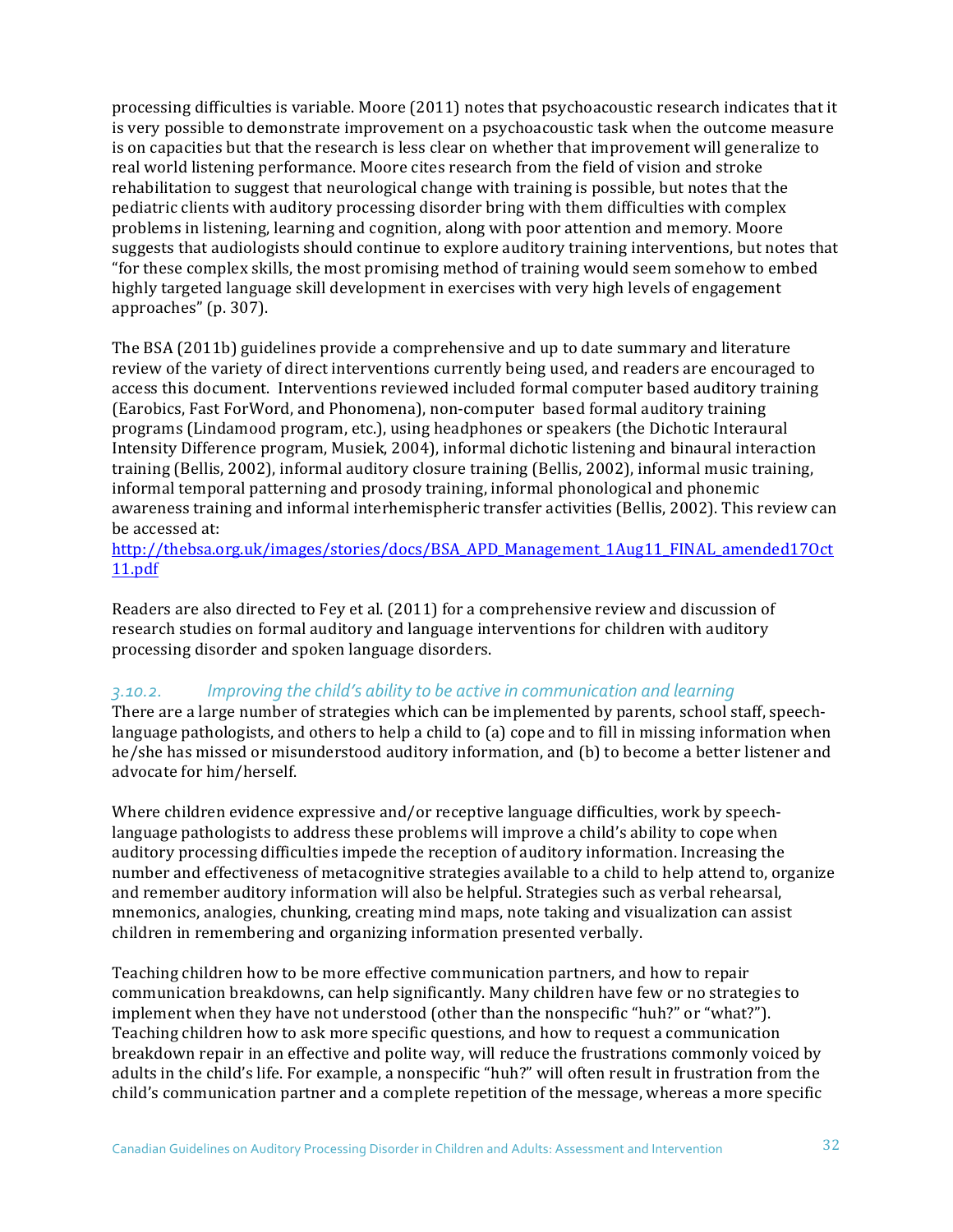processing difficulties is variable. Moore (2011) notes that psychoacoustic research indicates that it is very possible to demonstrate improvement on a psychoacoustic task when the outcome measure is on capacities but that the research is less clear on whether that improvement will generalize to real world listening performance. Moore cites research from the field of vision and stroke rehabilitation to suggest that neurological change with training is possible, but notes that the pediatric clients with auditory processing disorder bring with them difficulties with complex problems in listening, learning and cognition, along with poor attention and memory. Moore suggests that audiologists should continue to explore auditory training interventions, but notes that "for these complex skills, the most promising method of training would seem somehow to embed highly targeted language skill development in exercises with very high levels of engagement approaches" (p. 307).

The BSA (2011b) guidelines provide a comprehensive and up to date summary and literature review of the variety of direct interventions currently being used, and readers are encouraged to access this document. Interventions reviewed included formal computer based auditory training (Earobics, Fast ForWord, and Phonomena), non-computer based formal auditory training programs (Lindamood program, etc.), using headphones or speakers (the Dichotic Interaural Intensity Difference program, Musiek, 2004), informal dichotic listening and binaural interaction training (Bellis, 2002), informal auditory closure training (Bellis, 2002), informal music training, informal temporal patterning and prosody training, informal phonological and phonemic awareness training and informal interhemispheric transfer activities (Bellis, 2002). This review can be accessed at:
http://thebsa.org.uk/images/stories/docs/BSA_APD_Management_1Aug11_FINAL_amended17Oct11.pdf

Readers are also directed to Fey et al. (2011) for a comprehensive review and discussion of research studies on formal auditory and language interventions for children with auditory processing disorder and spoken language disorders.

### *3.10.2. Improving the child's ability to be active in communication and learning*

There are a large number of strategies which can be implemented by parents, school staff, speech-language pathologists, and others to help a child to (a) cope and to fill in missing information when he/she has missed or misunderstood auditory information, and (b) to become a better listener and advocate for him/herself.

Where children evidence expressive and/or receptive language difficulties, work by speech-language pathologists to address these problems will improve a child's ability to cope when auditory processing difficulties impede the reception of auditory information. Increasing the number and effectiveness of metacognitive strategies available to a child to help attend to, organize and remember auditory information will also be helpful. Strategies such as verbal rehearsal, mnemonics, analogies, chunking, creating mind maps, note taking and visualization can assist children in remembering and organizing information presented verbally.

Teaching children how to be more effective communication partners, and how to repair communication breakdowns, can help significantly. Many children have few or no strategies to implement when they have not understood (other than the nonspecific "huh?" or "what?"). Teaching children how to ask more specific questions, and how to request a communication breakdown repair in an effective and polite way, will reduce the frustrations commonly voiced by adults in the child's life. For example, a nonspecific "huh?" will often result in frustration from the child's communication partner and a complete repetition of the message, whereas a more specific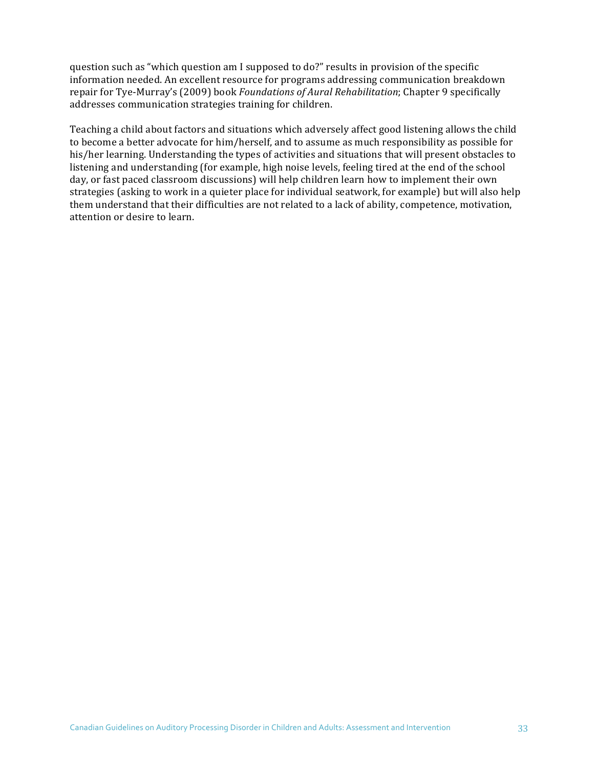question such as "which question am I supposed to do?" results in provision of the specific information needed. An excellent resource for programs addressing communication breakdown repair for Tye-Murray's (2009) book *Foundations of Aural Rehabilitation*; Chapter 9 specifically addresses communication strategies training for children.

Teaching a child about factors and situations which adversely affect good listening allows the child to become a better advocate for him/herself, and to assume as much responsibility as possible for his/her learning. Understanding the types of activities and situations that will present obstacles to listening and understanding (for example, high noise levels, feeling tired at the end of the school day, or fast paced classroom discussions) will help children learn how to implement their own strategies (asking to work in a quieter place for individual seatwork, for example) but will also help them understand that their difficulties are not related to a lack of ability, competence, motivation, attention or desire to learn.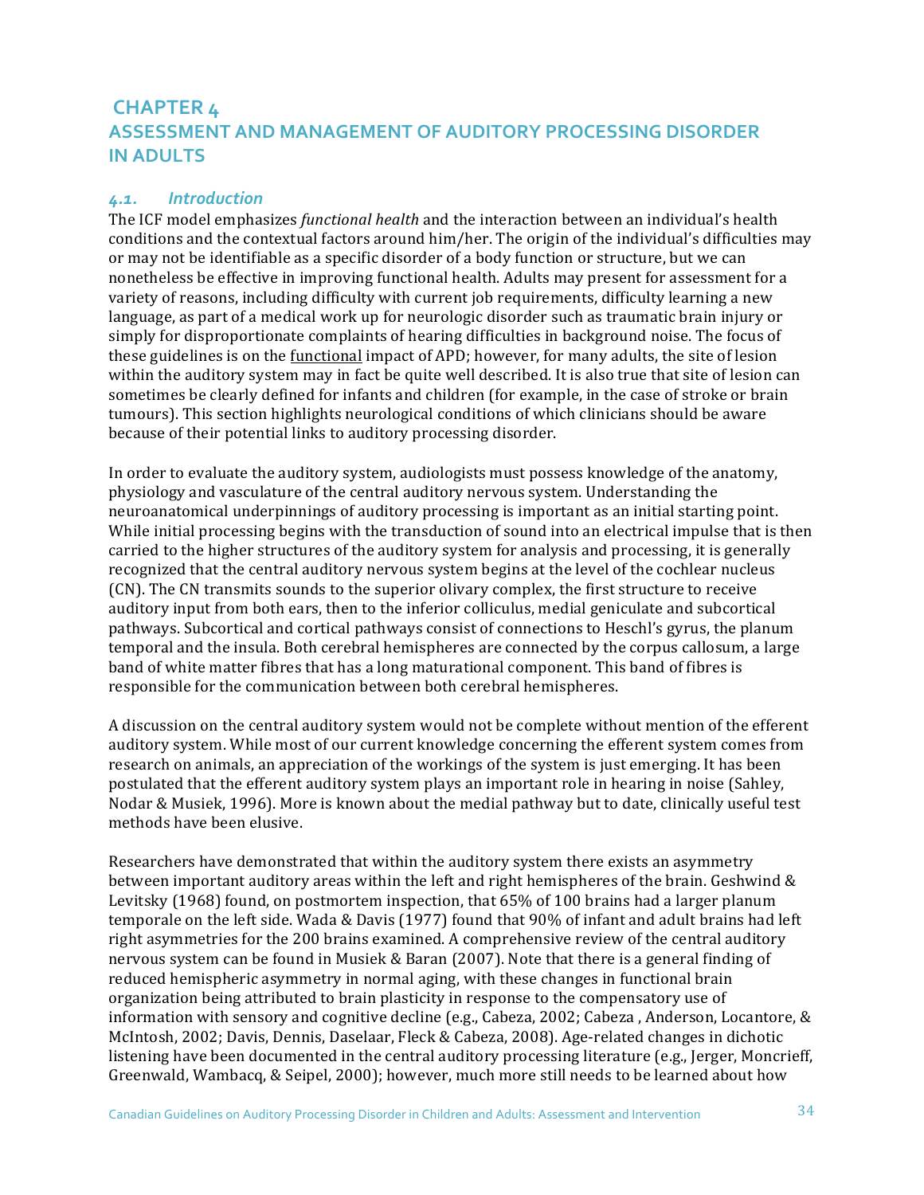# CHAPTER 4
# ASSESSMENT AND MANAGEMENT OF AUDITORY PROCESSING DISORDER IN ADULTS

## *4.1. Introduction*

The ICF model emphasizes *functional health* and the interaction between an individual's health conditions and the contextual factors around him/her. The origin of the individual's difficulties may or may not be identifiable as a specific disorder of a body function or structure, but we can nonetheless be effective in improving functional health. Adults may present for assessment for a variety of reasons, including difficulty with current job requirements, difficulty learning a new language, as part of a medical work up for neurologic disorder such as traumatic brain injury or simply for disproportionate complaints of hearing difficulties in background noise. The focus of these guidelines is on the functional impact of APD; however, for many adults, the site of lesion within the auditory system may in fact be quite well described. It is also true that site of lesion can sometimes be clearly defined for infants and children (for example, in the case of stroke or brain tumours). This section highlights neurological conditions of which clinicians should be aware because of their potential links to auditory processing disorder.

In order to evaluate the auditory system, audiologists must possess knowledge of the anatomy, physiology and vasculature of the central auditory nervous system. Understanding the neuroanatomical underpinnings of auditory processing is important as an initial starting point. While initial processing begins with the transduction of sound into an electrical impulse that is then carried to the higher structures of the auditory system for analysis and processing, it is generally recognized that the central auditory nervous system begins at the level of the cochlear nucleus (CN). The CN transmits sounds to the superior olivary complex, the first structure to receive auditory input from both ears, then to the inferior colliculus, medial geniculate and subcortical pathways. Subcortical and cortical pathways consist of connections to Heschl's gyrus, the planum temporal and the insula. Both cerebral hemispheres are connected by the corpus callosum, a large band of white matter fibres that has a long maturational component. This band of fibres is responsible for the communication between both cerebral hemispheres.

A discussion on the central auditory system would not be complete without mention of the efferent auditory system. While most of our current knowledge concerning the efferent system comes from research on animals, an appreciation of the workings of the system is just emerging. It has been postulated that the efferent auditory system plays an important role in hearing in noise (Sahley, Nodar & Musiek, 1996). More is known about the medial pathway but to date, clinically useful test methods have been elusive.

Researchers have demonstrated that within the auditory system there exists an asymmetry between important auditory areas within the left and right hemispheres of the brain. Geshwind & Levitsky (1968) found, on postmortem inspection, that 65% of 100 brains had a larger planum temporale on the left side. Wada & Davis (1977) found that 90% of infant and adult brains had left right asymmetries for the 200 brains examined. A comprehensive review of the central auditory nervous system can be found in Musiek & Baran (2007). Note that there is a general finding of reduced hemispheric asymmetry in normal aging, with these changes in functional brain organization being attributed to brain plasticity in response to the compensatory use of information with sensory and cognitive decline (e.g., Cabeza, 2002; Cabeza , Anderson, Locantore, & McIntosh, 2002; Davis, Dennis, Daselaar, Fleck & Cabeza, 2008). Age-related changes in dichotic listening have been documented in the central auditory processing literature (e.g., Jerger, Moncrieff, Greenwald, Wambacq, & Seipel, 2000); however, much more still needs to be learned about how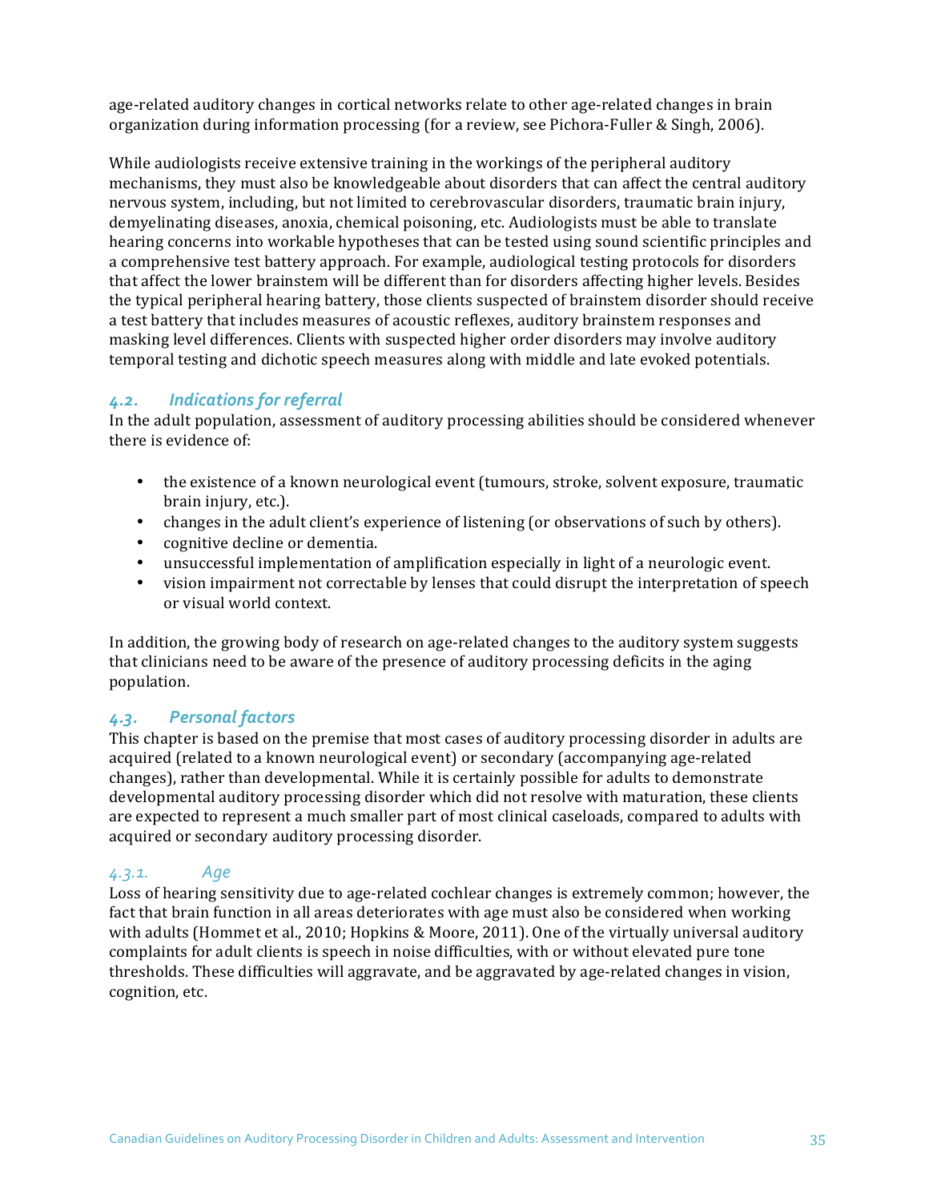age-related auditory changes in cortical networks relate to other age-related changes in brain organization during information processing (for a review, see Pichora-Fuller & Singh, 2006).

While audiologists receive extensive training in the workings of the peripheral auditory mechanisms, they must also be knowledgeable about disorders that can affect the central auditory nervous system, including, but not limited to cerebrovascular disorders, traumatic brain injury, demyelinating diseases, anoxia, chemical poisoning, etc. Audiologists must be able to translate hearing concerns into workable hypotheses that can be tested using sound scientific principles and a comprehensive test battery approach. For example, audiological testing protocols for disorders that affect the lower brainstem will be different than for disorders affecting higher levels. Besides the typical peripheral hearing battery, those clients suspected of brainstem disorder should receive a test battery that includes measures of acoustic reflexes, auditory brainstem responses and masking level differences. Clients with suspected higher order disorders may involve auditory temporal testing and dichotic speech measures along with middle and late evoked potentials.

### *4.2. Indications for referral*

In the adult population, assessment of auditory processing abilities should be considered whenever there is evidence of:

- the existence of a known neurological event (tumours, stroke, solvent exposure, traumatic brain injury, etc.).
- changes in the adult client's experience of listening (or observations of such by others).
- cognitive decline or dementia.
- unsuccessful implementation of amplification especially in light of a neurologic event.
- vision impairment not correctable by lenses that could disrupt the interpretation of speech or visual world context.

In addition, the growing body of research on age-related changes to the auditory system suggests that clinicians need to be aware of the presence of auditory processing deficits in the aging population.

### *4.3. Personal factors*

This chapter is based on the premise that most cases of auditory processing disorder in adults are acquired (related to a known neurological event) or secondary (accompanying age-related changes), rather than developmental. While it is certainly possible for adults to demonstrate developmental auditory processing disorder which did not resolve with maturation, these clients are expected to represent a much smaller part of most clinical caseloads, compared to adults with acquired or secondary auditory processing disorder.

#### *4.3.1. Age*

Loss of hearing sensitivity due to age-related cochlear changes is extremely common; however, the fact that brain function in all areas deteriorates with age must also be considered when working with adults (Hommet et al., 2010; Hopkins & Moore, 2011). One of the virtually universal auditory complaints for adult clients is speech in noise difficulties, with or without elevated pure tone thresholds. These difficulties will aggravate, and be aggravated by age-related changes in vision, cognition, etc.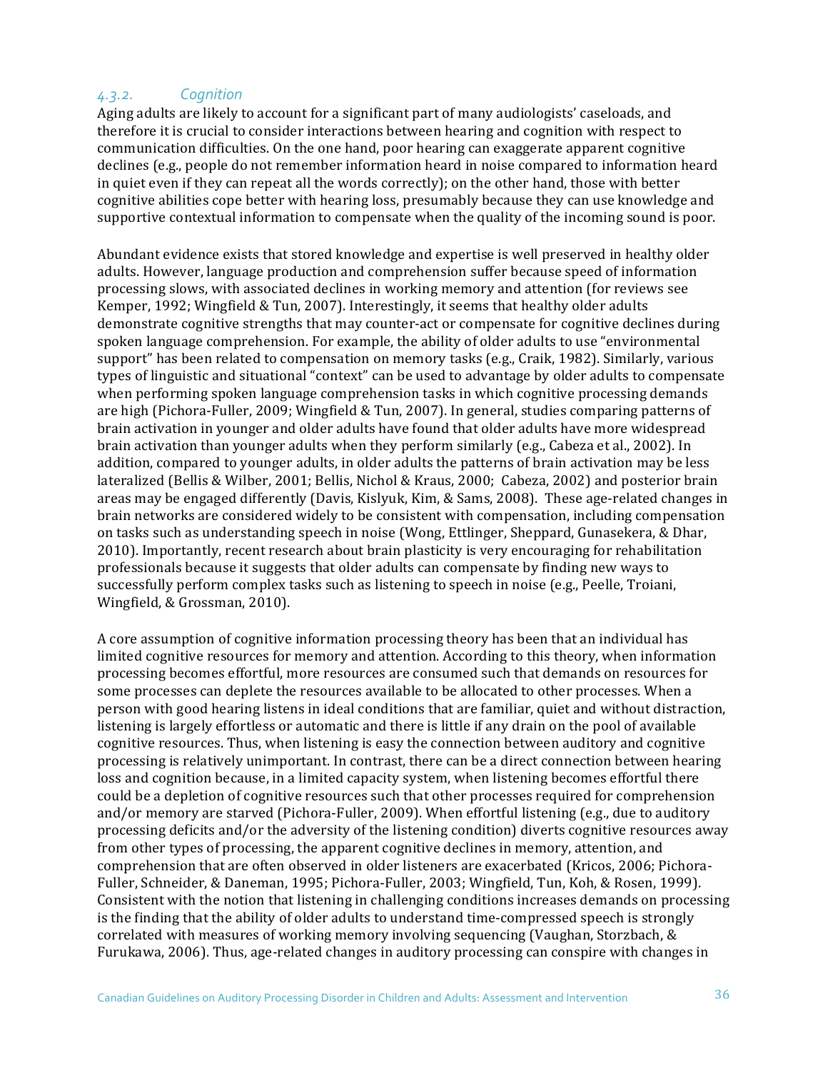### *4.3.2. Cognition*

Aging adults are likely to account for a significant part of many audiologists' caseloads, and therefore it is crucial to consider interactions between hearing and cognition with respect to communication difficulties. On the one hand, poor hearing can exaggerate apparent cognitive declines (e.g., people do not remember information heard in noise compared to information heard in quiet even if they can repeat all the words correctly); on the other hand, those with better cognitive abilities cope better with hearing loss, presumably because they can use knowledge and supportive contextual information to compensate when the quality of the incoming sound is poor.

Abundant evidence exists that stored knowledge and expertise is well preserved in healthy older adults. However, language production and comprehension suffer because speed of information processing slows, with associated declines in working memory and attention (for reviews see Kemper, 1992; Wingfield & Tun, 2007). Interestingly, it seems that healthy older adults demonstrate cognitive strengths that may counter-act or compensate for cognitive declines during spoken language comprehension. For example, the ability of older adults to use "environmental support" has been related to compensation on memory tasks (e.g., Craik, 1982). Similarly, various types of linguistic and situational "context" can be used to advantage by older adults to compensate when performing spoken language comprehension tasks in which cognitive processing demands are high (Pichora-Fuller, 2009; Wingfield & Tun, 2007). In general, studies comparing patterns of brain activation in younger and older adults have found that older adults have more widespread brain activation than younger adults when they perform similarly (e.g., Cabeza et al., 2002). In addition, compared to younger adults, in older adults the patterns of brain activation may be less lateralized (Bellis & Wilber, 2001; Bellis, Nichol & Kraus, 2000; Cabeza, 2002) and posterior brain areas may be engaged differently (Davis, Kislyuk, Kim, & Sams, 2008). These age-related changes in brain networks are considered widely to be consistent with compensation, including compensation on tasks such as understanding speech in noise (Wong, Ettlinger, Sheppard, Gunasekera, & Dhar, 2010). Importantly, recent research about brain plasticity is very encouraging for rehabilitation professionals because it suggests that older adults can compensate by finding new ways to successfully perform complex tasks such as listening to speech in noise (e.g., Peelle, Troiani, Wingfield, & Grossman, 2010).

A core assumption of cognitive information processing theory has been that an individual has limited cognitive resources for memory and attention. According to this theory, when information processing becomes effortful, more resources are consumed such that demands on resources for some processes can deplete the resources available to be allocated to other processes. When a person with good hearing listens in ideal conditions that are familiar, quiet and without distraction, listening is largely effortless or automatic and there is little if any drain on the pool of available cognitive resources. Thus, when listening is easy the connection between auditory and cognitive processing is relatively unimportant. In contrast, there can be a direct connection between hearing loss and cognition because, in a limited capacity system, when listening becomes effortful there could be a depletion of cognitive resources such that other processes required for comprehension and/or memory are starved (Pichora-Fuller, 2009). When effortful listening (e.g., due to auditory processing deficits and/or the adversity of the listening condition) diverts cognitive resources away from other types of processing, the apparent cognitive declines in memory, attention, and comprehension that are often observed in older listeners are exacerbated (Kricos, 2006; Pichora-Fuller, Schneider, & Daneman, 1995; Pichora-Fuller, 2003; Wingfield, Tun, Koh, & Rosen, 1999). Consistent with the notion that listening in challenging conditions increases demands on processing is the finding that the ability of older adults to understand time-compressed speech is strongly correlated with measures of working memory involving sequencing (Vaughan, Storzbach, & Furukawa, 2006). Thus, age-related changes in auditory processing can conspire with changes in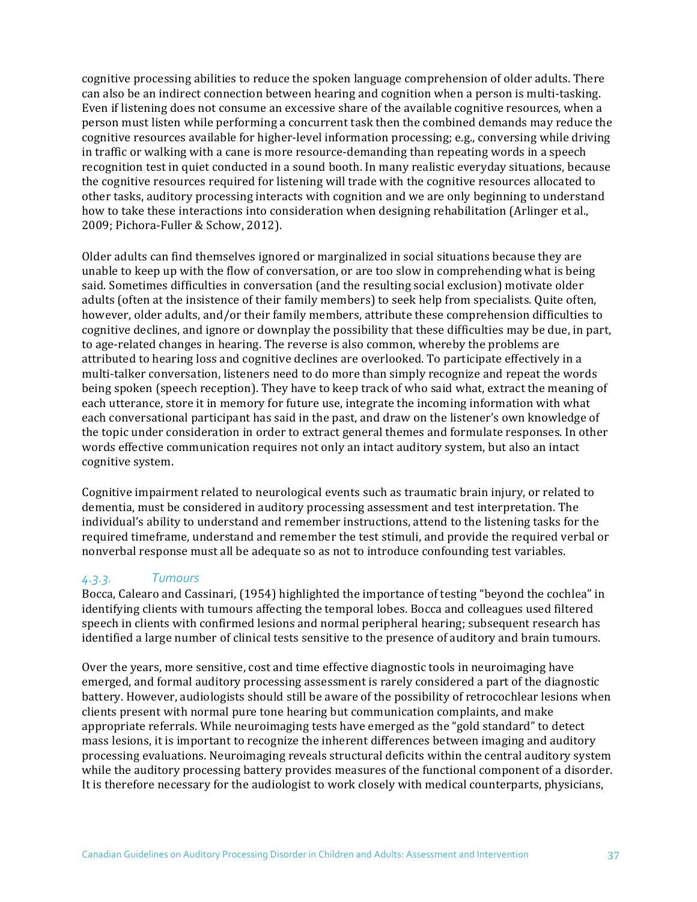cognitive processing abilities to reduce the spoken language comprehension of older adults. There can also be an indirect connection between hearing and cognition when a person is multi-tasking. Even if listening does not consume an excessive share of the available cognitive resources, when a person must listen while performing a concurrent task then the combined demands may reduce the cognitive resources available for higher-level information processing; e.g., conversing while driving in traffic or walking with a cane is more resource-demanding than repeating words in a speech recognition test in quiet conducted in a sound booth. In many realistic everyday situations, because the cognitive resources required for listening will trade with the cognitive resources allocated to other tasks, auditory processing interacts with cognition and we are only beginning to understand how to take these interactions into consideration when designing rehabilitation (Arlinger et al., 2009; Pichora-Fuller & Schow, 2012).

Older adults can find themselves ignored or marginalized in social situations because they are unable to keep up with the flow of conversation, or are too slow in comprehending what is being said. Sometimes difficulties in conversation (and the resulting social exclusion) motivate older adults (often at the insistence of their family members) to seek help from specialists. Quite often, however, older adults, and/or their family members, attribute these comprehension difficulties to cognitive declines, and ignore or downplay the possibility that these difficulties may be due, in part, to age-related changes in hearing. The reverse is also common, whereby the problems are attributed to hearing loss and cognitive declines are overlooked. To participate effectively in a multi-talker conversation, listeners need to do more than simply recognize and repeat the words being spoken (speech reception). They have to keep track of who said what, extract the meaning of each utterance, store it in memory for future use, integrate the incoming information with what each conversational participant has said in the past, and draw on the listener's own knowledge of the topic under consideration in order to extract general themes and formulate responses. In other words effective communication requires not only an intact auditory system, but also an intact cognitive system.

Cognitive impairment related to neurological events such as traumatic brain injury, or related to dementia, must be considered in auditory processing assessment and test interpretation. The individual's ability to understand and remember instructions, attend to the listening tasks for the required timeframe, understand and remember the test stimuli, and provide the required verbal or nonverbal response must all be adequate so as not to introduce confounding test variables.

### *4.3.3. Tumours*

Bocca, Calearo and Cassinari, (1954) highlighted the importance of testing "beyond the cochlea" in identifying clients with tumours affecting the temporal lobes. Bocca and colleagues used filtered speech in clients with confirmed lesions and normal peripheral hearing; subsequent research has identified a large number of clinical tests sensitive to the presence of auditory and brain tumours.

Over the years, more sensitive, cost and time effective diagnostic tools in neuroimaging have emerged, and formal auditory processing assessment is rarely considered a part of the diagnostic battery. However, audiologists should still be aware of the possibility of retrocochlear lesions when clients present with normal pure tone hearing but communication complaints, and make appropriate referrals. While neuroimaging tests have emerged as the "gold standard" to detect mass lesions, it is important to recognize the inherent differences between imaging and auditory processing evaluations. Neuroimaging reveals structural deficits within the central auditory system while the auditory processing battery provides measures of the functional component of a disorder. It is therefore necessary for the audiologist to work closely with medical counterparts, physicians,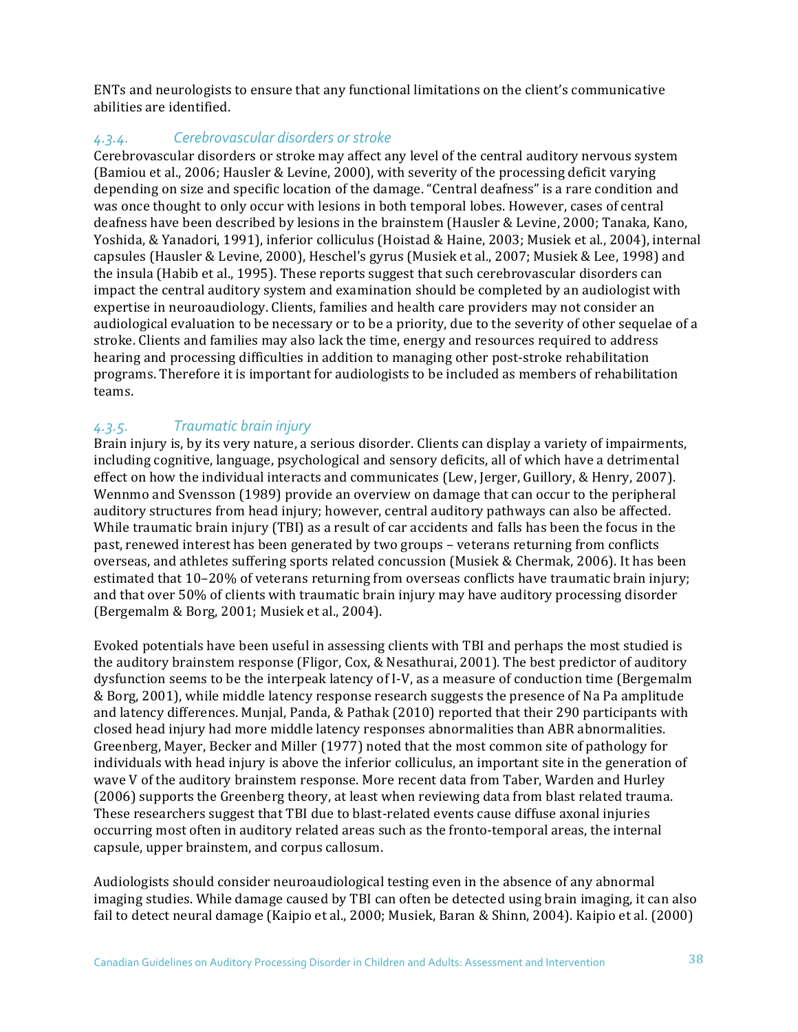ENTs and neurologists to ensure that any functional limitations on the client's communicative abilities are identified.

### *4.3.4. Cerebrovascular disorders or stroke*

Cerebrovascular disorders or stroke may affect any level of the central auditory nervous system (Bamiou et al., 2006; Hausler & Levine, 2000), with severity of the processing deficit varying depending on size and specific location of the damage. "Central deafness" is a rare condition and was once thought to only occur with lesions in both temporal lobes. However, cases of central deafness have been described by lesions in the brainstem (Hausler & Levine, 2000; Tanaka, Kano, Yoshida, & Yanadori, 1991), inferior colliculus (Hoistad & Haine, 2003; Musiek et al., 2004), internal capsules (Hausler & Levine, 2000), Heschel's gyrus (Musiek et al., 2007; Musiek & Lee, 1998) and the insula (Habib et al., 1995). These reports suggest that such cerebrovascular disorders can impact the central auditory system and examination should be completed by an audiologist with expertise in neuroaudiology. Clients, families and health care providers may not consider an audiological evaluation to be necessary or to be a priority, due to the severity of other sequelae of a stroke. Clients and families may also lack the time, energy and resources required to address hearing and processing difficulties in addition to managing other post-stroke rehabilitation programs. Therefore it is important for audiologists to be included as members of rehabilitation teams.

### *4.3.5. Traumatic brain injury*

Brain injury is, by its very nature, a serious disorder. Clients can display a variety of impairments, including cognitive, language, psychological and sensory deficits, all of which have a detrimental effect on how the individual interacts and communicates (Lew, Jerger, Guillory, & Henry, 2007). Wennmo and Svensson (1989) provide an overview on damage that can occur to the peripheral auditory structures from head injury; however, central auditory pathways can also be affected. While traumatic brain injury (TBI) as a result of car accidents and falls has been the focus in the past, renewed interest has been generated by two groups – veterans returning from conflicts overseas, and athletes suffering sports related concussion (Musiek & Chermak, 2006). It has been estimated that 10–20% of veterans returning from overseas conflicts have traumatic brain injury; and that over 50% of clients with traumatic brain injury may have auditory processing disorder (Bergemalm & Borg, 2001; Musiek et al., 2004).

Evoked potentials have been useful in assessing clients with TBI and perhaps the most studied is the auditory brainstem response (Fligor, Cox, & Nesathurai, 2001). The best predictor of auditory dysfunction seems to be the interpeak latency of I-V, as a measure of conduction time (Bergemalm & Borg, 2001), while middle latency response research suggests the presence of Na Pa amplitude and latency differences. Munjal, Panda, & Pathak (2010) reported that their 290 participants with closed head injury had more middle latency responses abnormalities than ABR abnormalities. Greenberg, Mayer, Becker and Miller (1977) noted that the most common site of pathology for individuals with head injury is above the inferior colliculus, an important site in the generation of wave V of the auditory brainstem response. More recent data from Taber, Warden and Hurley (2006) supports the Greenberg theory, at least when reviewing data from blast related trauma. These researchers suggest that TBI due to blast-related events cause diffuse axonal injuries occurring most often in auditory related areas such as the fronto-temporal areas, the internal capsule, upper brainstem, and corpus callosum.

Audiologists should consider neuroaudiological testing even in the absence of any abnormal imaging studies. While damage caused by TBI can often be detected using brain imaging, it can also fail to detect neural damage (Kaipio et al., 2000; Musiek, Baran & Shinn, 2004). Kaipio et al. (2000)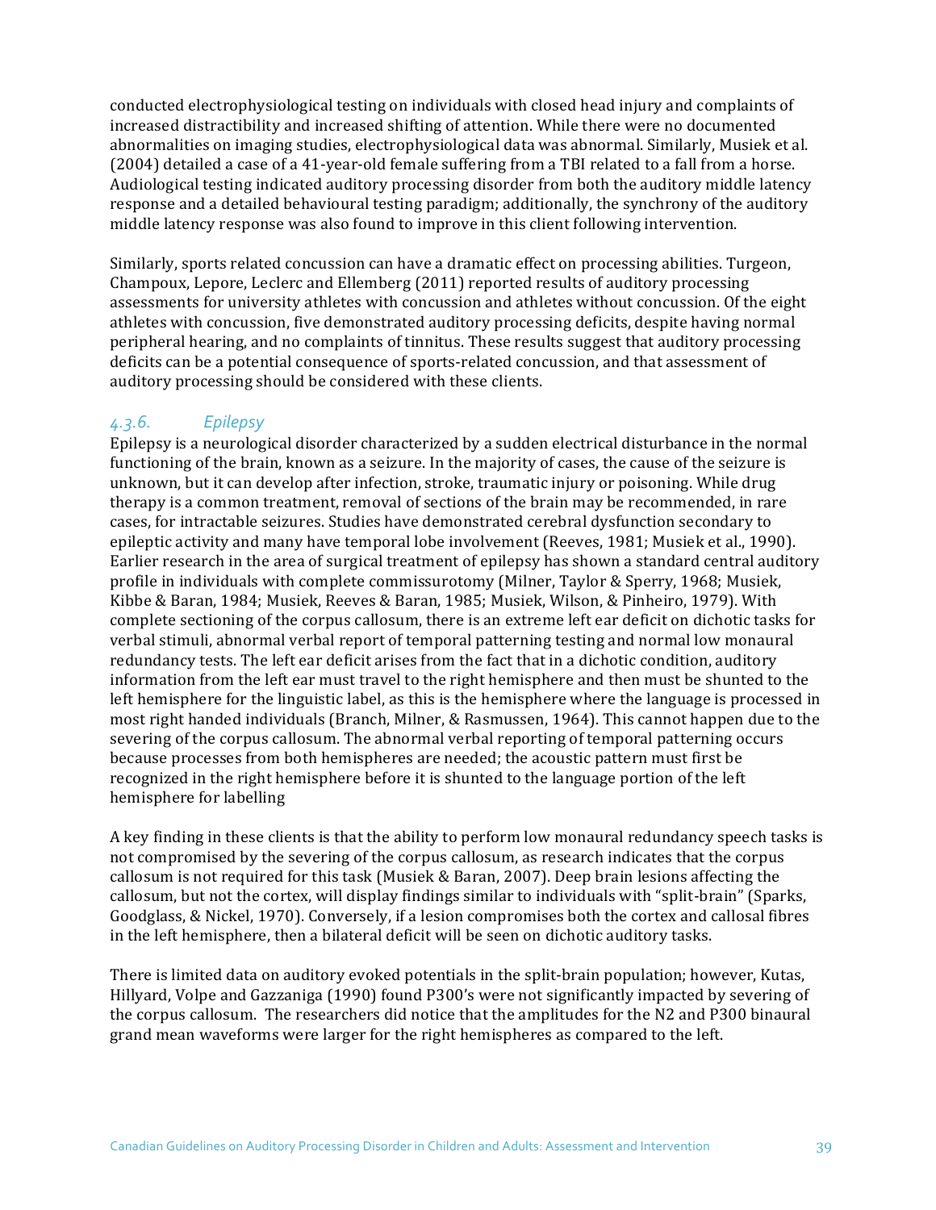conducted electrophysiological testing on individuals with closed head injury and complaints of increased distractibility and increased shifting of attention. While there were no documented abnormalities on imaging studies, electrophysiological data was abnormal. Similarly, Musiek et al. (2004) detailed a case of a 41-year-old female suffering from a TBI related to a fall from a horse. Audiological testing indicated auditory processing disorder from both the auditory middle latency response and a detailed behavioural testing paradigm; additionally, the synchrony of the auditory middle latency response was also found to improve in this client following intervention.

Similarly, sports related concussion can have a dramatic effect on processing abilities. Turgeon, Champoux, Lepore, Leclerc and Ellemberg (2011) reported results of auditory processing assessments for university athletes with concussion and athletes without concussion. Of the eight athletes with concussion, five demonstrated auditory processing deficits, despite having normal peripheral hearing, and no complaints of tinnitus. These results suggest that auditory processing deficits can be a potential consequence of sports-related concussion, and that assessment of auditory processing should be considered with these clients.

### *4.3.6. Epilepsy*

Epilepsy is a neurological disorder characterized by a sudden electrical disturbance in the normal functioning of the brain, known as a seizure. In the majority of cases, the cause of the seizure is unknown, but it can develop after infection, stroke, traumatic injury or poisoning. While drug therapy is a common treatment, removal of sections of the brain may be recommended, in rare cases, for intractable seizures. Studies have demonstrated cerebral dysfunction secondary to epileptic activity and many have temporal lobe involvement (Reeves, 1981; Musiek et al., 1990). Earlier research in the area of surgical treatment of epilepsy has shown a standard central auditory profile in individuals with complete commissurotomy (Milner, Taylor & Sperry, 1968; Musiek, Kibbe & Baran, 1984; Musiek, Reeves & Baran, 1985; Musiek, Wilson, & Pinheiro, 1979). With complete sectioning of the corpus callosum, there is an extreme left ear deficit on dichotic tasks for verbal stimuli, abnormal verbal report of temporal patterning testing and normal low monaural redundancy tests. The left ear deficit arises from the fact that in a dichotic condition, auditory information from the left ear must travel to the right hemisphere and then must be shunted to the left hemisphere for the linguistic label, as this is the hemisphere where the language is processed in most right handed individuals (Branch, Milner, & Rasmussen, 1964). This cannot happen due to the severing of the corpus callosum. The abnormal verbal reporting of temporal patterning occurs because processes from both hemispheres are needed; the acoustic pattern must first be recognized in the right hemisphere before it is shunted to the language portion of the left hemisphere for labelling

A key finding in these clients is that the ability to perform low monaural redundancy speech tasks is not compromised by the severing of the corpus callosum, as research indicates that the corpus callosum is not required for this task (Musiek & Baran, 2007). Deep brain lesions affecting the callosum, but not the cortex, will display findings similar to individuals with "split-brain" (Sparks, Goodglass, & Nickel, 1970). Conversely, if a lesion compromises both the cortex and callosal fibres in the left hemisphere, then a bilateral deficit will be seen on dichotic auditory tasks.

There is limited data on auditory evoked potentials in the split-brain population; however, Kutas, Hillyard, Volpe and Gazzaniga (1990) found P300's were not significantly impacted by severing of the corpus callosum. The researchers did notice that the amplitudes for the N2 and P300 binaural grand mean waveforms were larger for the right hemispheres as compared to the left.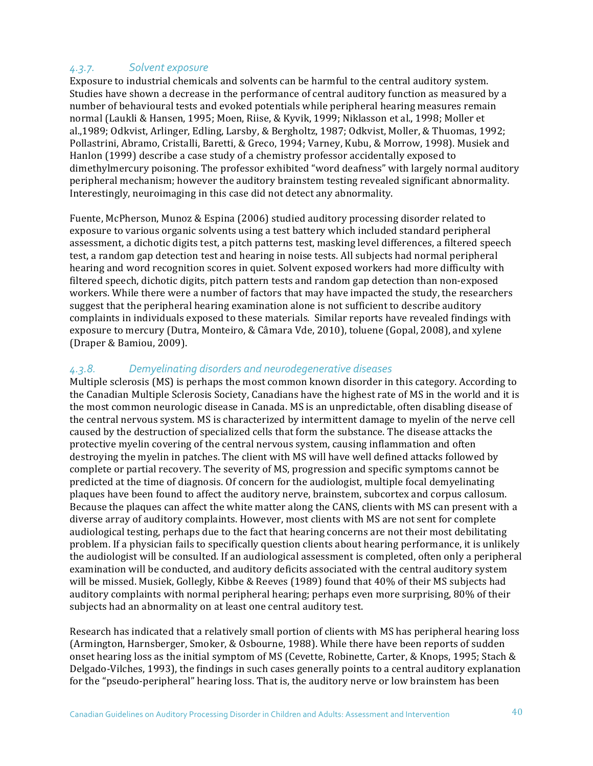### *4.3.7. Solvent exposure*

Exposure to industrial chemicals and solvents can be harmful to the central auditory system. Studies have shown a decrease in the performance of central auditory function as measured by a number of behavioural tests and evoked potentials while peripheral hearing measures remain normal (Laukli & Hansen, 1995; Moen, Riise, & Kyvik, 1999; Niklasson et al., 1998; Moller et al.,1989; Odkvist, Arlinger, Edling, Larsby, & Bergholtz, 1987; Odkvist, Moller, & Thuomas, 1992; Pollastrini, Abramo, Cristalli, Baretti, & Greco, 1994; Varney, Kubu, & Morrow, 1998). Musiek and Hanlon (1999) describe a case study of a chemistry professor accidentally exposed to dimethylmercury poisoning. The professor exhibited "word deafness" with largely normal auditory peripheral mechanism; however the auditory brainstem testing revealed significant abnormality. Interestingly, neuroimaging in this case did not detect any abnormality.

Fuente, McPherson, Munoz & Espina (2006) studied auditory processing disorder related to exposure to various organic solvents using a test battery which included standard peripheral assessment, a dichotic digits test, a pitch patterns test, masking level differences, a filtered speech test, a random gap detection test and hearing in noise tests. All subjects had normal peripheral hearing and word recognition scores in quiet. Solvent exposed workers had more difficulty with filtered speech, dichotic digits, pitch pattern tests and random gap detection than non-exposed workers. While there were a number of factors that may have impacted the study, the researchers suggest that the peripheral hearing examination alone is not sufficient to describe auditory complaints in individuals exposed to these materials. Similar reports have revealed findings with exposure to mercury (Dutra, Monteiro, & Câmara Vde, 2010), toluene (Gopal, 2008), and xylene (Draper & Bamiou, 2009).

### *4.3.8. Demyelinating disorders and neurodegenerative diseases*

Multiple sclerosis (MS) is perhaps the most common known disorder in this category. According to the Canadian Multiple Sclerosis Society, Canadians have the highest rate of MS in the world and it is the most common neurologic disease in Canada. MS is an unpredictable, often disabling disease of the central nervous system. MS is characterized by intermittent damage to myelin of the nerve cell caused by the destruction of specialized cells that form the substance. The disease attacks the protective myelin covering of the central nervous system, causing inflammation and often destroying the myelin in patches. The client with MS will have well defined attacks followed by complete or partial recovery. The severity of MS, progression and specific symptoms cannot be predicted at the time of diagnosis. Of concern for the audiologist, multiple focal demyelinating plaques have been found to affect the auditory nerve, brainstem, subcortex and corpus callosum. Because the plaques can affect the white matter along the CANS, clients with MS can present with a diverse array of auditory complaints. However, most clients with MS are not sent for complete audiological testing, perhaps due to the fact that hearing concerns are not their most debilitating problem. If a physician fails to specifically question clients about hearing performance, it is unlikely the audiologist will be consulted. If an audiological assessment is completed, often only a peripheral examination will be conducted, and auditory deficits associated with the central auditory system will be missed. Musiek, Gollegly, Kibbe & Reeves (1989) found that 40% of their MS subjects had auditory complaints with normal peripheral hearing; perhaps even more surprising, 80% of their subjects had an abnormality on at least one central auditory test.

Research has indicated that a relatively small portion of clients with MS has peripheral hearing loss (Armington, Harnsberger, Smoker, & Osbourne, 1988). While there have been reports of sudden onset hearing loss as the initial symptom of MS (Cevette, Robinette, Carter, & Knops, 1995; Stach & Delgado-Vilches, 1993), the findings in such cases generally points to a central auditory explanation for the "pseudo-peripheral" hearing loss. That is, the auditory nerve or low brainstem has been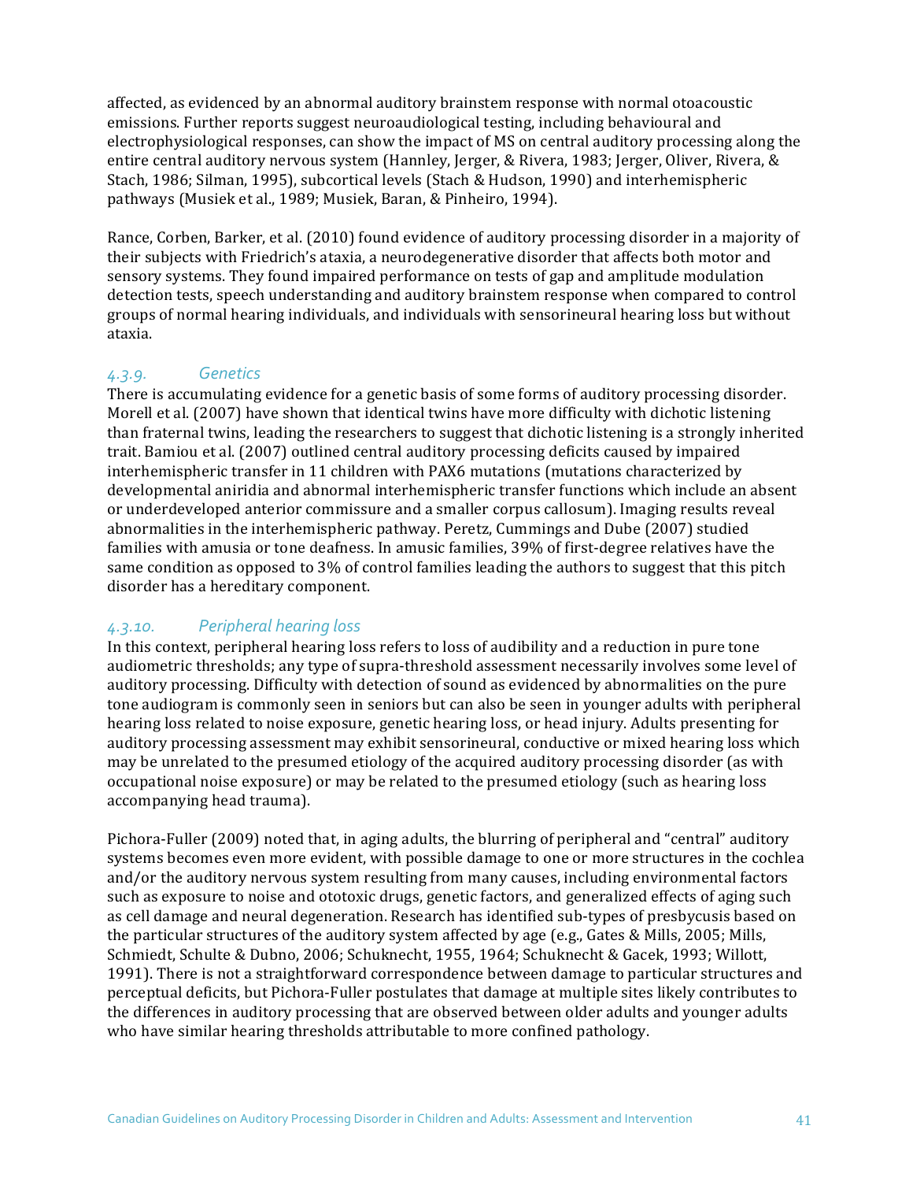affected, as evidenced by an abnormal auditory brainstem response with normal otoacoustic emissions. Further reports suggest neuroaudiological testing, including behavioural and electrophysiological responses, can show the impact of MS on central auditory processing along the entire central auditory nervous system (Hannley, Jerger, & Rivera, 1983; Jerger, Oliver, Rivera, & Stach, 1986; Silman, 1995), subcortical levels (Stach & Hudson, 1990) and interhemispheric pathways (Musiek et al., 1989; Musiek, Baran, & Pinheiro, 1994).

Rance, Corben, Barker, et al. (2010) found evidence of auditory processing disorder in a majority of their subjects with Friedrich's ataxia, a neurodegenerative disorder that affects both motor and sensory systems. They found impaired performance on tests of gap and amplitude modulation detection tests, speech understanding and auditory brainstem response when compared to control groups of normal hearing individuals, and individuals with sensorineural hearing loss but without ataxia.

#### *4.3.9. Genetics*

There is accumulating evidence for a genetic basis of some forms of auditory processing disorder. Morell et al. (2007) have shown that identical twins have more difficulty with dichotic listening than fraternal twins, leading the researchers to suggest that dichotic listening is a strongly inherited trait. Bamiou et al. (2007) outlined central auditory processing deficits caused by impaired interhemispheric transfer in 11 children with PAX6 mutations (mutations characterized by developmental aniridia and abnormal interhemispheric transfer functions which include an absent or underdeveloped anterior commissure and a smaller corpus callosum). Imaging results reveal abnormalities in the interhemispheric pathway. Peretz, Cummings and Dube (2007) studied families with amusia or tone deafness. In amusic families, 39% of first-degree relatives have the same condition as opposed to 3% of control families leading the authors to suggest that this pitch disorder has a hereditary component.

#### *4.3.10. Peripheral hearing loss*

In this context, peripheral hearing loss refers to loss of audibility and a reduction in pure tone audiometric thresholds; any type of supra-threshold assessment necessarily involves some level of auditory processing. Difficulty with detection of sound as evidenced by abnormalities on the pure tone audiogram is commonly seen in seniors but can also be seen in younger adults with peripheral hearing loss related to noise exposure, genetic hearing loss, or head injury. Adults presenting for auditory processing assessment may exhibit sensorineural, conductive or mixed hearing loss which may be unrelated to the presumed etiology of the acquired auditory processing disorder (as with occupational noise exposure) or may be related to the presumed etiology (such as hearing loss accompanying head trauma).

Pichora-Fuller (2009) noted that, in aging adults, the blurring of peripheral and "central" auditory systems becomes even more evident, with possible damage to one or more structures in the cochlea and/or the auditory nervous system resulting from many causes, including environmental factors such as exposure to noise and ototoxic drugs, genetic factors, and generalized effects of aging such as cell damage and neural degeneration. Research has identified sub-types of presbycusis based on the particular structures of the auditory system affected by age (e.g., Gates & Mills, 2005; Mills, Schmiedt, Schulte & Dubno, 2006; Schuknecht, 1955, 1964; Schuknecht & Gacek, 1993; Willott, 1991). There is not a straightforward correspondence between damage to particular structures and perceptual deficits, but Pichora-Fuller postulates that damage at multiple sites likely contributes to the differences in auditory processing that are observed between older adults and younger adults who have similar hearing thresholds attributable to more confined pathology.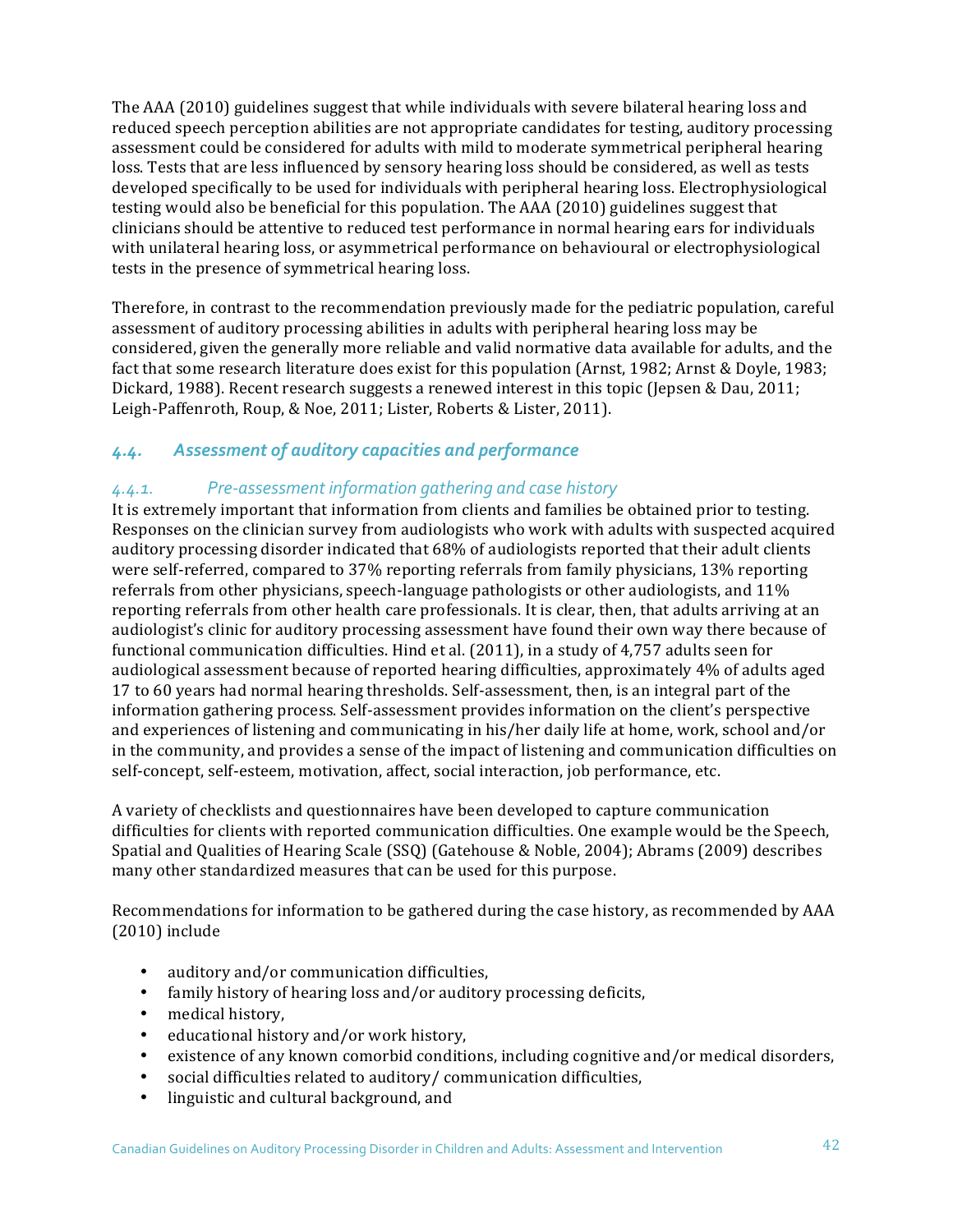The AAA (2010) guidelines suggest that while individuals with severe bilateral hearing loss and reduced speech perception abilities are not appropriate candidates for testing, auditory processing assessment could be considered for adults with mild to moderate symmetrical peripheral hearing loss. Tests that are less influenced by sensory hearing loss should be considered, as well as tests developed specifically to be used for individuals with peripheral hearing loss. Electrophysiological testing would also be beneficial for this population. The AAA (2010) guidelines suggest that clinicians should be attentive to reduced test performance in normal hearing ears for individuals with unilateral hearing loss, or asymmetrical performance on behavioural or electrophysiological tests in the presence of symmetrical hearing loss.

Therefore, in contrast to the recommendation previously made for the pediatric population, careful assessment of auditory processing abilities in adults with peripheral hearing loss may be considered, given the generally more reliable and valid normative data available for adults, and the fact that some research literature does exist for this population (Arnst, 1982; Arnst & Doyle, 1983; Dickard, 1988). Recent research suggests a renewed interest in this topic (Jepsen & Dau, 2011; Leigh-Paffenroth, Roup, & Noe, 2011; Lister, Roberts & Lister, 2011).

## *4.4. Assessment of auditory capacities and performance*

### *4.4.1. Pre-assessment information gathering and case history*

It is extremely important that information from clients and families be obtained prior to testing. Responses on the clinician survey from audiologists who work with adults with suspected acquired auditory processing disorder indicated that 68% of audiologists reported that their adult clients were self-referred, compared to 37% reporting referrals from family physicians, 13% reporting referrals from other physicians, speech-language pathologists or other audiologists, and 11% reporting referrals from other health care professionals. It is clear, then, that adults arriving at an audiologist's clinic for auditory processing assessment have found their own way there because of functional communication difficulties. Hind et al. (2011), in a study of 4,757 adults seen for audiological assessment because of reported hearing difficulties, approximately 4% of adults aged 17 to 60 years had normal hearing thresholds. Self-assessment, then, is an integral part of the information gathering process. Self-assessment provides information on the client's perspective and experiences of listening and communicating in his/her daily life at home, work, school and/or in the community, and provides a sense of the impact of listening and communication difficulties on self-concept, self-esteem, motivation, affect, social interaction, job performance, etc.

A variety of checklists and questionnaires have been developed to capture communication difficulties for clients with reported communication difficulties. One example would be the Speech, Spatial and Qualities of Hearing Scale (SSQ) (Gatehouse & Noble, 2004); Abrams (2009) describes many other standardized measures that can be used for this purpose.

Recommendations for information to be gathered during the case history, as recommended by AAA (2010) include

- auditory and/or communication difficulties,
- family history of hearing loss and/or auditory processing deficits,
- medical history,
- educational history and/or work history,
- existence of any known comorbid conditions, including cognitive and/or medical disorders,
- social difficulties related to auditory/ communication difficulties,
- linguistic and cultural background, and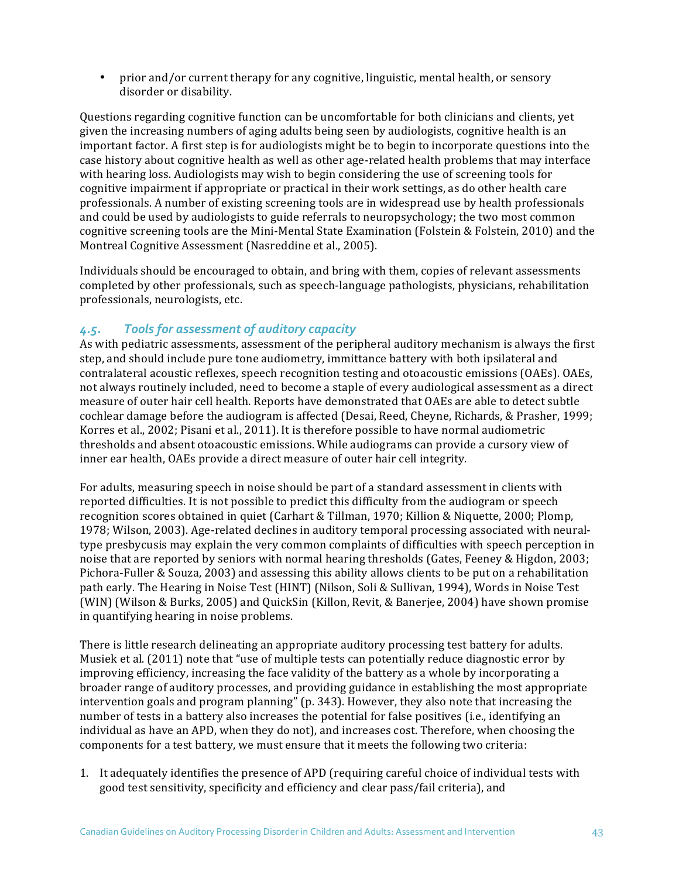- prior and/or current therapy for any cognitive, linguistic, mental health, or sensory disorder or disability.

Questions regarding cognitive function can be uncomfortable for both clinicians and clients, yet given the increasing numbers of aging adults being seen by audiologists, cognitive health is an important factor. A first step is for audiologists might be to begin to incorporate questions into the case history about cognitive health as well as other age-related health problems that may interface with hearing loss. Audiologists may wish to begin considering the use of screening tools for cognitive impairment if appropriate or practical in their work settings, as do other health care professionals. A number of existing screening tools are in widespread use by health professionals and could be used by audiologists to guide referrals to neuropsychology; the two most common cognitive screening tools are the Mini-Mental State Examination (Folstein & Folstein, 2010) and the Montreal Cognitive Assessment (Nasreddine et al., 2005).

Individuals should be encouraged to obtain, and bring with them, copies of relevant assessments completed by other professionals, such as speech-language pathologists, physicians, rehabilitation professionals, neurologists, etc.

## *4.5. Tools for assessment of auditory capacity*

As with pediatric assessments, assessment of the peripheral auditory mechanism is always the first step, and should include pure tone audiometry, immittance battery with both ipsilateral and contralateral acoustic reflexes, speech recognition testing and otoacoustic emissions (OAEs). OAEs, not always routinely included, need to become a staple of every audiological assessment as a direct measure of outer hair cell health. Reports have demonstrated that OAEs are able to detect subtle cochlear damage before the audiogram is affected (Desai, Reed, Cheyne, Richards, & Prasher, 1999; Korres et al., 2002; Pisani et al., 2011). It is therefore possible to have normal audiometric thresholds and absent otoacoustic emissions. While audiograms can provide a cursory view of inner ear health, OAEs provide a direct measure of outer hair cell integrity.

For adults, measuring speech in noise should be part of a standard assessment in clients with reported difficulties. It is not possible to predict this difficulty from the audiogram or speech recognition scores obtained in quiet (Carhart & Tillman, 1970; Killion & Niquette, 2000; Plomp, 1978; Wilson, 2003). Age-related declines in auditory temporal processing associated with neural-type presbycusis may explain the very common complaints of difficulties with speech perception in noise that are reported by seniors with normal hearing thresholds (Gates, Feeney & Higdon, 2003; Pichora-Fuller & Souza, 2003) and assessing this ability allows clients to be put on a rehabilitation path early. The Hearing in Noise Test (HINT) (Nilson, Soli & Sullivan, 1994), Words in Noise Test (WIN) (Wilson & Burks, 2005) and QuickSin (Killon, Revit, & Banerjee, 2004) have shown promise in quantifying hearing in noise problems.

There is little research delineating an appropriate auditory processing test battery for adults. Musiek et al. (2011) note that "use of multiple tests can potentially reduce diagnostic error by improving efficiency, increasing the face validity of the battery as a whole by incorporating a broader range of auditory processes, and providing guidance in establishing the most appropriate intervention goals and program planning" (p. 343). However, they also note that increasing the number of tests in a battery also increases the potential for false positives (i.e., identifying an individual as have an APD, when they do not), and increases cost. Therefore, when choosing the components for a test battery, we must ensure that it meets the following two criteria:

1. It adequately identifies the presence of APD (requiring careful choice of individual tests with good test sensitivity, specificity and efficiency and clear pass/fail criteria), and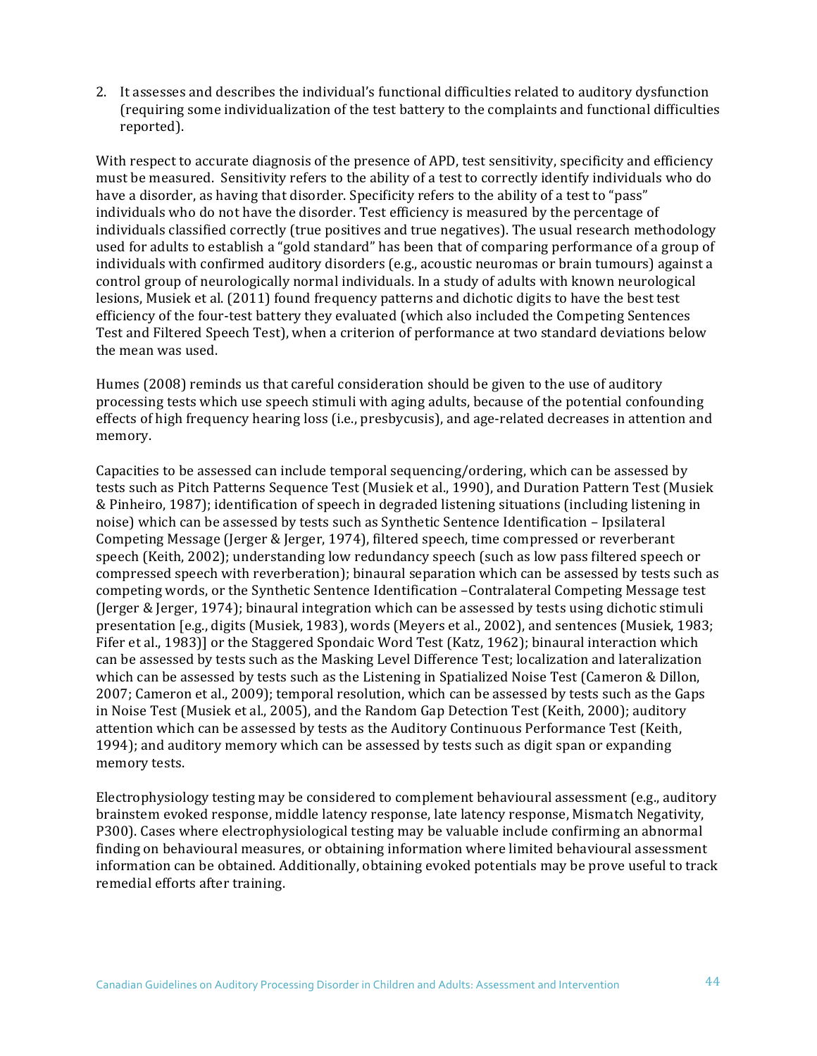2. It assesses and describes the individual's functional difficulties related to auditory dysfunction (requiring some individualization of the test battery to the complaints and functional difficulties reported).

With respect to accurate diagnosis of the presence of APD, test sensitivity, specificity and efficiency must be measured. Sensitivity refers to the ability of a test to correctly identify individuals who do have a disorder, as having that disorder. Specificity refers to the ability of a test to "pass" individuals who do not have the disorder. Test efficiency is measured by the percentage of individuals classified correctly (true positives and true negatives). The usual research methodology used for adults to establish a "gold standard" has been that of comparing performance of a group of individuals with confirmed auditory disorders (e.g., acoustic neuromas or brain tumours) against a control group of neurologically normal individuals. In a study of adults with known neurological lesions, Musiek et al. (2011) found frequency patterns and dichotic digits to have the best test efficiency of the four-test battery they evaluated (which also included the Competing Sentences Test and Filtered Speech Test), when a criterion of performance at two standard deviations below the mean was used.

Humes (2008) reminds us that careful consideration should be given to the use of auditory processing tests which use speech stimuli with aging adults, because of the potential confounding effects of high frequency hearing loss (i.e., presbycusis), and age-related decreases in attention and memory.

Capacities to be assessed can include temporal sequencing/ordering, which can be assessed by tests such as Pitch Patterns Sequence Test (Musiek et al., 1990), and Duration Pattern Test (Musiek & Pinheiro, 1987); identification of speech in degraded listening situations (including listening in noise) which can be assessed by tests such as Synthetic Sentence Identification – Ipsilateral Competing Message (Jerger & Jerger, 1974), filtered speech, time compressed or reverberant speech (Keith, 2002); understanding low redundancy speech (such as low pass filtered speech or compressed speech with reverberation); binaural separation which can be assessed by tests such as competing words, or the Synthetic Sentence Identification –Contralateral Competing Message test (Jerger & Jerger, 1974); binaural integration which can be assessed by tests using dichotic stimuli presentation [e.g., digits (Musiek, 1983), words (Meyers et al., 2002), and sentences (Musiek, 1983; Fifer et al., 1983)] or the Staggered Spondaic Word Test (Katz, 1962); binaural interaction which can be assessed by tests such as the Masking Level Difference Test; localization and lateralization which can be assessed by tests such as the Listening in Spatialized Noise Test (Cameron & Dillon, 2007; Cameron et al., 2009); temporal resolution, which can be assessed by tests such as the Gaps in Noise Test (Musiek et al., 2005), and the Random Gap Detection Test (Keith, 2000); auditory attention which can be assessed by tests as the Auditory Continuous Performance Test (Keith, 1994); and auditory memory which can be assessed by tests such as digit span or expanding memory tests.

Electrophysiology testing may be considered to complement behavioural assessment (e.g., auditory brainstem evoked response, middle latency response, late latency response, Mismatch Negativity, P300). Cases where electrophysiological testing may be valuable include confirming an abnormal finding on behavioural measures, or obtaining information where limited behavioural assessment information can be obtained. Additionally, obtaining evoked potentials may be prove useful to track remedial efforts after training.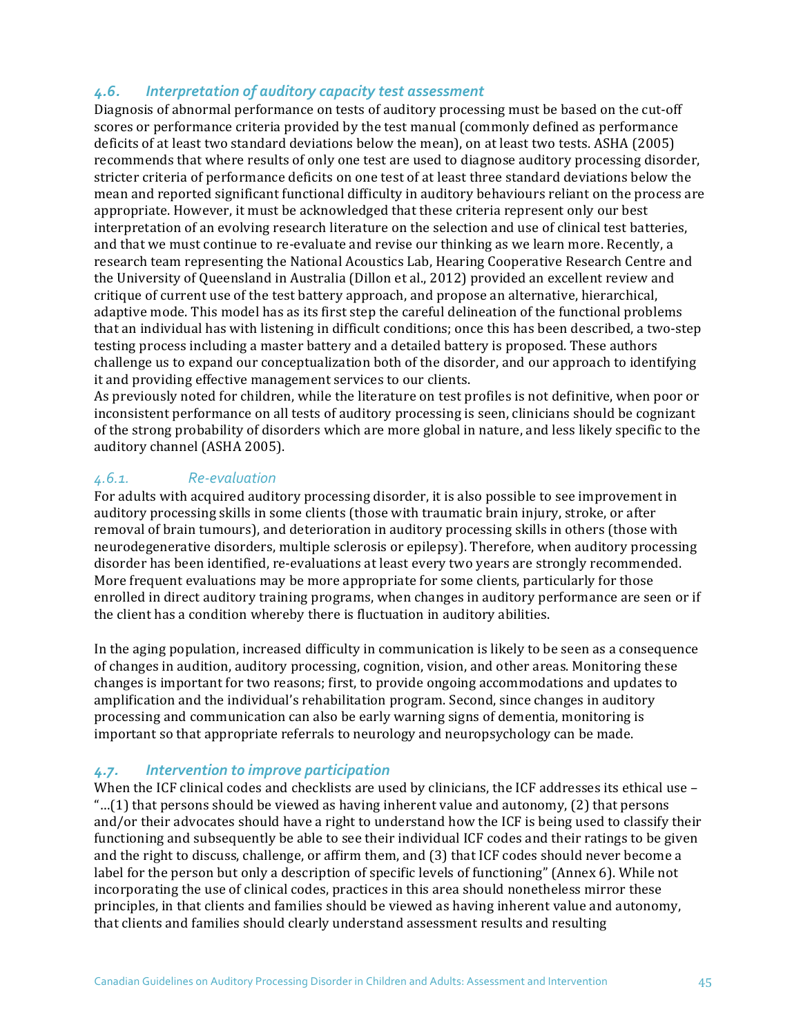### *4.6. Interpretation of auditory capacity test assessment*

Diagnosis of abnormal performance on tests of auditory processing must be based on the cut-off scores or performance criteria provided by the test manual (commonly defined as performance deficits of at least two standard deviations below the mean), on at least two tests. ASHA (2005) recommends that where results of only one test are used to diagnose auditory processing disorder, stricter criteria of performance deficits on one test of at least three standard deviations below the mean and reported significant functional difficulty in auditory behaviours reliant on the process are appropriate. However, it must be acknowledged that these criteria represent only our best interpretation of an evolving research literature on the selection and use of clinical test batteries, and that we must continue to re-evaluate and revise our thinking as we learn more. Recently, a research team representing the National Acoustics Lab, Hearing Cooperative Research Centre and the University of Queensland in Australia (Dillon et al., 2012) provided an excellent review and critique of current use of the test battery approach, and propose an alternative, hierarchical, adaptive mode. This model has as its first step the careful delineation of the functional problems that an individual has with listening in difficult conditions; once this has been described, a two-step testing process including a master battery and a detailed battery is proposed. These authors challenge us to expand our conceptualization both of the disorder, and our approach to identifying it and providing effective management services to our clients.

As previously noted for children, while the literature on test profiles is not definitive, when poor or inconsistent performance on all tests of auditory processing is seen, clinicians should be cognizant of the strong probability of disorders which are more global in nature, and less likely specific to the auditory channel (ASHA 2005).

#### *4.6.1. Re-evaluation*

For adults with acquired auditory processing disorder, it is also possible to see improvement in auditory processing skills in some clients (those with traumatic brain injury, stroke, or after removal of brain tumours), and deterioration in auditory processing skills in others (those with neurodegenerative disorders, multiple sclerosis or epilepsy). Therefore, when auditory processing disorder has been identified, re-evaluations at least every two years are strongly recommended. More frequent evaluations may be more appropriate for some clients, particularly for those enrolled in direct auditory training programs, when changes in auditory performance are seen or if the client has a condition whereby there is fluctuation in auditory abilities.

In the aging population, increased difficulty in communication is likely to be seen as a consequence of changes in audition, auditory processing, cognition, vision, and other areas. Monitoring these changes is important for two reasons; first, to provide ongoing accommodations and updates to amplification and the individual's rehabilitation program. Second, since changes in auditory processing and communication can also be early warning signs of dementia, monitoring is important so that appropriate referrals to neurology and neuropsychology can be made.

### *4.7. Intervention to improve participation*

When the ICF clinical codes and checklists are used by clinicians, the ICF addresses its ethical use – "…(1) that persons should be viewed as having inherent value and autonomy, (2) that persons and/or their advocates should have a right to understand how the ICF is being used to classify their functioning and subsequently be able to see their individual ICF codes and their ratings to be given and the right to discuss, challenge, or affirm them, and (3) that ICF codes should never become a label for the person but only a description of specific levels of functioning" (Annex 6). While not incorporating the use of clinical codes, practices in this area should nonetheless mirror these principles, in that clients and families should be viewed as having inherent value and autonomy, that clients and families should clearly understand assessment results and resulting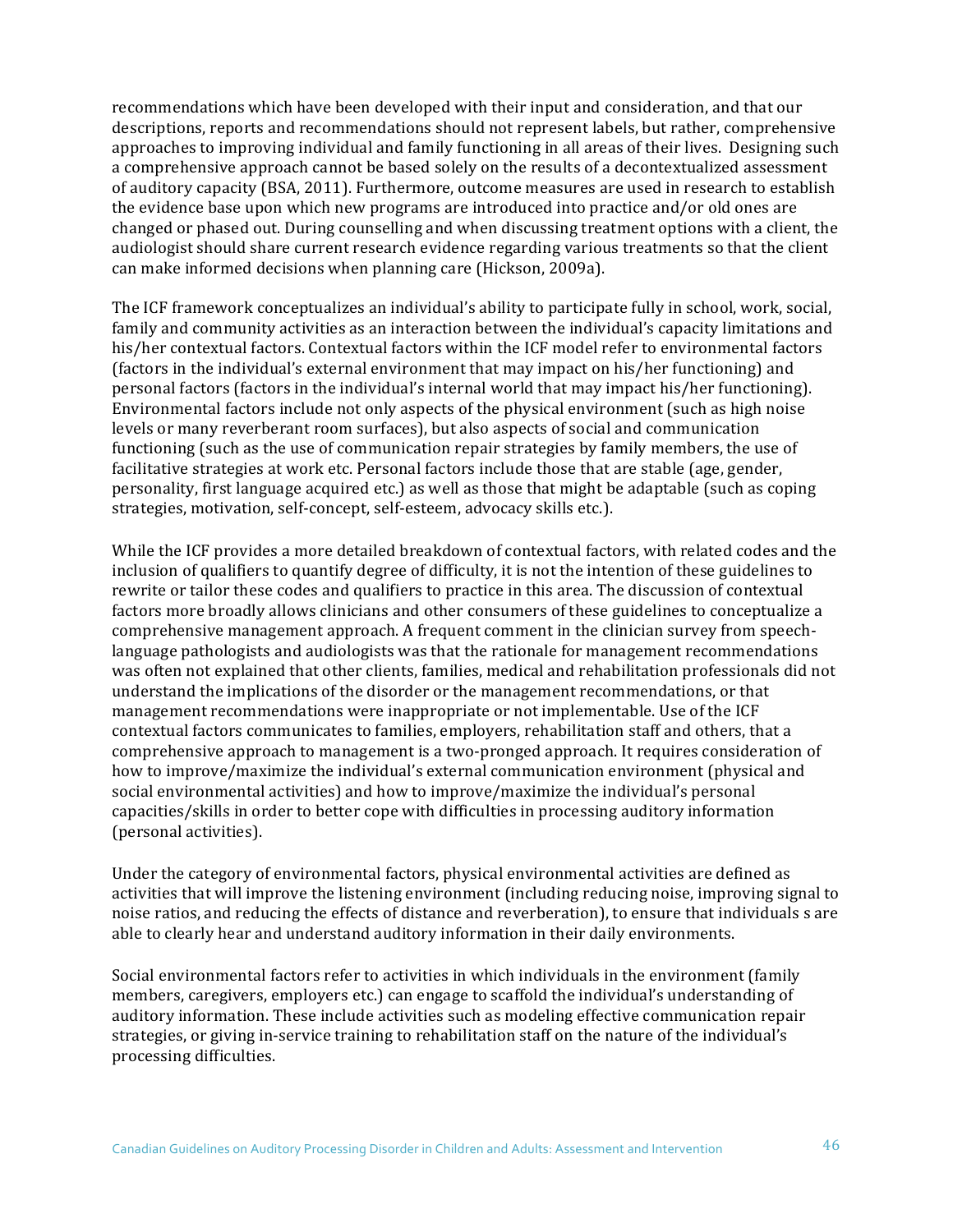recommendations which have been developed with their input and consideration, and that our descriptions, reports and recommendations should not represent labels, but rather, comprehensive approaches to improving individual and family functioning in all areas of their lives. Designing such a comprehensive approach cannot be based solely on the results of a decontextualized assessment of auditory capacity (BSA, 2011). Furthermore, outcome measures are used in research to establish the evidence base upon which new programs are introduced into practice and/or old ones are changed or phased out. During counselling and when discussing treatment options with a client, the audiologist should share current research evidence regarding various treatments so that the client can make informed decisions when planning care (Hickson, 2009a).

The ICF framework conceptualizes an individual's ability to participate fully in school, work, social, family and community activities as an interaction between the individual's capacity limitations and his/her contextual factors. Contextual factors within the ICF model refer to environmental factors (factors in the individual's external environment that may impact on his/her functioning) and personal factors (factors in the individual's internal world that may impact his/her functioning). Environmental factors include not only aspects of the physical environment (such as high noise levels or many reverberant room surfaces), but also aspects of social and communication functioning (such as the use of communication repair strategies by family members, the use of facilitative strategies at work etc. Personal factors include those that are stable (age, gender, personality, first language acquired etc.) as well as those that might be adaptable (such as coping strategies, motivation, self-concept, self-esteem, advocacy skills etc.).

While the ICF provides a more detailed breakdown of contextual factors, with related codes and the inclusion of qualifiers to quantify degree of difficulty, it is not the intention of these guidelines to rewrite or tailor these codes and qualifiers to practice in this area. The discussion of contextual factors more broadly allows clinicians and other consumers of these guidelines to conceptualize a comprehensive management approach. A frequent comment in the clinician survey from speech-language pathologists and audiologists was that the rationale for management recommendations was often not explained that other clients, families, medical and rehabilitation professionals did not understand the implications of the disorder or the management recommendations, or that management recommendations were inappropriate or not implementable. Use of the ICF contextual factors communicates to families, employers, rehabilitation staff and others, that a comprehensive approach to management is a two-pronged approach. It requires consideration of how to improve/maximize the individual's external communication environment (physical and social environmental activities) and how to improve/maximize the individual's personal capacities/skills in order to better cope with difficulties in processing auditory information (personal activities).

Under the category of environmental factors, physical environmental activities are defined as activities that will improve the listening environment (including reducing noise, improving signal to noise ratios, and reducing the effects of distance and reverberation), to ensure that individuals s are able to clearly hear and understand auditory information in their daily environments.

Social environmental factors refer to activities in which individuals in the environment (family members, caregivers, employers etc.) can engage to scaffold the individual's understanding of auditory information. These include activities such as modeling effective communication repair strategies, or giving in-service training to rehabilitation staff on the nature of the individual's processing difficulties.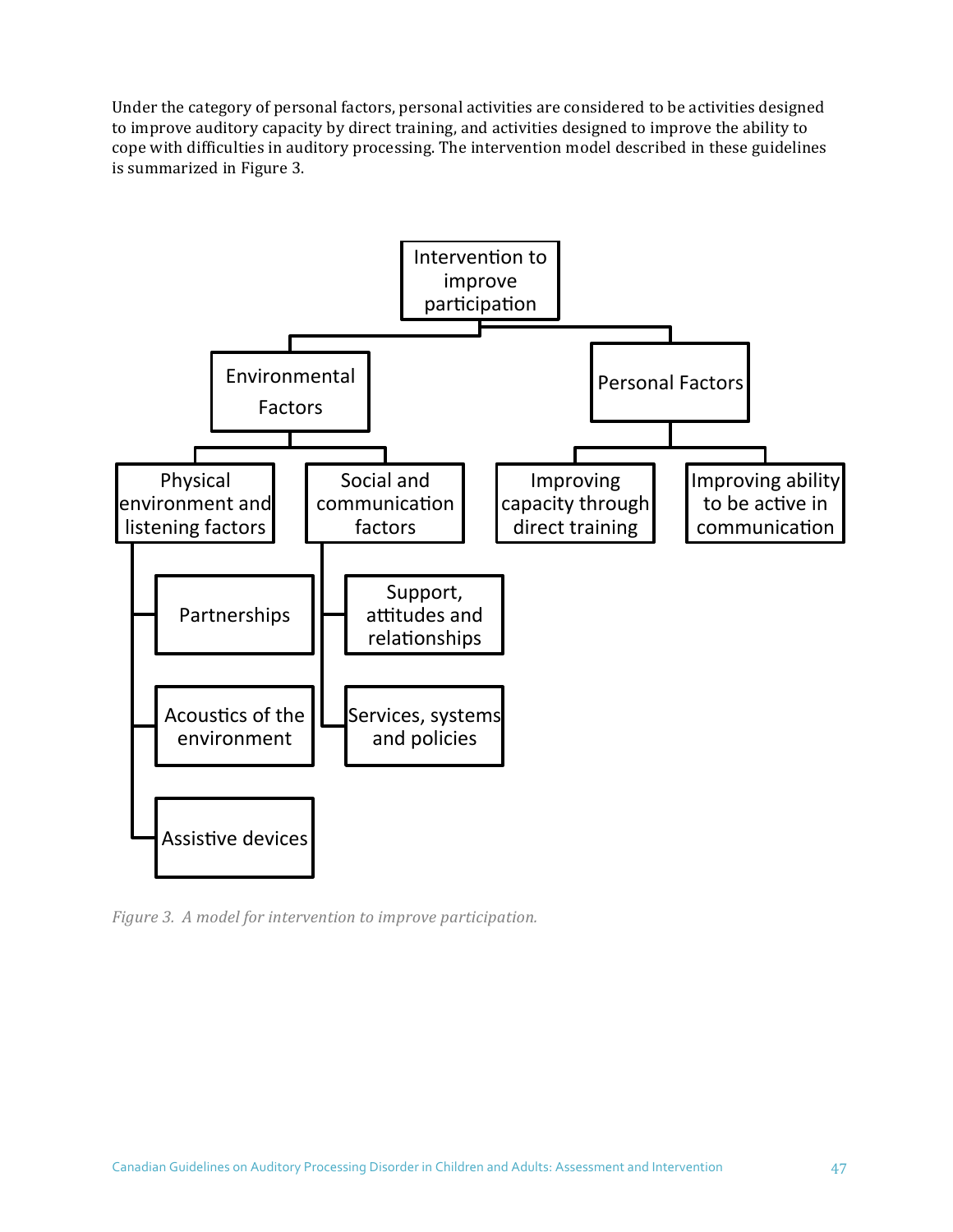Under the category of personal factors, personal activities are considered to be activities designed to improve auditory capacity by direct training, and activities designed to improve the ability to cope with difficulties in auditory processing. The intervention model described in these guidelines is summarized in Figure 3.

- Intervention to improve participation
  - Environmental Factors
    - Physical environment and listening factors
      - Partnerships
      - Acoustics of the environment
      - Assistive devices
    - Social and communication factors
      - Support, attitudes and relationships
      - Services, systems and policies
  - Personal Factors
    - Improving capacity through direct training
    - Improving ability to be active in communication

*Figure 3. A model for intervention to improve participation.*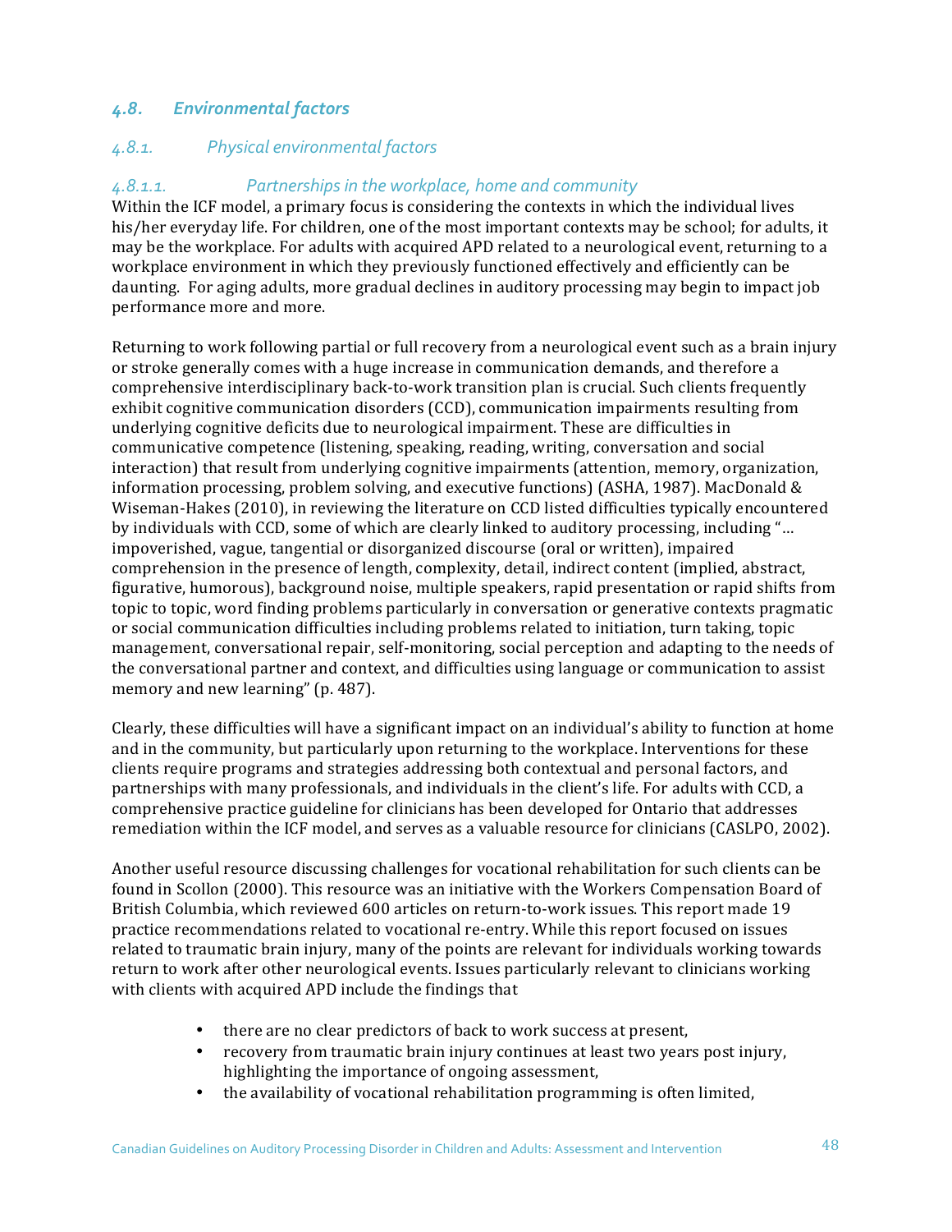## *4.8. Environmental factors*

### *4.8.1. Physical environmental factors*

#### *4.8.1.1. Partnerships in the workplace, home and community*

Within the ICF model, a primary focus is considering the contexts in which the individual lives his/her everyday life. For children, one of the most important contexts may be school; for adults, it may be the workplace. For adults with acquired APD related to a neurological event, returning to a workplace environment in which they previously functioned effectively and efficiently can be daunting. For aging adults, more gradual declines in auditory processing may begin to impact job performance more and more.

Returning to work following partial or full recovery from a neurological event such as a brain injury or stroke generally comes with a huge increase in communication demands, and therefore a comprehensive interdisciplinary back-to-work transition plan is crucial. Such clients frequently exhibit cognitive communication disorders (CCD), communication impairments resulting from underlying cognitive deficits due to neurological impairment. These are difficulties in communicative competence (listening, speaking, reading, writing, conversation and social interaction) that result from underlying cognitive impairments (attention, memory, organization, information processing, problem solving, and executive functions) (ASHA, 1987). MacDonald & Wiseman-Hakes (2010), in reviewing the literature on CCD listed difficulties typically encountered by individuals with CCD, some of which are clearly linked to auditory processing, including "… impoverished, vague, tangential or disorganized discourse (oral or written), impaired comprehension in the presence of length, complexity, detail, indirect content (implied, abstract, figurative, humorous), background noise, multiple speakers, rapid presentation or rapid shifts from topic to topic, word finding problems particularly in conversation or generative contexts pragmatic or social communication difficulties including problems related to initiation, turn taking, topic management, conversational repair, self-monitoring, social perception and adapting to the needs of the conversational partner and context, and difficulties using language or communication to assist memory and new learning" (p. 487).

Clearly, these difficulties will have a significant impact on an individual's ability to function at home and in the community, but particularly upon returning to the workplace. Interventions for these clients require programs and strategies addressing both contextual and personal factors, and partnerships with many professionals, and individuals in the client's life. For adults with CCD, a comprehensive practice guideline for clinicians has been developed for Ontario that addresses remediation within the ICF model, and serves as a valuable resource for clinicians (CASLPO, 2002).

Another useful resource discussing challenges for vocational rehabilitation for such clients can be found in Scollon (2000). This resource was an initiative with the Workers Compensation Board of British Columbia, which reviewed 600 articles on return-to-work issues. This report made 19 practice recommendations related to vocational re-entry. While this report focused on issues related to traumatic brain injury, many of the points are relevant for individuals working towards return to work after other neurological events. Issues particularly relevant to clinicians working with clients with acquired APD include the findings that

- there are no clear predictors of back to work success at present,
- recovery from traumatic brain injury continues at least two years post injury, highlighting the importance of ongoing assessment,
- the availability of vocational rehabilitation programming is often limited,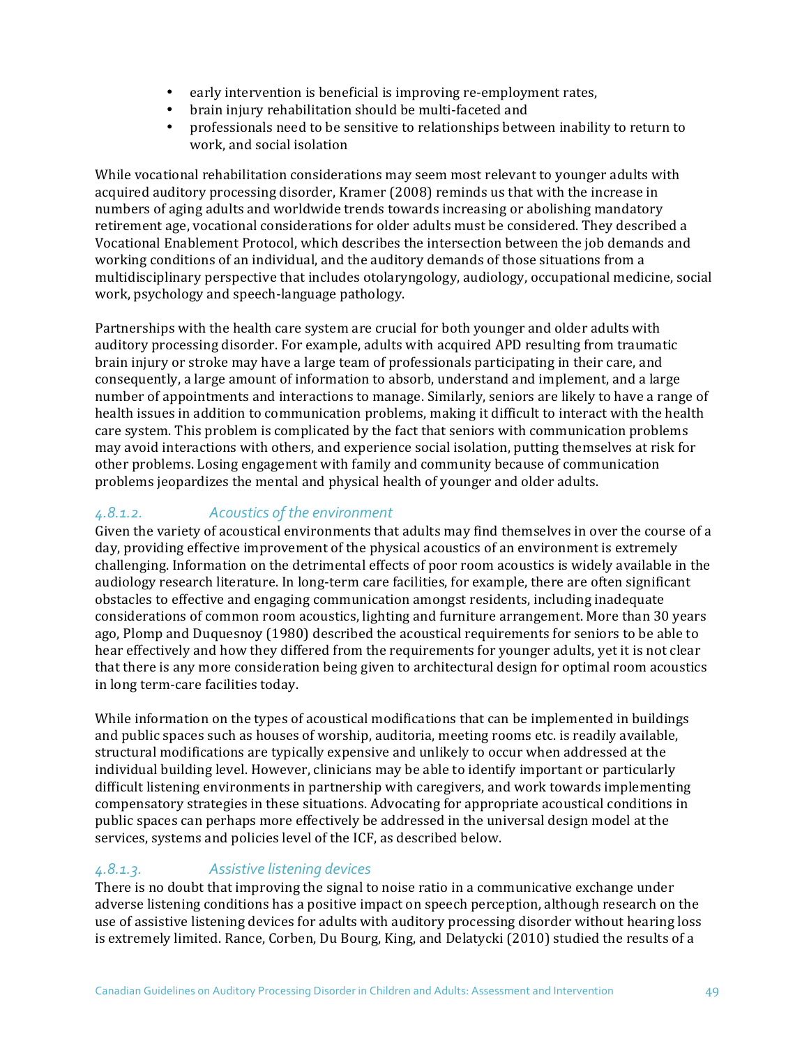- early intervention is beneficial is improving re-employment rates,
- brain injury rehabilitation should be multi-faceted and
- professionals need to be sensitive to relationships between inability to return to work, and social isolation

While vocational rehabilitation considerations may seem most relevant to younger adults with acquired auditory processing disorder, Kramer (2008) reminds us that with the increase in numbers of aging adults and worldwide trends towards increasing or abolishing mandatory retirement age, vocational considerations for older adults must be considered. They described a Vocational Enablement Protocol, which describes the intersection between the job demands and working conditions of an individual, and the auditory demands of those situations from a multidisciplinary perspective that includes otolaryngology, audiology, occupational medicine, social work, psychology and speech-language pathology.

Partnerships with the health care system are crucial for both younger and older adults with auditory processing disorder. For example, adults with acquired APD resulting from traumatic brain injury or stroke may have a large team of professionals participating in their care, and consequently, a large amount of information to absorb, understand and implement, and a large number of appointments and interactions to manage. Similarly, seniors are likely to have a range of health issues in addition to communication problems, making it difficult to interact with the health care system. This problem is complicated by the fact that seniors with communication problems may avoid interactions with others, and experience social isolation, putting themselves at risk for other problems. Losing engagement with family and community because of communication problems jeopardizes the mental and physical health of younger and older adults.

#### *4.8.1.2. Acoustics of the environment*

Given the variety of acoustical environments that adults may find themselves in over the course of a day, providing effective improvement of the physical acoustics of an environment is extremely challenging. Information on the detrimental effects of poor room acoustics is widely available in the audiology research literature. In long-term care facilities, for example, there are often significant obstacles to effective and engaging communication amongst residents, including inadequate considerations of common room acoustics, lighting and furniture arrangement. More than 30 years ago, Plomp and Duquesnoy (1980) described the acoustical requirements for seniors to be able to hear effectively and how they differed from the requirements for younger adults, yet it is not clear that there is any more consideration being given to architectural design for optimal room acoustics in long term-care facilities today.

While information on the types of acoustical modifications that can be implemented in buildings and public spaces such as houses of worship, auditoria, meeting rooms etc. is readily available, structural modifications are typically expensive and unlikely to occur when addressed at the individual building level. However, clinicians may be able to identify important or particularly difficult listening environments in partnership with caregivers, and work towards implementing compensatory strategies in these situations. Advocating for appropriate acoustical conditions in public spaces can perhaps more effectively be addressed in the universal design model at the services, systems and policies level of the ICF, as described below.

#### *4.8.1.3. Assistive listening devices*

There is no doubt that improving the signal to noise ratio in a communicative exchange under adverse listening conditions has a positive impact on speech perception, although research on the use of assistive listening devices for adults with auditory processing disorder without hearing loss is extremely limited. Rance, Corben, Du Bourg, King, and Delatycki (2010) studied the results of a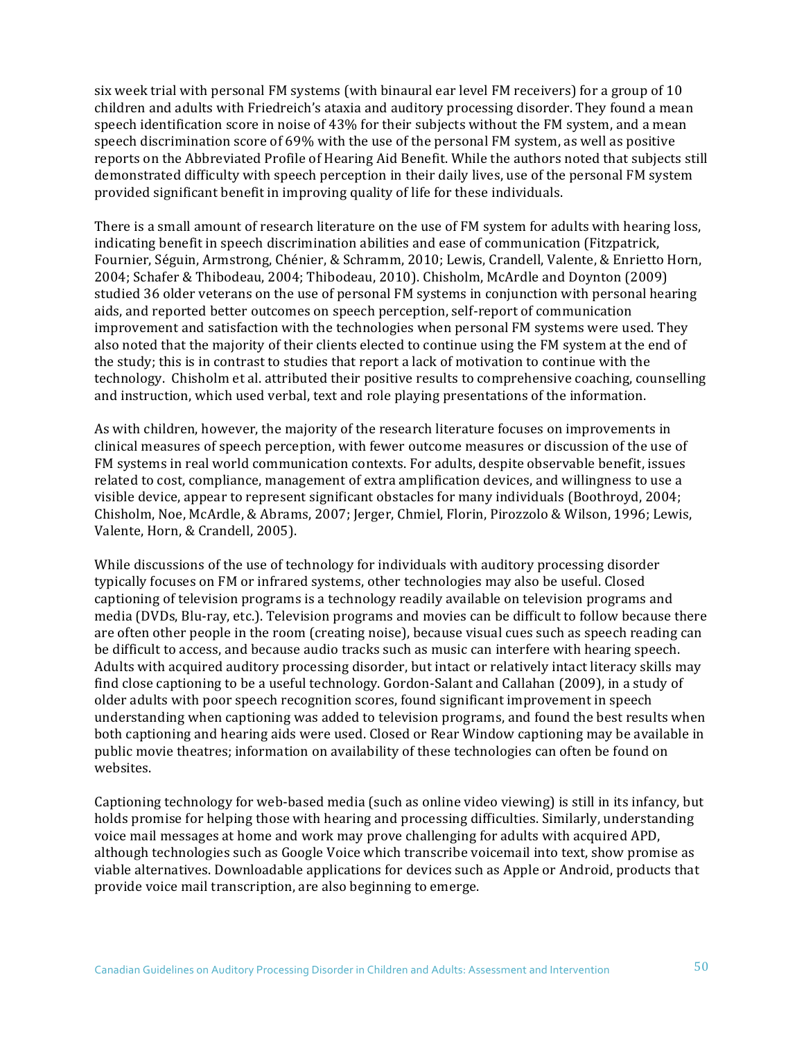six week trial with personal FM systems (with binaural ear level FM receivers) for a group of 10 children and adults with Friedreich's ataxia and auditory processing disorder. They found a mean speech identification score in noise of 43% for their subjects without the FM system, and a mean speech discrimination score of 69% with the use of the personal FM system, as well as positive reports on the Abbreviated Profile of Hearing Aid Benefit. While the authors noted that subjects still demonstrated difficulty with speech perception in their daily lives, use of the personal FM system provided significant benefit in improving quality of life for these individuals.

There is a small amount of research literature on the use of FM system for adults with hearing loss, indicating benefit in speech discrimination abilities and ease of communication (Fitzpatrick, Fournier, Séguin, Armstrong, Chénier, & Schramm, 2010; Lewis, Crandell, Valente, & Enrietto Horn, 2004; Schafer & Thibodeau, 2004; Thibodeau, 2010). Chisholm, McArdle and Doynton (2009) studied 36 older veterans on the use of personal FM systems in conjunction with personal hearing aids, and reported better outcomes on speech perception, self-report of communication improvement and satisfaction with the technologies when personal FM systems were used. They also noted that the majority of their clients elected to continue using the FM system at the end of the study; this is in contrast to studies that report a lack of motivation to continue with the technology. Chisholm et al. attributed their positive results to comprehensive coaching, counselling and instruction, which used verbal, text and role playing presentations of the information.

As with children, however, the majority of the research literature focuses on improvements in clinical measures of speech perception, with fewer outcome measures or discussion of the use of FM systems in real world communication contexts. For adults, despite observable benefit, issues related to cost, compliance, management of extra amplification devices, and willingness to use a visible device, appear to represent significant obstacles for many individuals (Boothroyd, 2004; Chisholm, Noe, McArdle, & Abrams, 2007; Jerger, Chmiel, Florin, Pirozzolo & Wilson, 1996; Lewis, Valente, Horn, & Crandell, 2005).

While discussions of the use of technology for individuals with auditory processing disorder typically focuses on FM or infrared systems, other technologies may also be useful. Closed captioning of television programs is a technology readily available on television programs and media (DVDs, Blu-ray, etc.). Television programs and movies can be difficult to follow because there are often other people in the room (creating noise), because visual cues such as speech reading can be difficult to access, and because audio tracks such as music can interfere with hearing speech. Adults with acquired auditory processing disorder, but intact or relatively intact literacy skills may find close captioning to be a useful technology. Gordon-Salant and Callahan (2009), in a study of older adults with poor speech recognition scores, found significant improvement in speech understanding when captioning was added to television programs, and found the best results when both captioning and hearing aids were used. Closed or Rear Window captioning may be available in public movie theatres; information on availability of these technologies can often be found on websites.

Captioning technology for web-based media (such as online video viewing) is still in its infancy, but holds promise for helping those with hearing and processing difficulties. Similarly, understanding voice mail messages at home and work may prove challenging for adults with acquired APD, although technologies such as Google Voice which transcribe voicemail into text, show promise as viable alternatives. Downloadable applications for devices such as Apple or Android, products that provide voice mail transcription, are also beginning to emerge.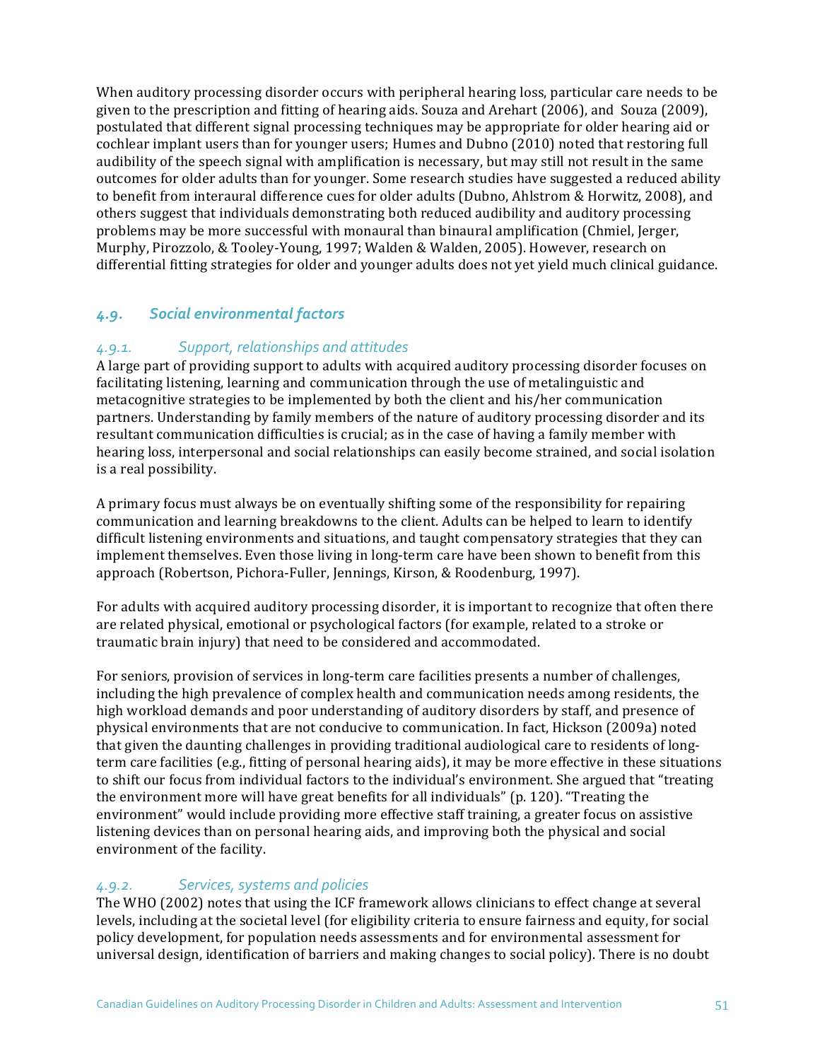When auditory processing disorder occurs with peripheral hearing loss, particular care needs to be given to the prescription and fitting of hearing aids. Souza and Arehart (2006), and Souza (2009), postulated that different signal processing techniques may be appropriate for older hearing aid or cochlear implant users than for younger users; Humes and Dubno (2010) noted that restoring full audibility of the speech signal with amplification is necessary, but may still not result in the same outcomes for older adults than for younger. Some research studies have suggested a reduced ability to benefit from interaural difference cues for older adults (Dubno, Ahlstrom & Horwitz, 2008), and others suggest that individuals demonstrating both reduced audibility and auditory processing problems may be more successful with monaural than binaural amplification (Chmiel, Jerger, Murphy, Pirozzolo, & Tooley-Young, 1997; Walden & Walden, 2005). However, research on differential fitting strategies for older and younger adults does not yet yield much clinical guidance.

## *4.9. Social environmental factors*

### *4.9.1. Support, relationships and attitudes*

A large part of providing support to adults with acquired auditory processing disorder focuses on facilitating listening, learning and communication through the use of metalinguistic and metacognitive strategies to be implemented by both the client and his/her communication partners. Understanding by family members of the nature of auditory processing disorder and its resultant communication difficulties is crucial; as in the case of having a family member with hearing loss, interpersonal and social relationships can easily become strained, and social isolation is a real possibility.

A primary focus must always be on eventually shifting some of the responsibility for repairing communication and learning breakdowns to the client. Adults can be helped to learn to identify difficult listening environments and situations, and taught compensatory strategies that they can implement themselves. Even those living in long-term care have been shown to benefit from this approach (Robertson, Pichora-Fuller, Jennings, Kirson, & Roodenburg, 1997).

For adults with acquired auditory processing disorder, it is important to recognize that often there are related physical, emotional or psychological factors (for example, related to a stroke or traumatic brain injury) that need to be considered and accommodated.

For seniors, provision of services in long-term care facilities presents a number of challenges, including the high prevalence of complex health and communication needs among residents, the high workload demands and poor understanding of auditory disorders by staff, and presence of physical environments that are not conducive to communication. In fact, Hickson (2009a) noted that given the daunting challenges in providing traditional audiological care to residents of long-term care facilities (e.g., fitting of personal hearing aids), it may be more effective in these situations to shift our focus from individual factors to the individual's environment. She argued that "treating the environment more will have great benefits for all individuals" (p. 120). "Treating the environment" would include providing more effective staff training, a greater focus on assistive listening devices than on personal hearing aids, and improving both the physical and social environment of the facility.

### *4.9.2. Services, systems and policies*

The WHO (2002) notes that using the ICF framework allows clinicians to effect change at several levels, including at the societal level (for eligibility criteria to ensure fairness and equity, for social policy development, for population needs assessments and for environmental assessment for universal design, identification of barriers and making changes to social policy). There is no doubt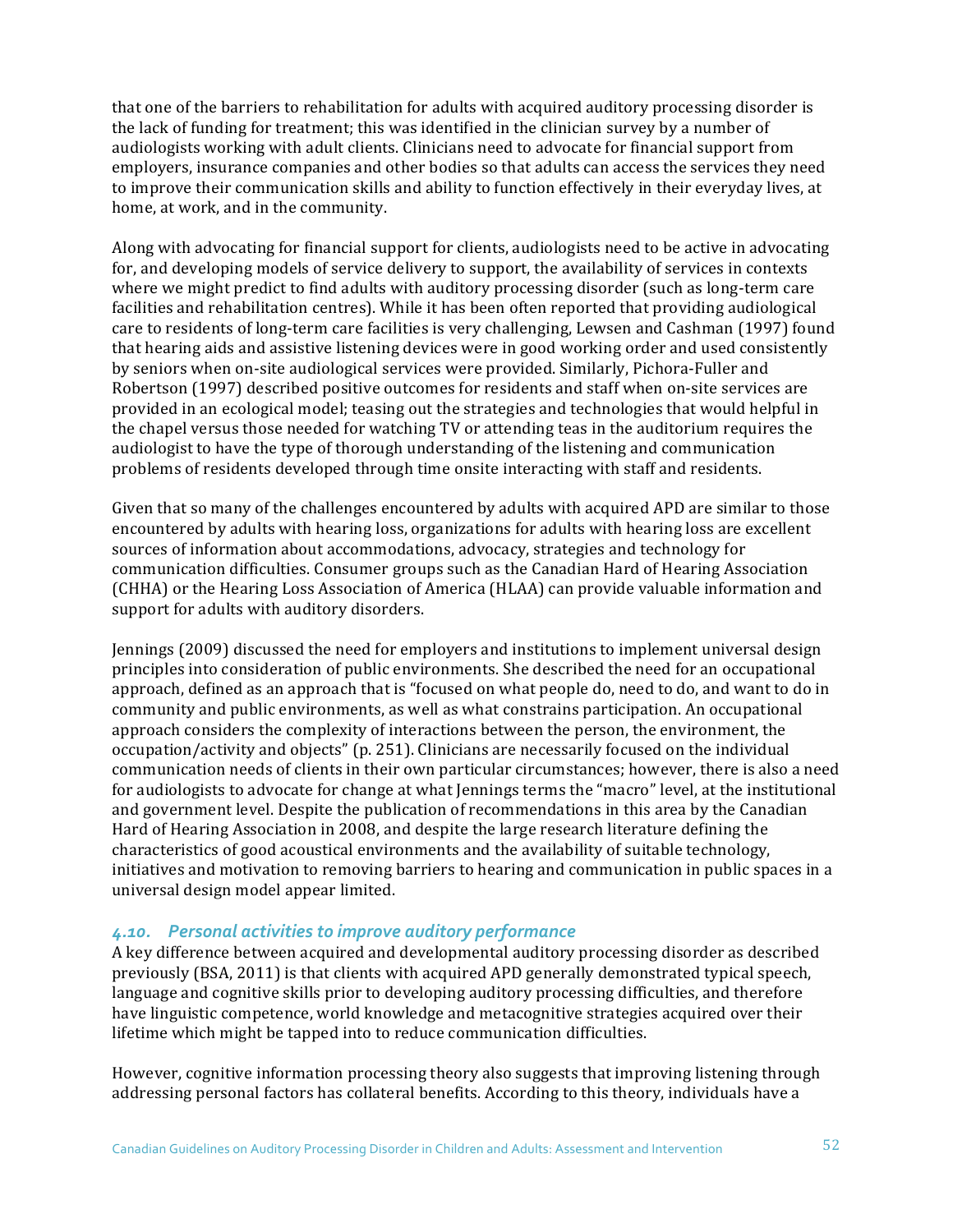that one of the barriers to rehabilitation for adults with acquired auditory processing disorder is the lack of funding for treatment; this was identified in the clinician survey by a number of audiologists working with adult clients. Clinicians need to advocate for financial support from employers, insurance companies and other bodies so that adults can access the services they need to improve their communication skills and ability to function effectively in their everyday lives, at home, at work, and in the community.

Along with advocating for financial support for clients, audiologists need to be active in advocating for, and developing models of service delivery to support, the availability of services in contexts where we might predict to find adults with auditory processing disorder (such as long-term care facilities and rehabilitation centres). While it has been often reported that providing audiological care to residents of long-term care facilities is very challenging, Lewsen and Cashman (1997) found that hearing aids and assistive listening devices were in good working order and used consistently by seniors when on-site audiological services were provided. Similarly, Pichora-Fuller and Robertson (1997) described positive outcomes for residents and staff when on-site services are provided in an ecological model; teasing out the strategies and technologies that would helpful in the chapel versus those needed for watching TV or attending teas in the auditorium requires the audiologist to have the type of thorough understanding of the listening and communication problems of residents developed through time onsite interacting with staff and residents.

Given that so many of the challenges encountered by adults with acquired APD are similar to those encountered by adults with hearing loss, organizations for adults with hearing loss are excellent sources of information about accommodations, advocacy, strategies and technology for communication difficulties. Consumer groups such as the Canadian Hard of Hearing Association (CHHA) or the Hearing Loss Association of America (HLAA) can provide valuable information and support for adults with auditory disorders.

Jennings (2009) discussed the need for employers and institutions to implement universal design principles into consideration of public environments. She described the need for an occupational approach, defined as an approach that is "focused on what people do, need to do, and want to do in community and public environments, as well as what constrains participation. An occupational approach considers the complexity of interactions between the person, the environment, the occupation/activity and objects" (p. 251). Clinicians are necessarily focused on the individual communication needs of clients in their own particular circumstances; however, there is also a need for audiologists to advocate for change at what Jennings terms the "macro" level, at the institutional and government level. Despite the publication of recommendations in this area by the Canadian Hard of Hearing Association in 2008, and despite the large research literature defining the characteristics of good acoustical environments and the availability of suitable technology, initiatives and motivation to removing barriers to hearing and communication in public spaces in a universal design model appear limited.

### *4.10. Personal activities to improve auditory performance*

A key difference between acquired and developmental auditory processing disorder as described previously (BSA, 2011) is that clients with acquired APD generally demonstrated typical speech, language and cognitive skills prior to developing auditory processing difficulties, and therefore have linguistic competence, world knowledge and metacognitive strategies acquired over their lifetime which might be tapped into to reduce communication difficulties.

However, cognitive information processing theory also suggests that improving listening through addressing personal factors has collateral benefits. According to this theory, individuals have a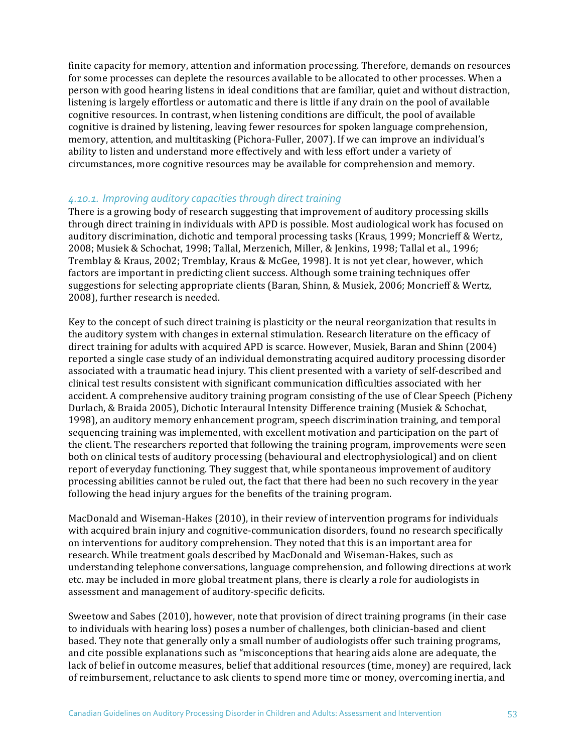finite capacity for memory, attention and information processing. Therefore, demands on resources for some processes can deplete the resources available to be allocated to other processes. When a person with good hearing listens in ideal conditions that are familiar, quiet and without distraction, listening is largely effortless or automatic and there is little if any drain on the pool of available cognitive resources. In contrast, when listening conditions are difficult, the pool of available cognitive is drained by listening, leaving fewer resources for spoken language comprehension, memory, attention, and multitasking (Pichora-Fuller, 2007). If we can improve an individual's ability to listen and understand more effectively and with less effort under a variety of circumstances, more cognitive resources may be available for comprehension and memory.

### *4.10.1. Improving auditory capacities through direct training*

There is a growing body of research suggesting that improvement of auditory processing skills through direct training in individuals with APD is possible. Most audiological work has focused on auditory discrimination, dichotic and temporal processing tasks (Kraus, 1999; Moncrieff & Wertz, 2008; Musiek & Schochat, 1998; Tallal, Merzenich, Miller, & Jenkins, 1998; Tallal et al., 1996; Tremblay & Kraus, 2002; Tremblay, Kraus & McGee, 1998). It is not yet clear, however, which factors are important in predicting client success. Although some training techniques offer suggestions for selecting appropriate clients (Baran, Shinn, & Musiek, 2006; Moncrieff & Wertz, 2008), further research is needed.

Key to the concept of such direct training is plasticity or the neural reorganization that results in the auditory system with changes in external stimulation. Research literature on the efficacy of direct training for adults with acquired APD is scarce. However, Musiek, Baran and Shinn (2004) reported a single case study of an individual demonstrating acquired auditory processing disorder associated with a traumatic head injury. This client presented with a variety of self-described and clinical test results consistent with significant communication difficulties associated with her accident. A comprehensive auditory training program consisting of the use of Clear Speech (Picheny Durlach, & Braida 2005), Dichotic Interaural Intensity Difference training (Musiek & Schochat, 1998), an auditory memory enhancement program, speech discrimination training, and temporal sequencing training was implemented, with excellent motivation and participation on the part of the client. The researchers reported that following the training program, improvements were seen both on clinical tests of auditory processing (behavioural and electrophysiological) and on client report of everyday functioning. They suggest that, while spontaneous improvement of auditory processing abilities cannot be ruled out, the fact that there had been no such recovery in the year following the head injury argues for the benefits of the training program.

MacDonald and Wiseman-Hakes (2010), in their review of intervention programs for individuals with acquired brain injury and cognitive-communication disorders, found no research specifically on interventions for auditory comprehension. They noted that this is an important area for research. While treatment goals described by MacDonald and Wiseman-Hakes, such as understanding telephone conversations, language comprehension, and following directions at work etc. may be included in more global treatment plans, there is clearly a role for audiologists in assessment and management of auditory-specific deficits.

Sweetow and Sabes (2010), however, note that provision of direct training programs (in their case to individuals with hearing loss) poses a number of challenges, both clinician-based and client based. They note that generally only a small number of audiologists offer such training programs, and cite possible explanations such as "misconceptions that hearing aids alone are adequate, the lack of belief in outcome measures, belief that additional resources (time, money) are required, lack of reimbursement, reluctance to ask clients to spend more time or money, overcoming inertia, and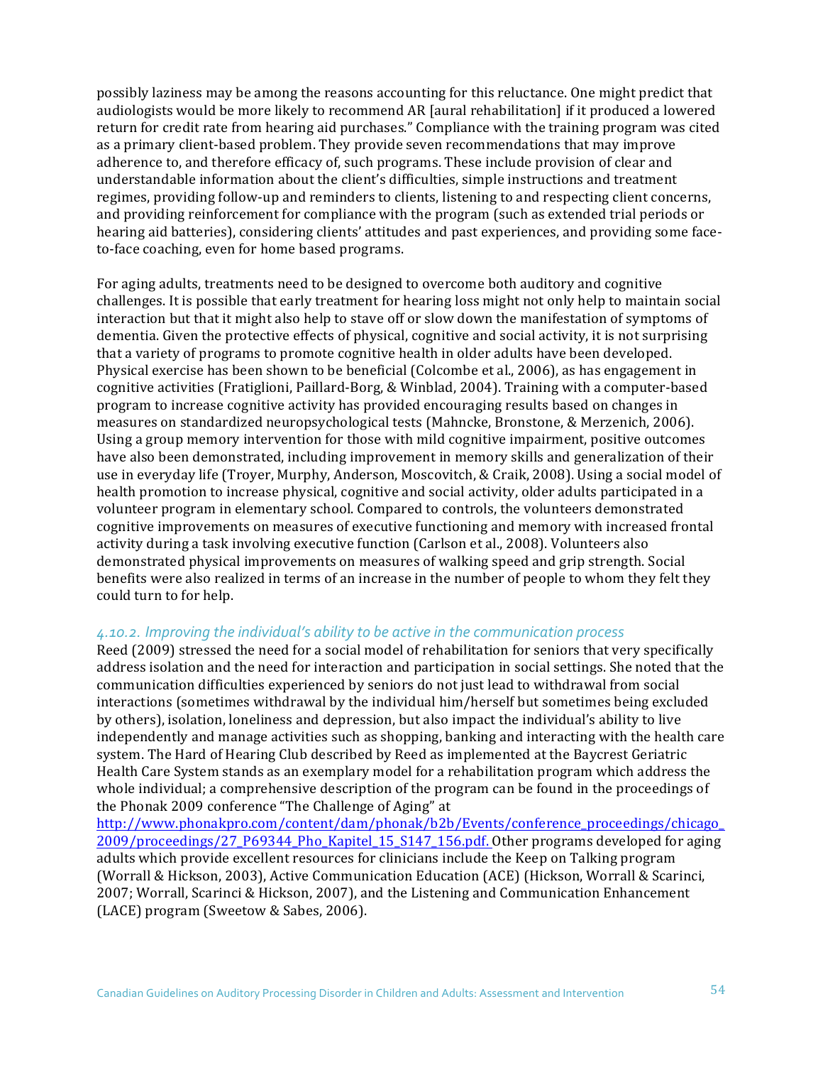possibly laziness may be among the reasons accounting for this reluctance. One might predict that audiologists would be more likely to recommend AR [aural rehabilitation] if it produced a lowered return for credit rate from hearing aid purchases." Compliance with the training program was cited as a primary client-based problem. They provide seven recommendations that may improve adherence to, and therefore efficacy of, such programs. These include provision of clear and understandable information about the client's difficulties, simple instructions and treatment regimes, providing follow-up and reminders to clients, listening to and respecting client concerns, and providing reinforcement for compliance with the program (such as extended trial periods or hearing aid batteries), considering clients' attitudes and past experiences, and providing some face-to-face coaching, even for home based programs.

For aging adults, treatments need to be designed to overcome both auditory and cognitive challenges. It is possible that early treatment for hearing loss might not only help to maintain social interaction but that it might also help to stave off or slow down the manifestation of symptoms of dementia. Given the protective effects of physical, cognitive and social activity, it is not surprising that a variety of programs to promote cognitive health in older adults have been developed. Physical exercise has been shown to be beneficial (Colcombe et al., 2006), as has engagement in cognitive activities (Fratiglioni, Paillard-Borg, & Winblad, 2004). Training with a computer-based program to increase cognitive activity has provided encouraging results based on changes in measures on standardized neuropsychological tests (Mahncke, Bronstone, & Merzenich, 2006). Using a group memory intervention for those with mild cognitive impairment, positive outcomes have also been demonstrated, including improvement in memory skills and generalization of their use in everyday life (Troyer, Murphy, Anderson, Moscovitch, & Craik, 2008). Using a social model of health promotion to increase physical, cognitive and social activity, older adults participated in a volunteer program in elementary school. Compared to controls, the volunteers demonstrated cognitive improvements on measures of executive functioning and memory with increased frontal activity during a task involving executive function (Carlson et al., 2008). Volunteers also demonstrated physical improvements on measures of walking speed and grip strength. Social benefits were also realized in terms of an increase in the number of people to whom they felt they could turn to for help.

### *4.10.2. Improving the individual's ability to be active in the communication process*

Reed (2009) stressed the need for a social model of rehabilitation for seniors that very specifically address isolation and the need for interaction and participation in social settings. She noted that the communication difficulties experienced by seniors do not just lead to withdrawal from social interactions (sometimes withdrawal by the individual him/herself but sometimes being excluded by others), isolation, loneliness and depression, but also impact the individual's ability to live independently and manage activities such as shopping, banking and interacting with the health care system. The Hard of Hearing Club described by Reed as implemented at the Baycrest Geriatric Health Care System stands as an exemplary model for a rehabilitation program which address the whole individual; a comprehensive description of the program can be found in the proceedings of the Phonak 2009 conference "The Challenge of Aging" at http://www.phonakpro.com/content/dam/phonak/b2b/Events/conference_proceedings/chicago_2009/proceedings/27_P69344_Pho_Kapitel_15_S147_156.pdf. Other programs developed for aging adults which provide excellent resources for clinicians include the Keep on Talking program (Worrall & Hickson, 2003), Active Communication Education (ACE) (Hickson, Worrall & Scarinci, 2007; Worrall, Scarinci & Hickson, 2007), and the Listening and Communication Enhancement (LACE) program (Sweetow & Sabes, 2006).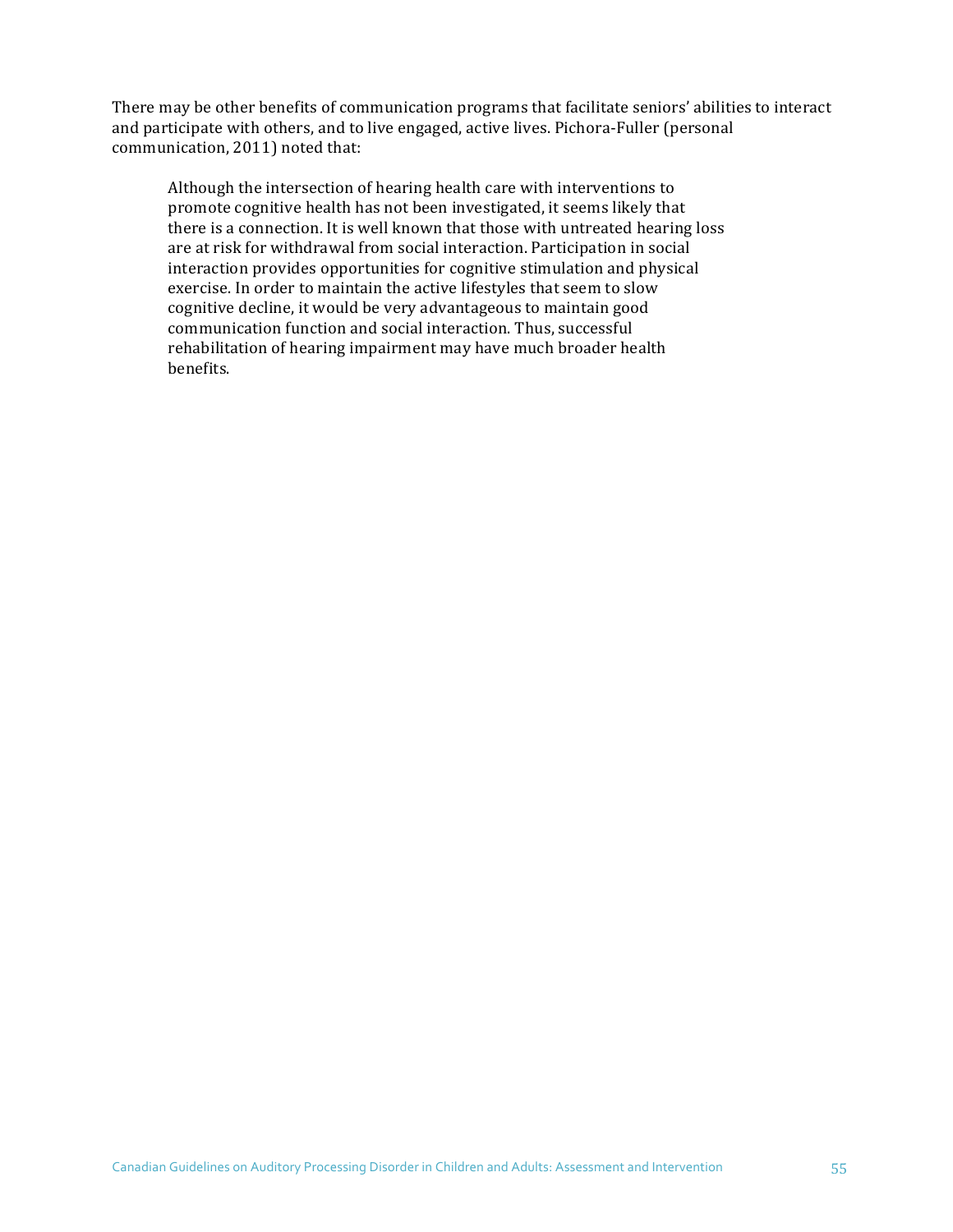There may be other benefits of communication programs that facilitate seniors' abilities to interact and participate with others, and to live engaged, active lives. Pichora-Fuller (personal communication, 2011) noted that:

> Although the intersection of hearing health care with interventions to promote cognitive health has not been investigated, it seems likely that there is a connection. It is well known that those with untreated hearing loss are at risk for withdrawal from social interaction. Participation in social interaction provides opportunities for cognitive stimulation and physical exercise. In order to maintain the active lifestyles that seem to slow cognitive decline, it would be very advantageous to maintain good communication function and social interaction. Thus, successful rehabilitation of hearing impairment may have much broader health benefits.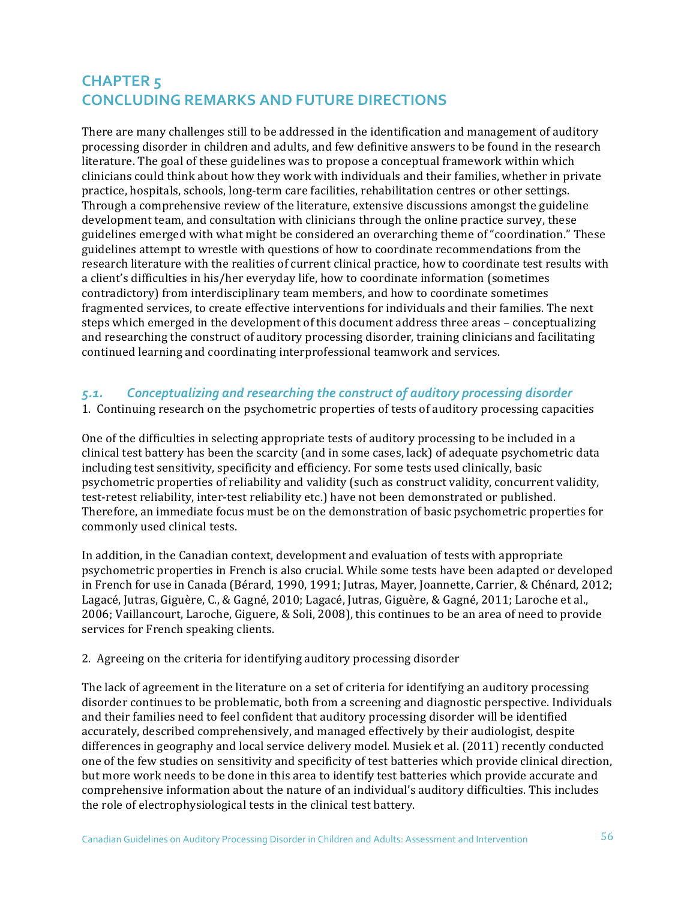# CHAPTER 5
# CONCLUDING REMARKS AND FUTURE DIRECTIONS

There are many challenges still to be addressed in the identification and management of auditory processing disorder in children and adults, and few definitive answers to be found in the research literature. The goal of these guidelines was to propose a conceptual framework within which clinicians could think about how they work with individuals and their families, whether in private practice, hospitals, schools, long-term care facilities, rehabilitation centres or other settings. Through a comprehensive review of the literature, extensive discussions amongst the guideline development team, and consultation with clinicians through the online practice survey, these guidelines emerged with what might be considered an overarching theme of "coordination." These guidelines attempt to wrestle with questions of how to coordinate recommendations from the research literature with the realities of current clinical practice, how to coordinate test results with a client's difficulties in his/her everyday life, how to coordinate information (sometimes contradictory) from interdisciplinary team members, and how to coordinate sometimes fragmented services, to create effective interventions for individuals and their families. The next steps which emerged in the development of this document address three areas – conceptualizing and researching the construct of auditory processing disorder, training clinicians and facilitating continued learning and coordinating interprofessional teamwork and services.

## *5.1. Conceptualizing and researching the construct of auditory processing disorder*

1. Continuing research on the psychometric properties of tests of auditory processing capacities

One of the difficulties in selecting appropriate tests of auditory processing to be included in a clinical test battery has been the scarcity (and in some cases, lack) of adequate psychometric data including test sensitivity, specificity and efficiency. For some tests used clinically, basic psychometric properties of reliability and validity (such as construct validity, concurrent validity, test-retest reliability, inter-test reliability etc.) have not been demonstrated or published. Therefore, an immediate focus must be on the demonstration of basic psychometric properties for commonly used clinical tests.

In addition, in the Canadian context, development and evaluation of tests with appropriate psychometric properties in French is also crucial. While some tests have been adapted or developed in French for use in Canada (Bérard, 1990, 1991; Jutras, Mayer, Joannette, Carrier, & Chénard, 2012; Lagacé, Jutras, Giguère, C., & Gagné, 2010; Lagacé, Jutras, Giguère, & Gagné, 2011; Laroche et al., 2006; Vaillancourt, Laroche, Giguere, & Soli, 2008), this continues to be an area of need to provide services for French speaking clients.

2. Agreeing on the criteria for identifying auditory processing disorder

The lack of agreement in the literature on a set of criteria for identifying an auditory processing disorder continues to be problematic, both from a screening and diagnostic perspective. Individuals and their families need to feel confident that auditory processing disorder will be identified accurately, described comprehensively, and managed effectively by their audiologist, despite differences in geography and local service delivery model. Musiek et al. (2011) recently conducted one of the few studies on sensitivity and specificity of test batteries which provide clinical direction, but more work needs to be done in this area to identify test batteries which provide accurate and comprehensive information about the nature of an individual's auditory difficulties. This includes the role of electrophysiological tests in the clinical test battery.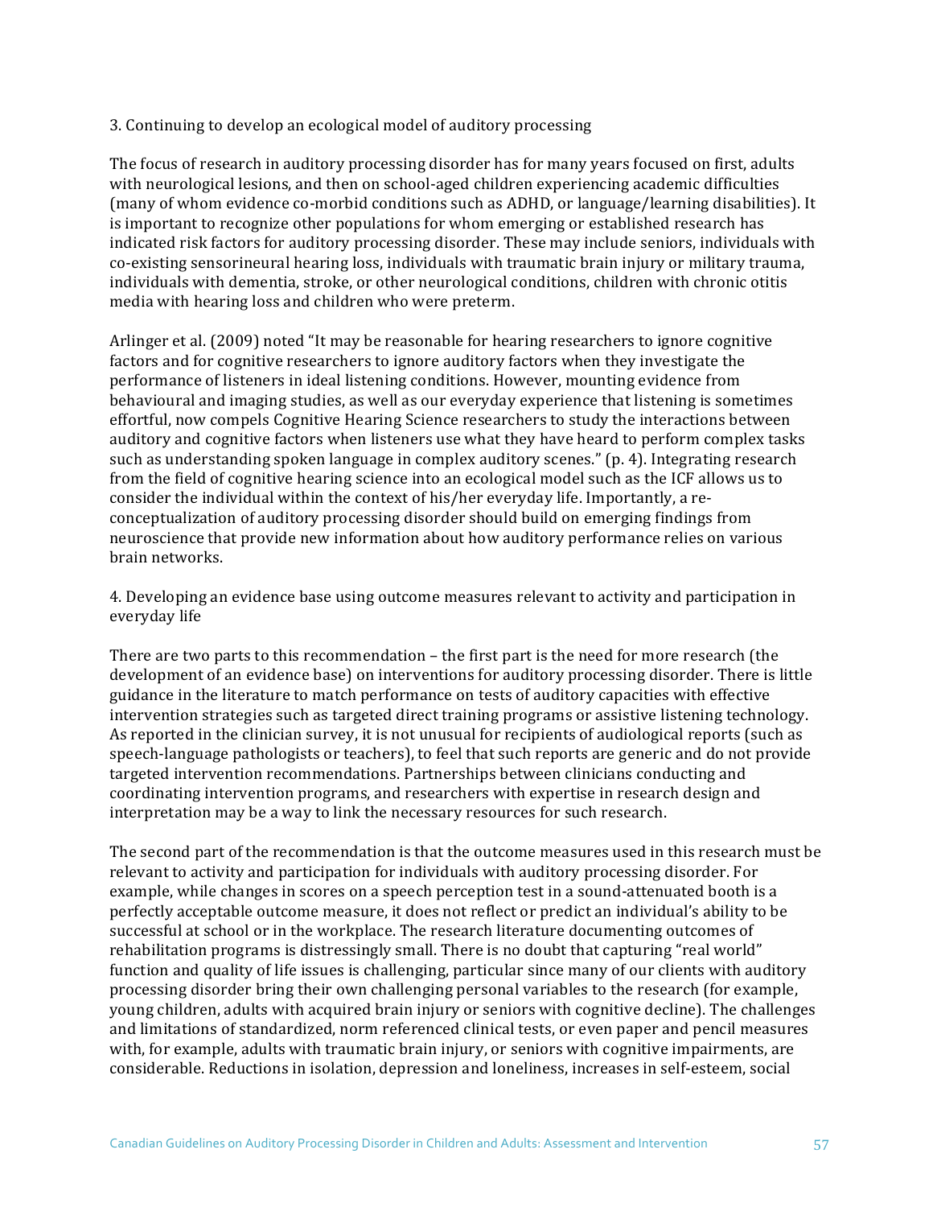### 3. Continuing to develop an ecological model of auditory processing

The focus of research in auditory processing disorder has for many years focused on first, adults with neurological lesions, and then on school-aged children experiencing academic difficulties (many of whom evidence co-morbid conditions such as ADHD, or language/learning disabilities). It is important to recognize other populations for whom emerging or established research has indicated risk factors for auditory processing disorder. These may include seniors, individuals with co-existing sensorineural hearing loss, individuals with traumatic brain injury or military trauma, individuals with dementia, stroke, or other neurological conditions, children with chronic otitis media with hearing loss and children who were preterm.

Arlinger et al. (2009) noted "It may be reasonable for hearing researchers to ignore cognitive factors and for cognitive researchers to ignore auditory factors when they investigate the performance of listeners in ideal listening conditions. However, mounting evidence from behavioural and imaging studies, as well as our everyday experience that listening is sometimes effortful, now compels Cognitive Hearing Science researchers to study the interactions between auditory and cognitive factors when listeners use what they have heard to perform complex tasks such as understanding spoken language in complex auditory scenes." (p. 4). Integrating research from the field of cognitive hearing science into an ecological model such as the ICF allows us to consider the individual within the context of his/her everyday life. Importantly, a re-conceptualization of auditory processing disorder should build on emerging findings from neuroscience that provide new information about how auditory performance relies on various brain networks.

### 4. Developing an evidence base using outcome measures relevant to activity and participation in everyday life

There are two parts to this recommendation – the first part is the need for more research (the development of an evidence base) on interventions for auditory processing disorder. There is little guidance in the literature to match performance on tests of auditory capacities with effective intervention strategies such as targeted direct training programs or assistive listening technology. As reported in the clinician survey, it is not unusual for recipients of audiological reports (such as speech-language pathologists or teachers), to feel that such reports are generic and do not provide targeted intervention recommendations. Partnerships between clinicians conducting and coordinating intervention programs, and researchers with expertise in research design and interpretation may be a way to link the necessary resources for such research.

The second part of the recommendation is that the outcome measures used in this research must be relevant to activity and participation for individuals with auditory processing disorder. For example, while changes in scores on a speech perception test in a sound-attenuated booth is a perfectly acceptable outcome measure, it does not reflect or predict an individual's ability to be successful at school or in the workplace. The research literature documenting outcomes of rehabilitation programs is distressingly small. There is no doubt that capturing "real world" function and quality of life issues is challenging, particular since many of our clients with auditory processing disorder bring their own challenging personal variables to the research (for example, young children, adults with acquired brain injury or seniors with cognitive decline). The challenges and limitations of standardized, norm referenced clinical tests, or even paper and pencil measures with, for example, adults with traumatic brain injury, or seniors with cognitive impairments, are considerable. Reductions in isolation, depression and loneliness, increases in self-esteem, social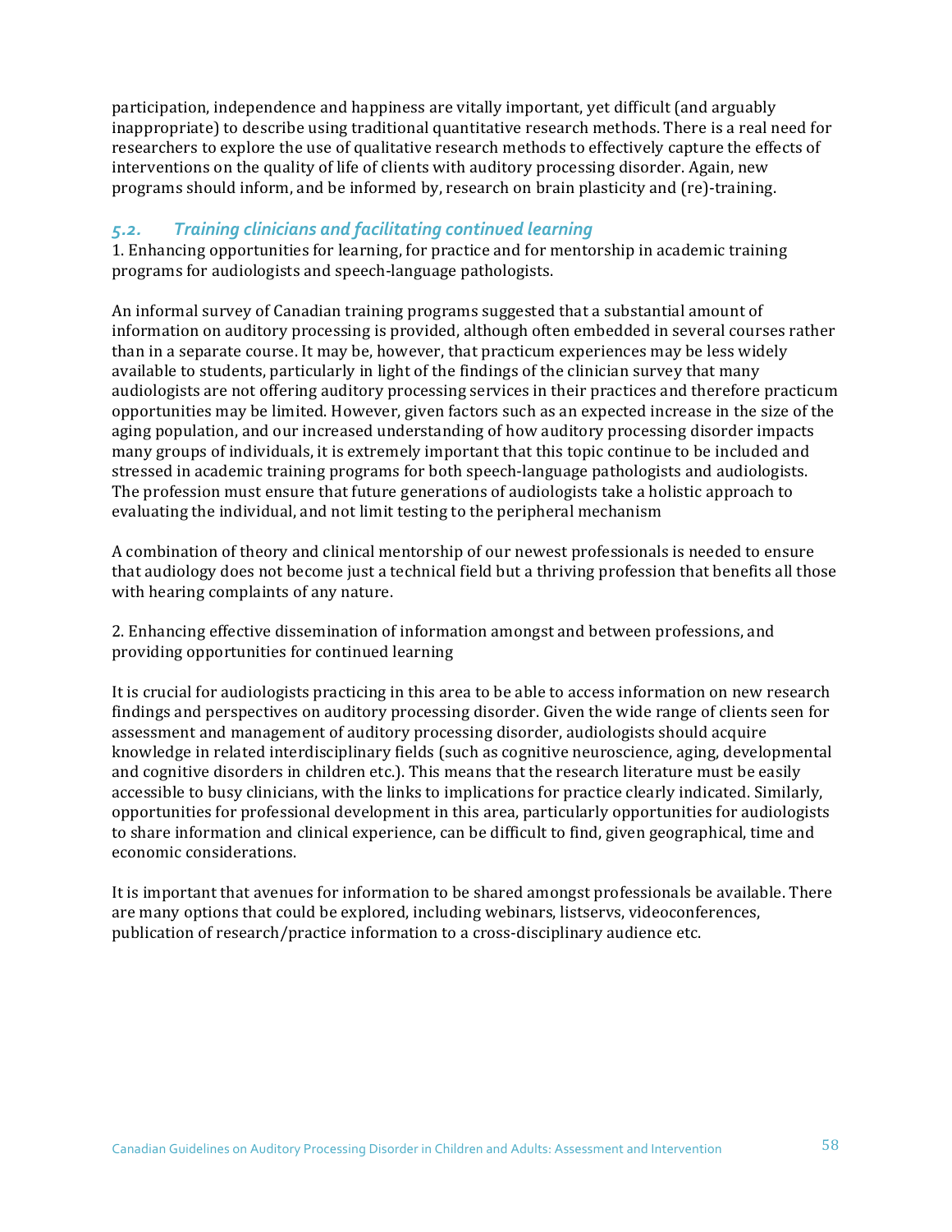participation, independence and happiness are vitally important, yet difficult (and arguably inappropriate) to describe using traditional quantitative research methods. There is a real need for researchers to explore the use of qualitative research methods to effectively capture the effects of interventions on the quality of life of clients with auditory processing disorder. Again, new programs should inform, and be informed by, research on brain plasticity and (re)-training.

## *5.2. Training clinicians and facilitating continued learning*

1. Enhancing opportunities for learning, for practice and for mentorship in academic training programs for audiologists and speech-language pathologists.

An informal survey of Canadian training programs suggested that a substantial amount of information on auditory processing is provided, although often embedded in several courses rather than in a separate course. It may be, however, that practicum experiences may be less widely available to students, particularly in light of the findings of the clinician survey that many audiologists are not offering auditory processing services in their practices and therefore practicum opportunities may be limited. However, given factors such as an expected increase in the size of the aging population, and our increased understanding of how auditory processing disorder impacts many groups of individuals, it is extremely important that this topic continue to be included and stressed in academic training programs for both speech-language pathologists and audiologists. The profession must ensure that future generations of audiologists take a holistic approach to evaluating the individual, and not limit testing to the peripheral mechanism

A combination of theory and clinical mentorship of our newest professionals is needed to ensure that audiology does not become just a technical field but a thriving profession that benefits all those with hearing complaints of any nature.

2. Enhancing effective dissemination of information amongst and between professions, and providing opportunities for continued learning

It is crucial for audiologists practicing in this area to be able to access information on new research findings and perspectives on auditory processing disorder. Given the wide range of clients seen for assessment and management of auditory processing disorder, audiologists should acquire knowledge in related interdisciplinary fields (such as cognitive neuroscience, aging, developmental and cognitive disorders in children etc.). This means that the research literature must be easily accessible to busy clinicians, with the links to implications for practice clearly indicated. Similarly, opportunities for professional development in this area, particularly opportunities for audiologists to share information and clinical experience, can be difficult to find, given geographical, time and economic considerations.

It is important that avenues for information to be shared amongst professionals be available. There are many options that could be explored, including webinars, listservs, videoconferences, publication of research/practice information to a cross-disciplinary audience etc.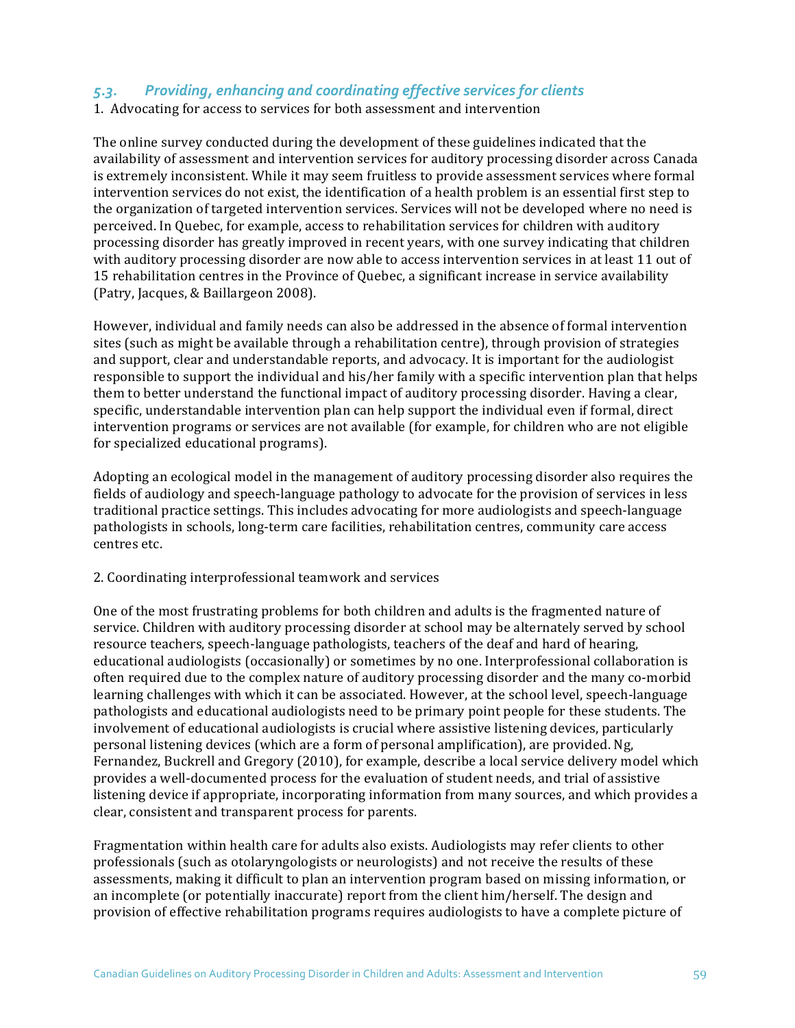### *5.3. Providing, enhancing and coordinating effective services for clients*

1. Advocating for access to services for both assessment and intervention

The online survey conducted during the development of these guidelines indicated that the availability of assessment and intervention services for auditory processing disorder across Canada is extremely inconsistent. While it may seem fruitless to provide assessment services where formal intervention services do not exist, the identification of a health problem is an essential first step to the organization of targeted intervention services. Services will not be developed where no need is perceived. In Quebec, for example, access to rehabilitation services for children with auditory processing disorder has greatly improved in recent years, with one survey indicating that children with auditory processing disorder are now able to access intervention services in at least 11 out of 15 rehabilitation centres in the Province of Quebec, a significant increase in service availability (Patry, Jacques, & Baillargeon 2008).

However, individual and family needs can also be addressed in the absence of formal intervention sites (such as might be available through a rehabilitation centre), through provision of strategies and support, clear and understandable reports, and advocacy. It is important for the audiologist responsible to support the individual and his/her family with a specific intervention plan that helps them to better understand the functional impact of auditory processing disorder. Having a clear, specific, understandable intervention plan can help support the individual even if formal, direct intervention programs or services are not available (for example, for children who are not eligible for specialized educational programs).

Adopting an ecological model in the management of auditory processing disorder also requires the fields of audiology and speech-language pathology to advocate for the provision of services in less traditional practice settings. This includes advocating for more audiologists and speech-language pathologists in schools, long-term care facilities, rehabilitation centres, community care access centres etc.

2. Coordinating interprofessional teamwork and services

One of the most frustrating problems for both children and adults is the fragmented nature of service. Children with auditory processing disorder at school may be alternately served by school resource teachers, speech-language pathologists, teachers of the deaf and hard of hearing, educational audiologists (occasionally) or sometimes by no one. Interprofessional collaboration is often required due to the complex nature of auditory processing disorder and the many co-morbid learning challenges with which it can be associated. However, at the school level, speech-language pathologists and educational audiologists need to be primary point people for these students. The involvement of educational audiologists is crucial where assistive listening devices, particularly personal listening devices (which are a form of personal amplification), are provided. Ng, Fernandez, Buckrell and Gregory (2010), for example, describe a local service delivery model which provides a well-documented process for the evaluation of student needs, and trial of assistive listening device if appropriate, incorporating information from many sources, and which provides a clear, consistent and transparent process for parents.

Fragmentation within health care for adults also exists. Audiologists may refer clients to other professionals (such as otolaryngologists or neurologists) and not receive the results of these assessments, making it difficult to plan an intervention program based on missing information, or an incomplete (or potentially inaccurate) report from the client him/herself. The design and provision of effective rehabilitation programs requires audiologists to have a complete picture of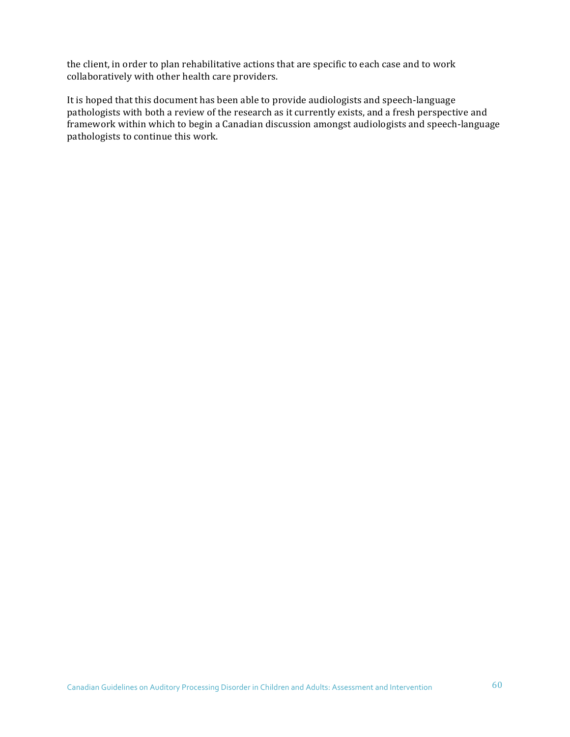the client, in order to plan rehabilitative actions that are specific to each case and to work collaboratively with other health care providers.

It is hoped that this document has been able to provide audiologists and speech-language pathologists with both a review of the research as it currently exists, and a fresh perspective and framework within which to begin a Canadian discussion amongst audiologists and speech-language pathologists to continue this work.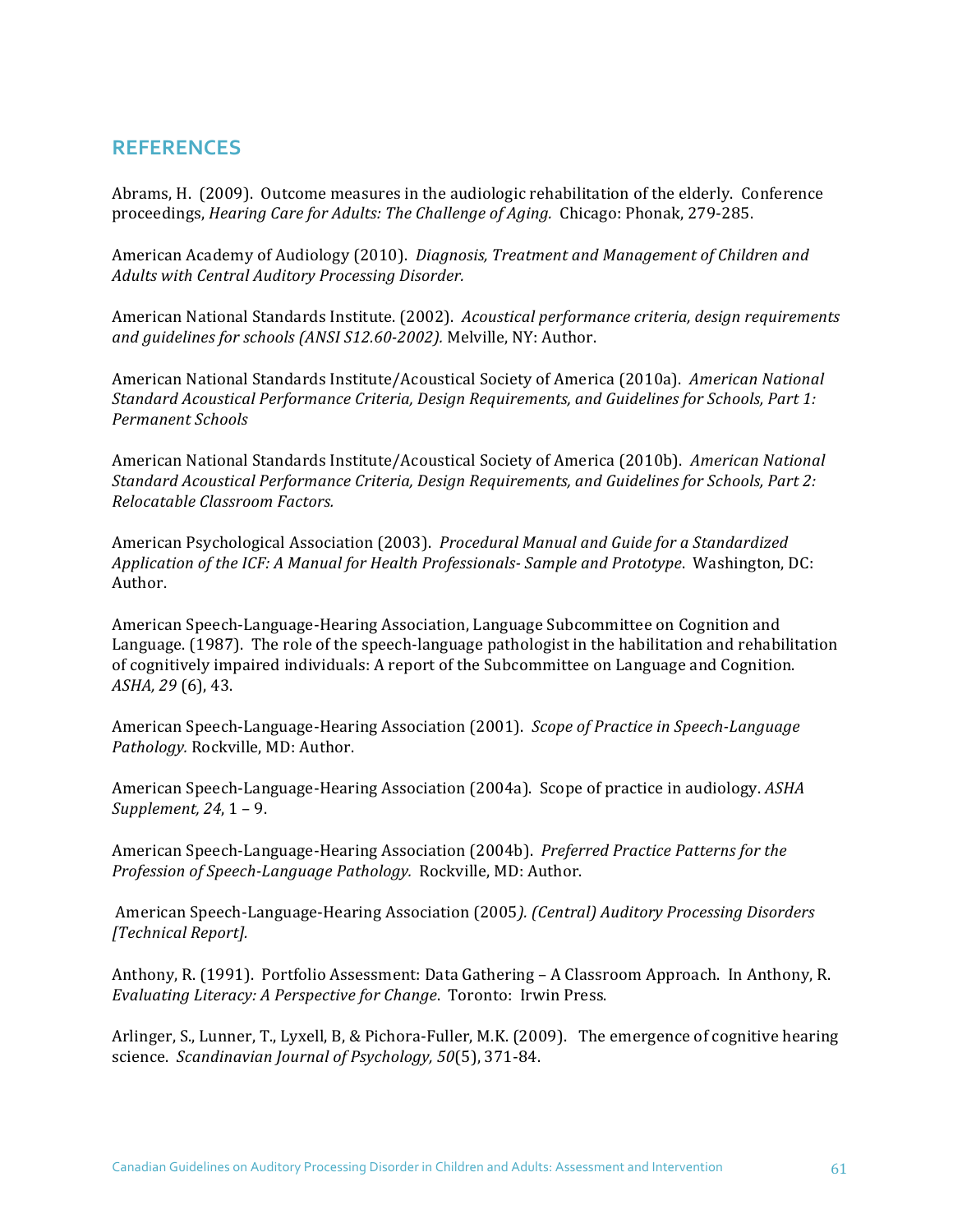## REFERENCES

Abrams, H. (2009). Outcome measures in the audiologic rehabilitation of the elderly. Conference proceedings, *Hearing Care for Adults: The Challenge of Aging.* Chicago: Phonak, 279-285.

American Academy of Audiology (2010). *Diagnosis, Treatment and Management of Children and Adults with Central Auditory Processing Disorder.*

American National Standards Institute. (2002). *Acoustical performance criteria, design requirements and guidelines for schools (ANSI S12.60-2002).* Melville, NY: Author.

American National Standards Institute/Acoustical Society of America (2010a). *American National Standard Acoustical Performance Criteria, Design Requirements, and Guidelines for Schools, Part 1: Permanent Schools*

American National Standards Institute/Acoustical Society of America (2010b). *American National Standard Acoustical Performance Criteria, Design Requirements, and Guidelines for Schools, Part 2: Relocatable Classroom Factors.*

American Psychological Association (2003). *Procedural Manual and Guide for a Standardized Application of the ICF: A Manual for Health Professionals- Sample and Prototype*. Washington, DC: Author.

American Speech-Language-Hearing Association, Language Subcommittee on Cognition and Language. (1987). The role of the speech-language pathologist in the habilitation and rehabilitation of cognitively impaired individuals: A report of the Subcommittee on Language and Cognition. *ASHA, 29* (6), 43.

American Speech-Language-Hearing Association (2001). *Scope of Practice in Speech-Language Pathology.* Rockville, MD: Author.

American Speech-Language-Hearing Association (2004a). Scope of practice in audiology. *ASHA Supplement, 24*, 1 – 9.

American Speech-Language-Hearing Association (2004b). *Preferred Practice Patterns for the Profession of Speech-Language Pathology.* Rockville, MD: Author.

American Speech-Language-Hearing Association (2005*). (Central) Auditory Processing Disorders [Technical Report].*

Anthony, R. (1991). Portfolio Assessment: Data Gathering – A Classroom Approach. In Anthony, R. *Evaluating Literacy: A Perspective for Change*. Toronto: Irwin Press.

Arlinger, S., Lunner, T., Lyxell, B, & Pichora-Fuller, M.K. (2009). The emergence of cognitive hearing science. *Scandinavian Journal of Psychology, 50*(5), 371-84.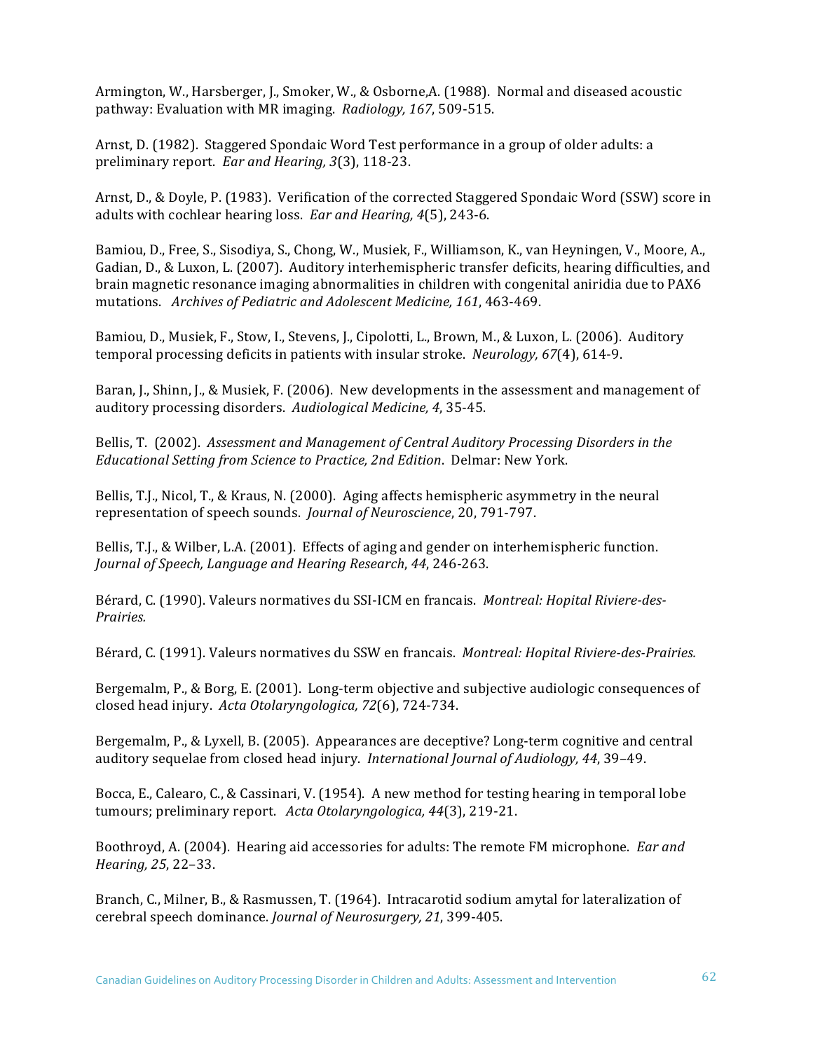Armington, W., Harsberger, J., Smoker, W., & Osborne,A. (1988). Normal and diseased acoustic pathway: Evaluation with MR imaging. *Radiology, 167*, 509-515.

Arnst, D. (1982). Staggered Spondaic Word Test performance in a group of older adults: a preliminary report. *Ear and Hearing, 3*(3), 118-23.

Arnst, D., & Doyle, P. (1983). Verification of the corrected Staggered Spondaic Word (SSW) score in adults with cochlear hearing loss. *Ear and Hearing, 4*(5), 243-6.

Bamiou, D., Free, S., Sisodiya, S., Chong, W., Musiek, F., Williamson, K., van Heyningen, V., Moore, A., Gadian, D., & Luxon, L. (2007). Auditory interhemispheric transfer deficits, hearing difficulties, and brain magnetic resonance imaging abnormalities in children with congenital aniridia due to PAX6 mutations. *Archives of Pediatric and Adolescent Medicine, 161*, 463-469.

Bamiou, D., Musiek, F., Stow, I., Stevens, J., Cipolotti, L., Brown, M., & Luxon, L. (2006). Auditory temporal processing deficits in patients with insular stroke. *Neurology, 67*(4), 614-9.

Baran, J., Shinn, J., & Musiek, F. (2006). New developments in the assessment and management of auditory processing disorders. *Audiological Medicine, 4*, 35-45.

Bellis, T. (2002). *Assessment and Management of Central Auditory Processing Disorders in the Educational Setting from Science to Practice, 2nd Edition*. Delmar: New York.

Bellis, T.J., Nicol, T., & Kraus, N. (2000). Aging affects hemispheric asymmetry in the neural representation of speech sounds. *Journal of Neuroscience*, 20, 791-797.

Bellis, T.J., & Wilber, L.A. (2001). Effects of aging and gender on interhemispheric function. *Journal of Speech, Language and Hearing Research*, *44*, 246-263.

Bérard, C. (1990). Valeurs normatives du SSI-ICM en francais. *Montreal: Hopital Riviere-des-Prairies.*

Bérard, C. (1991). Valeurs normatives du SSW en francais. *Montreal: Hopital Riviere-des-Prairies.*

Bergemalm, P., & Borg, E. (2001). Long-term objective and subjective audiologic consequences of closed head injury. *Acta Otolaryngologica, 72*(6), 724-734.

Bergemalm, P., & Lyxell, B. (2005). Appearances are deceptive? Long-term cognitive and central auditory sequelae from closed head injury. *International Journal of Audiology, 44*, 39–49.

Bocca, E., Calearo, C., & Cassinari, V. (1954). A new method for testing hearing in temporal lobe tumours; preliminary report. *Acta Otolaryngologica, 44*(3), 219-21.

Boothroyd, A. (2004). Hearing aid accessories for adults: The remote FM microphone. *Ear and Hearing, 25*, 22–33.

Branch, C., Milner, B., & Rasmussen, T. (1964). Intracarotid sodium amytal for lateralization of cerebral speech dominance. *Journal of Neurosurgery, 21*, 399-405.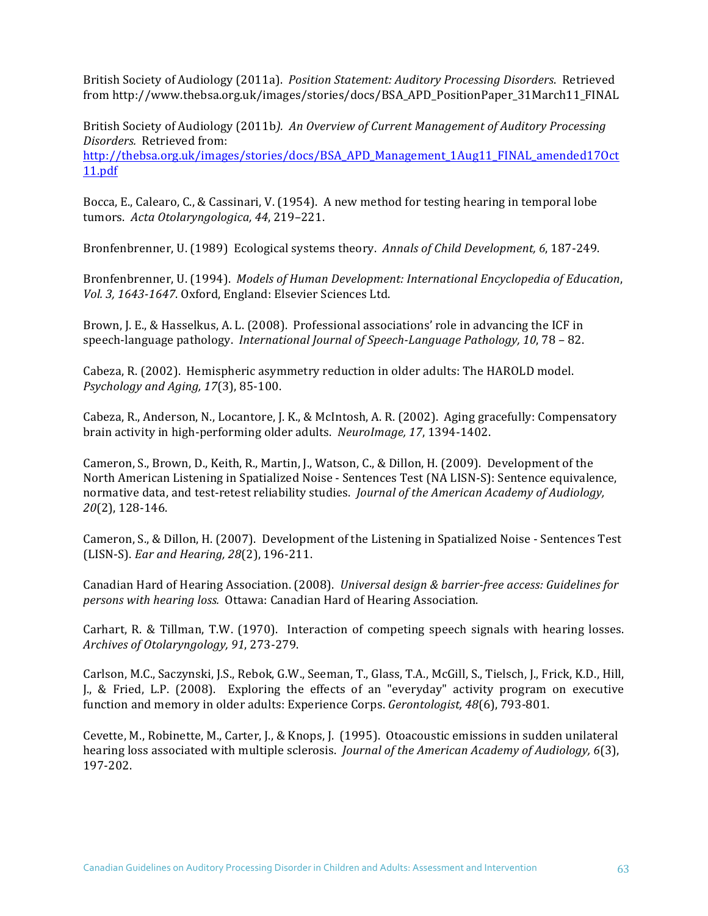British Society of Audiology (2011a). *Position Statement: Auditory Processing Disorders*. Retrieved from http://www.thebsa.org.uk/images/stories/docs/BSA_APD_PositionPaper_31March11_FINAL

British Society of Audiology (2011b*). An Overview of Current Management of Auditory Processing Disorders.* Retrieved from: http://thebsa.org.uk/images/stories/docs/BSA_APD_Management_1Aug11_FINAL_amended17Oct11.pdf

Bocca, E., Calearo, C., & Cassinari, V. (1954). A new method for testing hearing in temporal lobe tumors. *Acta Otolaryngologica, 44*, 219–221.

Bronfenbrenner, U. (1989) Ecological systems theory. *Annals of Child Development, 6*, 187-249.

Bronfenbrenner, U. (1994). *Models of Human Development: International Encyclopedia of Education*, *Vol. 3, 1643-1647*. Oxford, England: Elsevier Sciences Ltd.

Brown, J. E., & Hasselkus, A. L. (2008). Professional associations' role in advancing the ICF in speech-language pathology. *International Journal of Speech-Language Pathology, 10*, 78 – 82.

Cabeza, R. (2002). Hemispheric asymmetry reduction in older adults: The HAROLD model. *Psychology and Aging, 17*(3), 85-100.

Cabeza, R., Anderson, N., Locantore, J. K., & McIntosh, A. R. (2002). Aging gracefully: Compensatory brain activity in high-performing older adults. *NeuroImage, 17*, 1394-1402.

Cameron, S., Brown, D., Keith, R., Martin, J., Watson, C., & Dillon, H. (2009). Development of the North American Listening in Spatialized Noise - Sentences Test (NA LISN-S): Sentence equivalence, normative data, and test-retest reliability studies. *Journal of the American Academy of Audiology, 20*(2), 128-146.

Cameron, S., & Dillon, H. (2007). Development of the Listening in Spatialized Noise - Sentences Test (LISN-S). *Ear and Hearing, 28*(2), 196-211.

Canadian Hard of Hearing Association. (2008). *Universal design & barrier-free access: Guidelines for persons with hearing loss.* Ottawa: Canadian Hard of Hearing Association.

Carhart, R. & Tillman, T.W. (1970). Interaction of competing speech signals with hearing losses. *Archives of Otolaryngology, 91*, 273-279.

Carlson, M.C., Saczynski, J.S., Rebok, G.W., Seeman, T., Glass, T.A., McGill, S., Tielsch, J., Frick, K.D., Hill, J., & Fried, L.P. (2008). Exploring the effects of an "everyday" activity program on executive function and memory in older adults: Experience Corps. *Gerontologist, 48*(6), 793-801.

Cevette, M., Robinette, M., Carter, J., & Knops, J. (1995). Otoacoustic emissions in sudden unilateral hearing loss associated with multiple sclerosis. *Journal of the American Academy of Audiology, 6*(3), 197-202.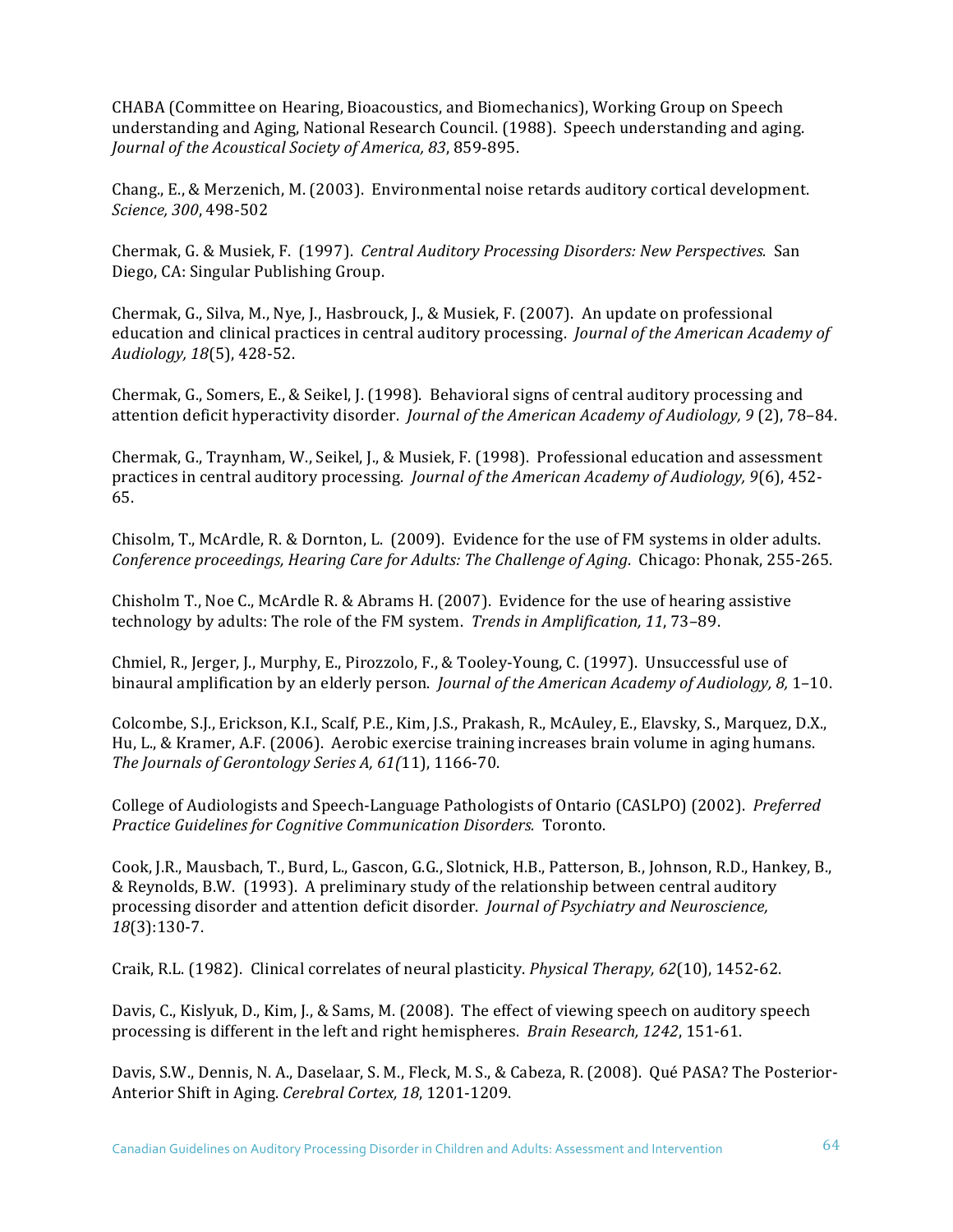CHABA (Committee on Hearing, Bioacoustics, and Biomechanics), Working Group on Speech understanding and Aging, National Research Council. (1988). Speech understanding and aging. *Journal of the Acoustical Society of America, 83*, 859-895.

Chang., E., & Merzenich, M. (2003). Environmental noise retards auditory cortical development. *Science, 300*, 498-502

Chermak, G. & Musiek, F. (1997). *Central Auditory Processing Disorders: New Perspectives.* San Diego, CA: Singular Publishing Group.

Chermak, G., Silva, M., Nye, J., Hasbrouck, J., & Musiek, F. (2007). An update on professional education and clinical practices in central auditory processing. *Journal of the American Academy of Audiology, 18*(5), 428-52.

Chermak, G., Somers, E., & Seikel, J. (1998). Behavioral signs of central auditory processing and attention deficit hyperactivity disorder. *Journal of the American Academy of Audiology, 9* (2), 78–84.

Chermak, G., Traynham, W., Seikel, J., & Musiek, F. (1998). Professional education and assessment practices in central auditory processing. *Journal of the American Academy of Audiology, 9*(6), 452-65.

Chisolm, T., McArdle, R. & Dornton, L. (2009). Evidence for the use of FM systems in older adults. *Conference proceedings, Hearing Care for Adults: The Challenge of Aging*. Chicago: Phonak, 255-265.

Chisholm T., Noe C., McArdle R. & Abrams H. (2007). Evidence for the use of hearing assistive technology by adults: The role of the FM system. *Trends in Amplification, 11*, 73–89.

Chmiel, R., Jerger, J., Murphy, E., Pirozzolo, F., & Tooley-Young, C. (1997). Unsuccessful use of binaural amplification by an elderly person. *Journal of the American Academy of Audiology, 8,* 1–10.

Colcombe, S.J., Erickson, K.I., Scalf, P.E., Kim, J.S., Prakash, R., McAuley, E., Elavsky, S., Marquez, D.X., Hu, L., & Kramer, A.F. (2006). Aerobic exercise training increases brain volume in aging humans. *The Journals of Gerontology Series A, 61(*11), 1166-70.

College of Audiologists and Speech-Language Pathologists of Ontario (CASLPO) (2002). *Preferred Practice Guidelines for Cognitive Communication Disorders.* Toronto.

Cook, J.R., Mausbach, T., Burd, L., Gascon, G.G., Slotnick, H.B., Patterson, B., Johnson, R.D., Hankey, B., & Reynolds, B.W. (1993). A preliminary study of the relationship between central auditory processing disorder and attention deficit disorder. *Journal of Psychiatry and Neuroscience, 18*(3):130-7.

Craik, R.L. (1982). Clinical correlates of neural plasticity. *Physical Therapy, 62*(10), 1452-62.

Davis, C., Kislyuk, D., Kim, J., & Sams, M. (2008). The effect of viewing speech on auditory speech processing is different in the left and right hemispheres. *Brain Research, 1242*, 151-61.

Davis, S.W., Dennis, N. A., Daselaar, S. M., Fleck, M. S., & Cabeza, R. (2008). Qué PASA? The Posterior-Anterior Shift in Aging. *Cerebral Cortex, 18*, 1201-1209.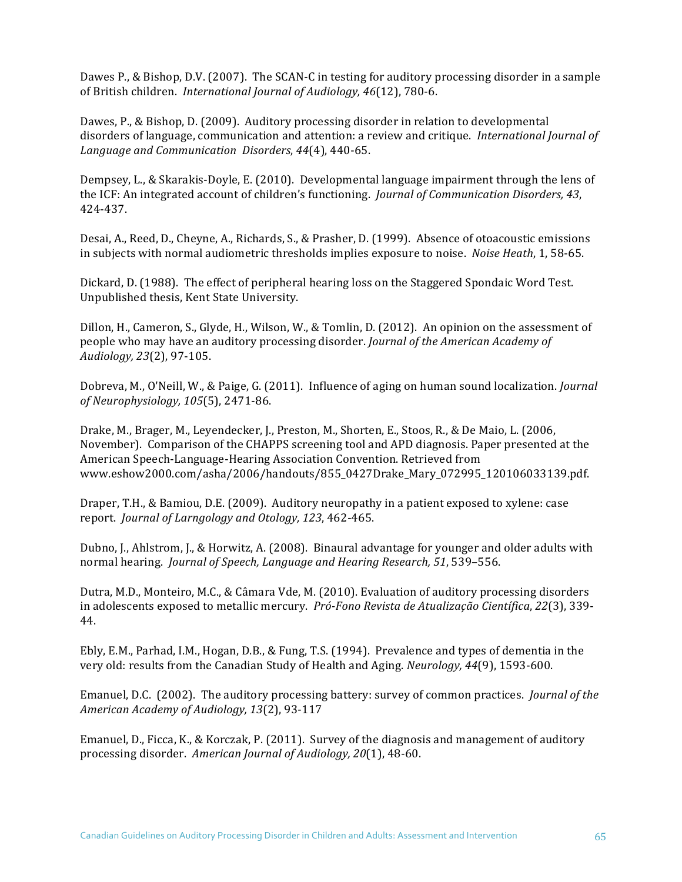Dawes P., & Bishop, D.V. (2007). The SCAN-C in testing for auditory processing disorder in a sample of British children. *International Journal of Audiology, 46*(12), 780-6.

Dawes, P., & Bishop, D. (2009). Auditory processing disorder in relation to developmental disorders of language, communication and attention: a review and critique. *International Journal of Language and Communication Disorders*, *44*(4), 440-65.

Dempsey, L., & Skarakis-Doyle, E. (2010). Developmental language impairment through the lens of the ICF: An integrated account of children's functioning. *Journal of Communication Disorders, 43*, 424-437.

Desai, A., Reed, D., Cheyne, A., Richards, S., & Prasher, D. (1999). Absence of otoacoustic emissions in subjects with normal audiometric thresholds implies exposure to noise. *Noise Heath*, 1, 58-65.

Dickard, D. (1988). The effect of peripheral hearing loss on the Staggered Spondaic Word Test. Unpublished thesis, Kent State University.

Dillon, H., Cameron, S., Glyde, H., Wilson, W., & Tomlin, D. (2012). An opinion on the assessment of people who may have an auditory processing disorder. *Journal of the American Academy of Audiology, 23*(2), 97-105.

Dobreva, M., O'Neill, W., & Paige, G. (2011). Influence of aging on human sound localization. *Journal of Neurophysiology, 105*(5), 2471-86.

Drake, M., Brager, M., Leyendecker, J., Preston, M., Shorten, E., Stoos, R., & De Maio, L. (2006, November). Comparison of the CHAPPS screening tool and APD diagnosis. Paper presented at the American Speech-Language-Hearing Association Convention. Retrieved from www.eshow2000.com/asha/2006/handouts/855_0427Drake_Mary_072995_120106033139.pdf.

Draper, T.H., & Bamiou, D.E. (2009). Auditory neuropathy in a patient exposed to xylene: case report. *Journal of Larngology and Otology, 123*, 462-465.

Dubno, J., Ahlstrom, J., & Horwitz, A. (2008). Binaural advantage for younger and older adults with normal hearing. *Journal of Speech, Language and Hearing Research, 51*, 539–556.

Dutra, M.D., Monteiro, M.C., & Câmara Vde, M. (2010). Evaluation of auditory processing disorders in adolescents exposed to metallic mercury. *Pró-Fono Revista de Atualização Científica*, *22*(3), 339-44.

Ebly, E.M., Parhad, I.M., Hogan, D.B., & Fung, T.S. (1994). Prevalence and types of dementia in the very old: results from the Canadian Study of Health and Aging. *Neurology, 44*(9), 1593-600.

Emanuel, D.C. (2002). The auditory processing battery: survey of common practices. *Journal of the American Academy of Audiology, 13*(2), 93-117

Emanuel, D., Ficca, K., & Korczak, P. (2011). Survey of the diagnosis and management of auditory processing disorder. *American Journal of Audiology, 20*(1), 48-60.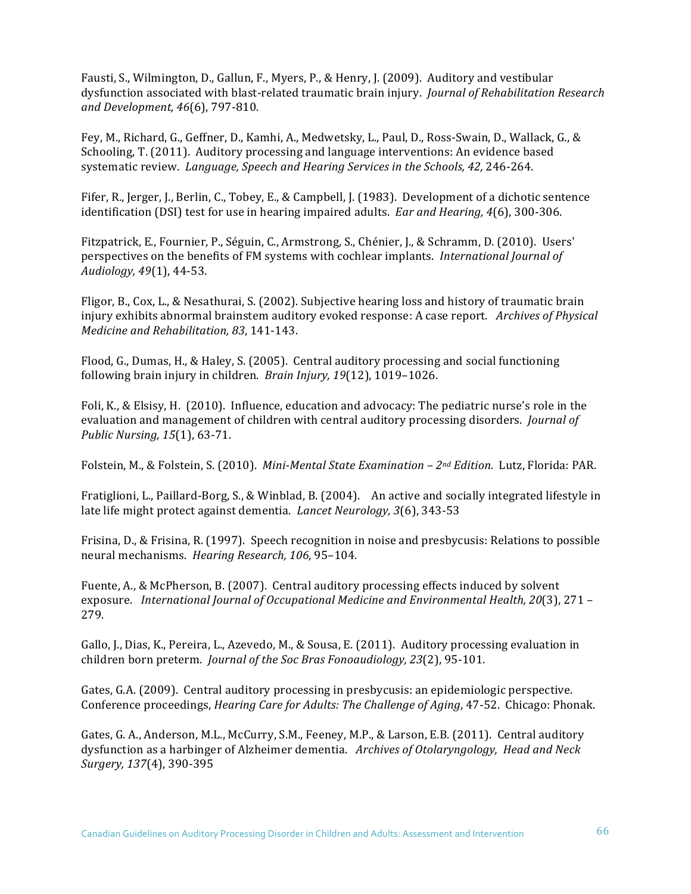Fausti, S., Wilmington, D., Gallun, F., Myers, P., & Henry, J. (2009). Auditory and vestibular dysfunction associated with blast-related traumatic brain injury. *Journal of Rehabilitation Research and Development, 46*(6), 797-810.

Fey, M., Richard, G., Geffner, D., Kamhi, A., Medwetsky, L., Paul, D., Ross-Swain, D., Wallack, G., & Schooling, T. (2011). Auditory processing and language interventions: An evidence based systematic review. *Language, Speech and Hearing Services in the Schools, 42,* 246-264.

Fifer, R., Jerger, J., Berlin, C., Tobey, E., & Campbell, J. (1983). Development of a dichotic sentence identification (DSI) test for use in hearing impaired adults. *Ear and Hearing, 4*(6), 300-306.

Fitzpatrick, E., Fournier, P., Séguin, C., Armstrong, S., Chénier, J., & Schramm, D. (2010). Users' perspectives on the benefits of FM systems with cochlear implants. *International Journal of Audiology, 49*(1), 44-53.

Fligor, B., Cox, L., & Nesathurai, S. (2002). Subjective hearing loss and history of traumatic brain injury exhibits abnormal brainstem auditory evoked response: A case report. *Archives of Physical Medicine and Rehabilitation, 83*, 141-143.

Flood, G., Dumas, H., & Haley, S. (2005). Central auditory processing and social functioning following brain injury in children. *Brain Injury, 19*(12), 1019–1026.

Foli, K., & Elsisy, H. (2010). Influence, education and advocacy: The pediatric nurse's role in the evaluation and management of children with central auditory processing disorders. *Journal of Public Nursing, 15*(1), 63-71.

Folstein, M., & Folstein, S. (2010). *Mini-Mental State Examination – 2nd Edition.* Lutz, Florida: PAR.

Fratiglioni, L., Paillard-Borg, S., & Winblad, B. (2004). An active and socially integrated lifestyle in late life might protect against dementia. *Lancet Neurology, 3*(6), 343-53

Frisina, D., & Frisina, R. (1997). Speech recognition in noise and presbycusis: Relations to possible neural mechanisms. *Hearing Research, 106*, 95–104.

Fuente, A., & McPherson, B. (2007). Central auditory processing effects induced by solvent exposure. *International Journal of Occupational Medicine and Environmental Health, 20*(3), 271 – 279.

Gallo, J., Dias, K., Pereira, L., Azevedo, M., & Sousa, E. (2011). Auditory processing evaluation in children born preterm. *Journal of the Soc Bras Fonoaudiology, 23*(2), 95-101.

Gates, G.A. (2009). Central auditory processing in presbycusis: an epidemiologic perspective. Conference proceedings, *Hearing Care for Adults: The Challenge of Aging*, 47-52. Chicago: Phonak.

Gates, G. A., Anderson, M.L., McCurry, S.M., Feeney, M.P., & Larson, E.B. (2011). Central auditory dysfunction as a harbinger of Alzheimer dementia. *Archives of Otolaryngology, Head and Neck Surgery, 137*(4), 390-395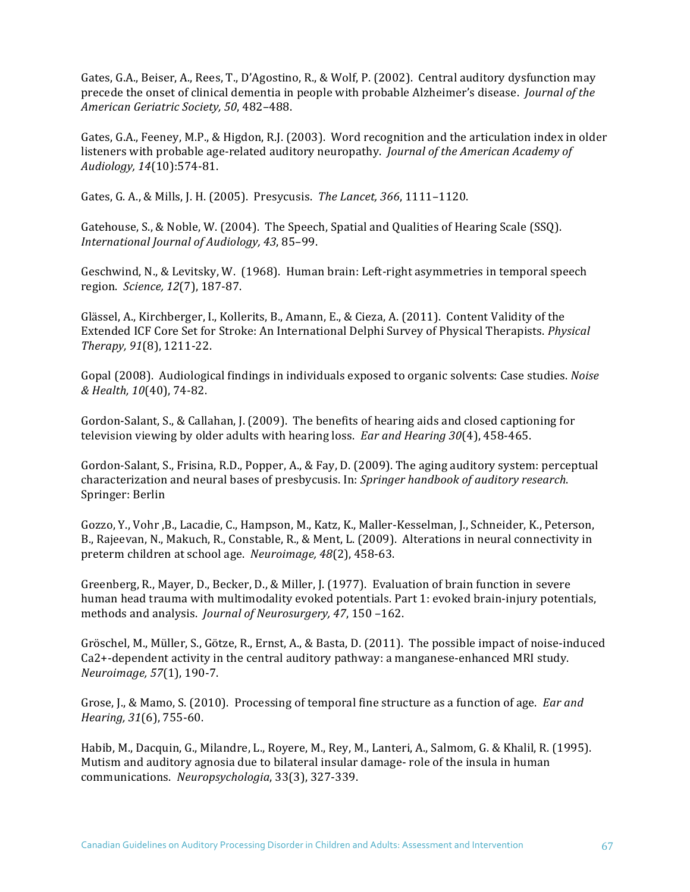Gates, G.A., Beiser, A., Rees, T., D'Agostino, R., & Wolf, P. (2002). Central auditory dysfunction may precede the onset of clinical dementia in people with probable Alzheimer's disease. *Journal of the American Geriatric Society, 50*, 482–488.

Gates, G.A., Feeney, M.P., & Higdon, R.J. (2003). Word recognition and the articulation index in older listeners with probable age-related auditory neuropathy. *Journal of the American Academy of Audiology, 14*(10):574-81.

Gates, G. A., & Mills, J. H. (2005). Presycusis. *The Lancet, 366*, 1111–1120.

Gatehouse, S., & Noble, W. (2004). The Speech, Spatial and Qualities of Hearing Scale (SSQ). *International Journal of Audiology, 43*, 85–99.

Geschwind, N., & Levitsky, W. (1968). Human brain: Left-right asymmetries in temporal speech region. *Science, 12*(7), 187-87.

Glässel, A., Kirchberger, I., Kollerits, B., Amann, E., & Cieza, A. (2011). Content Validity of the Extended ICF Core Set for Stroke: An International Delphi Survey of Physical Therapists. *Physical Therapy, 91*(8), 1211-22.

Gopal (2008). Audiological findings in individuals exposed to organic solvents: Case studies. *Noise & Health, 10*(40), 74-82.

Gordon-Salant, S., & Callahan, J. (2009). The benefits of hearing aids and closed captioning for television viewing by older adults with hearing loss. *Ear and Hearing 30*(4), 458-465.

Gordon-Salant, S., Frisina, R.D., Popper, A., & Fay, D. (2009). The aging auditory system: perceptual characterization and neural bases of presbycusis. In: *Springer handbook of auditory research*. Springer: Berlin

Gozzo, Y., Vohr ,B., Lacadie, C., Hampson, M., Katz, K., Maller-Kesselman, J., Schneider, K., Peterson, B., Rajeevan, N., Makuch, R., Constable, R., & Ment, L. (2009). Alterations in neural connectivity in preterm children at school age. *Neuroimage, 48*(2), 458-63.

Greenberg, R., Mayer, D., Becker, D., & Miller, J. (1977). Evaluation of brain function in severe human head trauma with multimodality evoked potentials. Part 1: evoked brain-injury potentials, methods and analysis. *Journal of Neurosurgery, 47*, 150 –162.

Gröschel, M., Müller, S., Götze, R., Ernst, A., & Basta, D. (2011). The possible impact of noise-induced Ca2+-dependent activity in the central auditory pathway: a manganese-enhanced MRI study. *Neuroimage, 57*(1), 190-7.

Grose, J., & Mamo, S. (2010). Processing of temporal fine structure as a function of age. *Ear and Hearing, 31*(6), 755-60.

Habib, M., Dacquin, G., Milandre, L., Royere, M., Rey, M., Lanteri, A., Salmom, G. & Khalil, R. (1995). Mutism and auditory agnosia due to bilateral insular damage- role of the insula in human communications. *Neuropsychologia*, 33(3), 327-339.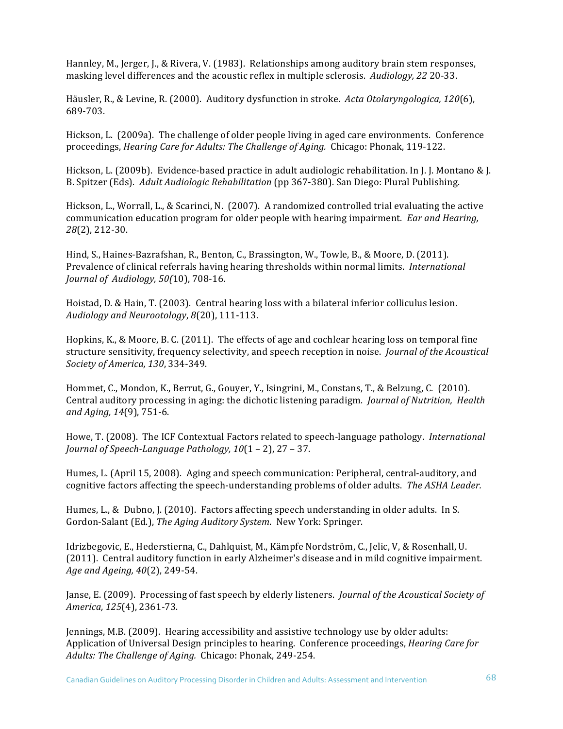Hannley, M., Jerger, J., & Rivera, V. (1983). Relationships among auditory brain stem responses, masking level differences and the acoustic reflex in multiple sclerosis. *Audiology, 22* 20-33.

Häusler, R., & Levine, R. (2000). Auditory dysfunction in stroke. *Acta Otolaryngologica, 120*(6), 689-703.

Hickson, L. (2009a). The challenge of older people living in aged care environments. Conference proceedings, *Hearing Care for Adults: The Challenge of Aging.* Chicago: Phonak, 119-122.

Hickson, L. (2009b). Evidence-based practice in adult audiologic rehabilitation. In J. J. Montano & J. B. Spitzer (Eds). *Adult Audiologic Rehabilitation* (pp 367-380). San Diego: Plural Publishing.

Hickson, L., Worrall, L., & Scarinci, N. (2007). A randomized controlled trial evaluating the active communication education program for older people with hearing impairment. *Ear and Hearing, 28*(2), 212-30.

Hind, S., Haines-Bazrafshan, R., Benton, C., Brassington, W., Towle, B., & Moore, D. (2011). Prevalence of clinical referrals having hearing thresholds within normal limits. *International Journal of Audiology, 50(*10), 708-16.

Hoistad, D. & Hain, T. (2003). Central hearing loss with a bilateral inferior colliculus lesion. *Audiology and Neurootology*, *8*(20), 111-113.

Hopkins, K., & Moore, B. C. (2011). The effects of age and cochlear hearing loss on temporal fine structure sensitivity, frequency selectivity, and speech reception in noise. *Journal of the Acoustical Society of America, 130*, 334-349.

Hommet, C., Mondon, K., Berrut, G., Gouyer, Y., Isingrini, M., Constans, T., & Belzung, C. (2010). Central auditory processing in aging: the dichotic listening paradigm. *Journal of Nutrition, Health and Aging, 14*(9), 751-6.

Howe, T. (2008). The ICF Contextual Factors related to speech-language pathology. *International Journal of Speech-Language Pathology, 10*(1 – 2), 27 – 37.

Humes, L. (April 15, 2008). Aging and speech communication: Peripheral, central-auditory, and cognitive factors affecting the speech-understanding problems of older adults. *The ASHA Leader.*

Humes, L., & Dubno, J. (2010). Factors affecting speech understanding in older adults. In S. Gordon-Salant (Ed.), *The Aging Auditory System*. New York: Springer.

Idrizbegovic, E., Hederstierna, C., Dahlquist, M., Kämpfe Nordström, C., Jelic, V, & Rosenhall, U. (2011). Central auditory function in early Alzheimer's disease and in mild cognitive impairment. *Age and Ageing, 40*(2), 249-54.

Janse, E. (2009). Processing of fast speech by elderly listeners. *Journal of the Acoustical Society of America, 125*(4), 2361-73.

Jennings, M.B. (2009). Hearing accessibility and assistive technology use by older adults: Application of Universal Design principles to hearing. Conference proceedings, *Hearing Care for Adults: The Challenge of Aging.* Chicago: Phonak, 249-254.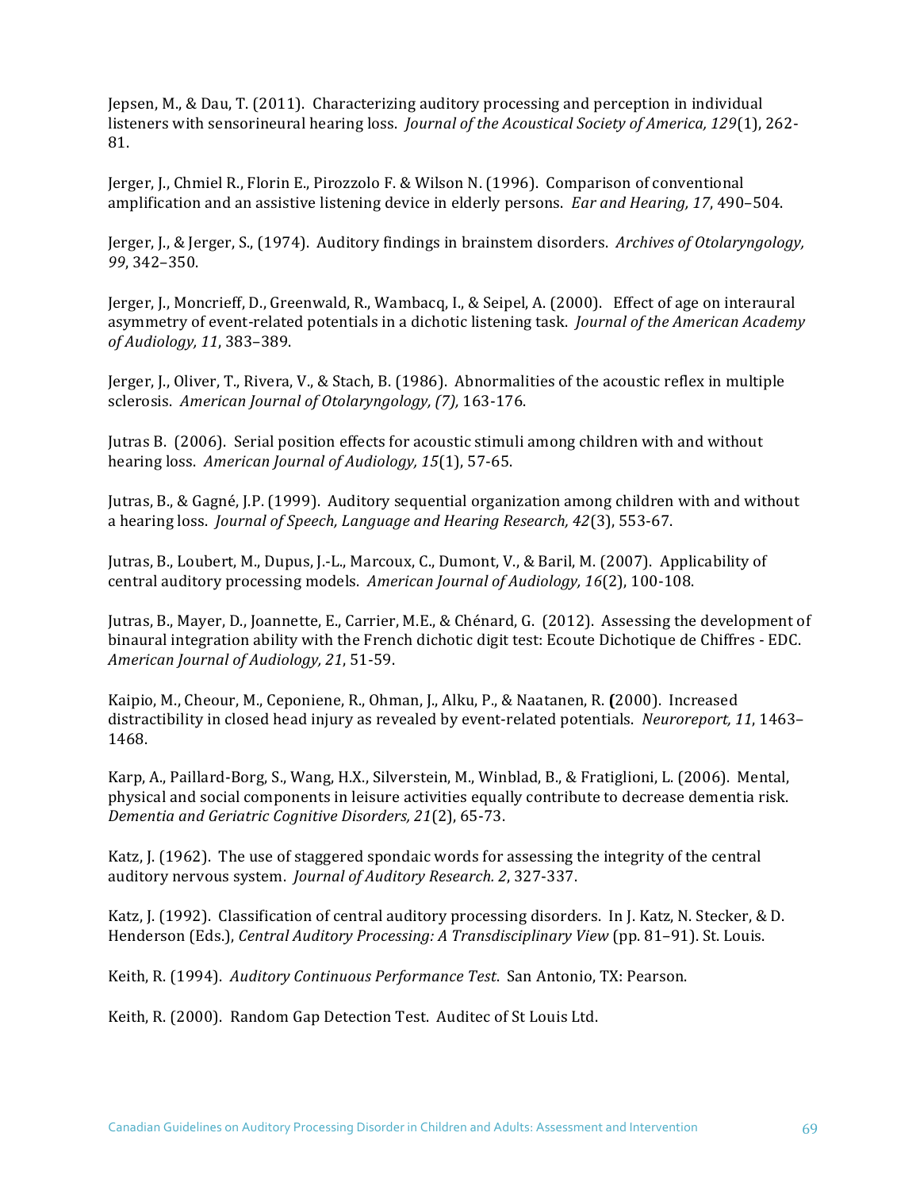Jepsen, M., & Dau, T. (2011). Characterizing auditory processing and perception in individual listeners with sensorineural hearing loss. *Journal of the Acoustical Society of America, 129*(1), 262-81.

Jerger, J., Chmiel R., Florin E., Pirozzolo F. & Wilson N. (1996). Comparison of conventional amplification and an assistive listening device in elderly persons. *Ear and Hearing, 17*, 490–504.

Jerger, J., & Jerger, S., (1974). Auditory findings in brainstem disorders. *Archives of Otolaryngology, 99*, 342–350.

Jerger, J., Moncrieff, D., Greenwald, R., Wambacq, I., & Seipel, A. (2000). Effect of age on interaural asymmetry of event-related potentials in a dichotic listening task. *Journal of the American Academy of Audiology, 11*, 383–389.

Jerger, J., Oliver, T., Rivera, V., & Stach, B. (1986). Abnormalities of the acoustic reflex in multiple sclerosis. *American Journal of Otolaryngology, (7),* 163-176.

Jutras B. (2006). Serial position effects for acoustic stimuli among children with and without hearing loss. *American Journal of Audiology, 15*(1), 57-65.

Jutras, B., & Gagné, J.P. (1999). Auditory sequential organization among children with and without a hearing loss. *Journal of Speech, Language and Hearing Research, 42*(3), 553-67.

Jutras, B., Loubert, M., Dupus, J.-L., Marcoux, C., Dumont, V., & Baril, M. (2007). Applicability of central auditory processing models. *American Journal of Audiology, 16*(2), 100-108.

Jutras, B., Mayer, D., Joannette, E., Carrier, M.E., & Chénard, G. (2012). Assessing the development of binaural integration ability with the French dichotic digit test: Ecoute Dichotique de Chiffres - EDC. *American Journal of Audiology, 21*, 51-59.

Kaipio, M., Cheour, M., Ceponiene, R., Ohman, J., Alku, P., & Naatanen, R. **(**2000). Increased distractibility in closed head injury as revealed by event-related potentials. *Neuroreport, 11*, 1463–1468.

Karp, A., Paillard-Borg, S., Wang, H.X., Silverstein, M., Winblad, B., & Fratiglioni, L. (2006). Mental, physical and social components in leisure activities equally contribute to decrease dementia risk. *Dementia and Geriatric Cognitive Disorders, 21*(2), 65-73.

Katz, J. (1962). The use of staggered spondaic words for assessing the integrity of the central auditory nervous system. *Journal of Auditory Research. 2*, 327-337.

Katz, J. (1992). Classification of central auditory processing disorders. In J. Katz, N. Stecker, & D. Henderson (Eds.), *Central Auditory Processing: A Transdisciplinary View* (pp. 81–91). St. Louis.

Keith, R. (1994). *Auditory Continuous Performance Test*. San Antonio, TX: Pearson.

Keith, R. (2000). Random Gap Detection Test. Auditec of St Louis Ltd.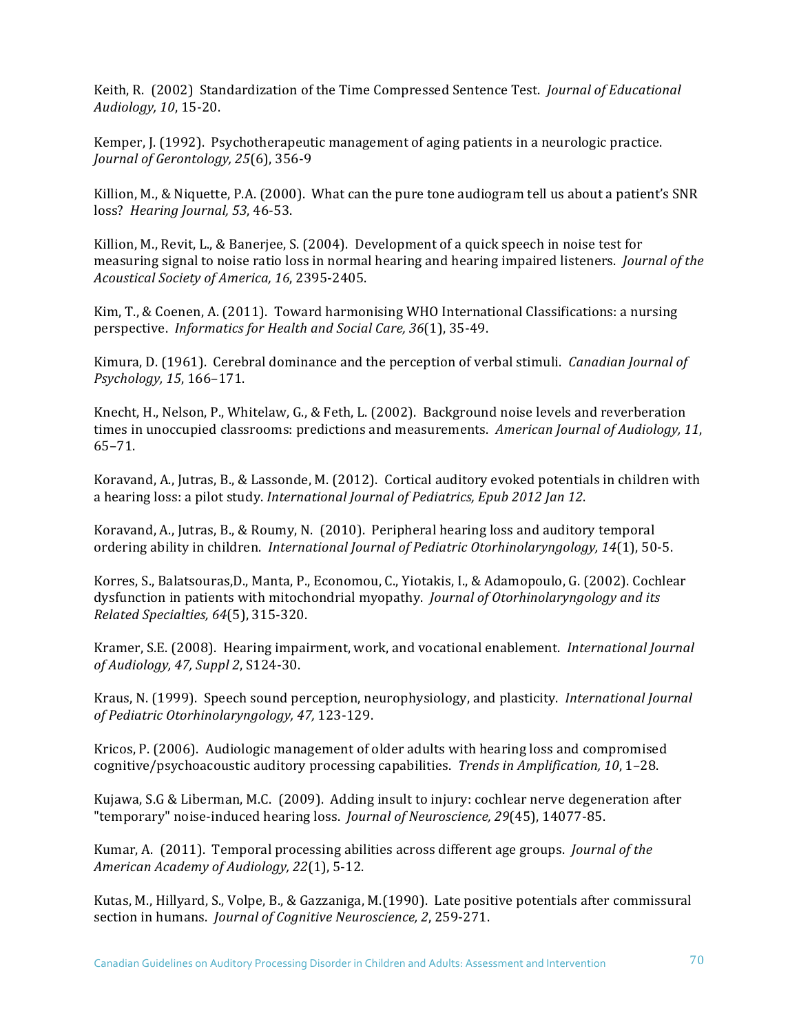Keith, R. (2002) Standardization of the Time Compressed Sentence Test. *Journal of Educational Audiology, 10*, 15-20.

Kemper, J. (1992). Psychotherapeutic management of aging patients in a neurologic practice. *Journal of Gerontology, 25*(6), 356-9

Killion, M., & Niquette, P.A. (2000). What can the pure tone audiogram tell us about a patient's SNR loss? *Hearing Journal, 53*, 46-53.

Killion, M., Revit, L., & Banerjee, S. (2004). Development of a quick speech in noise test for measuring signal to noise ratio loss in normal hearing and hearing impaired listeners. *Journal of the Acoustical Society of America, 16*, 2395-2405.

Kim, T., & Coenen, A. (2011). Toward harmonising WHO International Classifications: a nursing perspective. *Informatics for Health and Social Care, 36*(1), 35-49.

Kimura, D. (1961). Cerebral dominance and the perception of verbal stimuli. *Canadian Journal of Psychology, 15*, 166–171.

Knecht, H., Nelson, P., Whitelaw, G., & Feth, L. (2002). Background noise levels and reverberation times in unoccupied classrooms: predictions and measurements. *American Journal of Audiology, 11*, 65–71.

Koravand, A., Jutras, B., & Lassonde, M. (2012). Cortical auditory evoked potentials in children with a hearing loss: a pilot study. *International Journal of Pediatrics, Epub 2012 Jan 12*.

Koravand, A., Jutras, B., & Roumy, N. (2010). Peripheral hearing loss and auditory temporal ordering ability in children. *International Journal of Pediatric Otorhinolaryngology, 14*(1), 50-5.

Korres, S., Balatsouras,D., Manta, P., Economou, C., Yiotakis, I., & Adamopoulo, G. (2002). Cochlear dysfunction in patients with mitochondrial myopathy. *Journal of Otorhinolaryngology and its Related Specialties, 64*(5), 315-320.

Kramer, S.E. (2008). Hearing impairment, work, and vocational enablement. *International Journal of Audiology, 47, Suppl 2*, S124-30.

Kraus, N. (1999). Speech sound perception, neurophysiology, and plasticity. *International Journal of Pediatric Otorhinolaryngology, 47,* 123-129.

Kricos, P. (2006). Audiologic management of older adults with hearing loss and compromised cognitive/psychoacoustic auditory processing capabilities. *Trends in Amplification, 10*, 1–28.

Kujawa, S.G & Liberman, M.C. (2009). Adding insult to injury: cochlear nerve degeneration after "temporary" noise-induced hearing loss. *Journal of Neuroscience, 29*(45), 14077-85.

Kumar, A. (2011). Temporal processing abilities across different age groups. *Journal of the American Academy of Audiology, 22*(1), 5-12.

Kutas, M., Hillyard, S., Volpe, B., & Gazzaniga, M.(1990). Late positive potentials after commissural section in humans. *Journal of Cognitive Neuroscience, 2*, 259-271.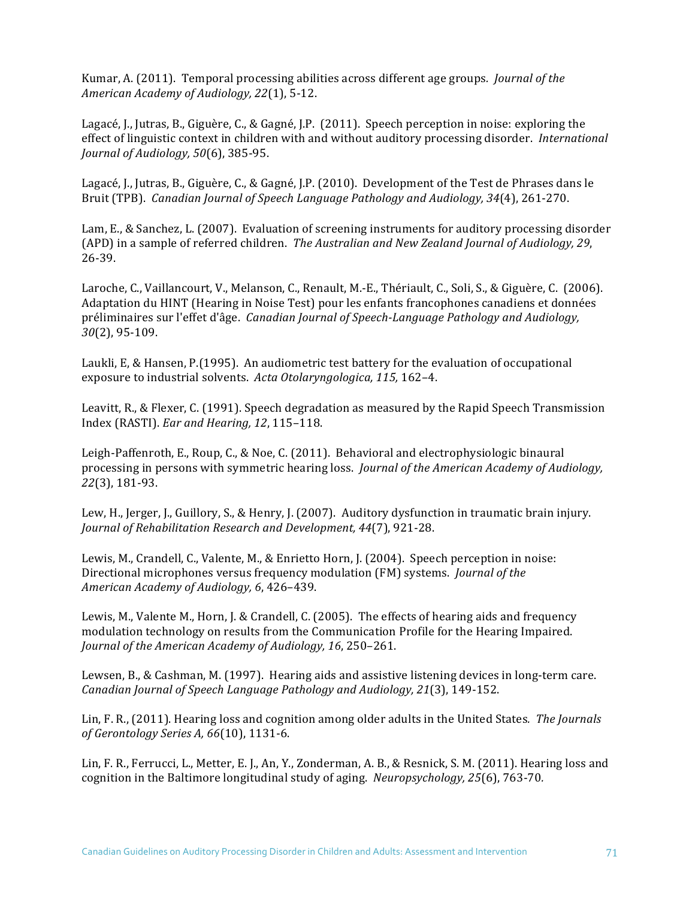Kumar, A. (2011). Temporal processing abilities across different age groups. *Journal of the American Academy of Audiology, 22*(1), 5-12.

Lagacé, J., Jutras, B., Giguère, C., & Gagné, J.P. (2011). Speech perception in noise: exploring the effect of linguistic context in children with and without auditory processing disorder. *International Journal of Audiology, 50*(6), 385-95.

Lagacé, J., Jutras, B., Giguère, C., & Gagné, J.P. (2010). Development of the Test de Phrases dans le Bruit (TPB). *Canadian Journal of Speech Language Pathology and Audiology, 34*(4), 261-270.

Lam, E., & Sanchez, L. (2007). Evaluation of screening instruments for auditory processing disorder (APD) in a sample of referred children. *The Australian and New Zealand Journal of Audiology, 29*, 26-39.

Laroche, C., Vaillancourt, V., Melanson, C., Renault, M.-E., Thériault, C., Soli, S., & Giguère, C. (2006). Adaptation du HINT (Hearing in Noise Test) pour les enfants francophones canadiens et données préliminaires sur l'effet d'âge. *Canadian Journal of Speech-Language Pathology and Audiology, 30*(2), 95-109.

Laukli, E, & Hansen, P.(1995). An audiometric test battery for the evaluation of occupational exposure to industrial solvents. *Acta Otolaryngologica, 115,* 162–4.

Leavitt, R., & Flexer, C. (1991). Speech degradation as measured by the Rapid Speech Transmission Index (RASTI). *Ear and Hearing, 12*, 115–118.

Leigh-Paffenroth, E., Roup, C., & Noe, C. (2011). Behavioral and electrophysiologic binaural processing in persons with symmetric hearing loss. *Journal of the American Academy of Audiology, 22*(3), 181-93.

Lew, H., Jerger, J., Guillory, S., & Henry, J. (2007). Auditory dysfunction in traumatic brain injury. *Journal of Rehabilitation Research and Development, 44*(7), 921-28.

Lewis, M., Crandell, C., Valente, M., & Enrietto Horn, J. (2004). Speech perception in noise: Directional microphones versus frequency modulation (FM) systems. *Journal of the American Academy of Audiology, 6*, 426–439.

Lewis, M., Valente M., Horn, J. & Crandell, C. (2005). The effects of hearing aids and frequency modulation technology on results from the Communication Profile for the Hearing Impaired. *Journal of the American Academy of Audiology, 16*, 250–261.

Lewsen, B., & Cashman, M. (1997). Hearing aids and assistive listening devices in long-term care. *Canadian Journal of Speech Language Pathology and Audiology, 21*(3), 149-152.

Lin, F. R., (2011). Hearing loss and cognition among older adults in the United States. *The Journals of Gerontology Series A, 66*(10), 1131-6.

Lin, F. R., Ferrucci, L., Metter, E. J., An, Y., Zonderman, A. B., & Resnick, S. M. (2011). Hearing loss and cognition in the Baltimore longitudinal study of aging. *Neuropsychology, 25*(6), 763-70.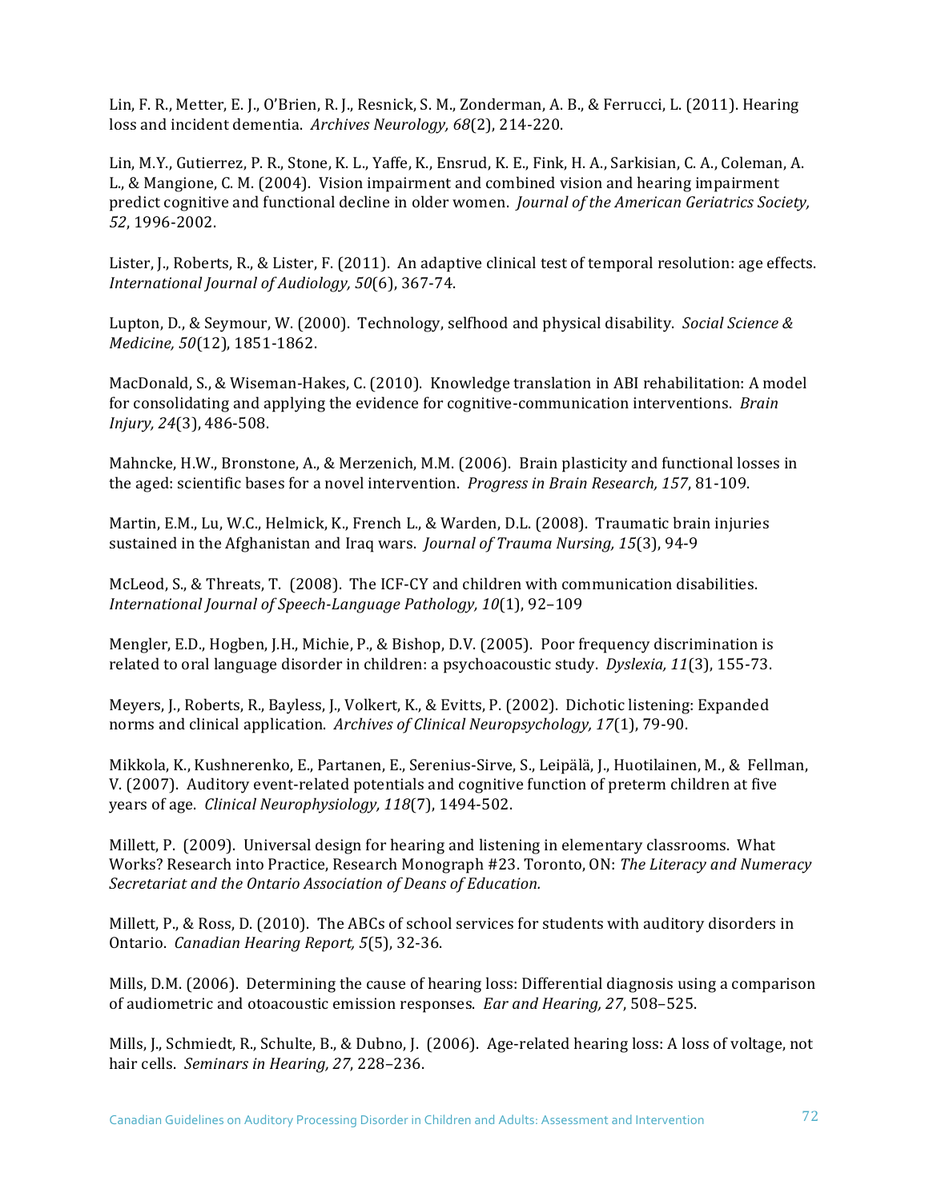Lin, F. R., Metter, E. J., O'Brien, R. J., Resnick, S. M., Zonderman, A. B., & Ferrucci, L. (2011). Hearing loss and incident dementia. *Archives Neurology, 68*(2), 214-220.

Lin, M.Y., Gutierrez, P. R., Stone, K. L., Yaffe, K., Ensrud, K. E., Fink, H. A., Sarkisian, C. A., Coleman, A. L., & Mangione, C. M. (2004). Vision impairment and combined vision and hearing impairment predict cognitive and functional decline in older women. *Journal of the American Geriatrics Society, 52*, 1996-2002.

Lister, J., Roberts, R., & Lister, F. (2011). An adaptive clinical test of temporal resolution: age effects. *International Journal of Audiology, 50*(6), 367-74.

Lupton, D., & Seymour, W. (2000). Technology, selfhood and physical disability. *Social Science & Medicine, 50*(12), 1851-1862.

MacDonald, S., & Wiseman-Hakes, C. (2010). Knowledge translation in ABI rehabilitation: A model for consolidating and applying the evidence for cognitive-communication interventions. *Brain Injury, 24*(3), 486-508.

Mahncke, H.W., Bronstone, A., & Merzenich, M.M. (2006). Brain plasticity and functional losses in the aged: scientific bases for a novel intervention. *Progress in Brain Research, 157*, 81-109.

Martin, E.M., Lu, W.C., Helmick, K., French L., & Warden, D.L. (2008). Traumatic brain injuries sustained in the Afghanistan and Iraq wars. *Journal of Trauma Nursing, 15*(3), 94-9

McLeod, S., & Threats, T. (2008). The ICF-CY and children with communication disabilities. *International Journal of Speech-Language Pathology, 10*(1), 92–109

Mengler, E.D., Hogben, J.H., Michie, P., & Bishop, D.V. (2005). Poor frequency discrimination is related to oral language disorder in children: a psychoacoustic study. *Dyslexia, 11*(3), 155-73.

Meyers, J., Roberts, R., Bayless, J., Volkert, K., & Evitts, P. (2002). Dichotic listening: Expanded norms and clinical application. *Archives of Clinical Neuropsychology, 17*(1), 79-90.

Mikkola, K., Kushnerenko, E., Partanen, E., Serenius-Sirve, S., Leipälä, J., Huotilainen, M., & Fellman, V. (2007). Auditory event-related potentials and cognitive function of preterm children at five years of age. *Clinical Neurophysiology, 118*(7), 1494-502.

Millett, P. (2009). Universal design for hearing and listening in elementary classrooms. What Works? Research into Practice, Research Monograph #23. Toronto, ON: *The Literacy and Numeracy Secretariat and the Ontario Association of Deans of Education.*

Millett, P., & Ross, D. (2010). The ABCs of school services for students with auditory disorders in Ontario. *Canadian Hearing Report, 5*(5), 32-36.

Mills, D.M. (2006). Determining the cause of hearing loss: Differential diagnosis using a comparison of audiometric and otoacoustic emission responses. *Ear and Hearing, 27*, 508–525.

Mills, J., Schmiedt, R., Schulte, B., & Dubno, J. (2006). Age-related hearing loss: A loss of voltage, not hair cells. *Seminars in Hearing, 27*, 228–236.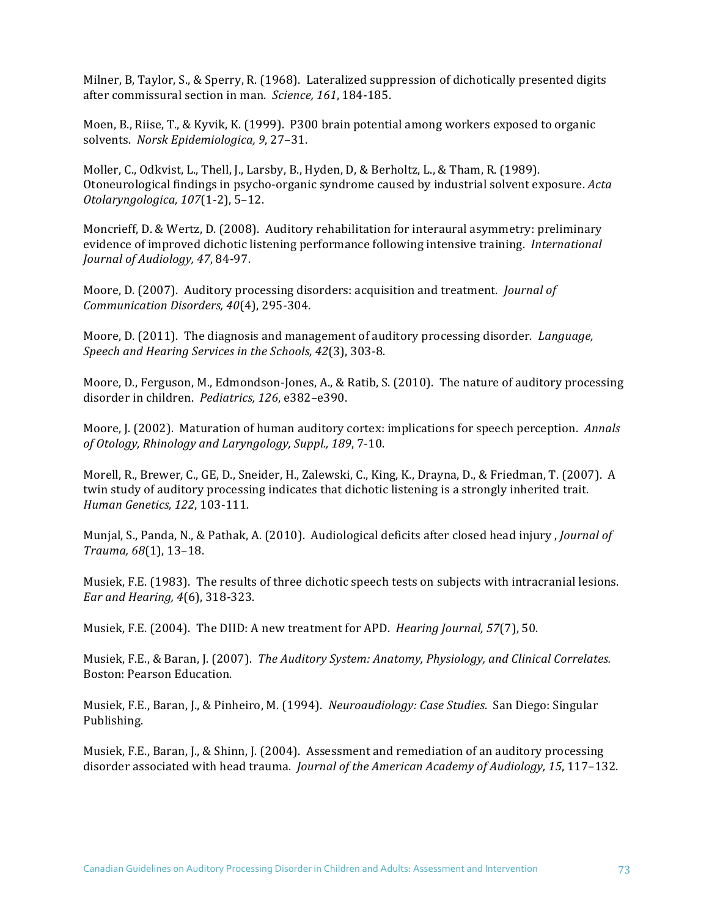Milner, B, Taylor, S., & Sperry, R. (1968). Lateralized suppression of dichotically presented digits after commissural section in man. *Science, 161*, 184-185.

Moen, B., Riise, T., & Kyvik, K. (1999). P300 brain potential among workers exposed to organic solvents. *Norsk Epidemiologica, 9*, 27–31.

Moller, C., Odkvist, L., Thell, J., Larsby, B., Hyden, D, & Berholtz, L., & Tham, R. (1989). Otoneurological findings in psycho-organic syndrome caused by industrial solvent exposure. *Acta Otolaryngologica, 107*(1-2), 5–12.

Moncrieff, D. & Wertz, D. (2008). Auditory rehabilitation for interaural asymmetry: preliminary evidence of improved dichotic listening performance following intensive training. *International Journal of Audiology, 47*, 84-97.

Moore, D. (2007). Auditory processing disorders: acquisition and treatment. *Journal of Communication Disorders, 40*(4), 295-304.

Moore, D. (2011). The diagnosis and management of auditory processing disorder. *Language, Speech and Hearing Services in the Schools, 42*(3), 303-8.

Moore, D., Ferguson, M., Edmondson-Jones, A., & Ratib, S. (2010). The nature of auditory processing disorder in children. *Pediatrics, 126*, e382–e390.

Moore, J. (2002). Maturation of human auditory cortex: implications for speech perception. *Annals of Otology, Rhinology and Laryngology, Suppl., 189*, 7-10.

Morell, R., Brewer, C., GE, D., Sneider, H., Zalewski, C., King, K., Drayna, D., & Friedman, T. (2007). A twin study of auditory processing indicates that dichotic listening is a strongly inherited trait. *Human Genetics, 122*, 103-111.

Munjal, S., Panda, N., & Pathak, A. (2010). Audiological deficits after closed head injury , *Journal of Trauma, 68*(1), 13–18.

Musiek, F.E. (1983). The results of three dichotic speech tests on subjects with intracranial lesions. *Ear and Hearing, 4*(6), 318-323.

Musiek, F.E. (2004). The DIID: A new treatment for APD. *Hearing Journal, 57*(7), 50.

Musiek, F.E., & Baran, J. (2007). *The Auditory System: Anatomy, Physiology, and Clinical Correlates.* Boston: Pearson Education.

Musiek, F.E., Baran, J., & Pinheiro, M. (1994). *Neuroaudiology: Case Studies*. San Diego: Singular Publishing.

Musiek, F.E., Baran, J., & Shinn, J. (2004). Assessment and remediation of an auditory processing disorder associated with head trauma. *Journal of the American Academy of Audiology, 15*, 117–132.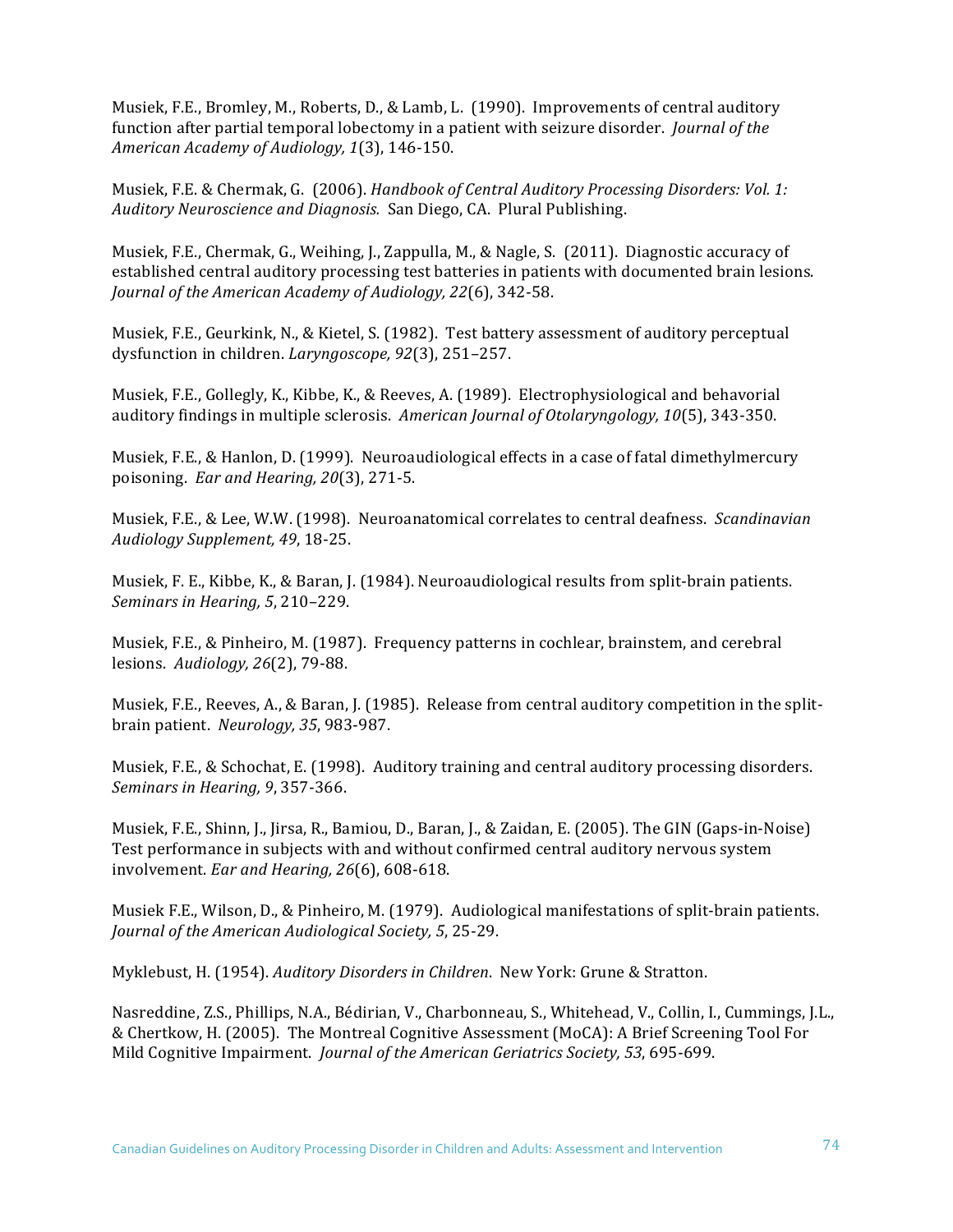Musiek, F.E., Bromley, M., Roberts, D., & Lamb, L. (1990). Improvements of central auditory function after partial temporal lobectomy in a patient with seizure disorder. *Journal of the American Academy of Audiology, 1*(3), 146-150.

Musiek, F.E. & Chermak, G. (2006). *Handbook of Central Auditory Processing Disorders: Vol. 1: Auditory Neuroscience and Diagnosis.* San Diego, CA. Plural Publishing.

Musiek, F.E., Chermak, G., Weihing, J., Zappulla, M., & Nagle, S. (2011). Diagnostic accuracy of established central auditory processing test batteries in patients with documented brain lesions. *Journal of the American Academy of Audiology, 22*(6), 342-58.

Musiek, F.E., Geurkink, N., & Kietel, S. (1982). Test battery assessment of auditory perceptual dysfunction in children. *Laryngoscope, 92*(3), 251–257.

Musiek, F.E., Gollegly, K., Kibbe, K., & Reeves, A. (1989). Electrophysiological and behavorial auditory findings in multiple sclerosis. *American Journal of Otolaryngology, 10*(5), 343-350.

Musiek, F.E., & Hanlon, D. (1999). Neuroaudiological effects in a case of fatal dimethylmercury poisoning. *Ear and Hearing, 20*(3), 271-5.

Musiek, F.E., & Lee, W.W. (1998). Neuroanatomical correlates to central deafness. *Scandinavian Audiology Supplement, 49*, 18-25.

Musiek, F. E., Kibbe, K., & Baran, J. (1984). Neuroaudiological results from split-brain patients. *Seminars in Hearing, 5*, 210–229.

Musiek, F.E., & Pinheiro, M. (1987). Frequency patterns in cochlear, brainstem, and cerebral lesions. *Audiology, 26*(2), 79-88.

Musiek, F.E., Reeves, A., & Baran, J. (1985). Release from central auditory competition in the split-brain patient. *Neurology, 35*, 983-987.

Musiek, F.E., & Schochat, E. (1998). Auditory training and central auditory processing disorders. *Seminars in Hearing, 9*, 357-366.

Musiek, F.E., Shinn, J., Jirsa, R., Bamiou, D., Baran, J., & Zaidan, E. (2005). The GIN (Gaps-in-Noise) Test performance in subjects with and without confirmed central auditory nervous system involvement. *Ear and Hearing, 26*(6), 608-618.

Musiek F.E., Wilson, D., & Pinheiro, M. (1979). Audiological manifestations of split-brain patients. *Journal of the American Audiological Society, 5*, 25-29.

Myklebust, H. (1954). *Auditory Disorders in Children.* New York: Grune & Stratton.

Nasreddine, Z.S., Phillips, N.A., Bédirian, V., Charbonneau, S., Whitehead, V., Collin, I., Cummings, J.L., & Chertkow, H. (2005). The Montreal Cognitive Assessment (MoCA): A Brief Screening Tool For Mild Cognitive Impairment. *Journal of the American Geriatrics Society, 53*, 695-699.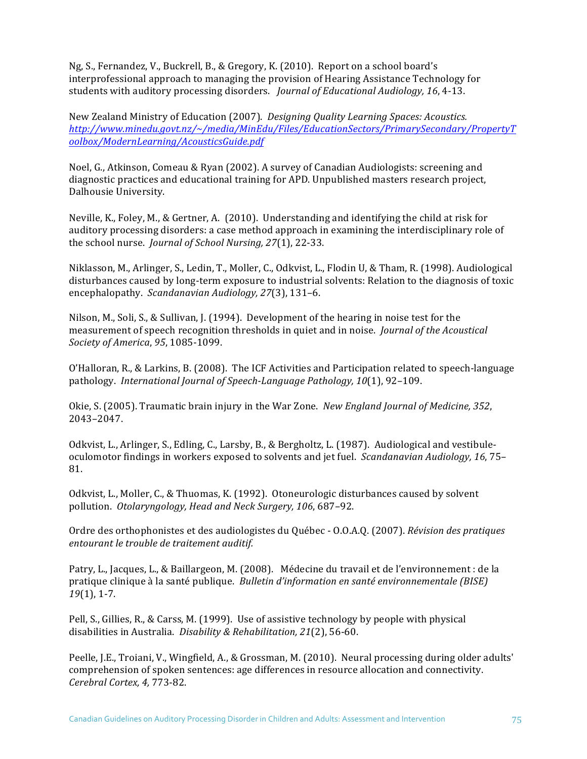Ng, S., Fernandez, V., Buckrell, B., & Gregory, K. (2010). Report on a school board's interprofessional approach to managing the provision of Hearing Assistance Technology for students with auditory processing disorders. *Journal of Educational Audiology, 16*, 4-13.

New Zealand Ministry of Education (2007). *Designing Quality Learning Spaces: Acoustics.* [http://www.minedu.govt.nz/~/media/MinEdu/Files/EducationSectors/PrimarySecondary/PropertyToolbox/ModernLearning/AcousticsGuide.pdf](http://www.minedu.govt.nz/~/media/MinEdu/Files/EducationSectors/PrimarySecondary/PropertyToolbox/ModernLearning/AcousticsGuide.pdf)

Noel, G., Atkinson, Comeau & Ryan (2002). A survey of Canadian Audiologists: screening and diagnostic practices and educational training for APD. Unpublished masters research project, Dalhousie University.

Neville, K., Foley, M., & Gertner, A. (2010). Understanding and identifying the child at risk for auditory processing disorders: a case method approach in examining the interdisciplinary role of the school nurse. *Journal of School Nursing, 27*(1), 22-33.

Niklasson, M., Arlinger, S., Ledin, T., Moller, C., Odkvist, L., Flodin U, & Tham, R. (1998). Audiological disturbances caused by long-term exposure to industrial solvents: Relation to the diagnosis of toxic encephalopathy. *Scandanavian Audiology, 27*(3), 131–6.

Nilson, M., Soli, S., & Sullivan, J. (1994). Development of the hearing in noise test for the measurement of speech recognition thresholds in quiet and in noise. *Journal of the Acoustical Society of America*, *95*, 1085-1099.

O'Halloran, R., & Larkins, B. (2008). The ICF Activities and Participation related to speech-language pathology. *International Journal of Speech-Language Pathology, 10*(1), 92–109.

Okie, S. (2005). Traumatic brain injury in the War Zone. *New England Journal of Medicine, 352*, 2043–2047.

Odkvist, L., Arlinger, S., Edling, C., Larsby, B., & Bergholtz, L. (1987). Audiological and vestibule-oculomotor findings in workers exposed to solvents and jet fuel. *Scandanavian Audiology, 16*, 75–81.

Odkvist, L., Moller, C., & Thuomas, K. (1992). Otoneurologic disturbances caused by solvent pollution. *Otolaryngology, Head and Neck Surgery, 106*, 687–92.

Ordre des orthophonistes et des audiologistes du Québec - O.O.A.Q. (2007). *Révision des pratiques entourant le trouble de traitement auditif.*

Patry, L., Jacques, L., & Baillargeon, M. (2008). Médecine du travail et de l'environnement : de la pratique clinique à la santé publique. *Bulletin d'information en santé environnementale (BISE) 19*(1), 1-7.

Pell, S., Gillies, R., & Carss, M. (1999). Use of assistive technology by people with physical disabilities in Australia. *Disability & Rehabilitation, 21*(2), 56-60.

Peelle, J.E., Troiani, V., Wingfield, A., & Grossman, M. (2010). Neural processing during older adults' comprehension of spoken sentences: age differences in resource allocation and connectivity. *Cerebral Cortex, 4,* 773-82.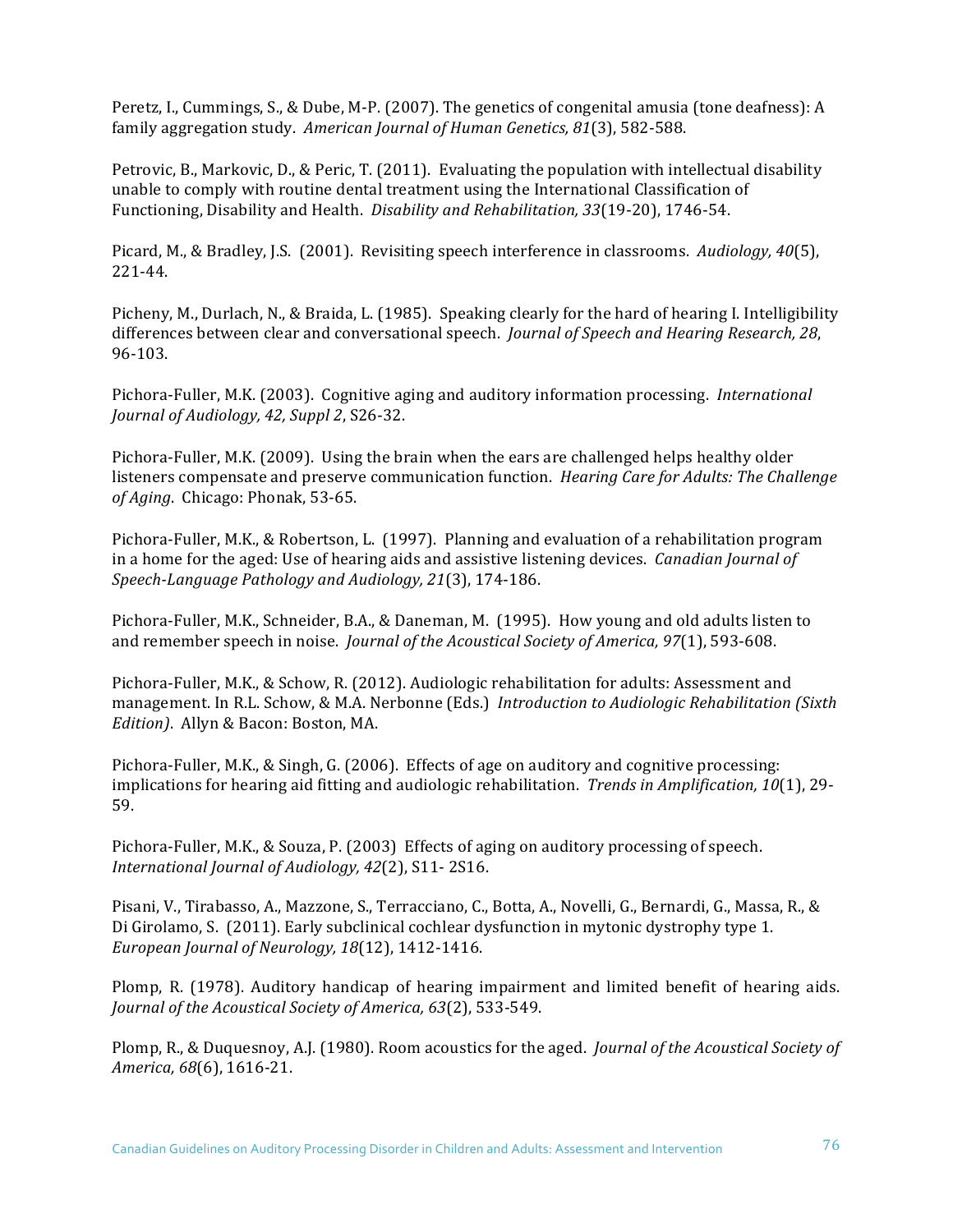Peretz, I., Cummings, S., & Dube, M-P. (2007). The genetics of congenital amusia (tone deafness): A family aggregation study. *American Journal of Human Genetics, 81*(3), 582-588.

Petrovic, B., Markovic, D., & Peric, T. (2011). Evaluating the population with intellectual disability unable to comply with routine dental treatment using the International Classification of Functioning, Disability and Health. *Disability and Rehabilitation, 33*(19-20), 1746-54.

Picard, M., & Bradley, J.S. (2001). Revisiting speech interference in classrooms. *Audiology, 40*(5), 221-44.

Picheny, M., Durlach, N., & Braida, L. (1985). Speaking clearly for the hard of hearing I. Intelligibility differences between clear and conversational speech. *Journal of Speech and Hearing Research, 28*, 96-103.

Pichora-Fuller, M.K. (2003). Cognitive aging and auditory information processing. *International Journal of Audiology, 42, Suppl 2*, S26-32.

Pichora-Fuller, M.K. (2009). Using the brain when the ears are challenged helps healthy older listeners compensate and preserve communication function. *Hearing Care for Adults: The Challenge of Aging*. Chicago: Phonak, 53-65.

Pichora-Fuller, M.K., & Robertson, L. (1997). Planning and evaluation of a rehabilitation program in a home for the aged: Use of hearing aids and assistive listening devices. *Canadian Journal of Speech-Language Pathology and Audiology, 21*(3), 174-186.

Pichora-Fuller, M.K., Schneider, B.A., & Daneman, M. (1995). How young and old adults listen to and remember speech in noise. *Journal of the Acoustical Society of America, 97*(1), 593-608.

Pichora-Fuller, M.K., & Schow, R. (2012). Audiologic rehabilitation for adults: Assessment and management. In R.L. Schow, & M.A. Nerbonne (Eds.) *Introduction to Audiologic Rehabilitation (Sixth Edition)*. Allyn & Bacon: Boston, MA.

Pichora-Fuller, M.K., & Singh, G. (2006). Effects of age on auditory and cognitive processing: implications for hearing aid fitting and audiologic rehabilitation. *Trends in Amplification, 10*(1), 29-59.

Pichora-Fuller, M.K., & Souza, P. (2003) Effects of aging on auditory processing of speech. *International Journal of Audiology, 42*(2), S11- 2S16.

Pisani, V., Tirabasso, A., Mazzone, S., Terracciano, C., Botta, A., Novelli, G., Bernardi, G., Massa, R., & Di Girolamo, S. (2011). Early subclinical cochlear dysfunction in mytonic dystrophy type 1. *European Journal of Neurology, 18*(12), 1412-1416.

Plomp, R. (1978). Auditory handicap of hearing impairment and limited benefit of hearing aids. *Journal of the Acoustical Society of America, 63*(2), 533-549.

Plomp, R., & Duquesnoy, A.J. (1980). Room acoustics for the aged. *Journal of the Acoustical Society of America, 68*(6), 1616-21.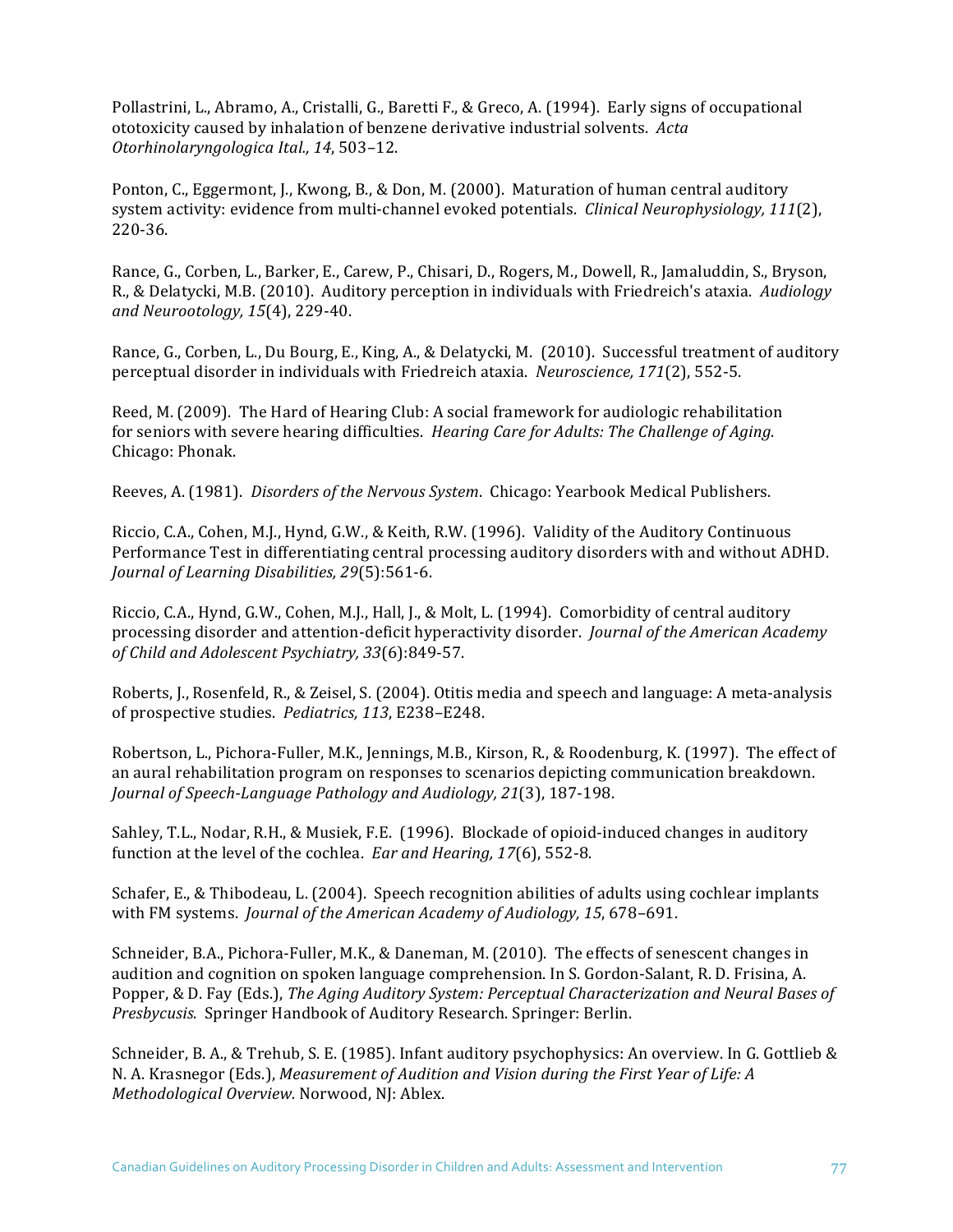Pollastrini, L., Abramo, A., Cristalli, G., Baretti F., & Greco, A. (1994). Early signs of occupational ototoxicity caused by inhalation of benzene derivative industrial solvents. *Acta Otorhinolaryngologica Ital., 14*, 503–12.

Ponton, C., Eggermont, J., Kwong, B., & Don, M. (2000). Maturation of human central auditory system activity: evidence from multi-channel evoked potentials. *Clinical Neurophysiology, 111*(2), 220-36.

Rance, G., Corben, L., Barker, E., Carew, P., Chisari, D., Rogers, M., Dowell, R., Jamaluddin, S., Bryson, R., & Delatycki, M.B. (2010). Auditory perception in individuals with Friedreich's ataxia. *Audiology and Neurootology, 15*(4), 229-40.

Rance, G., Corben, L., Du Bourg, E., King, A., & Delatycki, M. (2010). Successful treatment of auditory perceptual disorder in individuals with Friedreich ataxia. *Neuroscience, 171*(2), 552-5.

Reed, M. (2009). The Hard of Hearing Club: A social framework for audiologic rehabilitation for seniors with severe hearing difficulties. *Hearing Care for Adults: The Challenge of Aging.* Chicago: Phonak.

Reeves, A. (1981). *Disorders of the Nervous System*. Chicago: Yearbook Medical Publishers.

Riccio, C.A., Cohen, M.J., Hynd, G.W., & Keith, R.W. (1996). Validity of the Auditory Continuous Performance Test in differentiating central processing auditory disorders with and without ADHD. *Journal of Learning Disabilities, 29*(5):561-6.

Riccio, C.A., Hynd, G.W., Cohen, M.J., Hall, J., & Molt, L. (1994). Comorbidity of central auditory processing disorder and attention-deficit hyperactivity disorder. *Journal of the American Academy of Child and Adolescent Psychiatry, 33*(6):849-57.

Roberts, J., Rosenfeld, R., & Zeisel, S. (2004). Otitis media and speech and language: A meta-analysis of prospective studies. *Pediatrics, 113*, E238–E248.

Robertson, L., Pichora-Fuller, M.K., Jennings, M.B., Kirson, R., & Roodenburg, K. (1997). The effect of an aural rehabilitation program on responses to scenarios depicting communication breakdown. *Journal of Speech-Language Pathology and Audiology, 21*(3), 187-198.

Sahley, T.L., Nodar, R.H., & Musiek, F.E. (1996). Blockade of opioid-induced changes in auditory function at the level of the cochlea. *Ear and Hearing, 17*(6), 552-8.

Schafer, E., & Thibodeau, L. (2004). Speech recognition abilities of adults using cochlear implants with FM systems. *Journal of the American Academy of Audiology, 15*, 678–691.

Schneider, B.A., Pichora-Fuller, M.K., & Daneman, M. (2010). The effects of senescent changes in audition and cognition on spoken language comprehension. In S. Gordon-Salant, R. D. Frisina, A. Popper, & D. Fay (Eds.), *The Aging Auditory System: Perceptual Characterization and Neural Bases of Presbycusis*. Springer Handbook of Auditory Research. Springer: Berlin.

Schneider, B. A., & Trehub, S. E. (1985). Infant auditory psychophysics: An overview. In G. Gottlieb & N. A. Krasnegor (Eds.), *Measurement of Audition and Vision during the First Year of Life: A Methodological Overview.* Norwood, NJ: Ablex.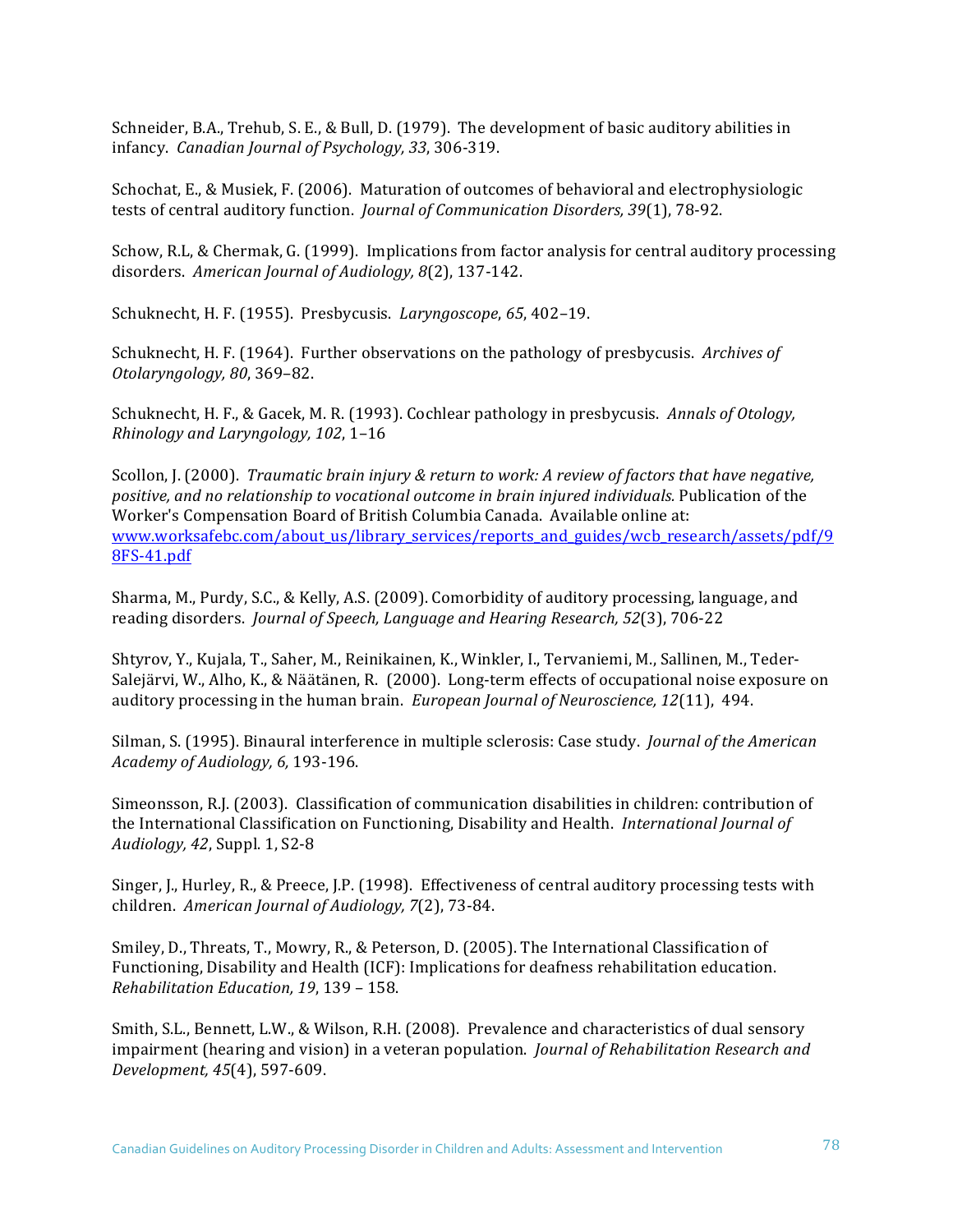Schneider, B.A., Trehub, S. E., & Bull, D. (1979). The development of basic auditory abilities in infancy. *Canadian Journal of Psychology, 33*, 306-319.

Schochat, E., & Musiek, F. (2006). Maturation of outcomes of behavioral and electrophysiologic tests of central auditory function. *Journal of Communication Disorders, 39*(1), 78-92.

Schow, R.L, & Chermak, G. (1999). Implications from factor analysis for central auditory processing disorders. *American Journal of Audiology, 8*(2), 137-142.

Schuknecht, H. F. (1955). Presbycusis. *Laryngoscope*, *65*, 402–19.

Schuknecht, H. F. (1964). Further observations on the pathology of presbycusis. *Archives of Otolaryngology, 80*, 369–82.

Schuknecht, H. F., & Gacek, M. R. (1993). Cochlear pathology in presbycusis. *Annals of Otology, Rhinology and Laryngology, 102*, 1–16

Scollon, J. (2000). *Traumatic brain injury & return to work: A review of factors that have negative, positive, and no relationship to vocational outcome in brain injured individuals.* Publication of the Worker's Compensation Board of British Columbia Canada. Available online at: [www.worksafebc.com/about_us/library_services/reports_and_guides/wcb_research/assets/pdf/98FS-41.pdf](www.worksafebc.com/about_us/library_services/reports_and_guides/wcb_research/assets/pdf/98FS-41.pdf)

Sharma, M., Purdy, S.C., & Kelly, A.S. (2009). Comorbidity of auditory processing, language, and reading disorders. *Journal of Speech, Language and Hearing Research, 52*(3), 706-22

Shtyrov, Y., Kujala, T., Saher, M., Reinikainen, K., Winkler, I., Tervaniemi, M., Sallinen, M., Teder-Salejärvi, W., Alho, K., & Näätänen, R. (2000). Long-term effects of occupational noise exposure on auditory processing in the human brain. *European Journal of Neuroscience, 12*(11), 494.

Silman, S. (1995). Binaural interference in multiple sclerosis: Case study. *Journal of the American Academy of Audiology, 6,* 193-196.

Simeonsson, R.J. (2003). Classification of communication disabilities in children: contribution of the International Classification on Functioning, Disability and Health. *International Journal of Audiology, 42*, Suppl. 1, S2-8

Singer, J., Hurley, R., & Preece, J.P. (1998). Effectiveness of central auditory processing tests with children. *American Journal of Audiology, 7*(2), 73-84.

Smiley, D., Threats, T., Mowry, R., & Peterson, D. (2005). The International Classification of Functioning, Disability and Health (ICF): Implications for deafness rehabilitation education. *Rehabilitation Education, 19*, 139 – 158.

Smith, S.L., Bennett, L.W., & Wilson, R.H. (2008). Prevalence and characteristics of dual sensory impairment (hearing and vision) in a veteran population. *Journal of Rehabilitation Research and Development, 45*(4), 597-609.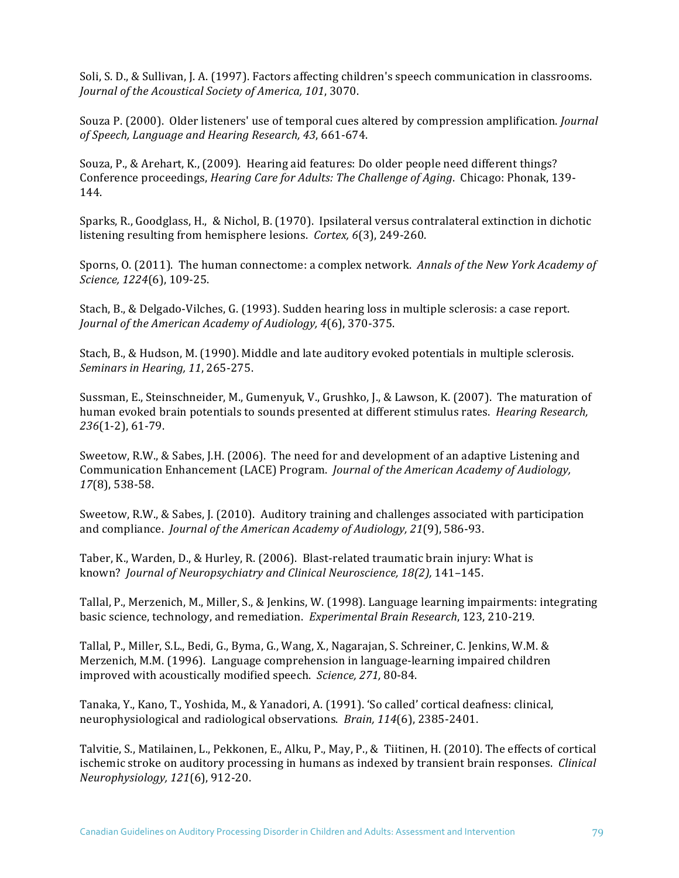Soli, S. D., & Sullivan, J. A. (1997). Factors affecting children's speech communication in classrooms. *Journal of the Acoustical Society of America, 101*, 3070.

Souza P. (2000). Older listeners' use of temporal cues altered by compression amplification. *Journal of Speech, Language and Hearing Research, 43*, 661-674.

Souza, P., & Arehart, K., (2009). Hearing aid features: Do older people need different things? Conference proceedings, *Hearing Care for Adults: The Challenge of Aging*. Chicago: Phonak, 139-144.

Sparks, R., Goodglass, H., & Nichol, B. (1970). Ipsilateral versus contralateral extinction in dichotic listening resulting from hemisphere lesions. *Cortex, 6*(3), 249-260.

Sporns, O. (2011). The human connectome: a complex network. *Annals of the New York Academy of Science, 1224*(6), 109-25.

Stach, B., & Delgado-Vilches, G. (1993). Sudden hearing loss in multiple sclerosis: a case report. *Journal of the American Academy of Audiology, 4*(6), 370-375.

Stach, B., & Hudson, M. (1990). Middle and late auditory evoked potentials in multiple sclerosis. *Seminars in Hearing, 11*, 265-275.

Sussman, E., Steinschneider, M., Gumenyuk, V., Grushko, J., & Lawson, K. (2007). The maturation of human evoked brain potentials to sounds presented at different stimulus rates. *Hearing Research, 236*(1-2), 61-79.

Sweetow, R.W., & Sabes, J.H. (2006). The need for and development of an adaptive Listening and Communication Enhancement (LACE) Program. *Journal of the American Academy of Audiology, 17*(8), 538-58.

Sweetow, R.W., & Sabes, J. (2010). Auditory training and challenges associated with participation and compliance. *Journal of the American Academy of Audiology, 21*(9), 586-93.

Taber, K., Warden, D., & Hurley, R. (2006). Blast-related traumatic brain injury: What is known? *Journal of Neuropsychiatry and Clinical Neuroscience, 18(2),* 141–145.

Tallal, P., Merzenich, M., Miller, S., & Jenkins, W. (1998). Language learning impairments: integrating basic science, technology, and remediation. *Experimental Brain Research*, 123, 210-219.

Tallal, P., Miller, S.L., Bedi, G., Byma, G., Wang, X., Nagarajan, S. Schreiner, C. Jenkins, W.M. & Merzenich, M.M. (1996). Language comprehension in language-learning impaired children improved with acoustically modified speech. *Science, 271,* 80-84.

Tanaka, Y., Kano, T., Yoshida, M., & Yanadori, A. (1991). 'So called' cortical deafness: clinical, neurophysiological and radiological observations. *Brain, 114*(6), 2385-2401.

Talvitie, S., Matilainen, L., Pekkonen, E., Alku, P., May, P., & Tiitinen, H. (2010). The effects of cortical ischemic stroke on auditory processing in humans as indexed by transient brain responses. *Clinical Neurophysiology, 121*(6), 912-20.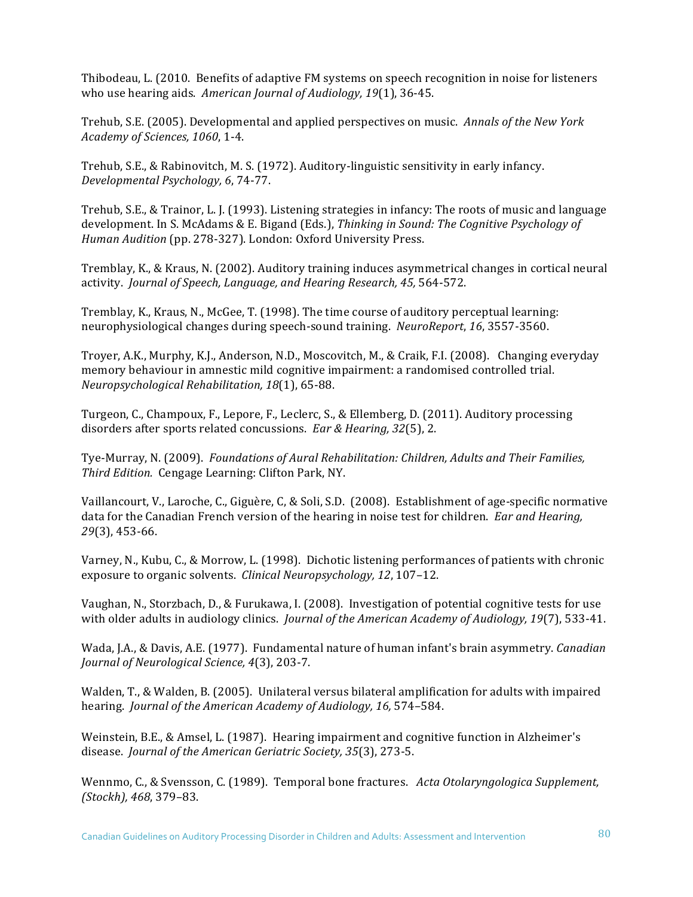Thibodeau, L. (2010. Benefits of adaptive FM systems on speech recognition in noise for listeners who use hearing aids. *American Journal of Audiology, 19*(1), 36-45.

Trehub, S.E. (2005). Developmental and applied perspectives on music. *Annals of the New York Academy of Sciences, 1060*, 1-4.

Trehub, S.E., & Rabinovitch, M. S. (1972). Auditory-linguistic sensitivity in early infancy. *Developmental Psychology, 6*, 74-77.

Trehub, S.E., & Trainor, L. J. (1993). Listening strategies in infancy: The roots of music and language development. In S. McAdams & E. Bigand (Eds.), *Thinking in Sound: The Cognitive Psychology of Human Audition* (pp. 278-327). London: Oxford University Press.

Tremblay, K., & Kraus, N. (2002). Auditory training induces asymmetrical changes in cortical neural activity. *Journal of Speech, Language, and Hearing Research, 45,* 564-572.

Tremblay, K., Kraus, N., McGee, T. (1998). The time course of auditory perceptual learning: neurophysiological changes during speech-sound training. *NeuroReport*, *16*, 3557-3560.

Troyer, A.K., Murphy, K.J., Anderson, N.D., Moscovitch, M., & Craik, F.I. (2008). Changing everyday memory behaviour in amnestic mild cognitive impairment: a randomised controlled trial. *Neuropsychological Rehabilitation, 18*(1), 65-88.

Turgeon, C., Champoux, F., Lepore, F., Leclerc, S., & Ellemberg, D. (2011). Auditory processing disorders after sports related concussions. *Ear & Hearing, 32*(5), 2.

Tye-Murray, N. (2009). *Foundations of Aural Rehabilitation: Children, Adults and Their Families, Third Edition.* Cengage Learning: Clifton Park, NY.

Vaillancourt, V., Laroche, C., Giguère, C, & Soli, S.D. (2008). Establishment of age-specific normative data for the Canadian French version of the hearing in noise test for children. *Ear and Hearing, 29*(3), 453-66.

Varney, N., Kubu, C., & Morrow, L. (1998). Dichotic listening performances of patients with chronic exposure to organic solvents. *Clinical Neuropsychology, 12*, 107–12.

Vaughan, N., Storzbach, D., & Furukawa, I. (2008). Investigation of potential cognitive tests for use with older adults in audiology clinics. *Journal of the American Academy of Audiology, 19*(7), 533-41.

Wada, J.A., & Davis, A.E. (1977). Fundamental nature of human infant's brain asymmetry. *Canadian Journal of Neurological Science, 4*(3), 203-7.

Walden, T., & Walden, B. (2005). Unilateral versus bilateral amplification for adults with impaired hearing. *Journal of the American Academy of Audiology, 16,* 574–584.

Weinstein, B.E., & Amsel, L. (1987). Hearing impairment and cognitive function in Alzheimer's disease. *Journal of the American Geriatric Society, 35*(3), 273-5.

Wennmo, C., & Svensson, C. (1989). Temporal bone fractures. *Acta Otolaryngologica Supplement, (Stockh), 468*, 379–83.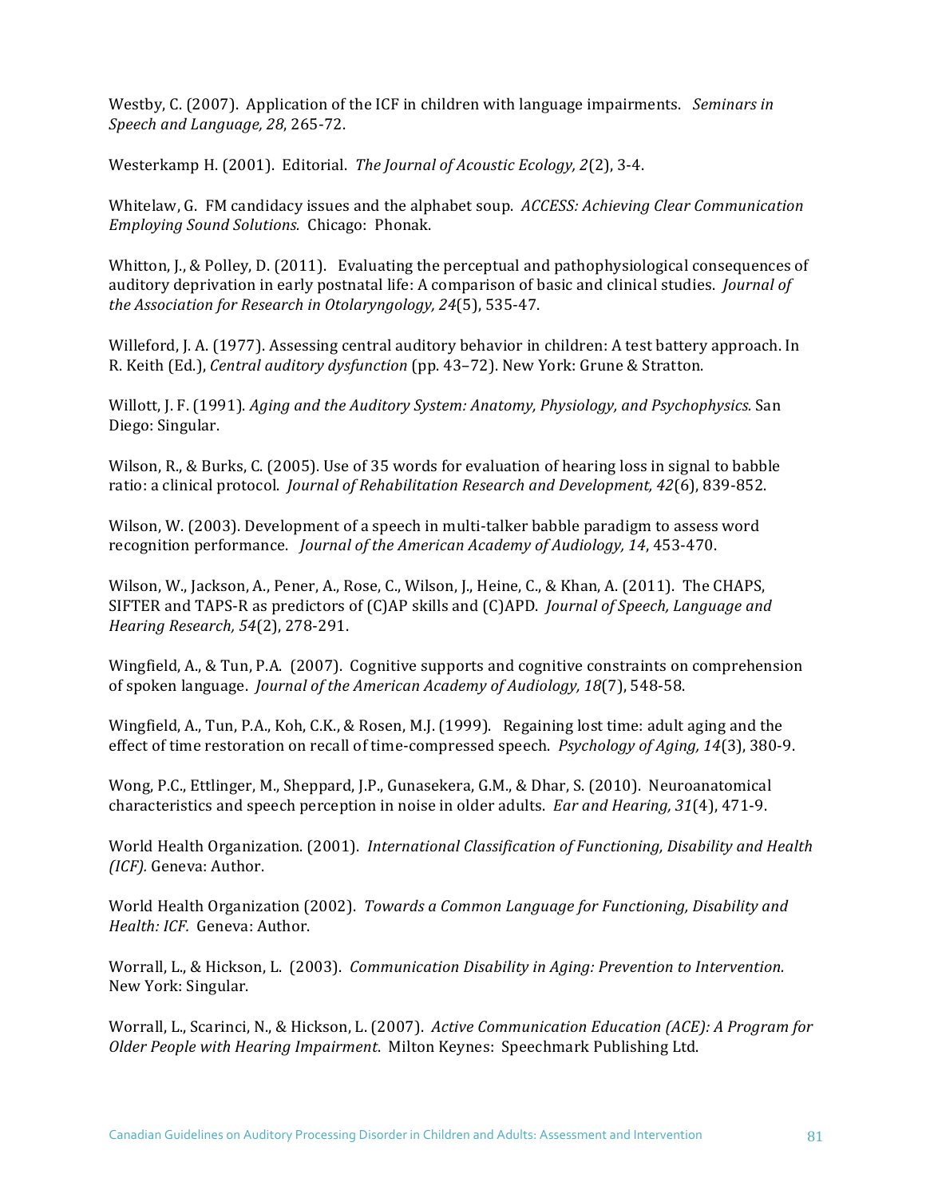Westby, C. (2007). Application of the ICF in children with language impairments. *Seminars in Speech and Language, 28*, 265-72.

Westerkamp H. (2001). Editorial. *The Journal of Acoustic Ecology, 2*(2), 3-4.

Whitelaw, G. FM candidacy issues and the alphabet soup. *ACCESS: Achieving Clear Communication Employing Sound Solutions.* Chicago: Phonak.

Whitton, J., & Polley, D. (2011). Evaluating the perceptual and pathophysiological consequences of auditory deprivation in early postnatal life: A comparison of basic and clinical studies. *Journal of the Association for Research in Otolaryngology, 24*(5), 535-47.

Willeford, J. A. (1977). Assessing central auditory behavior in children: A test battery approach. In R. Keith (Ed.), *Central auditory dysfunction* (pp. 43–72). New York: Grune & Stratton.

Willott, J. F. (1991). *Aging and the Auditory System: Anatomy, Physiology, and Psychophysics.* San Diego: Singular.

Wilson, R., & Burks, C. (2005). Use of 35 words for evaluation of hearing loss in signal to babble ratio: a clinical protocol. *Journal of Rehabilitation Research and Development, 42*(6), 839-852.

Wilson, W. (2003). Development of a speech in multi-talker babble paradigm to assess word recognition performance. *Journal of the American Academy of Audiology, 14*, 453-470.

Wilson, W., Jackson, A., Pener, A., Rose, C., Wilson, J., Heine, C., & Khan, A. (2011). The CHAPS, SIFTER and TAPS-R as predictors of (C)AP skills and (C)APD. *Journal of Speech, Language and Hearing Research, 54*(2), 278-291.

Wingfield, A., & Tun, P.A. (2007). Cognitive supports and cognitive constraints on comprehension of spoken language. *Journal of the American Academy of Audiology, 18*(7), 548-58.

Wingfield, A., Tun, P.A., Koh, C.K., & Rosen, M.J. (1999). Regaining lost time: adult aging and the effect of time restoration on recall of time-compressed speech. *Psychology of Aging, 14*(3), 380-9.

Wong, P.C., Ettlinger, M., Sheppard, J.P., Gunasekera, G.M., & Dhar, S. (2010). Neuroanatomical characteristics and speech perception in noise in older adults. *Ear and Hearing, 31*(4), 471-9.

World Health Organization. (2001). *International Classification of Functioning, Disability and Health (ICF).* Geneva: Author.

World Health Organization (2002). *Towards a Common Language for Functioning, Disability and Health: ICF.* Geneva: Author.

Worrall, L., & Hickson, L. (2003). *Communication Disability in Aging: Prevention to Intervention.* New York: Singular.

Worrall, L., Scarinci, N., & Hickson, L. (2007). *Active Communication Education (ACE): A Program for Older People with Hearing Impairment*. Milton Keynes: Speechmark Publishing Ltd.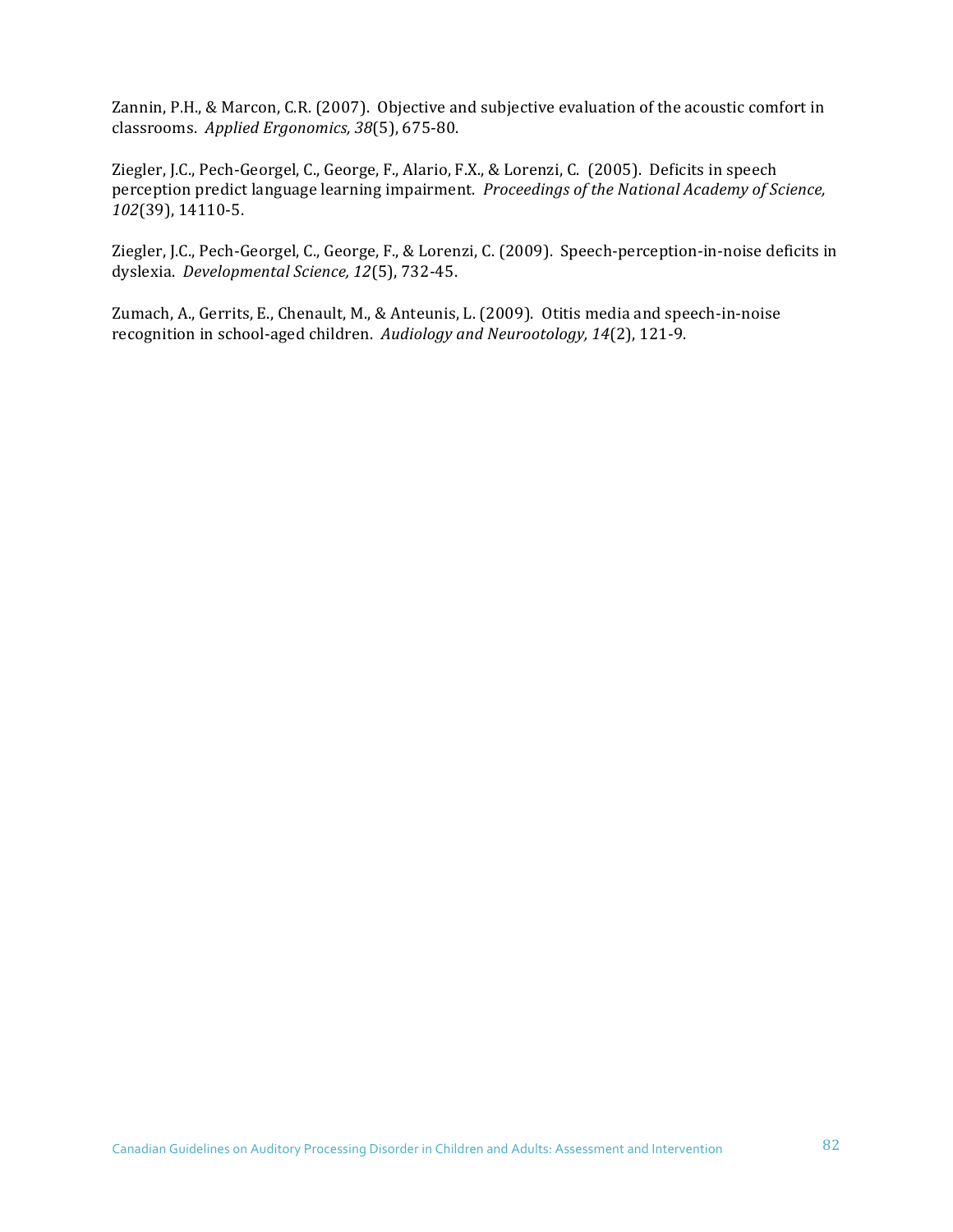Zannin, P.H., & Marcon, C.R. (2007). Objective and subjective evaluation of the acoustic comfort in classrooms. *Applied Ergonomics, 38*(5), 675-80.

Ziegler, J.C., Pech-Georgel, C., George, F., Alario, F.X., & Lorenzi, C. (2005). Deficits in speech perception predict language learning impairment. *Proceedings of the National Academy of Science, 102*(39), 14110-5.

Ziegler, J.C., Pech-Georgel, C., George, F., & Lorenzi, C. (2009). Speech-perception-in-noise deficits in dyslexia. *Developmental Science, 12*(5), 732-45.

Zumach, A., Gerrits, E., Chenault, M., & Anteunis, L. (2009). Otitis media and speech-in-noise recognition in school-aged children. *Audiology and Neurootology, 14*(2), 121-9.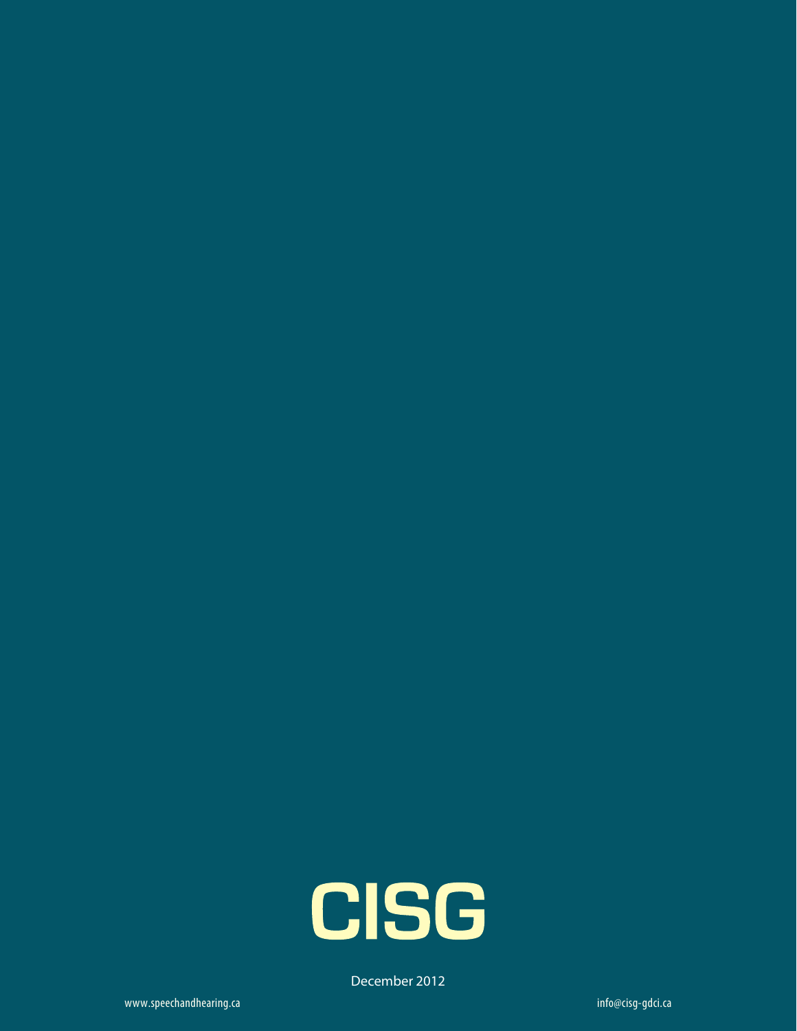# CISG

December 2012

www.speechandhearing.ca

info@cisg-gdci.ca